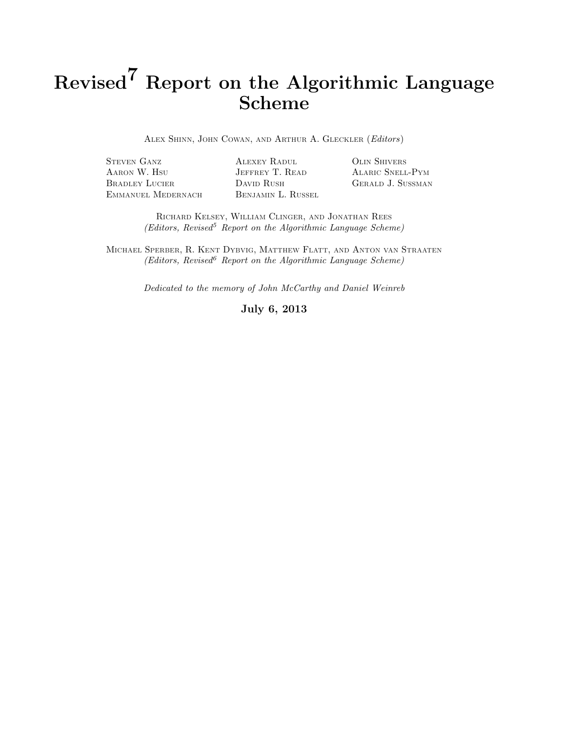# Revised$^7$ Report on the Algorithmic Language Scheme

ALEX SHINN, JOHN COWAN, AND ARTHUR A. GLECKLER (*Editors*)

STEVEN GANZ
AARON W. HSU
BRADLEY LUCIER
EMMANUEL MEDERNACH
ALEXEY RADUL
JEFFREY T. READ
DAVID RUSH
BENJAMIN L. RUSSEL
OLIN SHIVERS
ALARIC SNELL-PYM
GERALD J. SUSSMAN

RICHARD KELSEY, WILLIAM CLINGER, AND JONATHAN REES
*(Editors, Revised$^5$ Report on the Algorithmic Language Scheme)*

MICHAEL SPERBER, R. KENT DYBVIG, MATTHEW FLATT, AND ANTON VAN STRAATEN
*(Editors, Revised$^6$ Report on the Algorithmic Language Scheme)*

*Dedicated to the memory of John McCarthy and Daniel Weinreb*

**July 6, 2013**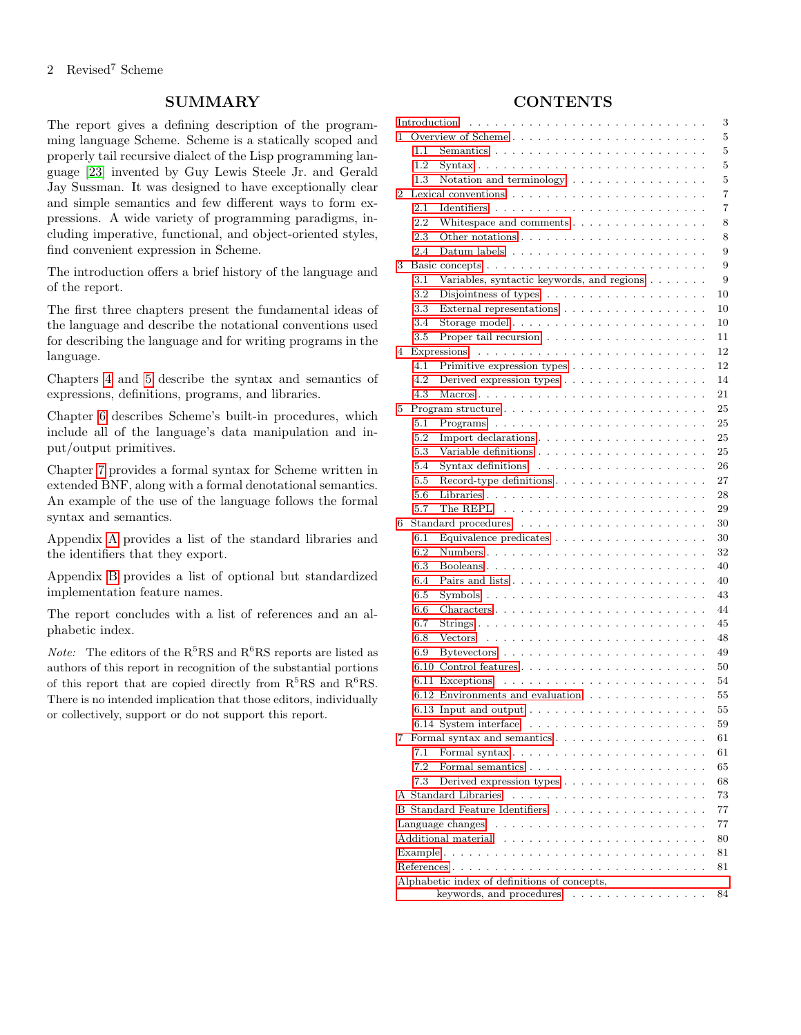## SUMMARY

The report gives a defining description of the programming language Scheme. Scheme is a statically scoped and properly tail recursive dialect of the Lisp programming language [23] invented by Guy Lewis Steele Jr. and Gerald Jay Sussman. It was designed to have exceptionally clear and simple semantics and few different ways to form expressions. A wide variety of programming paradigms, including imperative, functional, and object-oriented styles, find convenient expression in Scheme.

The introduction offers a brief history of the language and of the report.

The first three chapters present the fundamental ideas of the language and describe the notational conventions used for describing the language and for writing programs in the language.

Chapters 4 and 5 describe the syntax and semantics of expressions, definitions, programs, and libraries.

Chapter 6 describes Scheme's built-in procedures, which include all of the language's data manipulation and input/output primitives.

Chapter 7 provides a formal syntax for Scheme written in extended BNF, along with a formal denotational semantics. An example of the use of the language follows the formal syntax and semantics.

Appendix A provides a list of the standard libraries and the identifiers that they export.

Appendix B provides a list of optional but standardized implementation feature names.

The report concludes with a list of references and an alphabetic index.

*Note:* The editors of the $R^5RS$ and $R^6RS$ reports are listed as authors of this report in recognition of the substantial portions of this report that are copied directly from $R^5RS$ and $R^6RS$. There is no intended implication that those editors, individually or collectively, support or do not support this report.

## CONTENTS

- Introduction . . . 3
- 1 Overview of Scheme . . . 5
  - 1.1 Semantics . . . 5
  - 1.2 Syntax . . . 5
  - 1.3 Notation and terminology . . . 5
- 2 Lexical conventions . . . 7
  - 2.1 Identifiers . . . 7
  - 2.2 Whitespace and comments . . . 8
  - 2.3 Other notations . . . 8
  - 2.4 Datum labels . . . 9
- 3 Basic concepts . . . 9
  - 3.1 Variables, syntactic keywords, and regions . . . 9
  - 3.2 Disjointness of types . . . 10
  - 3.3 External representations . . . 10
  - 3.4 Storage model . . . 10
  - 3.5 Proper tail recursion . . . 11
- 4 Expressions . . . 12
  - 4.1 Primitive expression types . . . 12
  - 4.2 Derived expression types . . . 14
  - 4.3 Macros . . . 21
- 5 Program structure . . . 25
  - 5.1 Programs . . . 25
  - 5.2 Import declarations . . . 25
  - 5.3 Variable definitions . . . 25
  - 5.4 Syntax definitions . . . 26
  - 5.5 Record-type definitions . . . 27
  - 5.6 Libraries . . . 28
  - 5.7 The REPL . . . 29
- 6 Standard procedures . . . 30
  - 6.1 Equivalence predicates . . . 30
  - 6.2 Numbers . . . 32
  - 6.3 Booleans . . . 40
  - 6.4 Pairs and lists . . . 40
  - 6.5 Symbols . . . 43
  - 6.6 Characters . . . 44
  - 6.7 Strings . . . 45
  - 6.8 Vectors . . . 48
  - 6.9 Bytevectors . . . 49
  - 6.10 Control features . . . 50
  - 6.11 Exceptions . . . 54
  - 6.12 Environments and evaluation . . . 55
  - 6.13 Input and output . . . 55
  - 6.14 System interface . . . 59
- 7 Formal syntax and semantics . . . 61
  - 7.1 Formal syntax . . . 61
  - 7.2 Formal semantics . . . 65
  - 7.3 Derived expression types . . . 68
- A Standard Libraries . . . 73
- B Standard Feature Identifiers . . . 77
- Language changes . . . 77
- Additional material . . . 80
- Example . . . 81
- References . . . 81
- Alphabetic index of definitions of concepts, keywords, and procedures . . . 84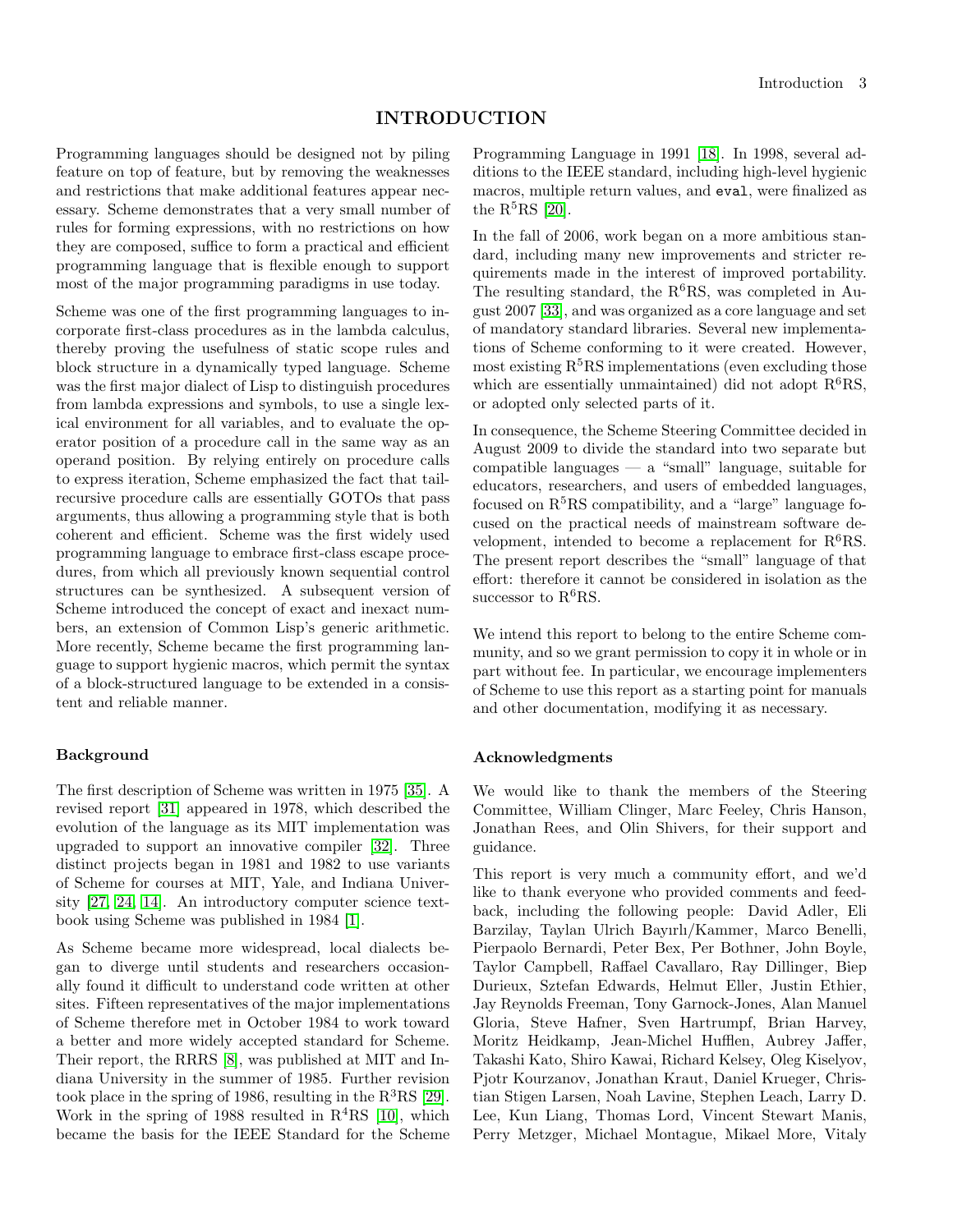# INTRODUCTION

Programming languages should be designed not by piling feature on top of feature, but by removing the weaknesses and restrictions that make additional features appear necessary. Scheme demonstrates that a very small number of rules for forming expressions, with no restrictions on how they are composed, suffice to form a practical and efficient programming language that is flexible enough to support most of the major programming paradigms in use today.

Scheme was one of the first programming languages to incorporate first-class procedures as in the lambda calculus, thereby proving the usefulness of static scope rules and block structure in a dynamically typed language. Scheme was the first major dialect of Lisp to distinguish procedures from lambda expressions and symbols, to use a single lexical environment for all variables, and to evaluate the operator position of a procedure call in the same way as an operand position. By relying entirely on procedure calls to express iteration, Scheme emphasized the fact that tail-recursive procedure calls are essentially GOTOs that pass arguments, thus allowing a programming style that is both coherent and efficient. Scheme was the first widely used programming language to embrace first-class escape procedures, from which all previously known sequential control structures can be synthesized. A subsequent version of Scheme introduced the concept of exact and inexact numbers, an extension of Common Lisp's generic arithmetic. More recently, Scheme became the first programming language to support hygienic macros, which permit the syntax of a block-structured language to be extended in a consistent and reliable manner.

### Background

The first description of Scheme was written in 1975 [35]. A revised report [31] appeared in 1978, which described the evolution of the language as its MIT implementation was upgraded to support an innovative compiler [32]. Three distinct projects began in 1981 and 1982 to use variants of Scheme for courses at MIT, Yale, and Indiana University [27, 24, 14]. An introductory computer science textbook using Scheme was published in 1984 [1].

As Scheme became more widespread, local dialects began to diverge until students and researchers occasionally found it difficult to understand code written at other sites. Fifteen representatives of the major implementations of Scheme therefore met in October 1984 to work toward a better and more widely accepted standard for Scheme. Their report, the RRRS [8], was published at MIT and Indiana University in the summer of 1985. Further revision took place in the spring of 1986, resulting in the $R^3RS$ [29]. Work in the spring of 1988 resulted in $R^4RS$ [10], which became the basis for the IEEE Standard for the Scheme Programming Language in 1991 [18]. In 1998, several additions to the IEEE standard, including high-level hygienic macros, multiple return values, and `eval`, were finalized as the $R^5RS$ [20].

In the fall of 2006, work began on a more ambitious standard, including many new improvements and stricter requirements made in the interest of improved portability. The resulting standard, the $R^6RS$, was completed in August 2007 [33], and was organized as a core language and set of mandatory standard libraries. Several new implementations of Scheme conforming to it were created. However, most existing $R^5RS$ implementations (even excluding those which are essentially unmaintained) did not adopt $R^6RS$, or adopted only selected parts of it.

In consequence, the Scheme Steering Committee decided in August 2009 to divide the standard into two separate but compatible languages — a "small" language, suitable for educators, researchers, and users of embedded languages, focused on $R^5RS$ compatibility, and a "large" language focused on the practical needs of mainstream software development, intended to become a replacement for $R^6RS$. The present report describes the "small" language of that effort: therefore it cannot be considered in isolation as the successor to $R^6RS$.

We intend this report to belong to the entire Scheme community, and so we grant permission to copy it in whole or in part without fee. In particular, we encourage implementers of Scheme to use this report as a starting point for manuals and other documentation, modifying it as necessary.

### Acknowledgments

We would like to thank the members of the Steering Committee, William Clinger, Marc Feeley, Chris Hanson, Jonathan Rees, and Olin Shivers, for their support and guidance.

This report is very much a community effort, and we'd like to thank everyone who provided comments and feedback, including the following people: David Adler, Eli Barzilay, Taylan Ulrich Bayırlı/Kammer, Marco Benelli, Pierpaolo Bernardi, Peter Bex, Per Bothner, John Boyle, Taylor Campbell, Raffael Cavallaro, Ray Dillinger, Biep Durieux, Sztefan Edwards, Helmut Eller, Justin Ethier, Jay Reynolds Freeman, Tony Garnock-Jones, Alan Manuel Gloria, Steve Hafner, Sven Hartrumpf, Brian Harvey, Moritz Heidkamp, Jean-Michel Hufflen, Aubrey Jaffer, Takashi Kato, Shiro Kawai, Richard Kelsey, Oleg Kiselyov, Pjotr Kourzanov, Jonathan Kraut, Daniel Krueger, Christian Stigen Larsen, Noah Lavine, Stephen Leach, Larry D. Lee, Kun Liang, Thomas Lord, Vincent Stewart Manis, Perry Metzger, Michael Montague, Mikael More, Vitaly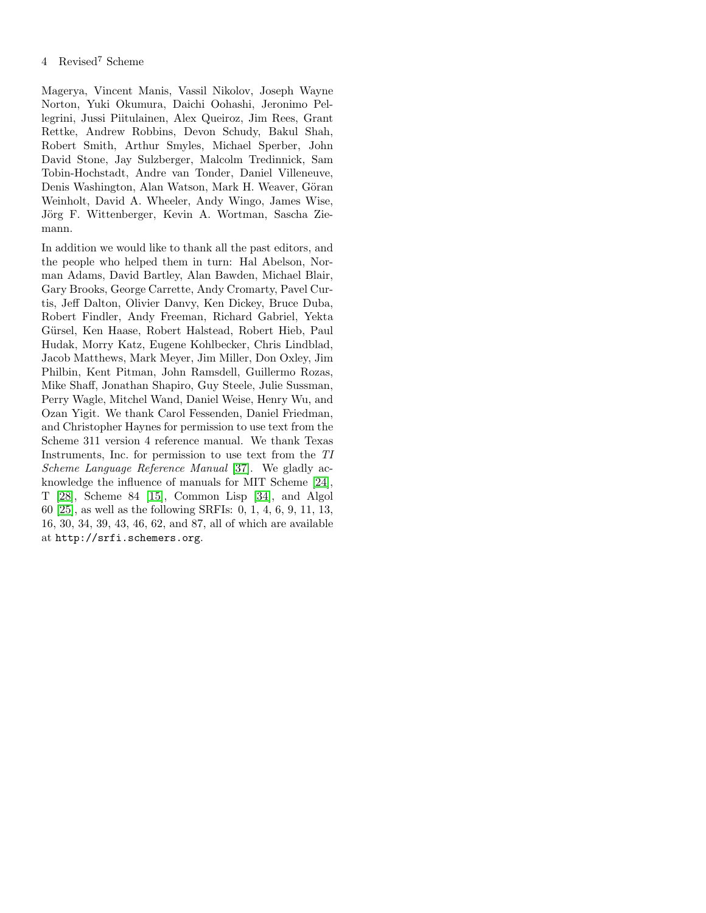Magerya, Vincent Manis, Vassil Nikolov, Joseph Wayne Norton, Yuki Okumura, Daichi Oohashi, Jeronimo Pellegrini, Jussi Piitulainen, Alex Queiroz, Jim Rees, Grant Rettke, Andrew Robbins, Devon Schudy, Bakul Shah, Robert Smith, Arthur Smyles, Michael Sperber, John David Stone, Jay Sulzberger, Malcolm Tredinnick, Sam Tobin-Hochstadt, Andre van Tonder, Daniel Villeneuve, Denis Washington, Alan Watson, Mark H. Weaver, Göran Weinholt, David A. Wheeler, Andy Wingo, James Wise, Jörg F. Wittenberger, Kevin A. Wortman, Sascha Ziemann.

In addition we would like to thank all the past editors, and the people who helped them in turn: Hal Abelson, Norman Adams, David Bartley, Alan Bawden, Michael Blair, Gary Brooks, George Carrette, Andy Cromarty, Pavel Curtis, Jeff Dalton, Olivier Danvy, Ken Dickey, Bruce Duba, Robert Findler, Andy Freeman, Richard Gabriel, Yekta Gürsel, Ken Haase, Robert Halstead, Robert Hieb, Paul Hudak, Morry Katz, Eugene Kohlbecker, Chris Lindblad, Jacob Matthews, Mark Meyer, Jim Miller, Don Oxley, Jim Philbin, Kent Pitman, John Ramsdell, Guillermo Rozas, Mike Shaff, Jonathan Shapiro, Guy Steele, Julie Sussman, Perry Wagle, Mitchel Wand, Daniel Weise, Henry Wu, and Ozan Yigit. We thank Carol Fessenden, Daniel Friedman, and Christopher Haynes for permission to use text from the Scheme 311 version 4 reference manual. We thank Texas Instruments, Inc. for permission to use text from the *TI Scheme Language Reference Manual* [37]. We gladly acknowledge the influence of manuals for MIT Scheme [24], T [28], Scheme 84 [15], Common Lisp [34], and Algol 60 [25], as well as the following SRFIs: 0, 1, 4, 6, 9, 11, 13, 16, 30, 34, 39, 43, 46, 62, and 87, all of which are available at `http://srfi.schemers.org`.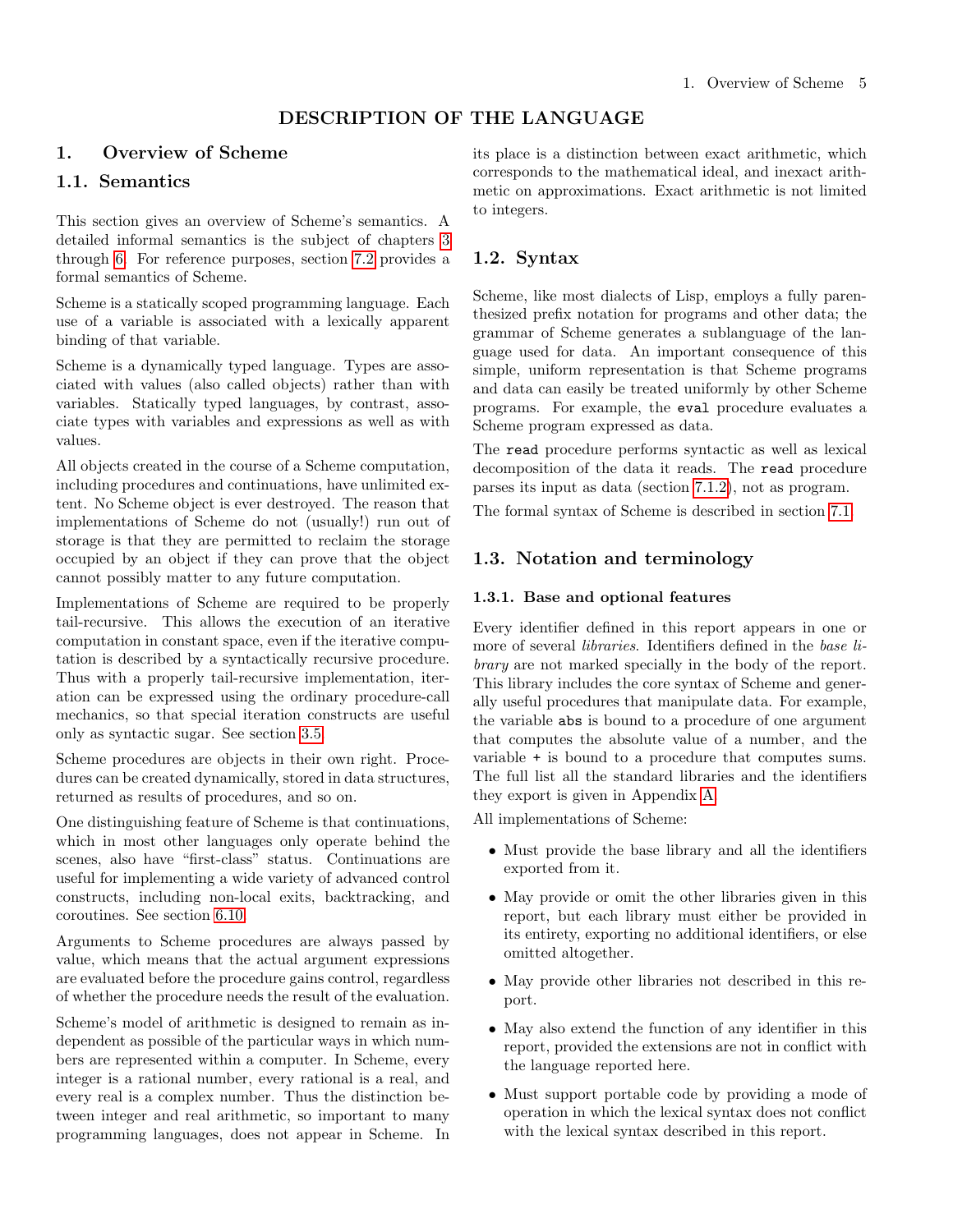# DESCRIPTION OF THE LANGUAGE

## 1. Overview of Scheme

### 1.1. Semantics

This section gives an overview of Scheme's semantics. A detailed informal semantics is the subject of chapters 3 through 6. For reference purposes, section 7.2 provides a formal semantics of Scheme.

Scheme is a statically scoped programming language. Each use of a variable is associated with a lexically apparent binding of that variable.

Scheme is a dynamically typed language. Types are associated with values (also called objects) rather than with variables. Statically typed languages, by contrast, associate types with variables and expressions as well as with values.

All objects created in the course of a Scheme computation, including procedures and continuations, have unlimited extent. No Scheme object is ever destroyed. The reason that implementations of Scheme do not (usually!) run out of storage is that they are permitted to reclaim the storage occupied by an object if they can prove that the object cannot possibly matter to any future computation.

Implementations of Scheme are required to be properly tail-recursive. This allows the execution of an iterative computation in constant space, even if the iterative computation is described by a syntactically recursive procedure. Thus with a properly tail-recursive implementation, iteration can be expressed using the ordinary procedure-call mechanics, so that special iteration constructs are useful only as syntactic sugar. See section 3.5.

Scheme procedures are objects in their own right. Procedures can be created dynamically, stored in data structures, returned as results of procedures, and so on.

One distinguishing feature of Scheme is that continuations, which in most other languages only operate behind the scenes, also have "first-class" status. Continuations are useful for implementing a wide variety of advanced control constructs, including non-local exits, backtracking, and coroutines. See section 6.10.

Arguments to Scheme procedures are always passed by value, which means that the actual argument expressions are evaluated before the procedure gains control, regardless of whether the procedure needs the result of the evaluation.

Scheme's model of arithmetic is designed to remain as independent as possible of the particular ways in which numbers are represented within a computer. In Scheme, every integer is a rational number, every rational is a real, and every real is a complex number. Thus the distinction between integer and real arithmetic, so important to many programming languages, does not appear in Scheme. In its place is a distinction between exact arithmetic, which corresponds to the mathematical ideal, and inexact arithmetic on approximations. Exact arithmetic is not limited to integers.

### 1.2. Syntax

Scheme, like most dialects of Lisp, employs a fully parenthesized prefix notation for programs and other data; the grammar of Scheme generates a sublanguage of the language used for data. An important consequence of this simple, uniform representation is that Scheme programs and data can easily be treated uniformly by other Scheme programs. For example, the `eval` procedure evaluates a Scheme program expressed as data.

The `read` procedure performs syntactic as well as lexical decomposition of the data it reads. The `read` procedure parses its input as data (section 7.1.2), not as program.

The formal syntax of Scheme is described in section 7.1.

### 1.3. Notation and terminology

#### 1.3.1. Base and optional features

Every identifier defined in this report appears in one or more of several *libraries*. Identifiers defined in the *base library* are not marked specially in the body of the report. This library includes the core syntax of Scheme and generally useful procedures that manipulate data. For example, the variable `abs` is bound to a procedure of one argument that computes the absolute value of a number, and the variable `+` is bound to a procedure that computes sums. The full list all the standard libraries and the identifiers they export is given in Appendix A.

All implementations of Scheme:

- Must provide the base library and all the identifiers exported from it.
- May provide or omit the other libraries given in this report, but each library must either be provided in its entirety, exporting no additional identifiers, or else omitted altogether.
- May provide other libraries not described in this report.
- May also extend the function of any identifier in this report, provided the extensions are not in conflict with the language reported here.
- Must support portable code by providing a mode of operation in which the lexical syntax does not conflict with the lexical syntax described in this report.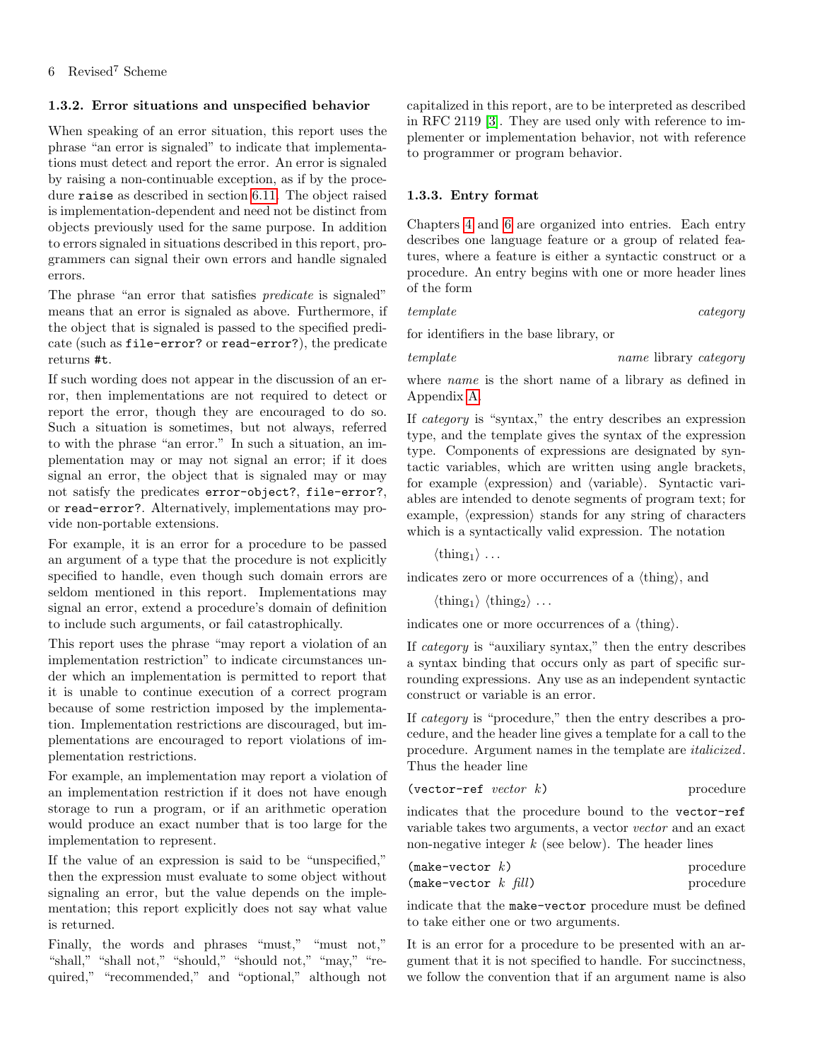### 1.3.2. Error situations and unspecified behavior

When speaking of an error situation, this report uses the phrase "an error is signaled" to indicate that implementations must detect and report the error. An error is signaled by raising a non-continuable exception, as if by the procedure `raise` as described in section 6.11. The object raised is implementation-dependent and need not be distinct from objects previously used for the same purpose. In addition to errors signaled in situations described in this report, programmers can signal their own errors and handle signaled errors.

The phrase "an error that satisfies *predicate* is signaled" means that an error is signaled as above. Furthermore, if the object that is signaled is passed to the specified predicate (such as `file-error?` or `read-error?`), the predicate returns `#t`.

If such wording does not appear in the discussion of an error, then implementations are not required to detect or report the error, though they are encouraged to do so. Such a situation is sometimes, but not always, referred to with the phrase "an error." In such a situation, an implementation may or may not signal an error; if it does signal an error, the object that is signaled may or may not satisfy the predicates `error-object?`, `file-error?`, or `read-error?`. Alternatively, implementations may provide non-portable extensions.

For example, it is an error for a procedure to be passed an argument of a type that the procedure is not explicitly specified to handle, even though such domain errors are seldom mentioned in this report. Implementations may signal an error, extend a procedure's domain of definition to include such arguments, or fail catastrophically.

This report uses the phrase "may report a violation of an implementation restriction" to indicate circumstances under which an implementation is permitted to report that it is unable to continue execution of a correct program because of some restriction imposed by the implementation. Implementation restrictions are discouraged, but implementations are encouraged to report violations of implementation restrictions.

For example, an implementation may report a violation of an implementation restriction if it does not have enough storage to run a program, or if an arithmetic operation would produce an exact number that is too large for the implementation to represent.

If the value of an expression is said to be "unspecified," then the expression must evaluate to some object without signaling an error, but the value depends on the implementation; this report explicitly does not say what value is returned.

Finally, the words and phrases "must," "must not," "shall," "shall not," "should," "should not," "may," "required," "recommended," and "optional," although not capitalized in this report, are to be interpreted as described in RFC 2119 [3]. They are used only with reference to implementer or implementation behavior, not with reference to programmer or program behavior.

### 1.3.3. Entry format

Chapters 4 and 6 are organized into entries. Each entry describes one language feature or a group of related features, where a feature is either a syntactic construct or a procedure. An entry begins with one or more header lines of the form

*template* &emsp;&emsp;&emsp;&emsp;&emsp;&emsp;&emsp;&emsp; *category*

for identifiers in the base library, or

*template* &emsp;&emsp;&emsp;&emsp;&emsp;&emsp;&emsp;&emsp; *name* library *category*

where *name* is the short name of a library as defined in Appendix A.

If *category* is "syntax," the entry describes an expression type, and the template gives the syntax of the expression type. Components of expressions are designated by syntactic variables, which are written using angle brackets, for example ⟨expression⟩ and ⟨variable⟩. Syntactic variables are intended to denote segments of program text; for example, ⟨expression⟩ stands for any string of characters which is a syntactically valid expression. The notation

&emsp;$\langle\text{thing}_1\rangle$ ...

indicates zero or more occurrences of a ⟨thing⟩, and

&emsp;$\langle\text{thing}_1\rangle$ $\langle\text{thing}_2\rangle$ ...

indicates one or more occurrences of a ⟨thing⟩.

If *category* is "auxiliary syntax," then the entry describes a syntax binding that occurs only as part of specific surrounding expressions. Any use as an independent syntactic construct or variable is an error.

If *category* is "procedure," then the entry describes a procedure, and the header line gives a template for a call to the procedure. Argument names in the template are *italicized*. Thus the header line

`(vector-ref` *vector k*`)` &emsp;&emsp;&emsp;&emsp;&emsp;&emsp; procedure

indicates that the procedure bound to the `vector-ref` variable takes two arguments, a vector *vector* and an exact non-negative integer *k* (see below). The header lines

`(make-vector` *k*`)` &emsp;&emsp;&emsp;&emsp;&emsp;&emsp; procedure
`(make-vector` *k fill*`)` &emsp;&emsp;&emsp;&emsp;&emsp;&emsp; procedure

indicate that the `make-vector` procedure must be defined to take either one or two arguments.

It is an error for a procedure to be presented with an argument that it is not specified to handle. For succinctness, we follow the convention that if an argument name is also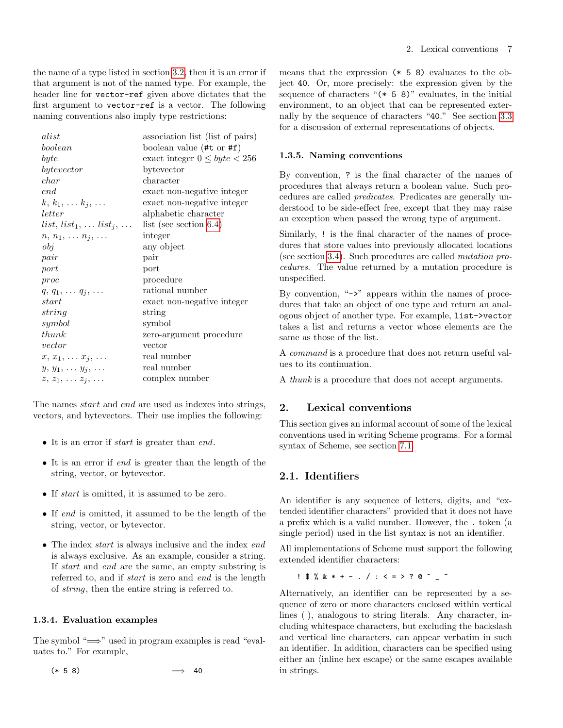the name of a type listed in section 3.2, then it is an error if that argument is not of the named type. For example, the header line for `vector-ref` given above dictates that the first argument to `vector-ref` is a vector. The following naming conventions also imply type restrictions:

| | |
|---|---|
| *alist* | association list (list of pairs) |
| *boolean* | boolean value (`#t` or `#f`) |
| *byte* | exact integer $0 \leq byte < 256$ |
| *bytevector* | bytevector |
| *char* | character |
| *end* | exact non-negative integer |
| $k$, $k_1$, ... $k_j$, ... | exact non-negative integer |
| *letter* | alphabetic character |
| *list*, $list_1$, ... $list_j$, ... | list (see section 6.4) |
| $n$, $n_1$, ... $n_j$, ... | integer |
| *obj* | any object |
| *pair* | pair |
| *port* | port |
| *proc* | procedure |
| $q$, $q_1$, ... $q_j$, ... | rational number |
| *start* | exact non-negative integer |
| *string* | string |
| *symbol* | symbol |
| *thunk* | zero-argument procedure |
| *vector* | vector |
| $x$, $x_1$, ... $x_j$, ... | real number |
| $y$, $y_1$, ... $y_j$, ... | real number |
| $z$, $z_1$, ... $z_j$, ... | complex number |

The names *start* and *end* are used as indexes into strings, vectors, and bytevectors. Their use implies the following:

- It is an error if *start* is greater than *end*.
- It is an error if *end* is greater than the length of the string, vector, or bytevector.
- If *start* is omitted, it is assumed to be zero.
- If *end* is omitted, it assumed to be the length of the string, vector, or bytevector.
- The index *start* is always inclusive and the index *end* is always exclusive. As an example, consider a string. If *start* and *end* are the same, an empty substring is referred to, and if *start* is zero and *end* is the length of *string*, then the entire string is referred to.

### 1.3.4. Evaluation examples

The symbol "⟹" used in program examples is read "evaluates to." For example,

```
(* 5 8)                ⟹  40
```

means that the expression `(* 5 8)` evaluates to the object `40`. Or, more precisely: the expression given by the sequence of characters "`(* 5 8)`" evaluates, in the initial environment, to an object that can be represented externally by the sequence of characters "`40`." See section 3.3 for a discussion of external representations of objects.

### 1.3.5. Naming conventions

By convention, `?` is the final character of the names of procedures that always return a boolean value. Such procedures are called *predicates*. Predicates are generally understood to be side-effect free, except that they may raise an exception when passed the wrong type of argument.

Similarly, `!` is the final character of the names of procedures that store values into previously allocated locations (see section 3.4). Such procedures are called *mutation procedures*. The value returned by a mutation procedure is unspecified.

By convention, "`->`" appears within the names of procedures that take an object of one type and return an analogous object of another type. For example, `list->vector` takes a list and returns a vector whose elements are the same as those of the list.

A *command* is a procedure that does not return useful values to its continuation.

A *thunk* is a procedure that does not accept arguments.

## 2. Lexical conventions

This section gives an informal account of some of the lexical conventions used in writing Scheme programs. For a formal syntax of Scheme, see section 7.1.

## 2.1. Identifiers

An identifier is any sequence of letters, digits, and "extended identifier characters" provided that it does not have a prefix which is a valid number. However, the `.` token (a single period) used in the list syntax is not an identifier.

All implementations of Scheme must support the following extended identifier characters:

```
! $ % & * + - . / : < = > ? @ ^ _ ~
```

Alternatively, an identifier can be represented by a sequence of zero or more characters enclosed within vertical lines (|), analogous to string literals. Any character, including whitespace characters, but excluding the backslash and vertical line characters, can appear verbatim in such an identifier. In addition, characters can be specified using either an ⟨inline hex escape⟩ or the same escapes available in strings.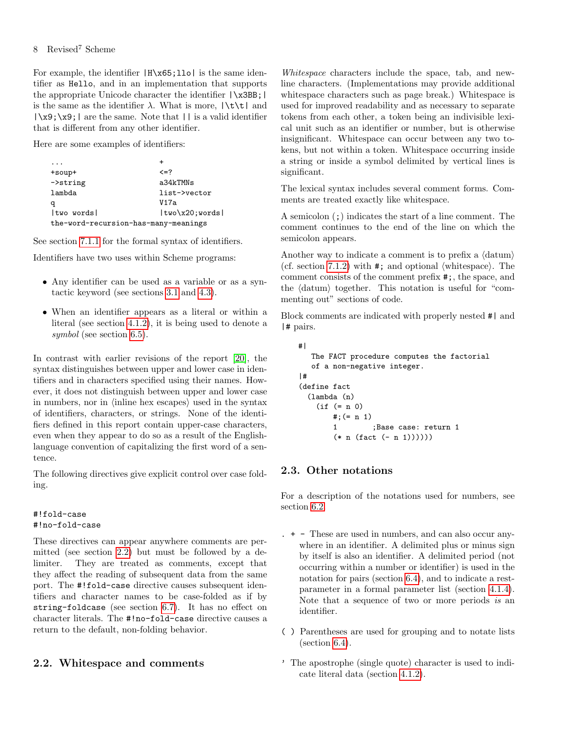For example, the identifier `|H\x65;llo|` is the same identifier as `Hello`, and in an implementation that supports the appropriate Unicode character the identifier `|\x3BB;|` is the same as the identifier λ. What is more, `|\t\t|` and `|\x9;\x9;|` are the same. Note that `||` is a valid identifier that is different from any other identifier.

Here are some examples of identifiers:

```
...                             +
+soup+                          <=?
->string                        a34kTMNs
lambda                          list->vector
q                               V17a
|two words|                     |two\x20;words|
the-word-recursion-has-many-meanings
```

See section 7.1.1 for the formal syntax of identifiers.

Identifiers have two uses within Scheme programs:

- Any identifier can be used as a variable or as a syntactic keyword (see sections 3.1 and 4.3).
- When an identifier appears as a literal or within a literal (see section 4.1.2), it is being used to denote a *symbol* (see section 6.5).

In contrast with earlier revisions of the report [20], the syntax distinguishes between upper and lower case in identifiers and in characters specified using their names. However, it does not distinguish between upper and lower case in numbers, nor in ⟨inline hex escapes⟩ used in the syntax of identifiers, characters, or strings. None of the identifiers defined in this report contain upper-case characters, even when they appear to do so as a result of the English-language convention of capitalizing the first word of a sentence.

The following directives give explicit control over case folding.

```
#!fold-case
#!no-fold-case
```

These directives can appear anywhere comments are permitted (see section 2.2) but must be followed by a delimiter. They are treated as comments, except that they affect the reading of subsequent data from the same port. The `#!fold-case` directive causes subsequent identifiers and character names to be case-folded as if by `string-foldcase` (see section 6.7). It has no effect on character literals. The `#!no-fold-case` directive causes a return to the default, non-folding behavior.

## 2.2. Whitespace and comments

*Whitespace* characters include the space, tab, and newline characters. (Implementations may provide additional whitespace characters such as page break.) Whitespace is used for improved readability and as necessary to separate tokens from each other, a token being an indivisible lexical unit such as an identifier or number, but is otherwise insignificant. Whitespace can occur between any two tokens, but not within a token. Whitespace occurring inside a string or inside a symbol delimited by vertical lines is significant.

The lexical syntax includes several comment forms. Comments are treated exactly like whitespace.

A semicolon (`;`) indicates the start of a line comment. The comment continues to the end of the line on which the semicolon appears.

Another way to indicate a comment is to prefix a ⟨datum⟩ (cf. section 7.1.2) with `#;` and optional ⟨whitespace⟩. The comment consists of the comment prefix `#;`, the space, and the ⟨datum⟩ together. This notation is useful for "commenting out" sections of code.

Block comments are indicated with properly nested `#|` and `|#` pairs.

```
#|
   The FACT procedure computes the factorial
   of a non-negative integer.
|#
(define fact
  (lambda (n)
    (if (= n 0)
        #;(= n 1)
        1        ;Base case: return 1
        (* n (fact (- n 1))))))
```

## 2.3. Other notations

For a description of the notations used for numbers, see section 6.2.

`. + -` These are used in numbers, and can also occur anywhere in an identifier. A delimited plus or minus sign by itself is also an identifier. A delimited period (not occurring within a number or identifier) is used in the notation for pairs (section 6.4), and to indicate a rest-parameter in a formal parameter list (section 4.1.4). Note that a sequence of two or more periods *is* an identifier.

`( )` Parentheses are used for grouping and to notate lists (section 6.4).

`'` The apostrophe (single quote) character is used to indicate literal data (section 4.1.2).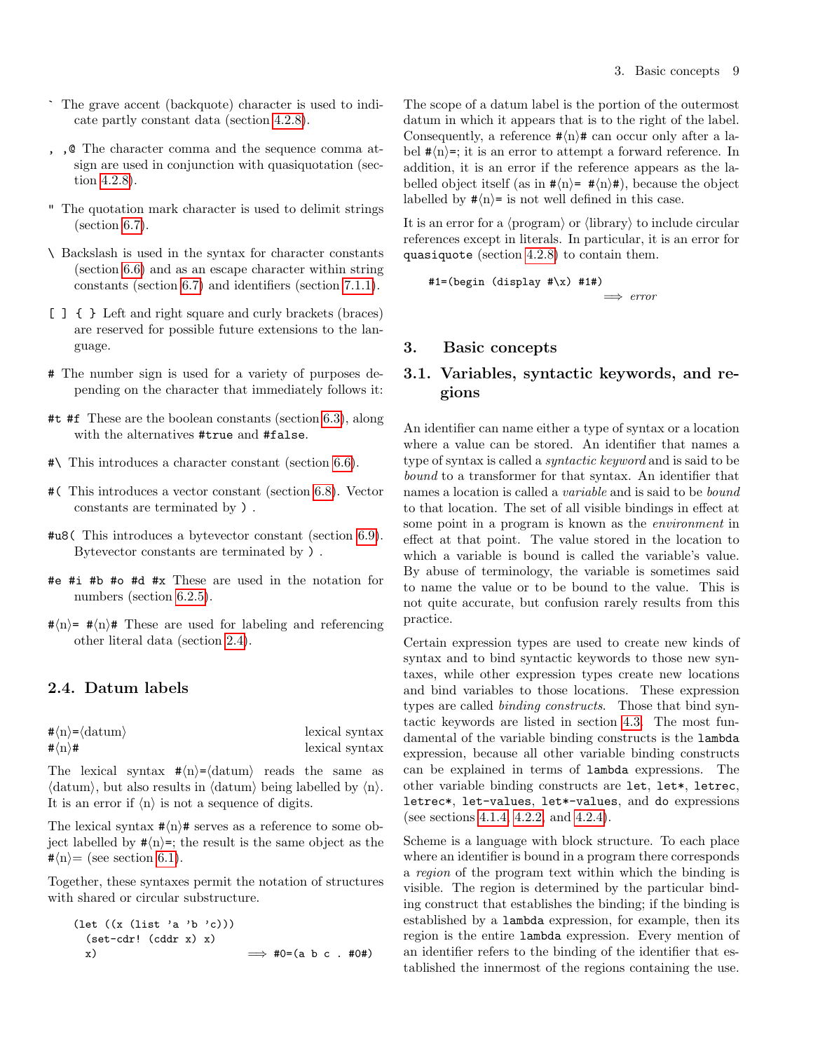` The grave accent (backquote) character is used to indicate partly constant data (section 4.2.8).

, ,@ The character comma and the sequence comma at-sign are used in conjunction with quasiquotation (section 4.2.8).

" The quotation mark character is used to delimit strings (section 6.7).

\ Backslash is used in the syntax for character constants (section 6.6) and as an escape character within string constants (section 6.7) and identifiers (section 7.1.1).

[ ] { } Left and right square and curly brackets (braces) are reserved for possible future extensions to the language.

# The number sign is used for a variety of purposes depending on the character that immediately follows it:

#t #f These are the boolean constants (section 6.3), along with the alternatives #true and #false.

#\ This introduces a character constant (section 6.6).

#( This introduces a vector constant (section 6.8). Vector constants are terminated by ) .

#u8( This introduces a bytevector constant (section 6.9). Bytevector constants are terminated by ) .

#e #i #b #o #d #x These are used in the notation for numbers (section 6.2.5).

#⟨n⟩= #⟨n⟩# These are used for labeling and referencing other literal data (section 2.4).

## 2.4. Datum labels

#⟨n⟩=⟨datum⟩ lexical syntax
#⟨n⟩# lexical syntax

The lexical syntax #⟨n⟩=⟨datum⟩ reads the same as ⟨datum⟩, but also results in ⟨datum⟩ being labelled by ⟨n⟩. It is an error if ⟨n⟩ is not a sequence of digits.

The lexical syntax #⟨n⟩# serves as a reference to some object labelled by #⟨n⟩=; the result is the same object as the #⟨n⟩= (see section 6.1).

Together, these syntaxes permit the notation of structures with shared or circular substructure.

```
(let ((x (list 'a 'b 'c)))
  (set-cdr! (cddr x) x)
  x)                          ⟹ #0=(a b c . #0#)
```

The scope of a datum label is the portion of the outermost datum in which it appears that is to the right of the label. Consequently, a reference #⟨n⟩# can occur only after a label #⟨n⟩=; it is an error to attempt a forward reference. In addition, it is an error if the reference appears as the labelled object itself (as in #⟨n⟩= #⟨n⟩#), because the object labelled by #⟨n⟩= is not well defined in this case.

It is an error for a ⟨program⟩ or ⟨library⟩ to include circular references except in literals. In particular, it is an error for quasiquote (section 4.2.8) to contain them.

```
#1=(begin (display #\x) #1#)
                              ⟹ error
```

# 3. Basic concepts

## 3.1. Variables, syntactic keywords, and regions

An identifier can name either a type of syntax or a location where a value can be stored. An identifier that names a type of syntax is called a *syntactic keyword* and is said to be *bound* to a transformer for that syntax. An identifier that names a location is called a *variable* and is said to be *bound* to that location. The set of all visible bindings in effect at some point in a program is known as the *environment* in effect at that point. The value stored in the location to which a variable is bound is called the variable's value. By abuse of terminology, the variable is sometimes said to name the value or to be bound to the value. This is not quite accurate, but confusion rarely results from this practice.

Certain expression types are used to create new kinds of syntax and to bind syntactic keywords to those new syntaxes, while other expression types create new locations and bind variables to those locations. These expression types are called *binding constructs*. Those that bind syntactic keywords are listed in section 4.3. The most fundamental of the variable binding constructs is the lambda expression, because all other variable binding constructs can be explained in terms of lambda expressions. The other variable binding constructs are let, let*, letrec, letrec*, let-values, let*-values, and do expressions (see sections 4.1.4, 4.2.2, and 4.2.4).

Scheme is a language with block structure. To each place where an identifier is bound in a program there corresponds a *region* of the program text within which the binding is visible. The region is determined by the particular binding construct that establishes the binding; if the binding is established by a lambda expression, for example, then its region is the entire lambda expression. Every mention of an identifier refers to the binding of the identifier that established the innermost of the regions containing the use.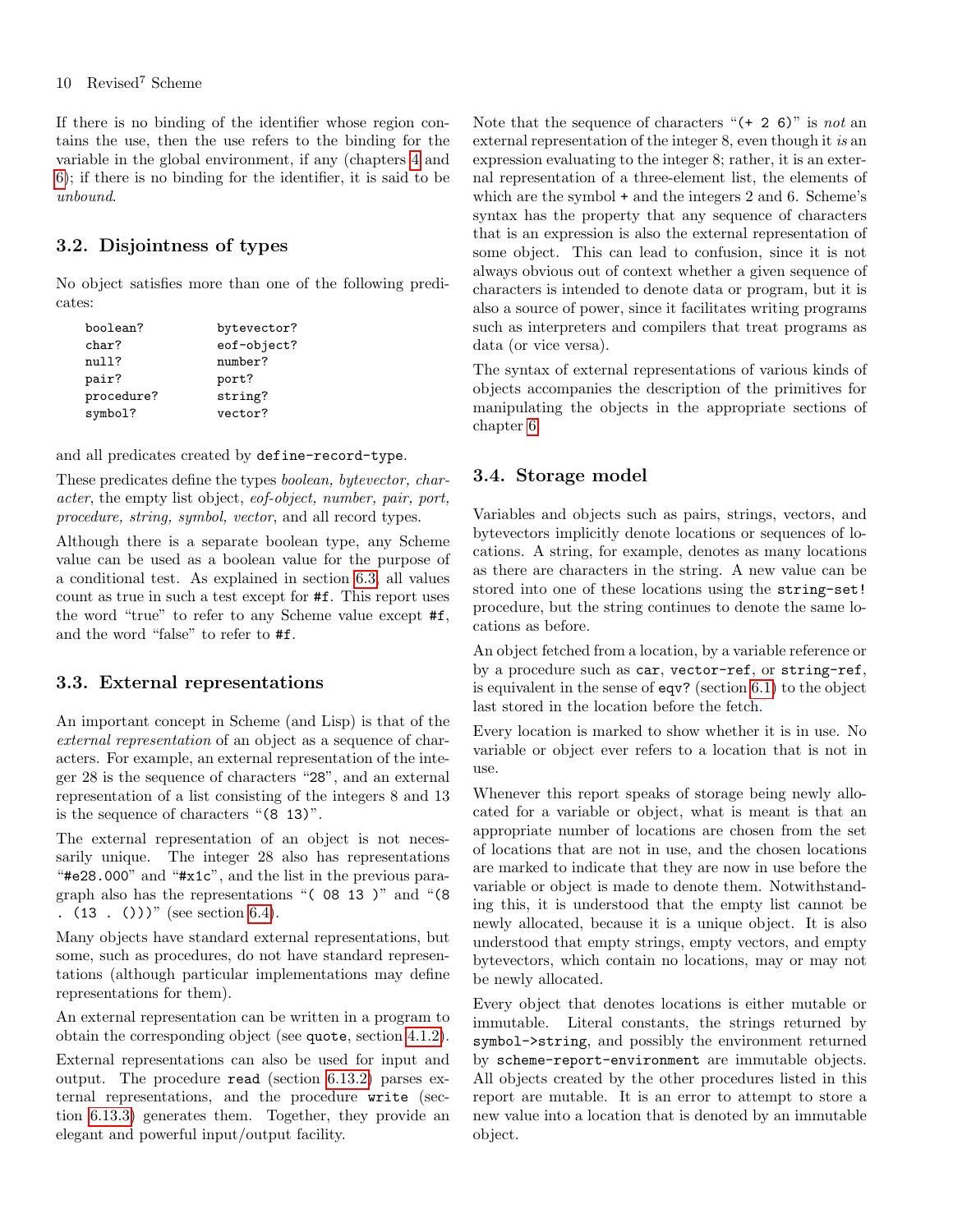If there is no binding of the identifier whose region contains the use, then the use refers to the binding for the variable in the global environment, if any (chapters 4 and 6); if there is no binding for the identifier, it is said to be *unbound*.

## 3.2. Disjointness of types

No object satisfies more than one of the following predicates:

```
boolean?          bytevector?
char?             eof-object?
null?             number?
pair?             port?
procedure?        string?
symbol?           vector?
```

and all predicates created by `define-record-type`.

These predicates define the types *boolean, bytevector, character*, the empty list object, *eof-object, number, pair, port, procedure, string, symbol, vector*, and all record types.

Although there is a separate boolean type, any Scheme value can be used as a boolean value for the purpose of a conditional test. As explained in section 6.3, all values count as true in such a test except for `#f`. This report uses the word "true" to refer to any Scheme value except `#f`, and the word "false" to refer to `#f`.

## 3.3. External representations

An important concept in Scheme (and Lisp) is that of the *external representation* of an object as a sequence of characters. For example, an external representation of the integer 28 is the sequence of characters "28", and an external representation of a list consisting of the integers 8 and 13 is the sequence of characters "`(8 13)`".

The external representation of an object is not necessarily unique. The integer 28 also has representations "`#e28.000`" and "`#x1c`", and the list in the previous paragraph also has the representations "`( 08 13 )`" and "`(8 . (13 . ()))`" (see section 6.4).

Many objects have standard external representations, but some, such as procedures, do not have standard representations (although particular implementations may define representations for them).

An external representation can be written in a program to obtain the corresponding object (see `quote`, section 4.1.2).

External representations can also be used for input and output. The procedure `read` (section 6.13.2) parses external representations, and the procedure `write` (section 6.13.3) generates them. Together, they provide an elegant and powerful input/output facility.

Note that the sequence of characters "`(+ 2 6)`" is *not* an external representation of the integer 8, even though it *is* an expression evaluating to the integer 8; rather, it is an external representation of a three-element list, the elements of which are the symbol `+` and the integers 2 and 6. Scheme's syntax has the property that any sequence of characters that is an expression is also the external representation of some object. This can lead to confusion, since it is not always obvious out of context whether a given sequence of characters is intended to denote data or program, but it is also a source of power, since it facilitates writing programs such as interpreters and compilers that treat programs as data (or vice versa).

The syntax of external representations of various kinds of objects accompanies the description of the primitives for manipulating the objects in the appropriate sections of chapter 6.

## 3.4. Storage model

Variables and objects such as pairs, strings, vectors, and bytevectors implicitly denote locations or sequences of locations. A string, for example, denotes as many locations as there are characters in the string. A new value can be stored into one of these locations using the `string-set!` procedure, but the string continues to denote the same locations as before.

An object fetched from a location, by a variable reference or by a procedure such as `car`, `vector-ref`, or `string-ref`, is equivalent in the sense of `eqv?` (section 6.1) to the object last stored in the location before the fetch.

Every location is marked to show whether it is in use. No variable or object ever refers to a location that is not in use.

Whenever this report speaks of storage being newly allocated for a variable or object, what is meant is that an appropriate number of locations are chosen from the set of locations that are not in use, and the chosen locations are marked to indicate that they are now in use before the variable or object is made to denote them. Notwithstanding this, it is understood that the empty list cannot be newly allocated, because it is a unique object. It is also understood that empty strings, empty vectors, and empty bytevectors, which contain no locations, may or may not be newly allocated.

Every object that denotes locations is either mutable or immutable. Literal constants, the strings returned by `symbol->string`, and possibly the environment returned by `scheme-report-environment` are immutable objects. All objects created by the other procedures listed in this report are mutable. It is an error to attempt to store a new value into a location that is denoted by an immutable object.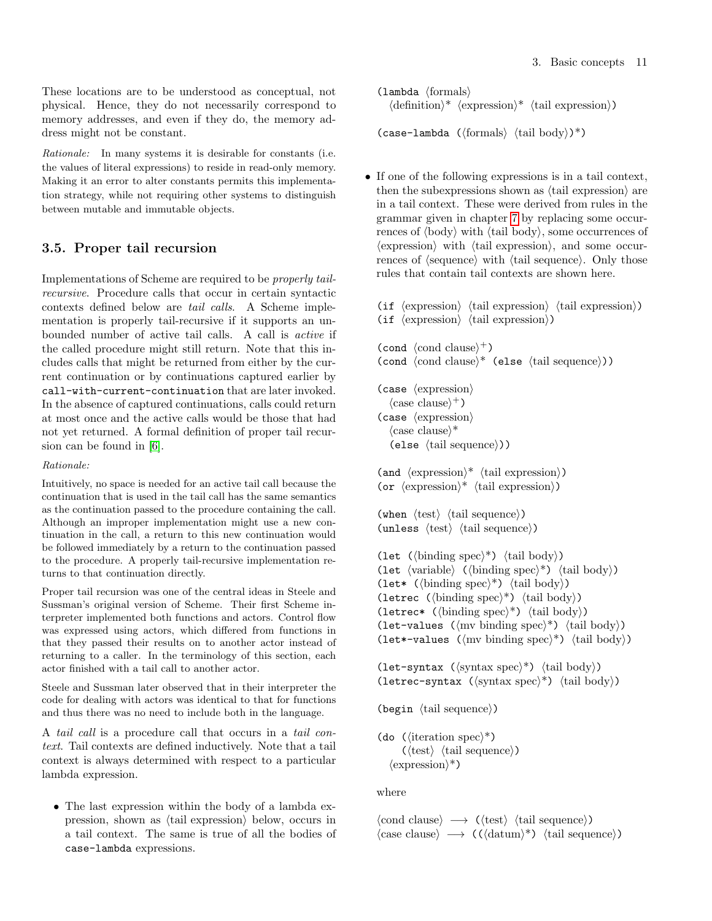These locations are to be understood as conceptual, not physical. Hence, they do not necessarily correspond to memory addresses, and even if they do, the memory address might not be constant.

*Rationale:* In many systems it is desirable for constants (i.e. the values of literal expressions) to reside in read-only memory. Making it an error to alter constants permits this implementation strategy, while not requiring other systems to distinguish between mutable and immutable objects.

## 3.5. Proper tail recursion

Implementations of Scheme are required to be *properly tail-recursive*. Procedure calls that occur in certain syntactic contexts defined below are *tail calls*. A Scheme implementation is properly tail-recursive if it supports an unbounded number of active tail calls. A call is *active* if the called procedure might still return. Note that this includes calls that might be returned from either by the current continuation or by continuations captured earlier by `call-with-current-continuation` that are later invoked. In the absence of captured continuations, calls could return at most once and the active calls would be those that had not yet returned. A formal definition of proper tail recursion can be found in [6].

*Rationale:*

Intuitively, no space is needed for an active tail call because the continuation that is used in the tail call has the same semantics as the continuation passed to the procedure containing the call. Although an improper implementation might use a new continuation in the call, a return to this new continuation would be followed immediately by a return to the continuation passed to the procedure. A properly tail-recursive implementation returns to that continuation directly.

Proper tail recursion was one of the central ideas in Steele and Sussman's original version of Scheme. Their first Scheme interpreter implemented both functions and actors. Control flow was expressed using actors, which differed from functions in that they passed their results on to another actor instead of returning to a caller. In the terminology of this section, each actor finished with a tail call to another actor.

Steele and Sussman later observed that in their interpreter the code for dealing with actors was identical to that for functions and thus there was no need to include both in the language.

A *tail call* is a procedure call that occurs in a *tail context*. Tail contexts are defined inductively. Note that a tail context is always determined with respect to a particular lambda expression.

- The last expression within the body of a lambda expression, shown as ⟨tail expression⟩ below, occurs in a tail context. The same is true of all the bodies of `case-lambda` expressions.

```
(lambda ⟨formals⟩
  ⟨definition⟩* ⟨expression⟩* ⟨tail expression⟩)

(case-lambda (⟨formals⟩ ⟨tail body⟩)*)
```

- If one of the following expressions is in a tail context, then the subexpressions shown as ⟨tail expression⟩ are in a tail context. These were derived from rules in the grammar given in chapter 7 by replacing some occurrences of ⟨body⟩ with ⟨tail body⟩, some occurrences of ⟨expression⟩ with ⟨tail expression⟩, and some occurrences of ⟨sequence⟩ with ⟨tail sequence⟩. Only those rules that contain tail contexts are shown here.

```
(if ⟨expression⟩ ⟨tail expression⟩ ⟨tail expression⟩)
(if ⟨expression⟩ ⟨tail expression⟩)

(cond ⟨cond clause⟩+)
(cond ⟨cond clause⟩* (else ⟨tail sequence⟩))

(case ⟨expression⟩
  ⟨case clause⟩+)
(case ⟨expression⟩
  ⟨case clause⟩*
  (else ⟨tail sequence⟩))

(and ⟨expression⟩* ⟨tail expression⟩)
(or ⟨expression⟩* ⟨tail expression⟩)

(when ⟨test⟩ ⟨tail sequence⟩)
(unless ⟨test⟩ ⟨tail sequence⟩)

(let (⟨binding spec⟩*) ⟨tail body⟩)
(let ⟨variable⟩ (⟨binding spec⟩*) ⟨tail body⟩)
(let* (⟨binding spec⟩*) ⟨tail body⟩)
(letrec (⟨binding spec⟩*) ⟨tail body⟩)
(letrec* (⟨binding spec⟩*) ⟨tail body⟩)
(let-values (⟨mv binding spec⟩*) ⟨tail body⟩)
(let*-values (⟨mv binding spec⟩*) ⟨tail body⟩)

(let-syntax (⟨syntax spec⟩*) ⟨tail body⟩)
(letrec-syntax (⟨syntax spec⟩*) ⟨tail body⟩)

(begin ⟨tail sequence⟩)

(do (⟨iteration spec⟩*)
    (⟨test⟩ ⟨tail sequence⟩)
  ⟨expression⟩*)
```

where

```
⟨cond clause⟩ ⟶ (⟨test⟩ ⟨tail sequence⟩)
⟨case clause⟩ ⟶ ((⟨datum⟩*) ⟨tail sequence⟩)
```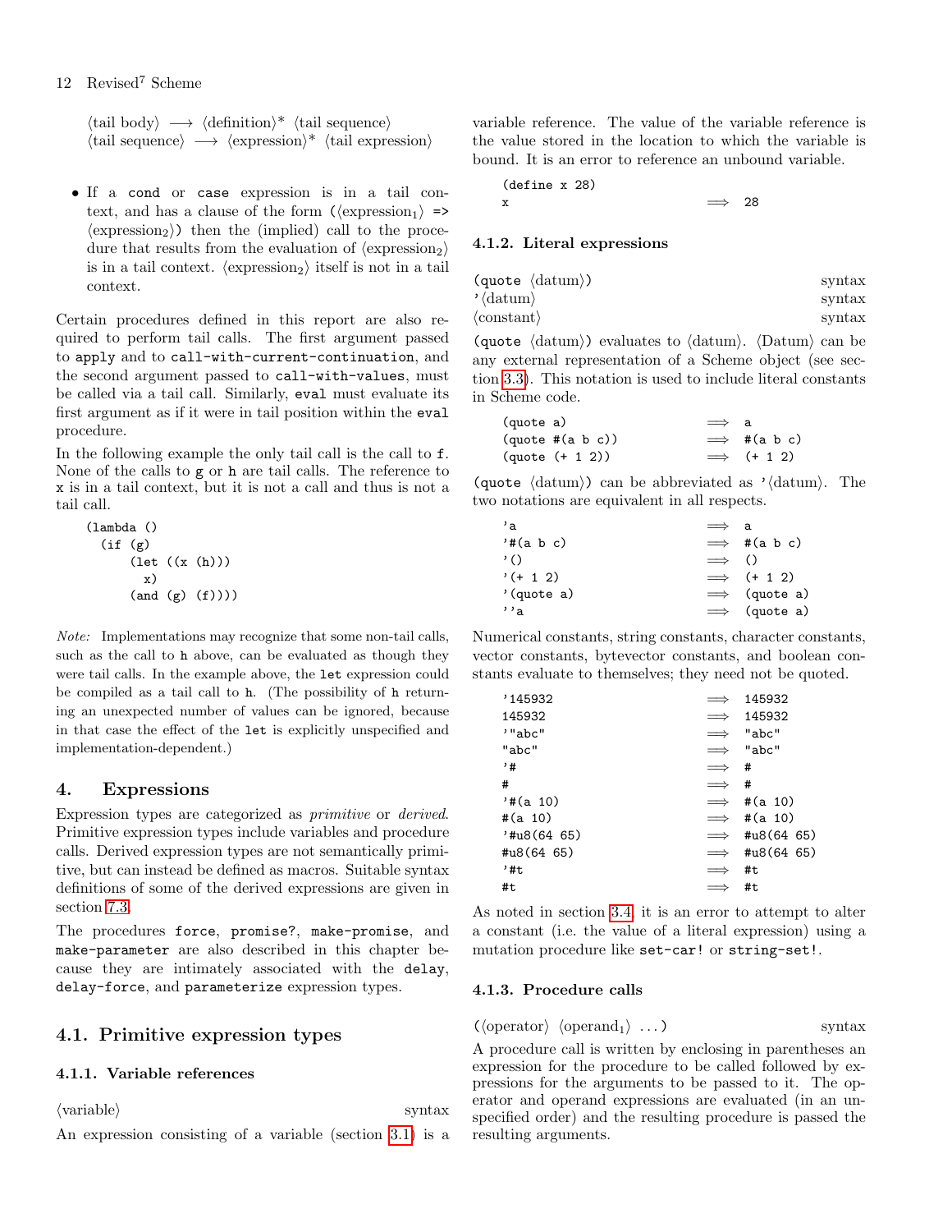⟨tail body⟩ ⟶ ⟨definition⟩* ⟨tail sequence⟩
⟨tail sequence⟩ ⟶ ⟨expression⟩* ⟨tail expression⟩

- If a `cond` or `case` expression is in a tail context, and has a clause of the form `(`⟨expression$_1$⟩ `=>` ⟨expression$_2$⟩`)` then the (implied) call to the procedure that results from the evaluation of ⟨expression$_2$⟩ is in a tail context. ⟨expression$_2$⟩ itself is not in a tail context.

Certain procedures defined in this report are also required to perform tail calls. The first argument passed to `apply` and to `call-with-current-continuation`, and the second argument passed to `call-with-values`, must be called via a tail call. Similarly, `eval` must evaluate its first argument as if it were in tail position within the `eval` procedure.

In the following example the only tail call is the call to `f`. None of the calls to `g` or `h` are tail calls. The reference to `x` is in a tail context, but it is not a call and thus is not a tail call.

```
(lambda ()
  (if (g)
      (let ((x (h)))
        x)
      (and (g) (f))))
```

*Note:* Implementations may recognize that some non-tail calls, such as the call to `h` above, can be evaluated as though they were tail calls. In the example above, the `let` expression could be compiled as a tail call to `h`. (The possibility of `h` returning an unexpected number of values can be ignored, because in that case the effect of the `let` is explicitly unspecified and implementation-dependent.)

# 4. Expressions

Expression types are categorized as *primitive* or *derived*. Primitive expression types include variables and procedure calls. Derived expression types are not semantically primitive, but can instead be defined as macros. Suitable syntax definitions of some of the derived expressions are given in section 7.3.

The procedures `force`, `promise?`, `make-promise`, and `make-parameter` are also described in this chapter because they are intimately associated with the `delay`, `delay-force`, and `parameterize` expression types.

## 4.1. Primitive expression types

### 4.1.1. Variable references

⟨variable⟩ syntax

An expression consisting of a variable (section 3.1) is a variable reference. The value of the variable reference is the value stored in the location to which the variable is bound. It is an error to reference an unbound variable.

```
(define x 28)
x                    ⟹  28
```

### 4.1.2. Literal expressions

`(quote` ⟨datum⟩`)` syntax
`'`⟨datum⟩ syntax
⟨constant⟩ syntax

`(quote` ⟨datum⟩`)` evaluates to ⟨datum⟩. ⟨Datum⟩ can be any external representation of a Scheme object (see section 3.3). This notation is used to include literal constants in Scheme code.

```
(quote a)            ⟹  a
(quote #(a b c))     ⟹  #(a b c)
(quote (+ 1 2))      ⟹  (+ 1 2)
```

`(quote` ⟨datum⟩`)` can be abbreviated as `'`⟨datum⟩. The two notations are equivalent in all respects.

```
'a                   ⟹  a
'#(a b c)            ⟹  #(a b c)
'()                  ⟹  ()
'(+ 1 2)             ⟹  (+ 1 2)
'(quote a)           ⟹  (quote a)
''a                  ⟹  (quote a)
```

Numerical constants, string constants, character constants, vector constants, bytevector constants, and boolean constants evaluate to themselves; they need not be quoted.

```
'145932              ⟹  145932
145932               ⟹  145932
'"abc"               ⟹  "abc"
"abc"                ⟹  "abc"
'#                   ⟹  #
#                    ⟹  #
'#(a 10)             ⟹  #(a 10)
#(a 10)              ⟹  #(a 10)
'#u8(64 65)          ⟹  #u8(64 65)
#u8(64 65)           ⟹  #u8(64 65)
'#t                  ⟹  #t
#t                   ⟹  #t
```

As noted in section 3.4, it is an error to attempt to alter a constant (i.e. the value of a literal expression) using a mutation procedure like `set-car!` or `string-set!`.

### 4.1.3. Procedure calls

`(`⟨operator⟩ ⟨operand$_1$⟩ ...`)` syntax

A procedure call is written by enclosing in parentheses an expression for the procedure to be called followed by expressions for the arguments to be passed to it. The operator and operand expressions are evaluated (in an unspecified order) and the resulting procedure is passed the resulting arguments.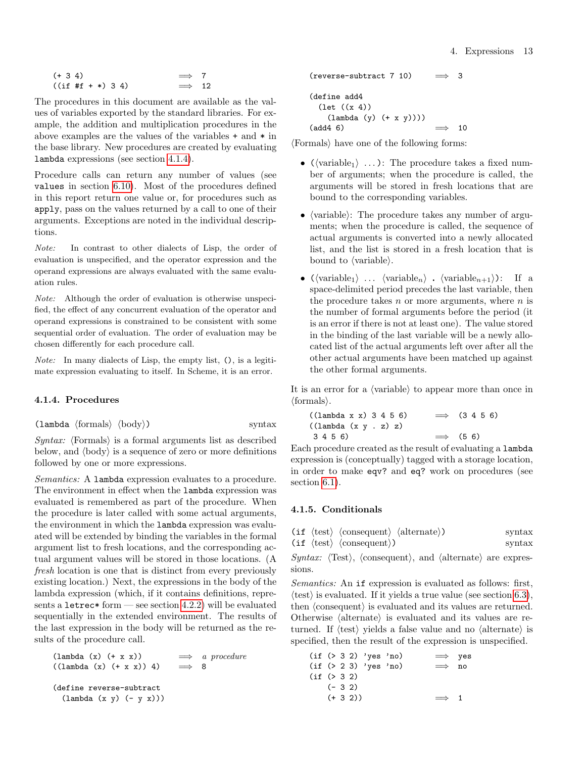```
(+ 3 4)                    ⟹  7
((if #f + *) 3 4)          ⟹  12
```

The procedures in this document are available as the values of variables exported by the standard libraries. For example, the addition and multiplication procedures in the above examples are the values of the variables `+` and `*` in the base library. New procedures are created by evaluating `lambda` expressions (see section 4.1.4).

Procedure calls can return any number of values (see `values` in section 6.10). Most of the procedures defined in this report return one value or, for procedures such as `apply`, pass on the values returned by a call to one of their arguments. Exceptions are noted in the individual descriptions.

*Note:* In contrast to other dialects of Lisp, the order of evaluation is unspecified, and the operator expression and the operand expressions are always evaluated with the same evaluation rules.

*Note:* Although the order of evaluation is otherwise unspecified, the effect of any concurrent evaluation of the operator and operand expressions is constrained to be consistent with some sequential order of evaluation. The order of evaluation may be chosen differently for each procedure call.

*Note:* In many dialects of Lisp, the empty list, `()`, is a legitimate expression evaluating to itself. In Scheme, it is an error.

### 4.1.4. Procedures

(`lambda` ⟨formals⟩ ⟨body⟩) — syntax

*Syntax:* ⟨Formals⟩ is a formal arguments list as described below, and ⟨body⟩ is a sequence of zero or more definitions followed by one or more expressions.

*Semantics:* A `lambda` expression evaluates to a procedure. The environment in effect when the `lambda` expression was evaluated is remembered as part of the procedure. When the procedure is later called with some actual arguments, the environment in which the `lambda` expression was evaluated will be extended by binding the variables in the formal argument list to fresh locations, and the corresponding actual argument values will be stored in those locations. (A *fresh* location is one that is distinct from every previously existing location.) Next, the expressions in the body of the lambda expression (which, if it contains definitions, represents a `letrec*` form — see section 4.2.2) will be evaluated sequentially in the extended environment. The results of the last expression in the body will be returned as the results of the procedure call.

```
(lambda (x) (+ x x))       ⟹  a procedure
((lambda (x) (+ x x)) 4)   ⟹  8

(define reverse-subtract
  (lambda (x y) (- y x)))
(reverse-subtract 7 10)    ⟹  3

(define add4
  (let ((x 4))
    (lambda (y) (+ x y))))
(add4 6)                   ⟹  10
```

⟨Formals⟩ have one of the following forms:

- (⟨variable$_1$⟩ ...): The procedure takes a fixed number of arguments; when the procedure is called, the arguments will be stored in fresh locations that are bound to the corresponding variables.
- ⟨variable⟩: The procedure takes any number of arguments; when the procedure is called, the sequence of actual arguments is converted into a newly allocated list, and the list is stored in a fresh location that is bound to ⟨variable⟩.
- (⟨variable$_1$⟩ ... ⟨variable$_n$⟩ `.` ⟨variable$_{n+1}$⟩): If a space-delimited period precedes the last variable, then the procedure takes $n$ or more arguments, where $n$ is the number of formal arguments before the period (it is an error if there is not at least one). The value stored in the binding of the last variable will be a newly allocated list of the actual arguments left over after all the other actual arguments have been matched up against the other formal arguments.

It is an error for a ⟨variable⟩ to appear more than once in ⟨formals⟩.

```
((lambda x x) 3 4 5 6)     ⟹  (3 4 5 6)
((lambda (x y . z) z)
 3 4 5 6)                  ⟹  (5 6)
```

Each procedure created as the result of evaluating a `lambda` expression is (conceptually) tagged with a storage location, in order to make `eqv?` and `eq?` work on procedures (see section 6.1).

### 4.1.5. Conditionals

(`if` ⟨test⟩ ⟨consequent⟩ ⟨alternate⟩) — syntax
(`if` ⟨test⟩ ⟨consequent⟩) — syntax

*Syntax:* ⟨Test⟩, ⟨consequent⟩, and ⟨alternate⟩ are expressions.

*Semantics:* An `if` expression is evaluated as follows: first, ⟨test⟩ is evaluated. If it yields a true value (see section 6.3), then ⟨consequent⟩ is evaluated and its values are returned. Otherwise ⟨alternate⟩ is evaluated and its values are returned. If ⟨test⟩ yields a false value and no ⟨alternate⟩ is specified, then the result of the expression is unspecified.

```
(if (> 3 2) 'yes 'no)      ⟹  yes
(if (> 2 3) 'yes 'no)      ⟹  no
(if (> 3 2)
    (- 3 2)
    (+ 3 2))               ⟹  1
```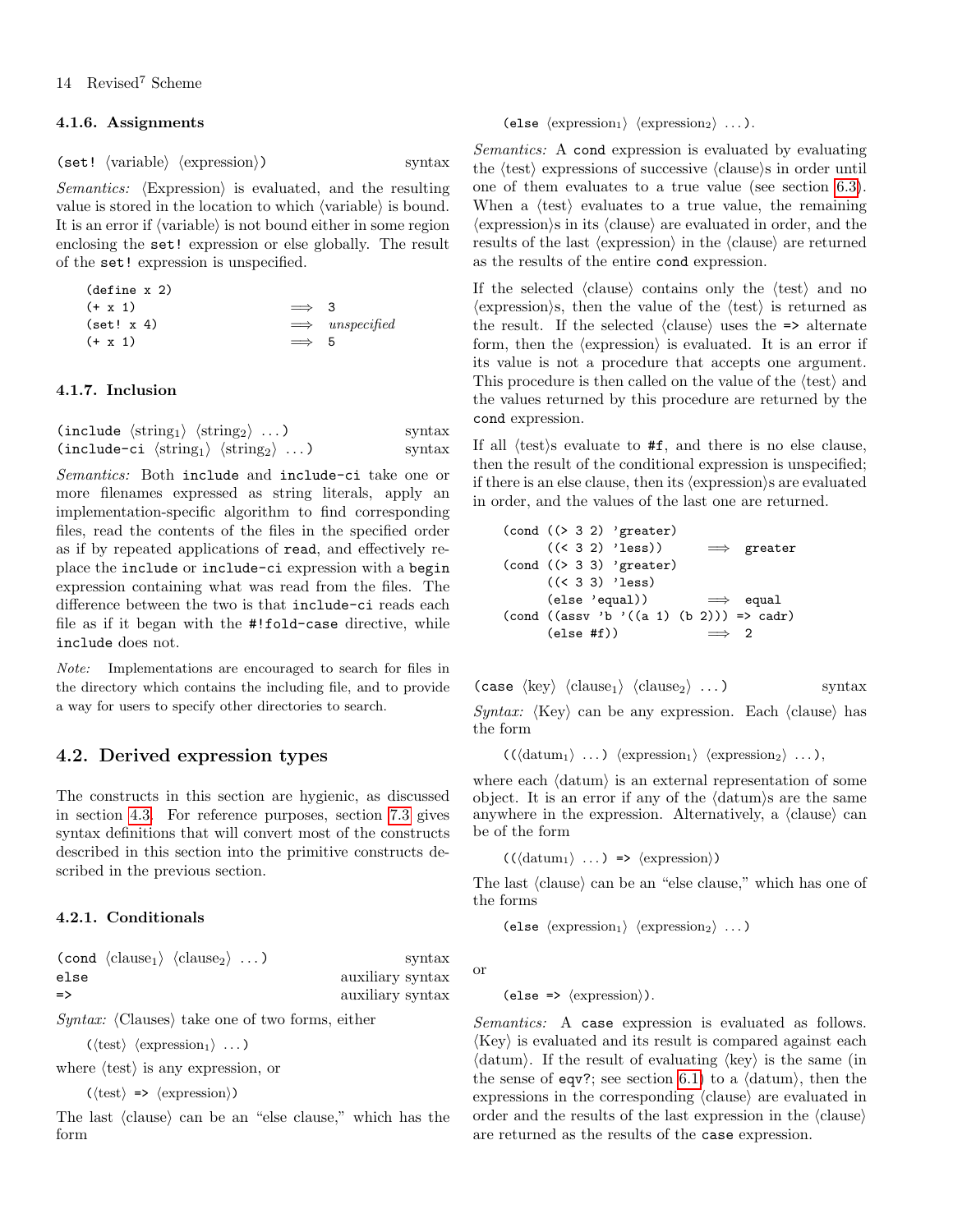#### 4.1.6. Assignments

`(set! ⟨variable⟩ ⟨expression⟩)` syntax

*Semantics:* ⟨Expression⟩ is evaluated, and the resulting value is stored in the location to which ⟨variable⟩ is bound. It is an error if ⟨variable⟩ is not bound either in some region enclosing the `set!` expression or else globally. The result of the `set!` expression is unspecified.

```
(define x 2)
(+ x 1)              ⟹  3
(set! x 4)           ⟹  unspecified
(+ x 1)              ⟹  5
```

#### 4.1.7. Inclusion

`(include ⟨string₁⟩ ⟨string₂⟩ ...)` syntax
`(include-ci ⟨string₁⟩ ⟨string₂⟩ ...)` syntax

*Semantics:* Both `include` and `include-ci` take one or more filenames expressed as string literals, apply an implementation-specific algorithm to find corresponding files, read the contents of the files in the specified order as if by repeated applications of `read`, and effectively replace the `include` or `include-ci` expression with a `begin` expression containing what was read from the files. The difference between the two is that `include-ci` reads each file as if it began with the `#!fold-case` directive, while `include` does not.

*Note:* Implementations are encouraged to search for files in the directory which contains the including file, and to provide a way for users to specify other directories to search.

### 4.2. Derived expression types

The constructs in this section are hygienic, as discussed in section 4.3. For reference purposes, section 7.3 gives syntax definitions that will convert most of the constructs described in this section into the primitive constructs described in the previous section.

#### 4.2.1. Conditionals

`(cond ⟨clause₁⟩ ⟨clause₂⟩ ...)` syntax
`else` auxiliary syntax
`=>` auxiliary syntax

*Syntax:* ⟨Clauses⟩ take one of two forms, either

(⟨test⟩ ⟨expression₁⟩ ...)

where ⟨test⟩ is any expression, or

(⟨test⟩ `=>` ⟨expression⟩)

The last ⟨clause⟩ can be an "else clause," which has the form

(`else` ⟨expression₁⟩ ⟨expression₂⟩ ...).

*Semantics:* A `cond` expression is evaluated by evaluating the ⟨test⟩ expressions of successive ⟨clause⟩s in order until one of them evaluates to a true value (see section 6.3). When a ⟨test⟩ evaluates to a true value, the remaining ⟨expression⟩s in its ⟨clause⟩ are evaluated in order, and the results of the last ⟨expression⟩ in the ⟨clause⟩ are returned as the results of the entire `cond` expression.

If the selected ⟨clause⟩ contains only the ⟨test⟩ and no ⟨expression⟩s, then the value of the ⟨test⟩ is returned as the result. If the selected ⟨clause⟩ uses the `=>` alternate form, then the ⟨expression⟩ is evaluated. It is an error if its value is not a procedure that accepts one argument. This procedure is then called on the value of the ⟨test⟩ and the values returned by this procedure are returned by the `cond` expression.

If all ⟨test⟩s evaluate to `#f`, and there is no else clause, then the result of the conditional expression is unspecified; if there is an else clause, then its ⟨expression⟩s are evaluated in order, and the values of the last one are returned.

```
(cond ((> 3 2) 'greater)
      ((< 3 2) 'less))       ⟹  greater
(cond ((> 3 3) 'greater)
      ((< 3 3) 'less)
      (else 'equal))         ⟹  equal
(cond ((assv 'b '((a 1) (b 2))) => cadr)
      (else #f))             ⟹  2
```

`(case ⟨key⟩ ⟨clause₁⟩ ⟨clause₂⟩ ...)` syntax

*Syntax:* ⟨Key⟩ can be any expression. Each ⟨clause⟩ has the form

((⟨datum₁⟩ ...) ⟨expression₁⟩ ⟨expression₂⟩ ...),

where each ⟨datum⟩ is an external representation of some object. It is an error if any of the ⟨datum⟩s are the same anywhere in the expression. Alternatively, a ⟨clause⟩ can be of the form

((⟨datum₁⟩ ...) `=>` ⟨expression⟩)

The last ⟨clause⟩ can be an "else clause," which has one of the forms

(`else` ⟨expression₁⟩ ⟨expression₂⟩ ...)

or

(`else` `=>` ⟨expression⟩).

*Semantics:* A `case` expression is evaluated as follows. ⟨Key⟩ is evaluated and its result is compared against each ⟨datum⟩. If the result of evaluating ⟨key⟩ is the same (in the sense of `eqv?`; see section 6.1) to a ⟨datum⟩, then the expressions in the corresponding ⟨clause⟩ are evaluated in order and the results of the last expression in the ⟨clause⟩ are returned as the results of the `case` expression.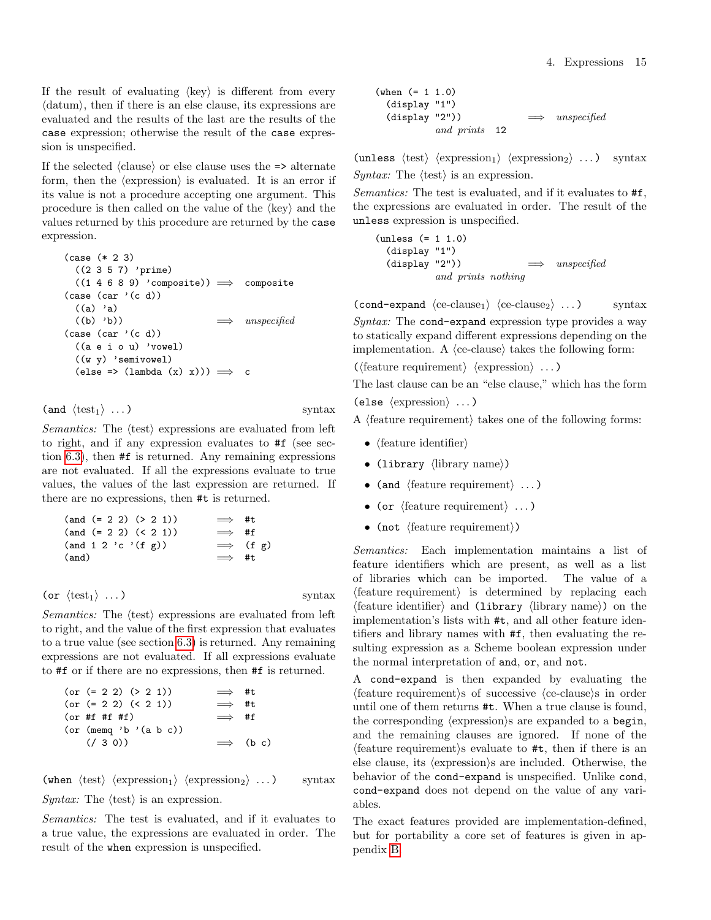If the result of evaluating ⟨key⟩ is different from every ⟨datum⟩, then if there is an else clause, its expressions are evaluated and the results of the last are the results of the `case` expression; otherwise the result of the `case` expression is unspecified.

If the selected ⟨clause⟩ or else clause uses the `=>` alternate form, then the ⟨expression⟩ is evaluated. It is an error if its value is not a procedure accepting one argument. This procedure is then called on the value of the ⟨key⟩ and the values returned by this procedure are returned by the `case` expression.

```
(case (* 2 3)
  ((2 3 5 7) 'prime)
  ((1 4 6 8 9) 'composite)) ⟹ composite
(case (car '(c d))
  ((a) 'a)
  ((b) 'b))                 ⟹ unspecified
(case (car '(c d))
  ((a e i o u) 'vowel)
  ((w y) 'semivowel)
  (else => (lambda (x) x))) ⟹ c
```

(`and` ⟨test$_1$⟩ ...) syntax

*Semantics:* The ⟨test⟩ expressions are evaluated from left to right, and if any expression evaluates to `#f` (see section 6.3), then `#f` is returned. Any remaining expressions are not evaluated. If all the expressions evaluate to true values, the values of the last expression are returned. If there are no expressions, then `#t` is returned.

```
(and (= 2 2) (> 2 1))    ⟹ #t
(and (= 2 2) (< 2 1))    ⟹ #f
(and 1 2 'c '(f g))      ⟹ (f g)
(and)                    ⟹ #t
```

(`or` ⟨test$_1$⟩ ...) syntax

*Semantics:* The ⟨test⟩ expressions are evaluated from left to right, and the value of the first expression that evaluates to a true value (see section 6.3) is returned. Any remaining expressions are not evaluated. If all expressions evaluate to `#f` or if there are no expressions, then `#f` is returned.

```
(or (= 2 2) (> 2 1))     ⟹ #t
(or (= 2 2) (< 2 1))     ⟹ #t
(or #f #f #f)            ⟹ #f
(or (memq 'b '(a b c))
    (/ 3 0))             ⟹ (b c)
```

(`when` ⟨test⟩ ⟨expression$_1$⟩ ⟨expression$_2$⟩ ...) syntax

*Syntax:* The ⟨test⟩ is an expression.

*Semantics:* The test is evaluated, and if it evaluates to a true value, the expressions are evaluated in order. The result of the `when` expression is unspecified.

```
(when (= 1 1.0)
  (display "1")
  (display "2"))          ⟹ unspecified
          and prints 12
```

(`unless` ⟨test⟩ ⟨expression$_1$⟩ ⟨expression$_2$⟩ ...) syntax

*Syntax:* The ⟨test⟩ is an expression.

*Semantics:* The test is evaluated, and if it evaluates to `#f`, the expressions are evaluated in order. The result of the `unless` expression is unspecified.

```
(unless (= 1 1.0)
  (display "1")
  (display "2"))          ⟹ unspecified
          and prints nothing
```

(`cond-expand` ⟨ce-clause$_1$⟩ ⟨ce-clause$_2$⟩ ...) syntax

*Syntax:* The `cond-expand` expression type provides a way to statically expand different expressions depending on the implementation. A ⟨ce-clause⟩ takes the following form:

(⟨feature requirement⟩ ⟨expression⟩ ...)

The last clause can be an "else clause," which has the form

(`else` ⟨expression⟩ ...)

A ⟨feature requirement⟩ takes one of the following forms:

- ⟨feature identifier⟩
- (`library` ⟨library name⟩)
- (`and` ⟨feature requirement⟩ ...)
- (`or` ⟨feature requirement⟩ ...)
- (`not` ⟨feature requirement⟩)

*Semantics:* Each implementation maintains a list of feature identifiers which are present, as well as a list of libraries which can be imported. The value of a ⟨feature requirement⟩ is determined by replacing each ⟨feature identifier⟩ and (`library` ⟨library name⟩) on the implementation's lists with `#t`, and all other feature identifiers and library names with `#f`, then evaluating the resulting expression as a Scheme boolean expression under the normal interpretation of `and`, `or`, and `not`.

A `cond-expand` is then expanded by evaluating the ⟨feature requirement⟩s of successive ⟨ce-clause⟩s in order until one of them returns `#t`. When a true clause is found, the corresponding ⟨expression⟩s are expanded to a `begin`, and the remaining clauses are ignored. If none of the ⟨feature requirement⟩s evaluate to `#t`, then if there is an else clause, its ⟨expression⟩s are included. Otherwise, the behavior of the `cond-expand` is unspecified. Unlike `cond`, `cond-expand` does not depend on the value of any variables.

The exact features provided are implementation-defined, but for portability a core set of features is given in appendix B.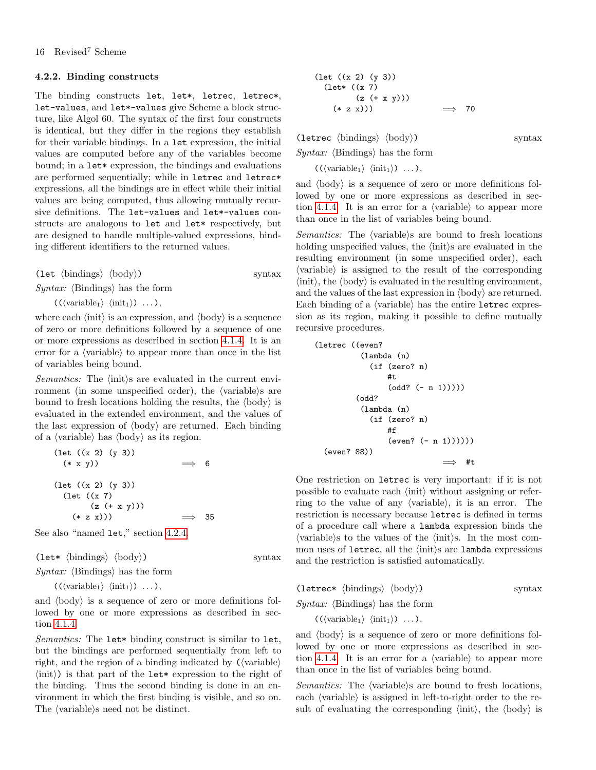### 4.2.2. Binding constructs

The binding constructs `let`, `let*`, `letrec`, `letrec*`, `let-values`, and `let*-values` give Scheme a block structure, like Algol 60. The syntax of the first four constructs is identical, but they differ in the regions they establish for their variable bindings. In a `let` expression, the initial values are computed before any of the variables become bound; in a `let*` expression, the bindings and evaluations are performed sequentially; while in `letrec` and `letrec*` expressions, all the bindings are in effect while their initial values are being computed, thus allowing mutually recursive definitions. The `let-values` and `let*-values` constructs are analogous to `let` and `let*` respectively, but are designed to handle multiple-valued expressions, binding different identifiers to the returned values.

(`let` ⟨bindings⟩ ⟨body⟩) syntax

*Syntax:* ⟨Bindings⟩ has the form

((⟨variable$_1$⟩ ⟨init$_1$⟩) ...),

where each ⟨init⟩ is an expression, and ⟨body⟩ is a sequence of zero or more definitions followed by a sequence of one or more expressions as described in section 4.1.4. It is an error for a ⟨variable⟩ to appear more than once in the list of variables being bound.

*Semantics:* The ⟨init⟩s are evaluated in the current environment (in some unspecified order), the ⟨variable⟩s are bound to fresh locations holding the results, the ⟨body⟩ is evaluated in the extended environment, and the values of the last expression of ⟨body⟩ are returned. Each binding of a ⟨variable⟩ has ⟨body⟩ as its region.

```
(let ((x 2) (y 3))
  (* x y))                ⟹  6

(let ((x 2) (y 3))
  (let ((x 7)
        (z (+ x y)))
    (* z x)))             ⟹  35
```

See also "named `let`," section 4.2.4.

(`let*` ⟨bindings⟩ ⟨body⟩) syntax

*Syntax:* ⟨Bindings⟩ has the form

((⟨variable$_1$⟩ ⟨init$_1$⟩) ...),

and ⟨body⟩ is a sequence of zero or more definitions followed by one or more expressions as described in section 4.1.4.

*Semantics:* The `let*` binding construct is similar to `let`, but the bindings are performed sequentially from left to right, and the region of a binding indicated by (⟨variable⟩ ⟨init⟩) is that part of the `let*` expression to the right of the binding. Thus the second binding is done in an environment in which the first binding is visible, and so on. The ⟨variable⟩s need not be distinct.

```
(let ((x 2) (y 3))
  (let* ((x 7)
         (z (+ x y)))
    (* z x)))             ⟹  70
```

(`letrec` ⟨bindings⟩ ⟨body⟩) syntax

*Syntax:* ⟨Bindings⟩ has the form

((⟨variable$_1$⟩ ⟨init$_1$⟩) ...),

and ⟨body⟩ is a sequence of zero or more definitions followed by one or more expressions as described in section 4.1.4. It is an error for a ⟨variable⟩ to appear more than once in the list of variables being bound.

*Semantics:* The ⟨variable⟩s are bound to fresh locations holding unspecified values, the ⟨init⟩s are evaluated in the resulting environment (in some unspecified order), each ⟨variable⟩ is assigned to the result of the corresponding ⟨init⟩, the ⟨body⟩ is evaluated in the resulting environment, and the values of the last expression in ⟨body⟩ are returned. Each binding of a ⟨variable⟩ has the entire `letrec` expression as its region, making it possible to define mutually recursive procedures.

```
(letrec ((even?
          (lambda (n)
            (if (zero? n)
                #t
                (odd? (- n 1)))))
         (odd?
          (lambda (n)
            (if (zero? n)
                #f
                (even? (- n 1))))))
  (even? 88))
                          ⟹  #t
```

One restriction on `letrec` is very important: if it is not possible to evaluate each ⟨init⟩ without assigning or referring to the value of any ⟨variable⟩, it is an error. The restriction is necessary because `letrec` is defined in terms of a procedure call where a `lambda` expression binds the ⟨variable⟩s to the values of the ⟨init⟩s. In the most common uses of `letrec`, all the ⟨init⟩s are `lambda` expressions and the restriction is satisfied automatically.

(`letrec*` ⟨bindings⟩ ⟨body⟩) syntax

*Syntax:* ⟨Bindings⟩ has the form

((⟨variable$_1$⟩ ⟨init$_1$⟩) ...),

and ⟨body⟩ is a sequence of zero or more definitions followed by one or more expressions as described in section 4.1.4. It is an error for a ⟨variable⟩ to appear more than once in the list of variables being bound.

*Semantics:* The ⟨variable⟩s are bound to fresh locations, each ⟨variable⟩ is assigned in left-to-right order to the result of evaluating the corresponding ⟨init⟩, the ⟨body⟩ is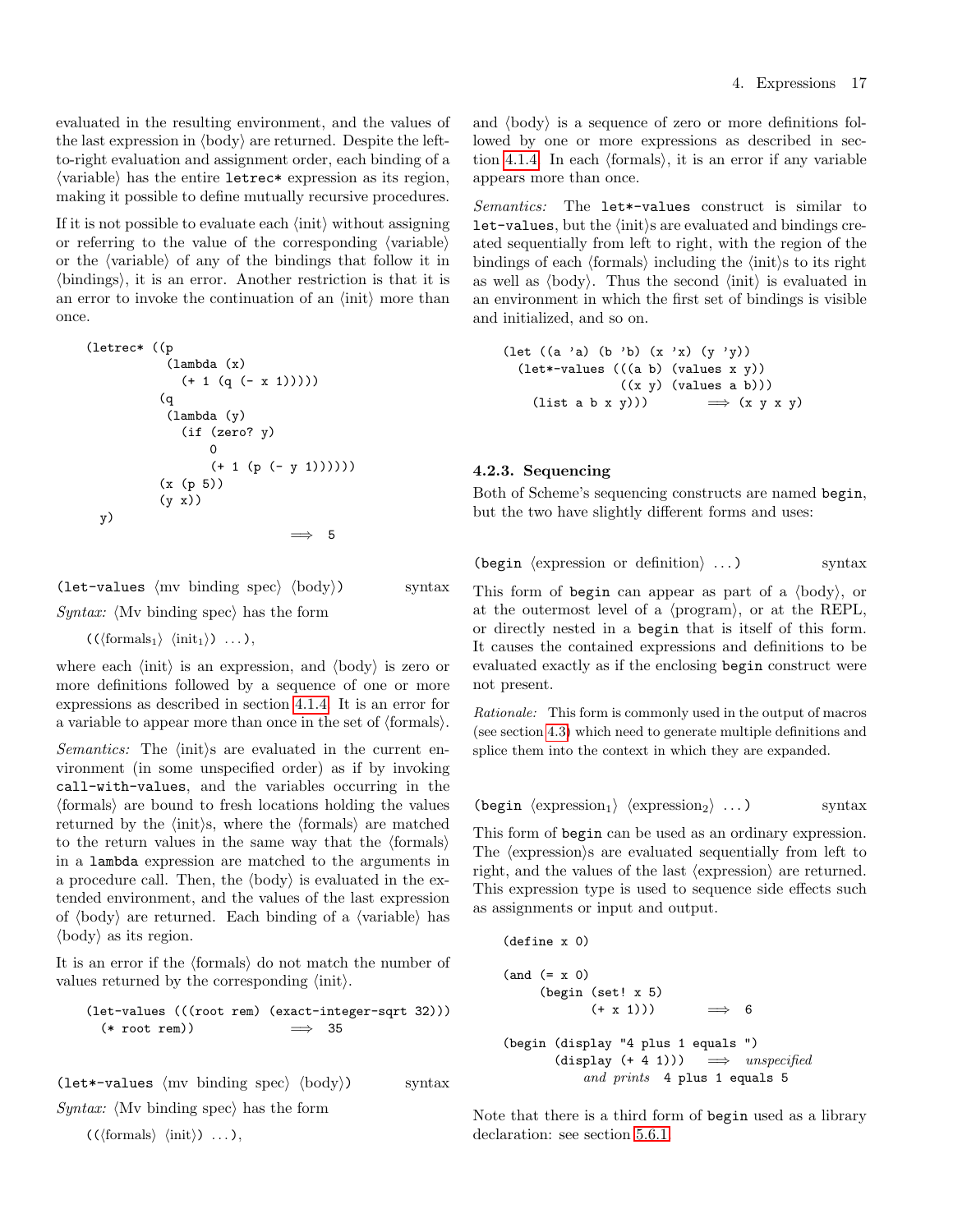evaluated in the resulting environment, and the values of the last expression in ⟨body⟩ are returned. Despite the left-to-right evaluation and assignment order, each binding of a ⟨variable⟩ has the entire `letrec*` expression as its region, making it possible to define mutually recursive procedures.

If it is not possible to evaluate each ⟨init⟩ without assigning or referring to the value of the corresponding ⟨variable⟩ or the ⟨variable⟩ of any of the bindings that follow it in ⟨bindings⟩, it is an error. Another restriction is that it is an error to invoke the continuation of an ⟨init⟩ more than once.

```
(letrec* ((p
           (lambda (x)
             (+ 1 (q (- x 1)))))
          (q
           (lambda (y)
             (if (zero? y)
                 0
                 (+ 1 (p (- y 1))))))
          (x (p 5))
          (y x))
  y)
                              ⟹  5
```

(`let-values` ⟨mv binding spec⟩ ⟨body⟩)  syntax

*Syntax:* ⟨Mv binding spec⟩ has the form

((⟨$\text{formals}_1$⟩ ⟨$\text{init}_1$⟩) ...),

where each ⟨init⟩ is an expression, and ⟨body⟩ is zero or more definitions followed by a sequence of one or more expressions as described in section 4.1.4. It is an error for a variable to appear more than once in the set of ⟨formals⟩.

*Semantics:* The ⟨init⟩s are evaluated in the current environment (in some unspecified order) as if by invoking `call-with-values`, and the variables occurring in the ⟨formals⟩ are bound to fresh locations holding the values returned by the ⟨init⟩s, where the ⟨formals⟩ are matched to the return values in the same way that the ⟨formals⟩ in a `lambda` expression are matched to the arguments in a procedure call. Then, the ⟨body⟩ is evaluated in the extended environment, and the values of the last expression of ⟨body⟩ are returned. Each binding of a ⟨variable⟩ has ⟨body⟩ as its region.

It is an error if the ⟨formals⟩ do not match the number of values returned by the corresponding ⟨init⟩.

```
(let-values (((root rem) (exact-integer-sqrt 32)))
  (* root rem))              ⟹  35
```

(`let*-values` ⟨mv binding spec⟩ ⟨body⟩)  syntax

*Syntax:* ⟨Mv binding spec⟩ has the form

((⟨formals⟩ ⟨init⟩) ...),

and ⟨body⟩ is a sequence of zero or more definitions followed by one or more expressions as described in section 4.1.4. In each ⟨formals⟩, it is an error if any variable appears more than once.

*Semantics:* The `let*-values` construct is similar to `let-values`, but the ⟨init⟩s are evaluated and bindings created sequentially from left to right, with the region of the bindings of each ⟨formals⟩ including the ⟨init⟩s to its right as well as ⟨body⟩. Thus the second ⟨init⟩ is evaluated in an environment in which the first set of bindings is visible and initialized, and so on.

```
(let ((a 'a) (b 'b) (x 'x) (y 'y))
  (let*-values (((a b) (values x y))
                ((x y) (values a b)))
    (list a b x y)))        ⟹ (x y x y)
```

### 4.2.3. Sequencing

Both of Scheme's sequencing constructs are named `begin`, but the two have slightly different forms and uses:

(`begin` ⟨expression or definition⟩ ...)  syntax

This form of `begin` can appear as part of a ⟨body⟩, or at the outermost level of a ⟨program⟩, or at the REPL, or directly nested in a `begin` that is itself of this form. It causes the contained expressions and definitions to be evaluated exactly as if the enclosing `begin` construct were not present.

*Rationale:* This form is commonly used in the output of macros (see section 4.3) which need to generate multiple definitions and splice them into the context in which they are expanded.

(`begin` ⟨$\text{expression}_1$⟩ ⟨$\text{expression}_2$⟩ ...)  syntax

This form of `begin` can be used as an ordinary expression. The ⟨expression⟩s are evaluated sequentially from left to right, and the values of the last ⟨expression⟩ are returned. This expression type is used to sequence side effects such as assignments or input and output.

```
(define x 0)

(and (= x 0)
     (begin (set! x 5)
            (+ x 1)))        ⟹  6

(begin (display "4 plus 1 equals ")
       (display (+ 4 1)))   ⟹  unspecified
           and prints  4 plus 1 equals 5
```

Note that there is a third form of `begin` used as a library declaration: see section 5.6.1.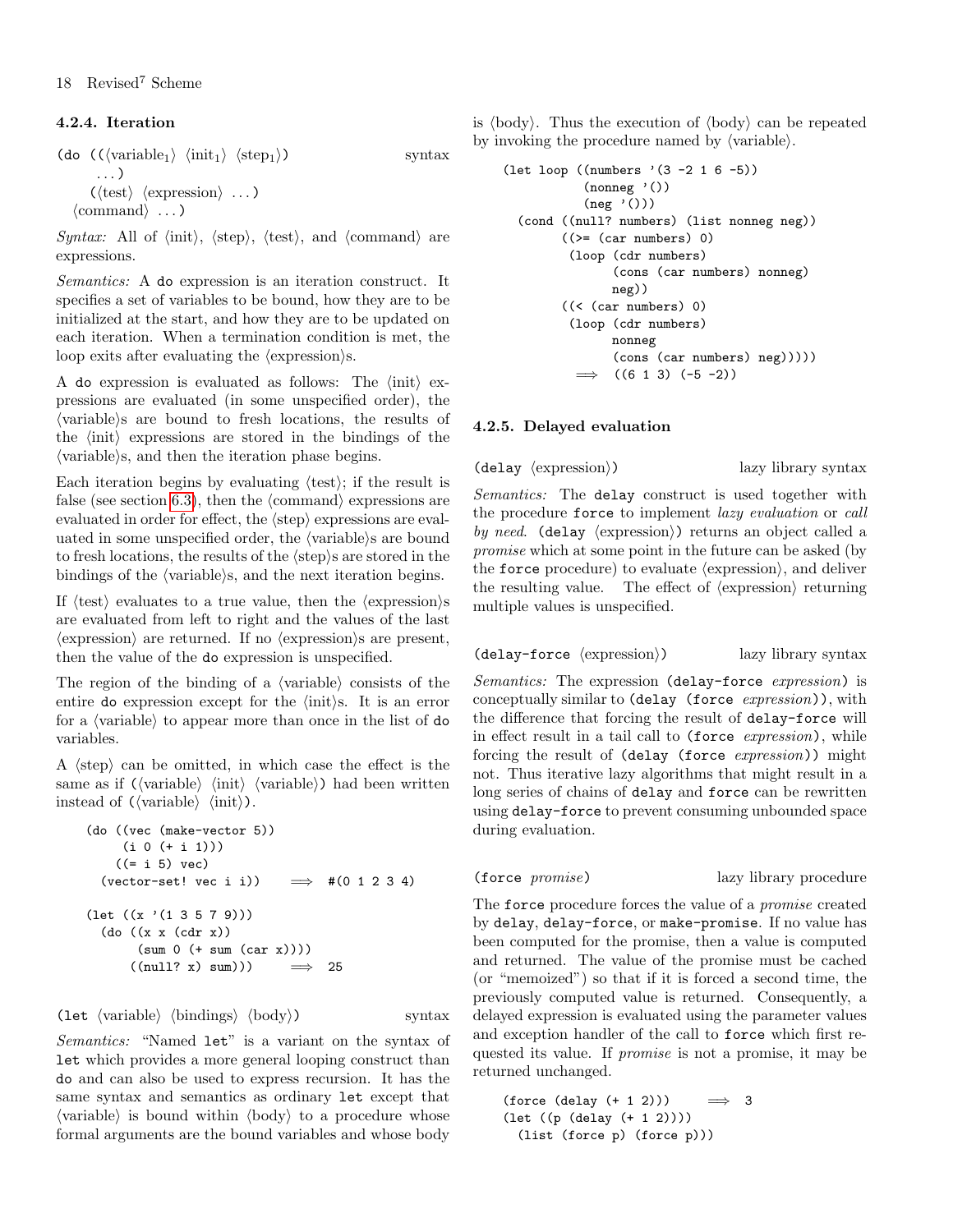### 4.2.4. Iteration

```
(do ((⟨variable1⟩ ⟨init1⟩ ⟨step1⟩)          syntax
     ...)
    (⟨test⟩ ⟨expression⟩ ...)
  ⟨command⟩ ...)
```

*Syntax:* All of ⟨init⟩, ⟨step⟩, ⟨test⟩, and ⟨command⟩ are expressions.

*Semantics:* A `do` expression is an iteration construct. It specifies a set of variables to be bound, how they are to be initialized at the start, and how they are to be updated on each iteration. When a termination condition is met, the loop exits after evaluating the ⟨expression⟩s.

A `do` expression is evaluated as follows: The ⟨init⟩ expressions are evaluated (in some unspecified order), the ⟨variable⟩s are bound to fresh locations, the results of the ⟨init⟩ expressions are stored in the bindings of the ⟨variable⟩s, and then the iteration phase begins.

Each iteration begins by evaluating ⟨test⟩; if the result is false (see section 6.3), then the ⟨command⟩ expressions are evaluated in order for effect, the ⟨step⟩ expressions are evaluated in some unspecified order, the ⟨variable⟩s are bound to fresh locations, the results of the ⟨step⟩s are stored in the bindings of the ⟨variable⟩s, and the next iteration begins.

If ⟨test⟩ evaluates to a true value, then the ⟨expression⟩s are evaluated from left to right and the values of the last ⟨expression⟩ are returned. If no ⟨expression⟩s are present, then the value of the `do` expression is unspecified.

The region of the binding of a ⟨variable⟩ consists of the entire `do` expression except for the ⟨init⟩s. It is an error for a ⟨variable⟩ to appear more than once in the list of `do` variables.

A ⟨step⟩ can be omitted, in which case the effect is the same as if `(⟨variable⟩ ⟨init⟩ ⟨variable⟩)` had been written instead of `(⟨variable⟩ ⟨init⟩)`.

```
(do ((vec (make-vector 5))
     (i 0 (+ i 1)))
    ((= i 5) vec)
  (vector-set! vec i i))     ⟹  #(0 1 2 3 4)

(let ((x '(1 3 5 7 9)))
  (do ((x x (cdr x))
       (sum 0 (+ sum (car x))))
      ((null? x) sum)))      ⟹  25
```

`(let ⟨variable⟩ ⟨bindings⟩ ⟨body⟩)`    syntax

*Semantics:* "Named `let`" is a variant on the syntax of `let` which provides a more general looping construct than `do` and can also be used to express recursion. It has the same syntax and semantics as ordinary `let` except that ⟨variable⟩ is bound within ⟨body⟩ to a procedure whose formal arguments are the bound variables and whose body is ⟨body⟩. Thus the execution of ⟨body⟩ can be repeated by invoking the procedure named by ⟨variable⟩.

```
(let loop ((numbers '(3 -2 1 6 -5))
           (nonneg '())
           (neg '()))
  (cond ((null? numbers) (list nonneg neg))
        ((>= (car numbers) 0)
         (loop (cdr numbers)
               (cons (car numbers) nonneg)
               neg))
        ((< (car numbers) 0)
         (loop (cdr numbers)
               nonneg
               (cons (car numbers) neg)))))
      ⟹  ((6 1 3) (-5 -2))
```

### 4.2.5. Delayed evaluation

`(delay ⟨expression⟩)`    lazy library syntax

*Semantics:* The `delay` construct is used together with the procedure `force` to implement *lazy evaluation* or *call by need*. `(delay ⟨expression⟩)` returns an object called a *promise* which at some point in the future can be asked (by the `force` procedure) to evaluate ⟨expression⟩, and deliver the resulting value. The effect of ⟨expression⟩ returning multiple values is unspecified.

`(delay-force ⟨expression⟩)`    lazy library syntax

*Semantics:* The expression `(delay-force` *expression*`)` is conceptually similar to `(delay (force` *expression*`))`, with the difference that forcing the result of `delay-force` will in effect result in a tail call to `(force` *expression*`)`, while forcing the result of `(delay (force` *expression*`))` might not. Thus iterative lazy algorithms that might result in a long series of chains of `delay` and `force` can be rewritten using `delay-force` to prevent consuming unbounded space during evaluation.

`(force` *promise*`)`    lazy library procedure

The `force` procedure forces the value of a *promise* created by `delay`, `delay-force`, or `make-promise`. If no value has been computed for the promise, then a value is computed and returned. The value of the promise must be cached (or "memoized") so that if it is forced a second time, the previously computed value is returned. Consequently, a delayed expression is evaluated using the parameter values and exception handler of the call to `force` which first requested its value. If *promise* is not a promise, it may be returned unchanged.

```
(force (delay (+ 1 2)))     ⟹  3
(let ((p (delay (+ 1 2))))
  (list (force p) (force p)))
```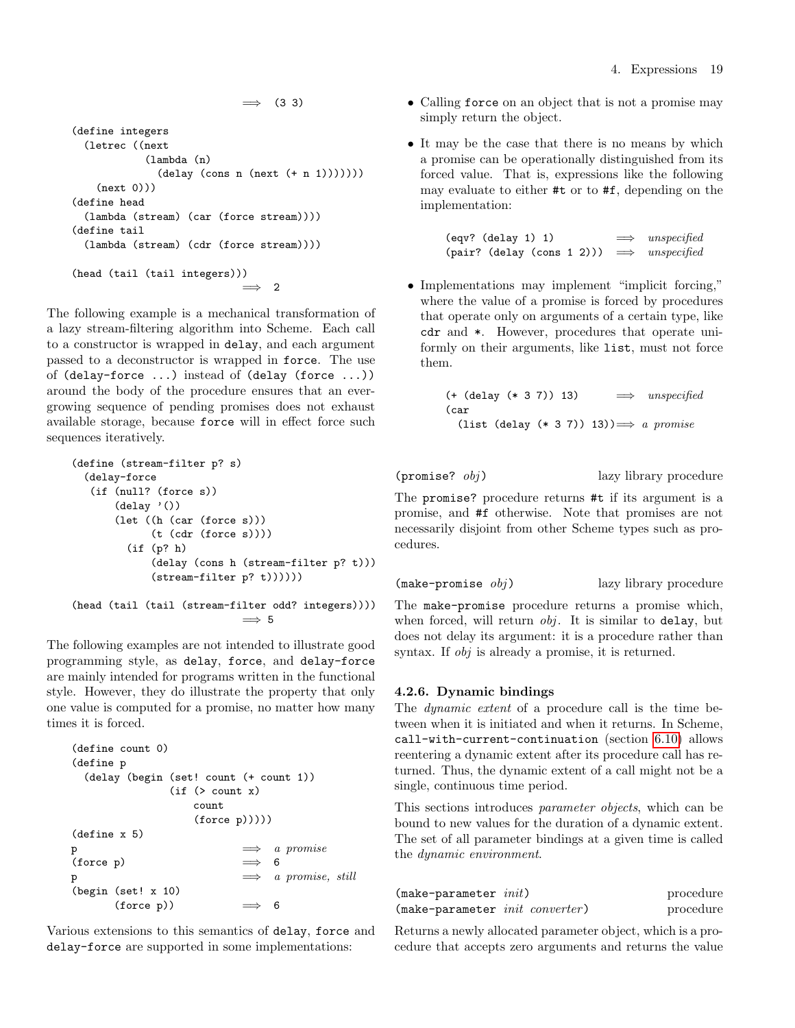```
                                ⟹  (3 3)
```

```
(define integers
  (letrec ((next
            (lambda (n)
              (delay (cons n (next (+ n 1)))))))
    (next 0)))
(define head
  (lambda (stream) (car (force stream))))
(define tail
  (lambda (stream) (cdr (force stream))))

(head (tail (tail integers)))
                                ⟹  2
```

The following example is a mechanical transformation of a lazy stream-filtering algorithm into Scheme. Each call to a constructor is wrapped in `delay`, and each argument passed to a deconstructor is wrapped in `force`. The use of `(delay-force ...)` instead of `(delay (force ...))` around the body of the procedure ensures that an ever-growing sequence of pending promises does not exhaust available storage, because `force` will in effect force such sequences iteratively.

```
(define (stream-filter p? s)
  (delay-force
   (if (null? (force s))
       (delay '())
       (let ((h (car (force s)))
             (t (cdr (force s))))
         (if (p? h)
             (delay (cons h (stream-filter p? t)))
             (stream-filter p? t))))))

(head (tail (tail (stream-filter odd? integers))))
                                ⟹ 5
```

The following examples are not intended to illustrate good programming style, as `delay`, `force`, and `delay-force` are mainly intended for programs written in the functional style. However, they do illustrate the property that only one value is computed for a promise, no matter how many times it is forced.

```
(define count 0)
(define p
  (delay (begin (set! count (+ count 1))
                (if (> count x)
                    count
                    (force p)))))
(define x 5)
p                               ⟹  a promise
(force p)                       ⟹  6
p                               ⟹  a promise, still
(begin (set! x 10)
       (force p))               ⟹  6
```

Various extensions to this semantics of `delay`, `force` and `delay-force` are supported in some implementations:

- Calling `force` on an object that is not a promise may simply return the object.
- It may be the case that there is no means by which a promise can be operationally distinguished from its forced value. That is, expressions like the following may evaluate to either `#t` or to `#f`, depending on the implementation:

```
(eqv? (delay 1) 1)            ⟹  unspecified
(pair? (delay (cons 1 2)))    ⟹  unspecified
```

- Implementations may implement "implicit forcing," where the value of a promise is forced by procedures that operate only on arguments of a certain type, like `cdr` and `*`. However, procedures that operate uniformly on their arguments, like `list`, must not force them.

```
(+ (delay (* 3 7)) 13)        ⟹  unspecified
(car
  (list (delay (* 3 7)) 13))⟹  a promise
```

`(promise? obj)` — lazy library procedure

The `promise?` procedure returns `#t` if its argument is a promise, and `#f` otherwise. Note that promises are not necessarily disjoint from other Scheme types such as procedures.

`(make-promise obj)` — lazy library procedure

The `make-promise` procedure returns a promise which, when forced, will return *obj*. It is similar to `delay`, but does not delay its argument: it is a procedure rather than syntax. If *obj* is already a promise, it is returned.

#### 4.2.6. Dynamic bindings

The *dynamic extent* of a procedure call is the time between when it is initiated and when it returns. In Scheme, `call-with-current-continuation` (section 6.10) allows reentering a dynamic extent after its procedure call has returned. Thus, the dynamic extent of a call might not be a single, continuous time period.

This sections introduces *parameter objects*, which can be bound to new values for the duration of a dynamic extent. The set of all parameter bindings at a given time is called the *dynamic environment*.

`(make-parameter init)` — procedure
`(make-parameter init converter)` — procedure

Returns a newly allocated parameter object, which is a procedure that accepts zero arguments and returns the value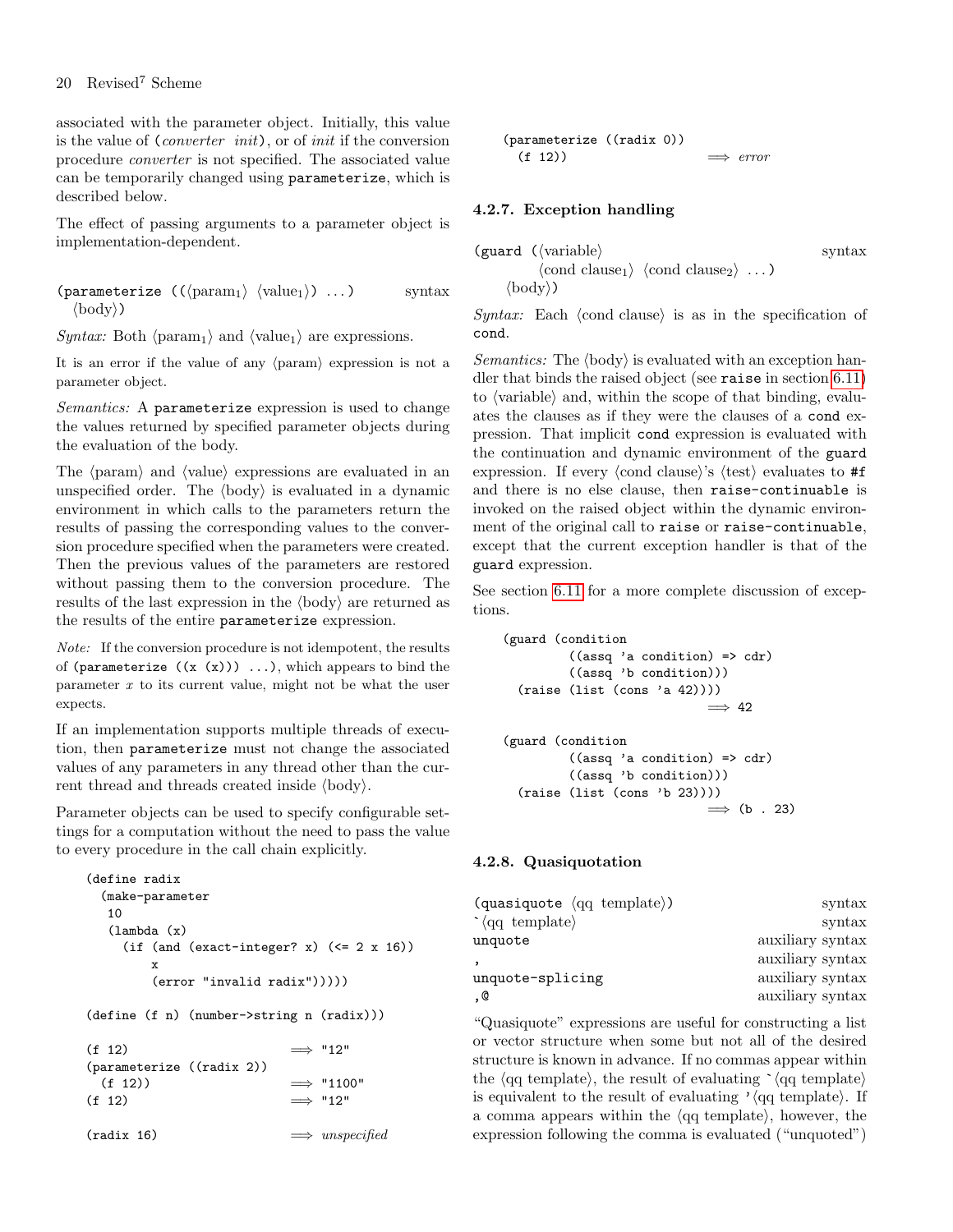associated with the parameter object. Initially, this value is the value of (*converter init*), or of *init* if the conversion procedure *converter* is not specified. The associated value can be temporarily changed using `parameterize`, which is described below.

The effect of passing arguments to a parameter object is implementation-dependent.

(parameterize ((⟨param$_1$⟩ ⟨value$_1$⟩) ...) ⟨body⟩)    syntax

*Syntax:* Both ⟨param$_1$⟩ and ⟨value$_1$⟩ are expressions.

It is an error if the value of any ⟨param⟩ expression is not a parameter object.

*Semantics:* A `parameterize` expression is used to change the values returned by specified parameter objects during the evaluation of the body.

The ⟨param⟩ and ⟨value⟩ expressions are evaluated in an unspecified order. The ⟨body⟩ is evaluated in a dynamic environment in which calls to the parameters return the results of passing the corresponding values to the conversion procedure specified when the parameters were created. Then the previous values of the parameters are restored without passing them to the conversion procedure. The results of the last expression in the ⟨body⟩ are returned as the results of the entire `parameterize` expression.

*Note:* If the conversion procedure is not idempotent, the results of `(parameterize ((x (x))) ...)`, which appears to bind the parameter *x* to its current value, might not be what the user expects.

If an implementation supports multiple threads of execution, then `parameterize` must not change the associated values of any parameters in any thread other than the current thread and threads created inside ⟨body⟩.

Parameter objects can be used to specify configurable settings for a computation without the need to pass the value to every procedure in the call chain explicitly.

```
(define radix
  (make-parameter
   10
   (lambda (x)
     (if (and (exact-integer? x) (<= 2 x 16))
         x
         (error "invalid radix")))))

(define (f n) (number->string n (radix)))

(f 12)                        ⟹ "12"
(parameterize ((radix 2))
  (f 12))                     ⟹ "1100"
(f 12)                        ⟹ "12"

(radix 16)                    ⟹ unspecified

(parameterize ((radix 0))
  (f 12))                     ⟹ error
```

### 4.2.7. Exception handling

(guard (⟨variable⟩ ⟨cond clause$_1$⟩ ⟨cond clause$_2$⟩ ...) ⟨body⟩)    syntax

*Syntax:* Each ⟨cond clause⟩ is as in the specification of `cond`.

*Semantics:* The ⟨body⟩ is evaluated with an exception handler that binds the raised object (see `raise` in section 6.11) to ⟨variable⟩ and, within the scope of that binding, evaluates the clauses as if they were the clauses of a `cond` expression. That implicit `cond` expression is evaluated with the continuation and dynamic environment of the `guard` expression. If every ⟨cond clause⟩'s ⟨test⟩ evaluates to `#f` and there is no else clause, then `raise-continuable` is invoked on the raised object within the dynamic environment of the original call to `raise` or `raise-continuable`, except that the current exception handler is that of the `guard` expression.

See section 6.11 for a more complete discussion of exceptions.

```
(guard (condition
         ((assq 'a condition) => cdr)
         ((assq 'b condition)))
  (raise (list (cons 'a 42))))
                              ⟹ 42

(guard (condition
         ((assq 'a condition) => cdr)
         ((assq 'b condition)))
  (raise (list (cons 'b 23))))
                              ⟹ (b . 23)
```

### 4.2.8. Quasiquotation

| | |
|---|---|
| (quasiquote ⟨qq template⟩) | syntax |
| \`⟨qq template⟩ | syntax |
| unquote | auxiliary syntax |
| , | auxiliary syntax |
| unquote-splicing | auxiliary syntax |
| ,@ | auxiliary syntax |

"Quasiquote" expressions are useful for constructing a list or vector structure when some but not all of the desired structure is known in advance. If no commas appear within the ⟨qq template⟩, the result of evaluating \`⟨qq template⟩ is equivalent to the result of evaluating '⟨qq template⟩. If a comma appears within the ⟨qq template⟩, however, the expression following the comma is evaluated ("unquoted")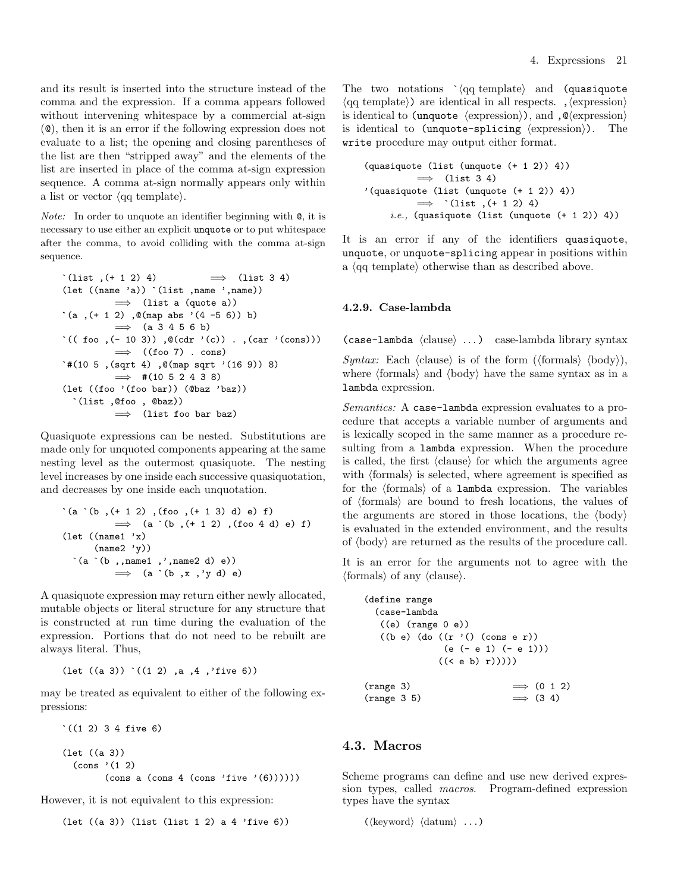and its result is inserted into the structure instead of the comma and the expression. If a comma appears followed without intervening whitespace by a commercial at-sign (`@`), then it is an error if the following expression does not evaluate to a list; the opening and closing parentheses of the list are then "stripped away" and the elements of the list are inserted in place of the comma at-sign expression sequence. A comma at-sign normally appears only within a list or vector ⟨qq template⟩.

*Note:* In order to unquote an identifier beginning with `@`, it is necessary to use either an explicit `unquote` or to put whitespace after the comma, to avoid colliding with the comma at-sign sequence.

```
`(list ,(+ 1 2) 4)          ⟹  (list 3 4)
(let ((name 'a)) `(list ,name ',name))
          ⟹  (list a (quote a))
`(a ,(+ 1 2) ,@(map abs '(4 -5 6)) b)
          ⟹  (a 3 4 5 6 b)
`(( foo ,(- 10 3)) ,@(cdr '(c)) . ,(car '(cons)))
          ⟹  ((foo 7) . cons)
`#(10 5 ,(sqrt 4) ,@(map sqrt '(16 9)) 8)
          ⟹  #(10 5 2 4 3 8)
(let ((foo '(foo bar)) (@baz 'baz))
  `(list ,@foo , @baz))
          ⟹  (list foo bar baz)
```

Quasiquote expressions can be nested. Substitutions are made only for unquoted components appearing at the same nesting level as the outermost quasiquote. The nesting level increases by one inside each successive quasiquotation, and decreases by one inside each unquotation.

```
`(a `(b ,(+ 1 2) ,(foo ,(+ 1 3) d) e) f)
          ⟹  (a `(b ,(+ 1 2) ,(foo 4 d) e) f)
(let ((name1 'x)
      (name2 'y))
  `(a `(b ,,name1 ,',name2 d) e))
          ⟹  (a `(b ,x ,'y d) e)
```

A quasiquote expression may return either newly allocated, mutable objects or literal structure for any structure that is constructed at run time during the evaluation of the expression. Portions that do not need to be rebuilt are always literal. Thus,

```
(let ((a 3)) `((1 2) ,a ,4 ,'five 6))
```

may be treated as equivalent to either of the following expressions:

```
`((1 2) 3 4 five 6)

(let ((a 3))
  (cons '(1 2)
        (cons a (cons 4 (cons 'five '(6))))))
```

However, it is not equivalent to this expression:

```
(let ((a 3)) (list (list 1 2) a 4 'five 6))
```

The two notations `` `⟨qq template⟩`` and `(quasiquote ⟨qq template⟩)` are identical in all respects. `,⟨expression⟩` is identical to `(unquote ⟨expression⟩)`, and `,@⟨expression⟩` is identical to `(unquote-splicing ⟨expression⟩)`. The `write` procedure may output either format.

```
(quasiquote (list (unquote (+ 1 2)) 4))
          ⟹  (list 3 4)
'(quasiquote (list (unquote (+ 1 2)) 4))
          ⟹  `(list ,(+ 1 2) 4)
     i.e., (quasiquote (list (unquote (+ 1 2)) 4))
```

It is an error if any of the identifiers `quasiquote`, `unquote`, or `unquote-splicing` appear in positions within a ⟨qq template⟩ otherwise than as described above.

### 4.2.9. Case-lambda

`(case-lambda ⟨clause⟩ ...)`    case-lambda library syntax

*Syntax:* Each ⟨clause⟩ is of the form (⟨formals⟩ ⟨body⟩), where ⟨formals⟩ and ⟨body⟩ have the same syntax as in a `lambda` expression.

*Semantics:* A `case-lambda` expression evaluates to a procedure that accepts a variable number of arguments and is lexically scoped in the same manner as a procedure resulting from a `lambda` expression. When the procedure is called, the first ⟨clause⟩ for which the arguments agree with ⟨formals⟩ is selected, where agreement is specified as for the ⟨formals⟩ of a `lambda` expression. The variables of ⟨formals⟩ are bound to fresh locations, the values of the arguments are stored in those locations, the ⟨body⟩ is evaluated in the extended environment, and the results of ⟨body⟩ are returned as the results of the procedure call.

It is an error for the arguments not to agree with the ⟨formals⟩ of any ⟨clause⟩.

```
(define range
  (case-lambda
   ((e) (range 0 e))
   ((b e) (do ((r '() (cons e r))
               (e (- e 1) (- e 1)))
              ((< e b) r)))))

(range 3)                   ⟹ (0 1 2)
(range 3 5)                 ⟹ (3 4)
```

## 4.3. Macros

Scheme programs can define and use new derived expression types, called *macros*. Program-defined expression types have the syntax

```
(⟨keyword⟩ ⟨datum⟩ ...)
```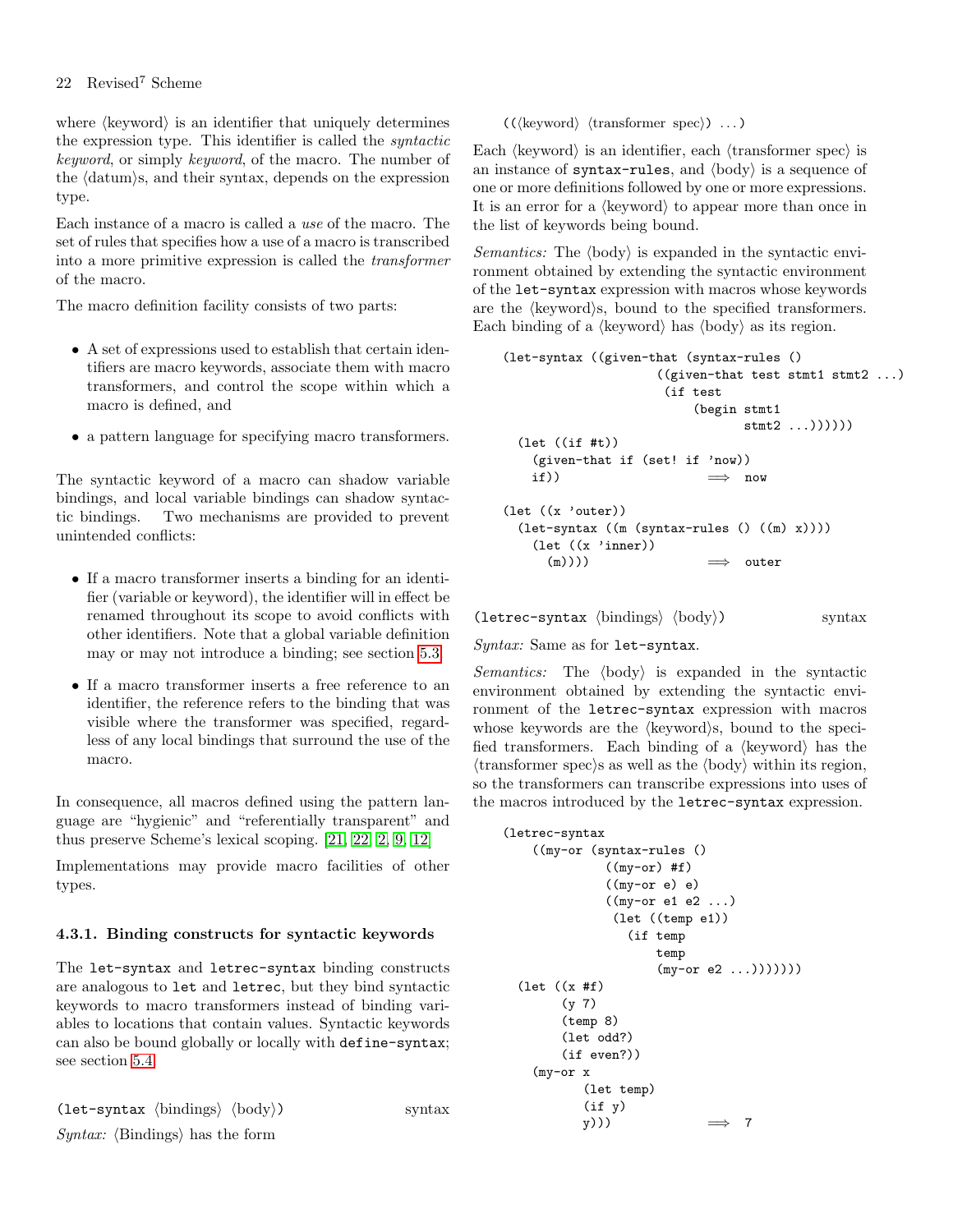where ⟨keyword⟩ is an identifier that uniquely determines the expression type. This identifier is called the *syntactic keyword*, or simply *keyword*, of the macro. The number of the ⟨datum⟩s, and their syntax, depends on the expression type.

Each instance of a macro is called a *use* of the macro. The set of rules that specifies how a use of a macro is transcribed into a more primitive expression is called the *transformer* of the macro.

The macro definition facility consists of two parts:

- A set of expressions used to establish that certain identifiers are macro keywords, associate them with macro transformers, and control the scope within which a macro is defined, and
- a pattern language for specifying macro transformers.

The syntactic keyword of a macro can shadow variable bindings, and local variable bindings can shadow syntactic bindings. Two mechanisms are provided to prevent unintended conflicts:

- If a macro transformer inserts a binding for an identifier (variable or keyword), the identifier will in effect be renamed throughout its scope to avoid conflicts with other identifiers. Note that a global variable definition may or may not introduce a binding; see section 5.3.
- If a macro transformer inserts a free reference to an identifier, the reference refers to the binding that was visible where the transformer was specified, regardless of any local bindings that surround the use of the macro.

In consequence, all macros defined using the pattern language are "hygienic" and "referentially transparent" and thus preserve Scheme's lexical scoping. [21, 22, 2, 9, 12]

Implementations may provide macro facilities of other types.

### 4.3.1. Binding constructs for syntactic keywords

The `let-syntax` and `letrec-syntax` binding constructs are analogous to `let` and `letrec`, but they bind syntactic keywords to macro transformers instead of binding variables to locations that contain values. Syntactic keywords can also be bound globally or locally with `define-syntax`; see section 5.4.

`(let-syntax ⟨bindings⟩ ⟨body⟩)` syntax

*Syntax:* ⟨Bindings⟩ has the form

```
((⟨keyword⟩ ⟨transformer spec⟩) ...)
```

Each ⟨keyword⟩ is an identifier, each ⟨transformer spec⟩ is an instance of `syntax-rules`, and ⟨body⟩ is a sequence of one or more definitions followed by one or more expressions. It is an error for a ⟨keyword⟩ to appear more than once in the list of keywords being bound.

*Semantics:* The ⟨body⟩ is expanded in the syntactic environment obtained by extending the syntactic environment of the `let-syntax` expression with macros whose keywords are the ⟨keyword⟩s, bound to the specified transformers. Each binding of a ⟨keyword⟩ has ⟨body⟩ as its region.

```
(let-syntax ((given-that (syntax-rules ()
                     ((given-that test stmt1 stmt2 ...)
                      (if test
                          (begin stmt1
                                 stmt2 ...))))))
  (let ((if #t))
    (given-that if (set! if 'now))
    if))                    ⟹  now

(let ((x 'outer))
  (let-syntax ((m (syntax-rules () ((m) x))))
    (let ((x 'inner))
      (m))))                ⟹  outer
```

`(letrec-syntax ⟨bindings⟩ ⟨body⟩)` syntax

*Syntax:* Same as for `let-syntax`.

*Semantics:* The ⟨body⟩ is expanded in the syntactic environment obtained by extending the syntactic environment of the `letrec-syntax` expression with macros whose keywords are the ⟨keyword⟩s, bound to the specified transformers. Each binding of a ⟨keyword⟩ has the ⟨transformer spec⟩s as well as the ⟨body⟩ within its region, so the transformers can transcribe expressions into uses of the macros introduced by the `letrec-syntax` expression.

```
(letrec-syntax
    ((my-or (syntax-rules ()
              ((my-or) #f)
              ((my-or e) e)
              ((my-or e1 e2 ...)
               (let ((temp e1))
                 (if temp
                     temp
                     (my-or e2 ...)))))))
  (let ((x #f)
        (y 7)
        (temp 8)
        (let odd?)
        (if even?))
    (my-or x
           (let temp)
           (if y)
           y)))             ⟹  7
```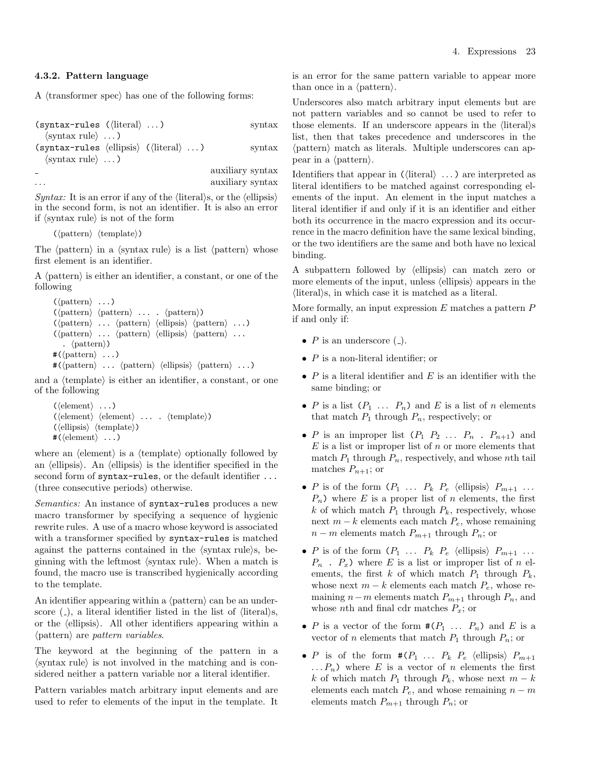#### 4.3.2. Pattern language

A ⟨transformer spec⟩ has one of the following forms:

(syntax-rules (⟨literal⟩ ...) ⟨syntax rule⟩ ...) — syntax

(syntax-rules ⟨ellipsis⟩ (⟨literal⟩ ...) ⟨syntax rule⟩ ...) — syntax

_ — auxiliary syntax

... — auxiliary syntax

*Syntax:* It is an error if any of the ⟨literal⟩s, or the ⟨ellipsis⟩ in the second form, is not an identifier. It is also an error if ⟨syntax rule⟩ is not of the form

```
(⟨pattern⟩ ⟨template⟩)
```

The ⟨pattern⟩ in a ⟨syntax rule⟩ is a list ⟨pattern⟩ whose first element is an identifier.

A ⟨pattern⟩ is either an identifier, a constant, or one of the following

```
(⟨pattern⟩ ...)
(⟨pattern⟩ ⟨pattern⟩ ... . ⟨pattern⟩)
(⟨pattern⟩ ... ⟨pattern⟩ ⟨ellipsis⟩ ⟨pattern⟩ ...)
(⟨pattern⟩ ... ⟨pattern⟩ ⟨ellipsis⟩ ⟨pattern⟩ ...
  . ⟨pattern⟩)
#(⟨pattern⟩ ...)
#(⟨pattern⟩ ... ⟨pattern⟩ ⟨ellipsis⟩ ⟨pattern⟩ ...)
```

and a ⟨template⟩ is either an identifier, a constant, or one of the following

```
(⟨element⟩ ...)
(⟨element⟩ ⟨element⟩ ... . ⟨template⟩)
(⟨ellipsis⟩ ⟨template⟩)
#(⟨element⟩ ...)
```

where an ⟨element⟩ is a ⟨template⟩ optionally followed by an ⟨ellipsis⟩. An ⟨ellipsis⟩ is the identifier specified in the second form of syntax-rules, or the default identifier ... (three consecutive periods) otherwise.

*Semantics:* An instance of syntax-rules produces a new macro transformer by specifying a sequence of hygienic rewrite rules. A use of a macro whose keyword is associated with a transformer specified by syntax-rules is matched against the patterns contained in the ⟨syntax rule⟩s, beginning with the leftmost ⟨syntax rule⟩. When a match is found, the macro use is transcribed hygienically according to the template.

An identifier appearing within a ⟨pattern⟩ can be an underscore (_), a literal identifier listed in the list of ⟨literal⟩s, or the ⟨ellipsis⟩. All other identifiers appearing within a ⟨pattern⟩ are *pattern variables*.

The keyword at the beginning of the pattern in a ⟨syntax rule⟩ is not involved in the matching and is considered neither a pattern variable nor a literal identifier.

Pattern variables match arbitrary input elements and are used to refer to elements of the input in the template. It is an error for the same pattern variable to appear more than once in a ⟨pattern⟩.

Underscores also match arbitrary input elements but are not pattern variables and so cannot be used to refer to those elements. If an underscore appears in the ⟨literal⟩s list, then that takes precedence and underscores in the ⟨pattern⟩ match as literals. Multiple underscores can appear in a ⟨pattern⟩.

Identifiers that appear in (⟨literal⟩ ...) are interpreted as literal identifiers to be matched against corresponding elements of the input. An element in the input matches a literal identifier if and only if it is an identifier and either both its occurrence in the macro expression and its occurrence in the macro definition have the same lexical binding, or the two identifiers are the same and both have no lexical binding.

A subpattern followed by ⟨ellipsis⟩ can match zero or more elements of the input, unless ⟨ellipsis⟩ appears in the ⟨literal⟩s, in which case it is matched as a literal.

More formally, an input expression $E$ matches a pattern $P$ if and only if:

- $P$ is an underscore (_).
- $P$ is a non-literal identifier; or
- $P$ is a literal identifier and $E$ is an identifier with the same binding; or
- $P$ is a list ($P_1$ ... $P_n$) and $E$ is a list of $n$ elements that match $P_1$ through $P_n$, respectively; or
- $P$ is an improper list ($P_1$ $P_2$ ... $P_n$ . $P_{n+1}$) and $E$ is a list or improper list of $n$ or more elements that match $P_1$ through $P_n$, respectively, and whose $n$th tail matches $P_{n+1}$; or
- $P$ is of the form ($P_1$ ... $P_k$ $P_e$ ⟨ellipsis⟩ $P_{m+1}$ ... $P_n$) where $E$ is a proper list of $n$ elements, the first $k$ of which match $P_1$ through $P_k$, respectively, whose next $m-k$ elements each match $P_e$, whose remaining $n-m$ elements match $P_{m+1}$ through $P_n$; or
- $P$ is of the form ($P_1$ ... $P_k$ $P_e$ ⟨ellipsis⟩ $P_{m+1}$ ... $P_n$ . $P_x$) where $E$ is a list or improper list of $n$ elements, the first $k$ of which match $P_1$ through $P_k$, whose next $m-k$ elements each match $P_e$, whose remaining $n-m$ elements match $P_{m+1}$ through $P_n$, and whose $n$th and final cdr matches $P_x$; or
- $P$ is a vector of the form #($P_1$ ... $P_n$) and $E$ is a vector of $n$ elements that match $P_1$ through $P_n$; or
- $P$ is of the form #($P_1$ ... $P_k$ $P_e$ ⟨ellipsis⟩ $P_{m+1}$ ... $P_n$) where $E$ is a vector of $n$ elements the first $k$ of which match $P_1$ through $P_k$, whose next $m-k$ elements each match $P_e$, and whose remaining $n-m$ elements match $P_{m+1}$ through $P_n$; or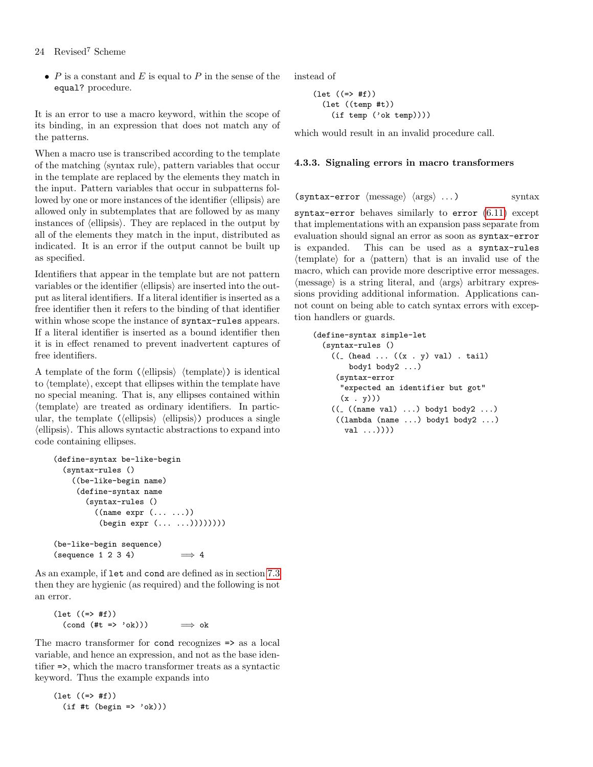- $P$ is a constant and $E$ is equal to $P$ in the sense of the `equal?` procedure.

It is an error to use a macro keyword, within the scope of its binding, in an expression that does not match any of the patterns.

When a macro use is transcribed according to the template of the matching ⟨syntax rule⟩, pattern variables that occur in the template are replaced by the elements they match in the input. Pattern variables that occur in subpatterns followed by one or more instances of the identifier ⟨ellipsis⟩ are allowed only in subtemplates that are followed by as many instances of ⟨ellipsis⟩. They are replaced in the output by all of the elements they match in the input, distributed as indicated. It is an error if the output cannot be built up as specified.

Identifiers that appear in the template but are not pattern variables or the identifier ⟨ellipsis⟩ are inserted into the output as literal identifiers. If a literal identifier is inserted as a free identifier then it refers to the binding of that identifier within whose scope the instance of `syntax-rules` appears. If a literal identifier is inserted as a bound identifier then it is in effect renamed to prevent inadvertent captures of free identifiers.

A template of the form (⟨ellipsis⟩ ⟨template⟩) is identical to ⟨template⟩, except that ellipses within the template have no special meaning. That is, any ellipses contained within ⟨template⟩ are treated as ordinary identifiers. In particular, the template (⟨ellipsis⟩ ⟨ellipsis⟩) produces a single ⟨ellipsis⟩. This allows syntactic abstractions to expand into code containing ellipses.

```
(define-syntax be-like-begin
  (syntax-rules ()
    ((be-like-begin name)
     (define-syntax name
       (syntax-rules ()
         ((name expr (... ...))
          (begin expr (... ...))))))))

(be-like-begin sequence)
(sequence 1 2 3 4)          ⟹ 4
```

As an example, if `let` and `cond` are defined as in section 7.3 then they are hygienic (as required) and the following is not an error.

```
(let ((=> #f))
  (cond (#t => 'ok)))        ⟹ ok
```

The macro transformer for `cond` recognizes `=>` as a local variable, and hence an expression, and not as the base identifier `=>`, which the macro transformer treats as a syntactic keyword. Thus the example expands into

```
(let ((=> #f))
  (if #t (begin => 'ok)))
```

instead of

```
(let ((=> #f))
  (let ((temp #t))
    (if temp ('ok temp))))
```

which would result in an invalid procedure call.

### 4.3.3. Signaling errors in macro transformers

`(syntax-error` ⟨message⟩ ⟨args⟩ ...`)` &nbsp;&nbsp;&nbsp;&nbsp; syntax

`syntax-error` behaves similarly to `error` (6.11) except that implementations with an expansion pass separate from evaluation should signal an error as soon as `syntax-error` is expanded. This can be used as a `syntax-rules` ⟨template⟩ for a ⟨pattern⟩ that is an invalid use of the macro, which can provide more descriptive error messages. ⟨message⟩ is a string literal, and ⟨args⟩ arbitrary expressions providing additional information. Applications cannot count on being able to catch syntax errors with exception handlers or guards.

```
(define-syntax simple-let
  (syntax-rules ()
    ((_ (head ... ((x . y) val) . tail)
        body1 body2 ...)
     (syntax-error
      "expected an identifier but got"
      (x . y)))
    ((_ ((name val) ...) body1 body2 ...)
     ((lambda (name ...) body1 body2 ...)
       val ...))))
```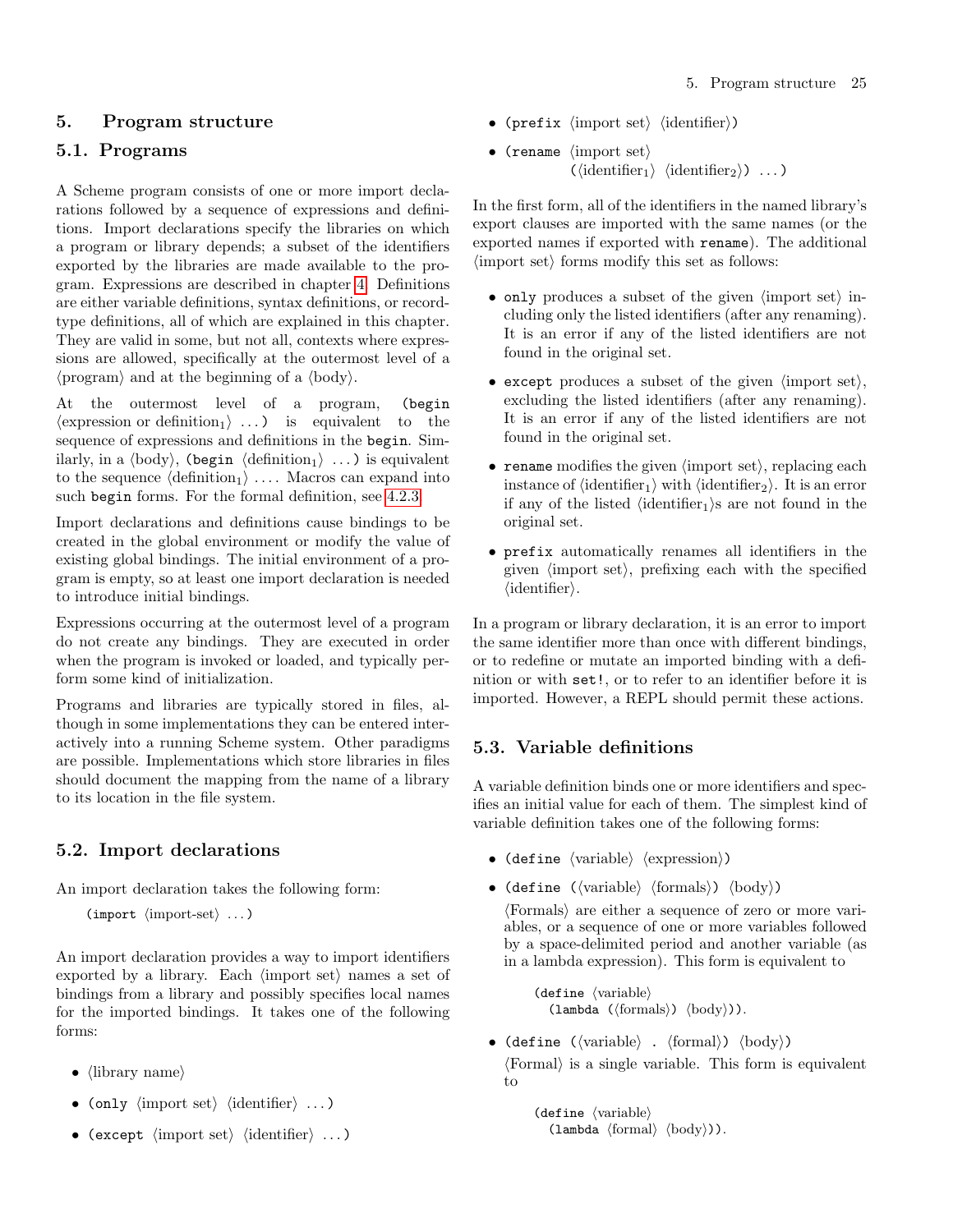# 5. Program structure

## 5.1. Programs

A Scheme program consists of one or more import declarations followed by a sequence of expressions and definitions. Import declarations specify the libraries on which a program or library depends; a subset of the identifiers exported by the libraries are made available to the program. Expressions are described in chapter 4. Definitions are either variable definitions, syntax definitions, or record-type definitions, all of which are explained in this chapter. They are valid in some, but not all, contexts where expressions are allowed, specifically at the outermost level of a ⟨program⟩ and at the beginning of a ⟨body⟩.

At the outermost level of a program, `(begin` ⟨expression or definition$_1$⟩ ...`)` is equivalent to the sequence of expressions and definitions in the `begin`. Similarly, in a ⟨body⟩, `(begin` ⟨definition$_1$⟩ ...`)` is equivalent to the sequence ⟨definition$_1$⟩ .... Macros can expand into such `begin` forms. For the formal definition, see 4.2.3.

Import declarations and definitions cause bindings to be created in the global environment or modify the value of existing global bindings. The initial environment of a program is empty, so at least one import declaration is needed to introduce initial bindings.

Expressions occurring at the outermost level of a program do not create any bindings. They are executed in order when the program is invoked or loaded, and typically perform some kind of initialization.

Programs and libraries are typically stored in files, although in some implementations they can be entered interactively into a running Scheme system. Other paradigms are possible. Implementations which store libraries in files should document the mapping from the name of a library to its location in the file system.

## 5.2. Import declarations

An import declaration takes the following form:

```
(import ⟨import-set⟩ ...)
```

An import declaration provides a way to import identifiers exported by a library. Each ⟨import set⟩ names a set of bindings from a library and possibly specifies local names for the imported bindings. It takes one of the following forms:

- ⟨library name⟩
- `(only` ⟨import set⟩ ⟨identifier⟩ ...`)`
- `(except` ⟨import set⟩ ⟨identifier⟩ ...`)`
- `(prefix` ⟨import set⟩ ⟨identifier⟩`)`
- `(rename` ⟨import set⟩
  `(`⟨identifier$_1$⟩ ⟨identifier$_2$⟩`)` ...`)`

In the first form, all of the identifiers in the named library's export clauses are imported with the same names (or the exported names if exported with `rename`). The additional ⟨import set⟩ forms modify this set as follows:

- `only` produces a subset of the given ⟨import set⟩ including only the listed identifiers (after any renaming). It is an error if any of the listed identifiers are not found in the original set.
- `except` produces a subset of the given ⟨import set⟩, excluding the listed identifiers (after any renaming). It is an error if any of the listed identifiers are not found in the original set.
- `rename` modifies the given ⟨import set⟩, replacing each instance of ⟨identifier$_1$⟩ with ⟨identifier$_2$⟩. It is an error if any of the listed ⟨identifier$_1$⟩s are not found in the original set.
- `prefix` automatically renames all identifiers in the given ⟨import set⟩, prefixing each with the specified ⟨identifier⟩.

In a program or library declaration, it is an error to import the same identifier more than once with different bindings, or to redefine or mutate an imported binding with a definition or with `set!`, or to refer to an identifier before it is imported. However, a REPL should permit these actions.

## 5.3. Variable definitions

A variable definition binds one or more identifiers and specifies an initial value for each of them. The simplest kind of variable definition takes one of the following forms:

- `(define` ⟨variable⟩ ⟨expression⟩`)`
- `(define (`⟨variable⟩ ⟨formals⟩`)` ⟨body⟩`)`

  ⟨Formals⟩ are either a sequence of zero or more variables, or a sequence of one or more variables followed by a space-delimited period and another variable (as in a lambda expression). This form is equivalent to

  ```
  (define ⟨variable⟩
    (lambda (⟨formals⟩) ⟨body⟩)).
  ```

- `(define (`⟨variable⟩ `.` ⟨formal⟩`)` ⟨body⟩`)`

  ⟨Formal⟩ is a single variable. This form is equivalent to

  ```
  (define ⟨variable⟩
    (lambda ⟨formal⟩ ⟨body⟩)).
  ```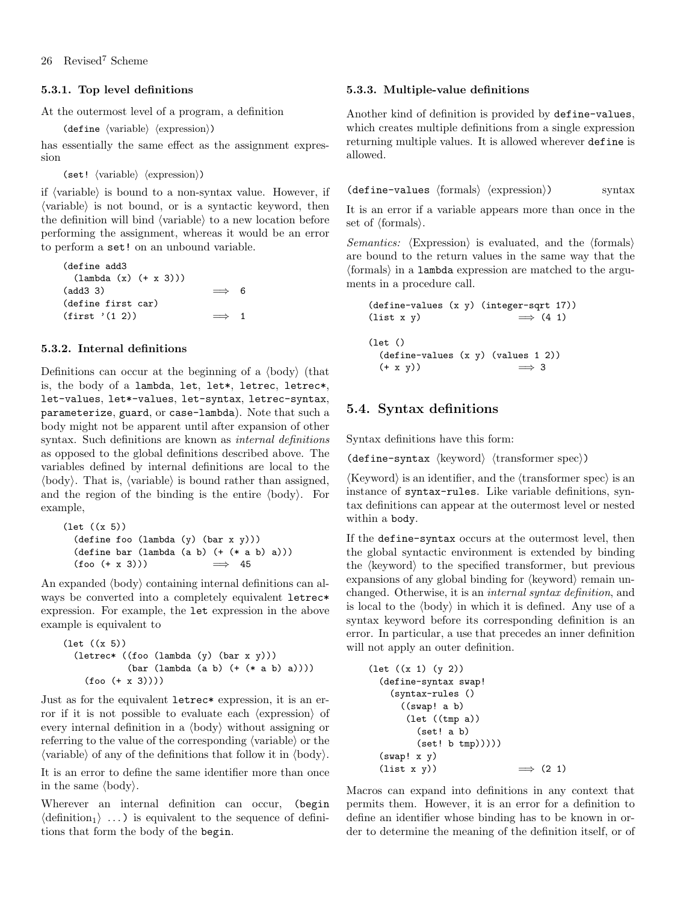#### 5.3.1. Top level definitions

At the outermost level of a program, a definition

```
(define ⟨variable⟩ ⟨expression⟩)
```

has essentially the same effect as the assignment expression

```
(set! ⟨variable⟩ ⟨expression⟩)
```

if ⟨variable⟩ is bound to a non-syntax value. However, if ⟨variable⟩ is not bound, or is a syntactic keyword, then the definition will bind ⟨variable⟩ to a new location before performing the assignment, whereas it would be an error to perform a `set!` on an unbound variable.

```
(define add3
  (lambda (x) (+ x 3)))
(add3 3)                    ⟹  6
(define first car)
(first '(1 2))              ⟹  1
```

#### 5.3.2. Internal definitions

Definitions can occur at the beginning of a ⟨body⟩ (that is, the body of a `lambda`, `let`, `let*`, `letrec`, `letrec*`, `let-values`, `let*-values`, `let-syntax`, `letrec-syntax`, `parameterize`, `guard`, or `case-lambda`). Note that such a body might not be apparent until after expansion of other syntax. Such definitions are known as *internal definitions* as opposed to the global definitions described above. The variables defined by internal definitions are local to the ⟨body⟩. That is, ⟨variable⟩ is bound rather than assigned, and the region of the binding is the entire ⟨body⟩. For example,

```
(let ((x 5))
  (define foo (lambda (y) (bar x y)))
  (define bar (lambda (a b) (+ (* a b) a)))
  (foo (+ x 3)))            ⟹  45
```

An expanded ⟨body⟩ containing internal definitions can always be converted into a completely equivalent `letrec*` expression. For example, the `let` expression in the above example is equivalent to

```
(let ((x 5))
  (letrec* ((foo (lambda (y) (bar x y)))
            (bar (lambda (a b) (+ (* a b) a))))
    (foo (+ x 3))))
```

Just as for the equivalent `letrec*` expression, it is an error if it is not possible to evaluate each ⟨expression⟩ of every internal definition in a ⟨body⟩ without assigning or referring to the value of the corresponding ⟨variable⟩ or the ⟨variable⟩ of any of the definitions that follow it in ⟨body⟩.

It is an error to define the same identifier more than once in the same ⟨body⟩.

Wherever an internal definition can occur, `(begin` ⟨definition$_1$⟩ `...)` is equivalent to the sequence of definitions that form the body of the `begin`.

#### 5.3.3. Multiple-value definitions

Another kind of definition is provided by `define-values`, which creates multiple definitions from a single expression returning multiple values. It is allowed wherever `define` is allowed.

`(define-values ⟨formals⟩ ⟨expression⟩)`  syntax

It is an error if a variable appears more than once in the set of ⟨formals⟩.

*Semantics:* ⟨Expression⟩ is evaluated, and the ⟨formals⟩ are bound to the return values in the same way that the ⟨formals⟩ in a `lambda` expression are matched to the arguments in a procedure call.

```
(define-values (x y) (integer-sqrt 17))
(list x y)                  ⟹ (4 1)

(let ()
  (define-values (x y) (values 1 2))
  (+ x y))                  ⟹ 3
```

### 5.4. Syntax definitions

Syntax definitions have this form:

`(define-syntax ⟨keyword⟩ ⟨transformer spec⟩)`

⟨Keyword⟩ is an identifier, and the ⟨transformer spec⟩ is an instance of `syntax-rules`. Like variable definitions, syntax definitions can appear at the outermost level or nested within a `body`.

If the `define-syntax` occurs at the outermost level, then the global syntactic environment is extended by binding the ⟨keyword⟩ to the specified transformer, but previous expansions of any global binding for ⟨keyword⟩ remain unchanged. Otherwise, it is an *internal syntax definition*, and is local to the ⟨body⟩ in which it is defined. Any use of a syntax keyword before its corresponding definition is an error. In particular, a use that precedes an inner definition will not apply an outer definition.

```
(let ((x 1) (y 2))
  (define-syntax swap!
    (syntax-rules ()
      ((swap! a b)
       (let ((tmp a))
         (set! a b)
         (set! b tmp)))))
  (swap! x y)
  (list x y))               ⟹ (2 1)
```

Macros can expand into definitions in any context that permits them. However, it is an error for a definition to define an identifier whose binding has to be known in order to determine the meaning of the definition itself, or of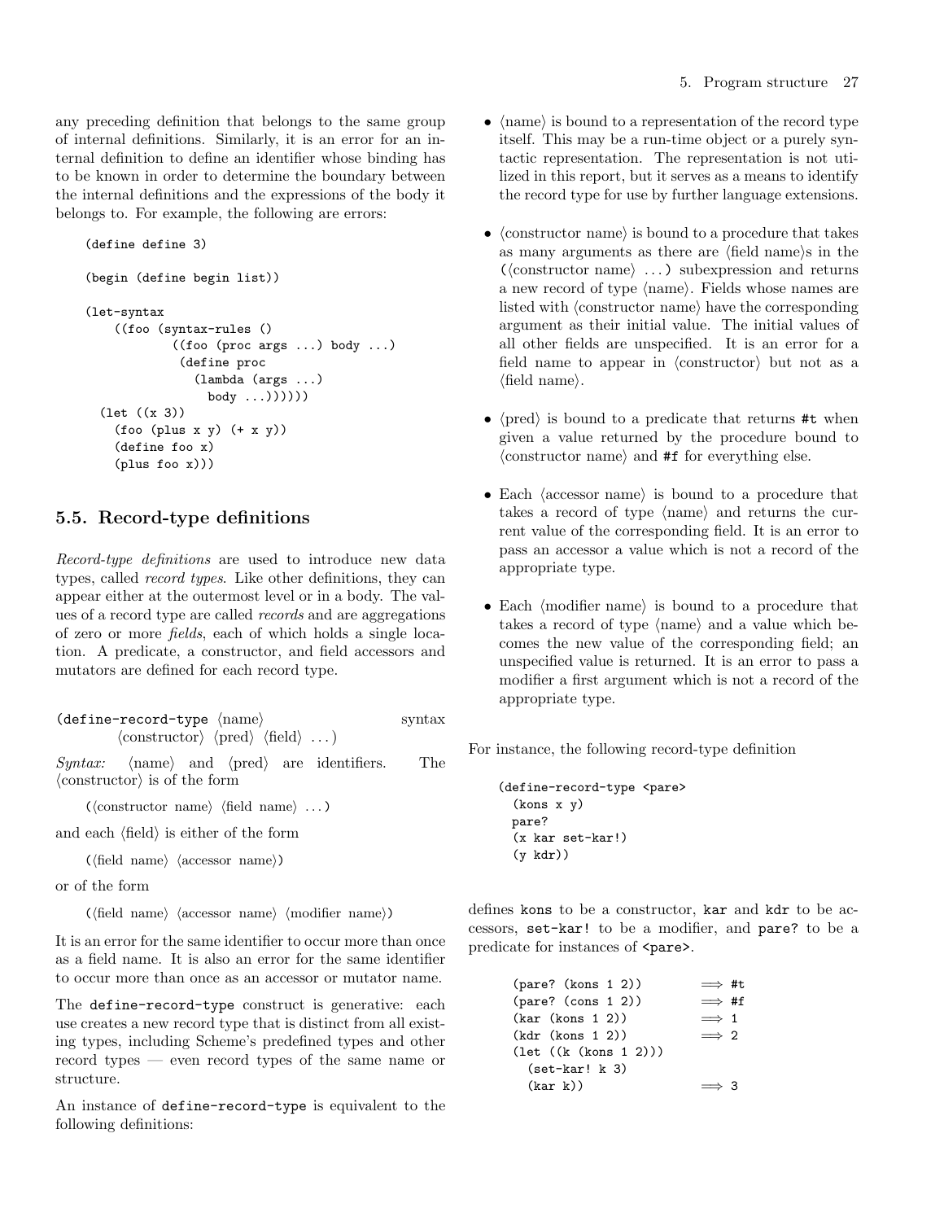any preceding definition that belongs to the same group of internal definitions. Similarly, it is an error for an internal definition to define an identifier whose binding has to be known in order to determine the boundary between the internal definitions and the expressions of the body it belongs to. For example, the following are errors:

```
(define define 3)

(begin (define begin list))

(let-syntax
    ((foo (syntax-rules ()
            ((foo (proc args ...) body ...)
             (define proc
               (lambda (args ...)
                 body ...))))))
  (let ((x 3))
    (foo (plus x y) (+ x y))
    (define foo x)
    (plus foo x)))
```

## 5.5. Record-type definitions

*Record-type definitions* are used to introduce new data types, called *record types*. Like other definitions, they can appear either at the outermost level or in a body. The values of a record type are called *records* and are aggregations of zero or more *fields*, each of which holds a single location. A predicate, a constructor, and field accessors and mutators are defined for each record type.

`(define-record-type ⟨name⟩ ⟨constructor⟩ ⟨pred⟩ ⟨field⟩ ...)` syntax

*Syntax:* ⟨name⟩ and ⟨pred⟩ are identifiers. The ⟨constructor⟩ is of the form

`(⟨constructor name⟩ ⟨field name⟩ ...)`

and each ⟨field⟩ is either of the form

`(⟨field name⟩ ⟨accessor name⟩)`

or of the form

`(⟨field name⟩ ⟨accessor name⟩ ⟨modifier name⟩)`

It is an error for the same identifier to occur more than once as a field name. It is also an error for the same identifier to occur more than once as an accessor or mutator name.

The `define-record-type` construct is generative: each use creates a new record type that is distinct from all existing types, including Scheme's predefined types and other record types — even record types of the same name or structure.

An instance of `define-record-type` is equivalent to the following definitions:

- ⟨name⟩ is bound to a representation of the record type itself. This may be a run-time object or a purely syntactic representation. The representation is not utilized in this report, but it serves as a means to identify the record type for use by further language extensions.
- ⟨constructor name⟩ is bound to a procedure that takes as many arguments as there are ⟨field name⟩s in the `(⟨constructor name⟩ ...)` subexpression and returns a new record of type ⟨name⟩. Fields whose names are listed with ⟨constructor name⟩ have the corresponding argument as their initial value. The initial values of all other fields are unspecified. It is an error for a field name to appear in ⟨constructor⟩ but not as a ⟨field name⟩.
- ⟨pred⟩ is bound to a predicate that returns `#t` when given a value returned by the procedure bound to ⟨constructor name⟩ and `#f` for everything else.
- Each ⟨accessor name⟩ is bound to a procedure that takes a record of type ⟨name⟩ and returns the current value of the corresponding field. It is an error to pass an accessor a value which is not a record of the appropriate type.
- Each ⟨modifier name⟩ is bound to a procedure that takes a record of type ⟨name⟩ and a value which becomes the new value of the corresponding field; an unspecified value is returned. It is an error to pass a modifier a first argument which is not a record of the appropriate type.

For instance, the following record-type definition

```
(define-record-type <pare>
  (kons x y)
  pare?
  (x kar set-kar!)
  (y kdr))
```

defines `kons` to be a constructor, `kar` and `kdr` to be accessors, `set-kar!` to be a modifier, and `pare?` to be a predicate for instances of `<pare>`.

```
(pare? (kons 1 2))        ⟹ #t
(pare? (cons 1 2))        ⟹ #f
(kar (kons 1 2))          ⟹ 1
(kdr (kons 1 2))          ⟹ 2
(let ((k (kons 1 2)))
  (set-kar! k 3)
  (kar k))                ⟹ 3
```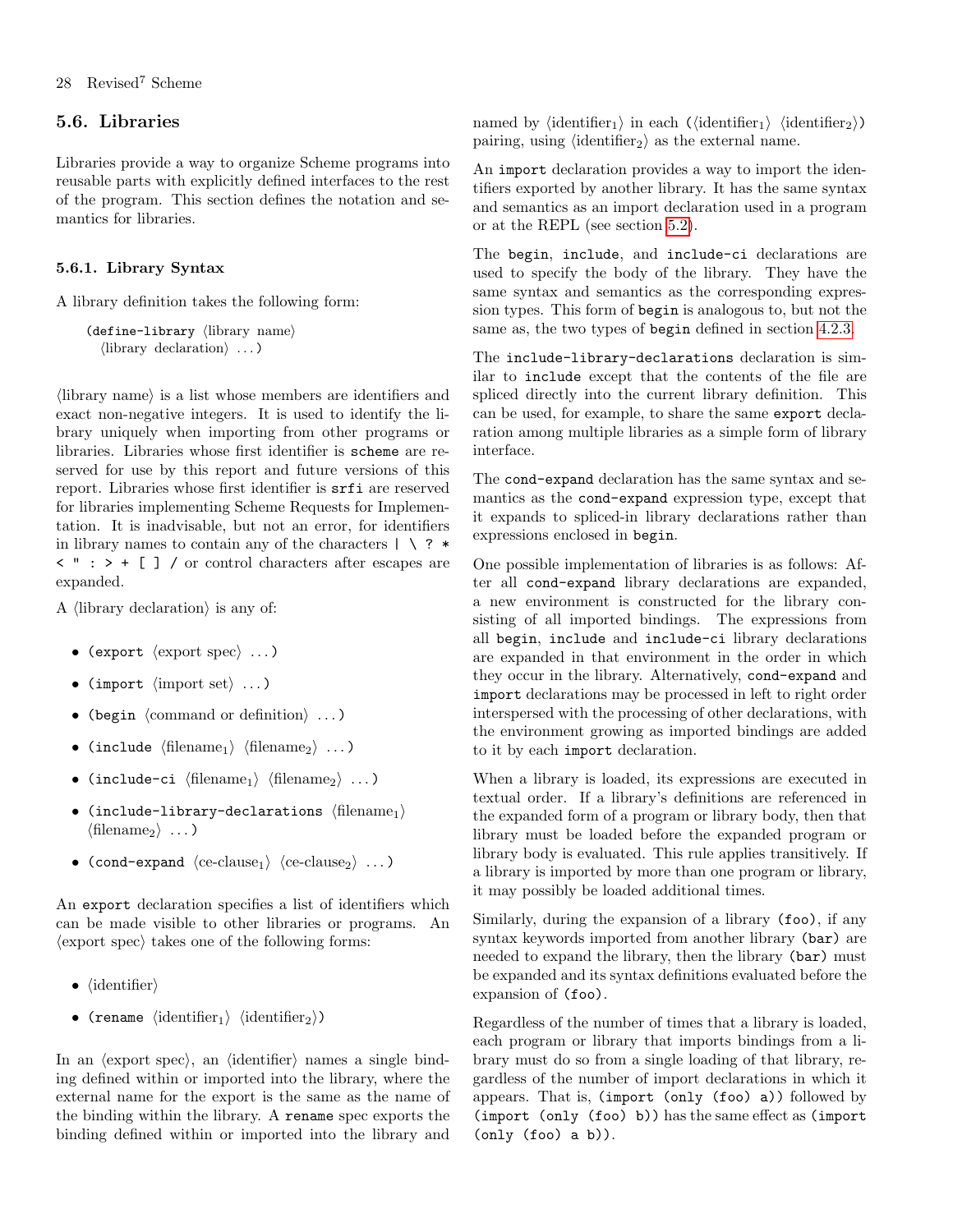## 5.6. Libraries

Libraries provide a way to organize Scheme programs into reusable parts with explicitly defined interfaces to the rest of the program. This section defines the notation and semantics for libraries.

### 5.6.1. Library Syntax

A library definition takes the following form:

```
(define-library ⟨library name⟩
  ⟨library declaration⟩ ...)
```

⟨library name⟩ is a list whose members are identifiers and exact non-negative integers. It is used to identify the library uniquely when importing from other programs or libraries. Libraries whose first identifier is `scheme` are reserved for use by this report and future versions of this report. Libraries whose first identifier is `srfi` are reserved for libraries implementing Scheme Requests for Implementation. It is inadvisable, but not an error, for identifiers in library names to contain any of the characters `| \ ? * < " : > + [ ] /` or control characters after escapes are expanded.

A ⟨library declaration⟩ is any of:

- `(export` ⟨export spec⟩ ...`)`
- `(import` ⟨import set⟩ ...`)`
- `(begin` ⟨command or definition⟩ ...`)`
- `(include` $\langle\text{filename}_1\rangle$ $\langle\text{filename}_2\rangle$ ...`)`
- `(include-ci` $\langle\text{filename}_1\rangle$ $\langle\text{filename}_2\rangle$ ...`)`
- `(include-library-declarations` $\langle\text{filename}_1\rangle$ $\langle\text{filename}_2\rangle$ ...`)`
- `(cond-expand` $\langle\text{ce-clause}_1\rangle$ $\langle\text{ce-clause}_2\rangle$ ...`)`

An `export` declaration specifies a list of identifiers which can be made visible to other libraries or programs. An ⟨export spec⟩ takes one of the following forms:

- ⟨identifier⟩
- `(rename` $\langle\text{identifier}_1\rangle$ $\langle\text{identifier}_2\rangle$`)`

In an ⟨export spec⟩, an ⟨identifier⟩ names a single binding defined within or imported into the library, where the external name for the export is the same as the name of the binding within the library. A `rename` spec exports the binding defined within or imported into the library and named by $\langle\text{identifier}_1\rangle$ in each `(`$\langle\text{identifier}_1\rangle$ $\langle\text{identifier}_2\rangle$`)` pairing, using $\langle\text{identifier}_2\rangle$ as the external name.

An `import` declaration provides a way to import the identifiers exported by another library. It has the same syntax and semantics as an import declaration used in a program or at the REPL (see section 5.2).

The `begin`, `include`, and `include-ci` declarations are used to specify the body of the library. They have the same syntax and semantics as the corresponding expression types. This form of `begin` is analogous to, but not the same as, the two types of `begin` defined in section 4.2.3.

The `include-library-declarations` declaration is similar to `include` except that the contents of the file are spliced directly into the current library definition. This can be used, for example, to share the same `export` declaration among multiple libraries as a simple form of library interface.

The `cond-expand` declaration has the same syntax and semantics as the `cond-expand` expression type, except that it expands to spliced-in library declarations rather than expressions enclosed in `begin`.

One possible implementation of libraries is as follows: After all `cond-expand` library declarations are expanded, a new environment is constructed for the library consisting of all imported bindings. The expressions from all `begin`, `include` and `include-ci` library declarations are expanded in that environment in the order in which they occur in the library. Alternatively, `cond-expand` and `import` declarations may be processed in left to right order interspersed with the processing of other declarations, with the environment growing as imported bindings are added to it by each `import` declaration.

When a library is loaded, its expressions are executed in textual order. If a library's definitions are referenced in the expanded form of a program or library body, then that library must be loaded before the expanded program or library body is evaluated. This rule applies transitively. If a library is imported by more than one program or library, it may possibly be loaded additional times.

Similarly, during the expansion of a library `(foo)`, if any syntax keywords imported from another library `(bar)` are needed to expand the library, then the library `(bar)` must be expanded and its syntax definitions evaluated before the expansion of `(foo)`.

Regardless of the number of times that a library is loaded, each program or library that imports bindings from a library must do so from a single loading of that library, regardless of the number of import declarations in which it appears. That is, `(import (only (foo) a))` followed by `(import (only (foo) b))` has the same effect as `(import (only (foo) a b))`.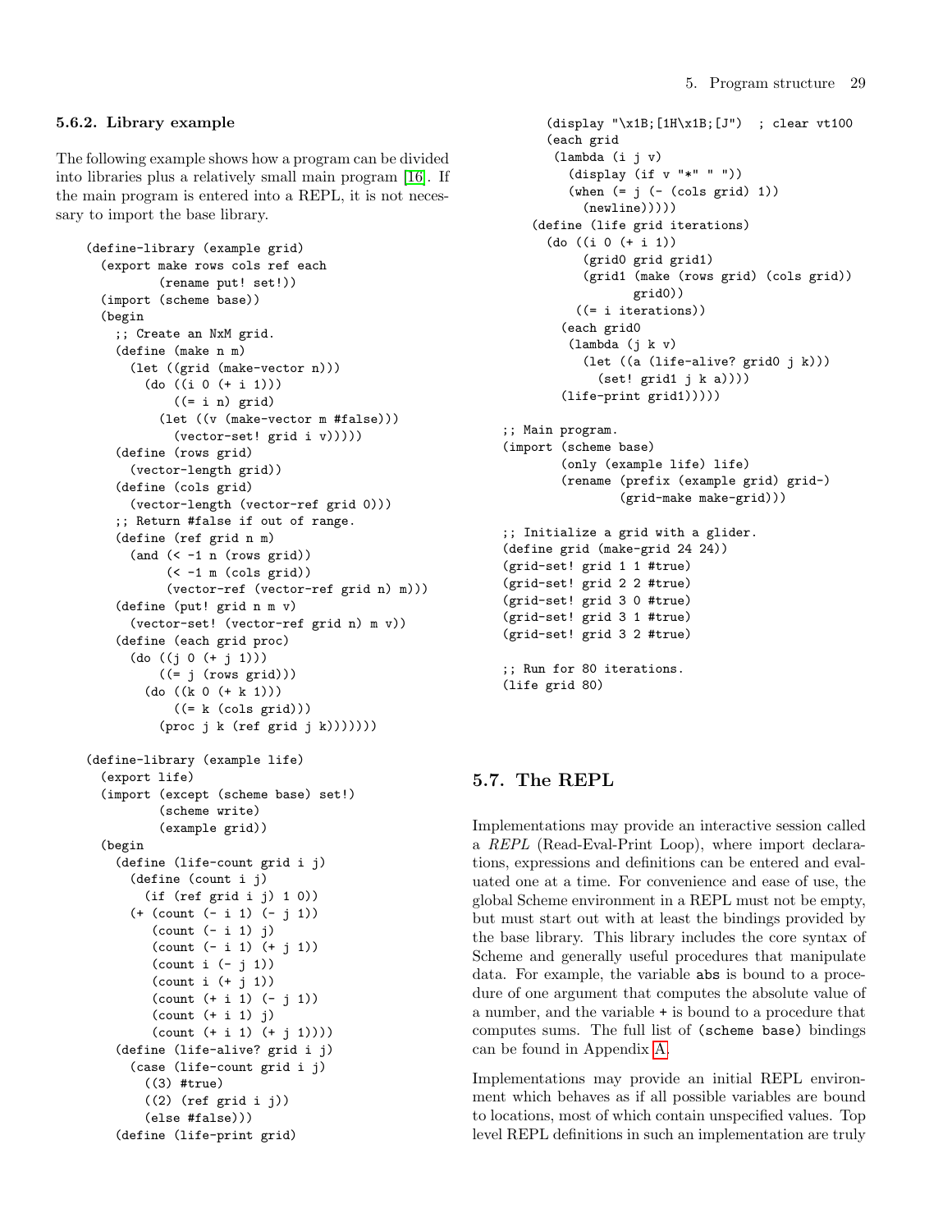### 5.6.2. Library example

The following example shows how a program can be divided into libraries plus a relatively small main program [16]. If the main program is entered into a REPL, it is not necessary to import the base library.

```
(define-library (example grid)
  (export make rows cols ref each
          (rename put! set!))
  (import (scheme base))
  (begin
    ;; Create an NxM grid.
    (define (make n m)
      (let ((grid (make-vector n)))
        (do ((i 0 (+ i 1)))
            ((= i n) grid)
          (let ((v (make-vector m #false)))
            (vector-set! grid i v)))))
    (define (rows grid)
      (vector-length grid))
    (define (cols grid)
      (vector-length (vector-ref grid 0)))
    ;; Return #false if out of range.
    (define (ref grid n m)
      (and (< -1 n (rows grid))
           (< -1 m (cols grid))
           (vector-ref (vector-ref grid n) m)))
    (define (put! grid n m v)
      (vector-set! (vector-ref grid n) m v))
    (define (each grid proc)
      (do ((j 0 (+ j 1)))
          ((= j (rows grid)))
        (do ((k 0 (+ k 1)))
            ((= k (cols grid)))
          (proc j k (ref grid j k)))))))

(define-library (example life)
  (export life)
  (import (except (scheme base) set!)
          (scheme write)
          (example grid))
  (begin
    (define (life-count grid i j)
      (define (count i j)
        (if (ref grid i j) 1 0))
      (+ (count (- i 1) (- j 1))
         (count (- i 1) j)
         (count (- i 1) (+ j 1))
         (count i (- j 1))
         (count i (+ j 1))
         (count (+ i 1) (- j 1))
         (count (+ i 1) j)
         (count (+ i 1) (+ j 1))))
    (define (life-alive? grid i j)
      (case (life-count grid i j)
        ((3) #true)
        ((2) (ref grid i j))
        (else #false)))
    (define (life-print grid)
      (display "\x1B;[1H\x1B;[J")  ; clear vt100
      (each grid
       (lambda (i j v)
         (display (if v "*" " "))
         (when (= j (- (cols grid) 1))
           (newline)))))
    (define (life grid iterations)
      (do ((i 0 (+ i 1))
           (grid0 grid grid1)
           (grid1 (make (rows grid) (cols grid))
                  grid0))
          ((= i iterations))
        (each grid0
         (lambda (j k v)
           (let ((a (life-alive? grid0 j k)))
             (set! grid1 j k a))))
        (life-print grid1)))))

;; Main program.
(import (scheme base)
        (only (example life) life)
        (rename (prefix (example grid) grid-)
                (grid-make make-grid)))

;; Initialize a grid with a glider.
(define grid (make-grid 24 24))
(grid-set! grid 1 1 #true)
(grid-set! grid 2 2 #true)
(grid-set! grid 3 0 #true)
(grid-set! grid 3 1 #true)
(grid-set! grid 3 2 #true)

;; Run for 80 iterations.
(life grid 80)
```

## 5.7. The REPL

Implementations may provide an interactive session called a *REPL* (Read-Eval-Print Loop), where import declarations, expressions and definitions can be entered and evaluated one at a time. For convenience and ease of use, the global Scheme environment in a REPL must not be empty, but must start out with at least the bindings provided by the base library. This library includes the core syntax of Scheme and generally useful procedures that manipulate data. For example, the variable `abs` is bound to a procedure of one argument that computes the absolute value of a number, and the variable `+` is bound to a procedure that computes sums. The full list of `(scheme base)` bindings can be found in Appendix A.

Implementations may provide an initial REPL environment which behaves as if all possible variables are bound to locations, most of which contain unspecified values. Top level REPL definitions in such an implementation are truly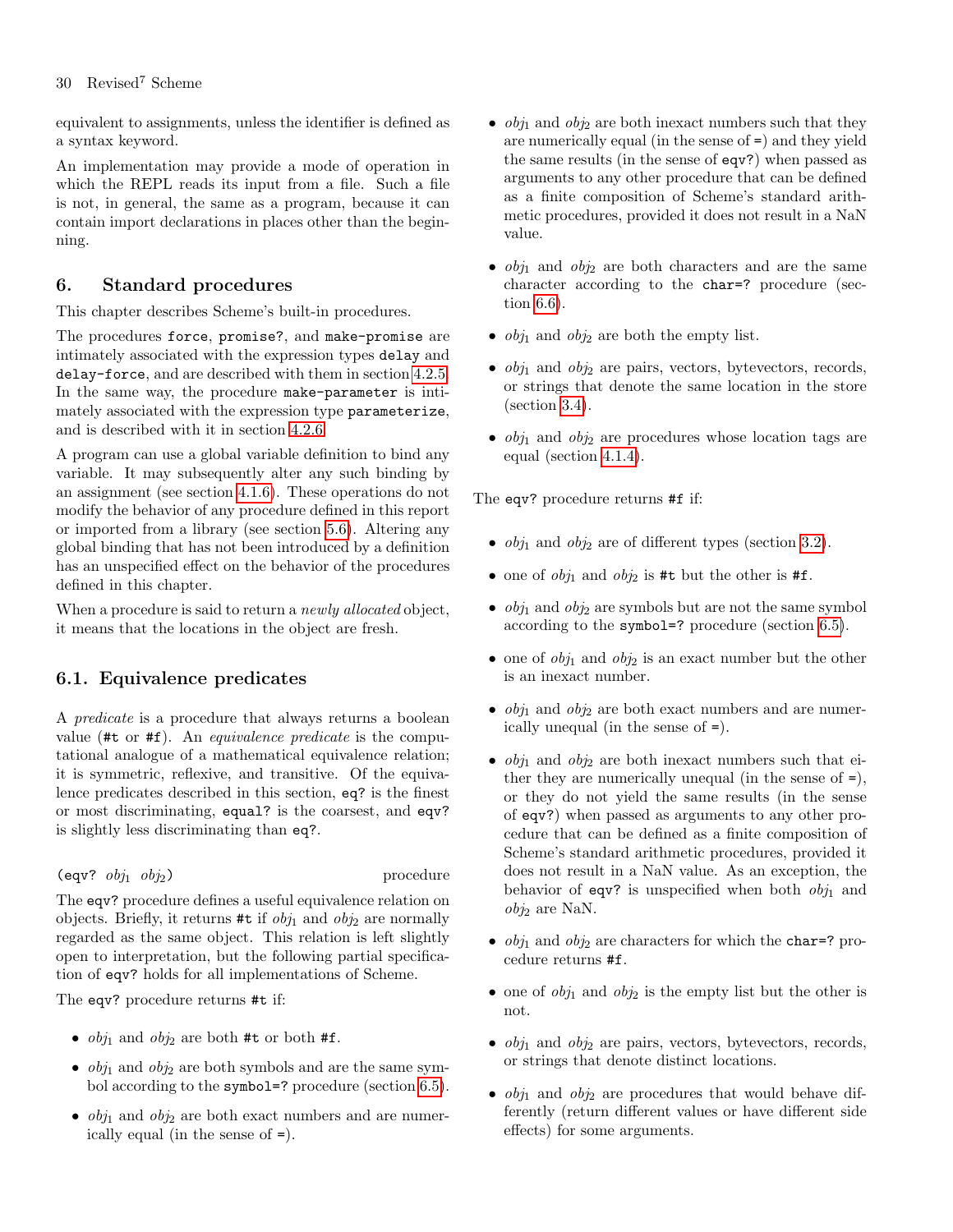equivalent to assignments, unless the identifier is defined as a syntax keyword.

An implementation may provide a mode of operation in which the REPL reads its input from a file. Such a file is not, in general, the same as a program, because it can contain import declarations in places other than the beginning.

# 6. Standard procedures

This chapter describes Scheme's built-in procedures.

The procedures `force`, `promise?`, and `make-promise` are intimately associated with the expression types `delay` and `delay-force`, and are described with them in section 4.2.5. In the same way, the procedure `make-parameter` is intimately associated with the expression type `parameterize`, and is described with it in section 4.2.6.

A program can use a global variable definition to bind any variable. It may subsequently alter any such binding by an assignment (see section 4.1.6). These operations do not modify the behavior of any procedure defined in this report or imported from a library (see section 5.6). Altering any global binding that has not been introduced by a definition has an unspecified effect on the behavior of the procedures defined in this chapter.

When a procedure is said to return a *newly allocated* object, it means that the locations in the object are fresh.

## 6.1. Equivalence predicates

A *predicate* is a procedure that always returns a boolean value (`#t` or `#f`). An *equivalence predicate* is the computational analogue of a mathematical equivalence relation; it is symmetric, reflexive, and transitive. Of the equivalence predicates described in this section, `eq?` is the finest or most discriminating, `equal?` is the coarsest, and `eqv?` is slightly less discriminating than `eq?`.

(`eqv?` *obj*$_1$ *obj*$_2$) procedure

The `eqv?` procedure defines a useful equivalence relation on objects. Briefly, it returns `#t` if *obj*$_1$ and *obj*$_2$ are normally regarded as the same object. This relation is left slightly open to interpretation, but the following partial specification of `eqv?` holds for all implementations of Scheme.

The `eqv?` procedure returns `#t` if:

- *obj*$_1$ and *obj*$_2$ are both `#t` or both `#f`.
- *obj*$_1$ and *obj*$_2$ are both symbols and are the same symbol according to the `symbol=?` procedure (section 6.5).
- *obj*$_1$ and *obj*$_2$ are both exact numbers and are numerically equal (in the sense of `=`).
- *obj*$_1$ and *obj*$_2$ are both inexact numbers such that they are numerically equal (in the sense of `=`) and they yield the same results (in the sense of `eqv?`) when passed as arguments to any other procedure that can be defined as a finite composition of Scheme's standard arithmetic procedures, provided it does not result in a NaN value.
- *obj*$_1$ and *obj*$_2$ are both characters and are the same character according to the `char=?` procedure (section 6.6).
- *obj*$_1$ and *obj*$_2$ are both the empty list.
- *obj*$_1$ and *obj*$_2$ are pairs, vectors, bytevectors, records, or strings that denote the same location in the store (section 3.4).
- *obj*$_1$ and *obj*$_2$ are procedures whose location tags are equal (section 4.1.4).

The `eqv?` procedure returns `#f` if:

- *obj*$_1$ and *obj*$_2$ are of different types (section 3.2).
- one of *obj*$_1$ and *obj*$_2$ is `#t` but the other is `#f`.
- *obj*$_1$ and *obj*$_2$ are symbols but are not the same symbol according to the `symbol=?` procedure (section 6.5).
- one of *obj*$_1$ and *obj*$_2$ is an exact number but the other is an inexact number.
- *obj*$_1$ and *obj*$_2$ are both exact numbers and are numerically unequal (in the sense of `=`).
- *obj*$_1$ and *obj*$_2$ are both inexact numbers such that either they are numerically unequal (in the sense of `=`), or they do not yield the same results (in the sense of `eqv?`) when passed as arguments to any other procedure that can be defined as a finite composition of Scheme's standard arithmetic procedures, provided it does not result in a NaN value. As an exception, the behavior of `eqv?` is unspecified when both *obj*$_1$ and *obj*$_2$ are NaN.
- *obj*$_1$ and *obj*$_2$ are characters for which the `char=?` procedure returns `#f`.
- one of *obj*$_1$ and *obj*$_2$ is the empty list but the other is not.
- *obj*$_1$ and *obj*$_2$ are pairs, vectors, bytevectors, records, or strings that denote distinct locations.
- *obj*$_1$ and *obj*$_2$ are procedures that would behave differently (return different values or have different side effects) for some arguments.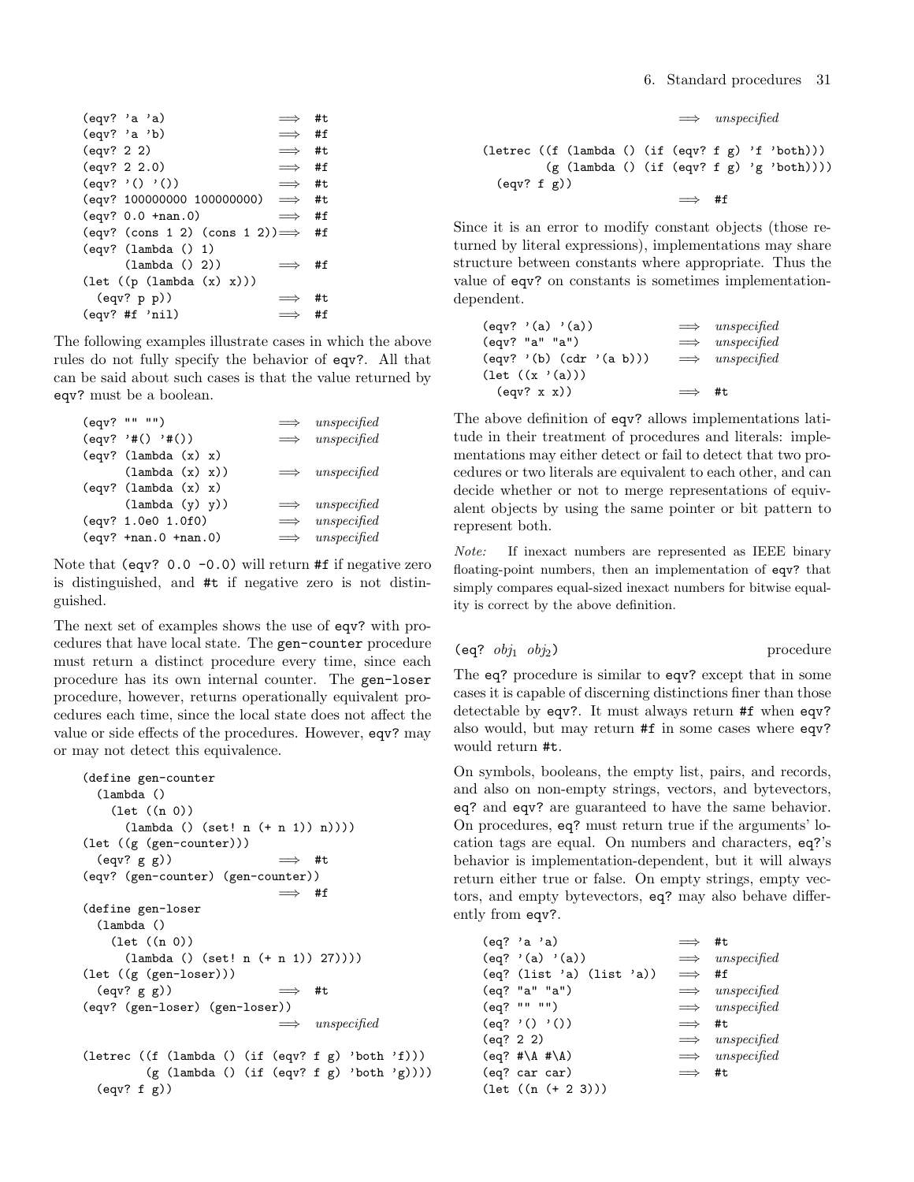```
(eqv? 'a 'a)                    ⟹  #t
(eqv? 'a 'b)                    ⟹  #f
(eqv? 2 2)                      ⟹  #t
(eqv? 2 2.0)                    ⟹  #f
(eqv? '() '())                  ⟹  #t
(eqv? 100000000 100000000)      ⟹  #t
(eqv? 0.0 +nan.0)               ⟹  #f
(eqv? (cons 1 2) (cons 1 2))    ⟹  #f
(eqv? (lambda () 1)
      (lambda () 2))            ⟹  #f
(let ((p (lambda (x) x)))
  (eqv? p p))                   ⟹  #t
(eqv? #f 'nil)                  ⟹  #f
```

The following examples illustrate cases in which the above rules do not fully specify the behavior of `eqv?`. All that can be said about such cases is that the value returned by `eqv?` must be a boolean.

```
(eqv? "" "")                    ⟹  unspecified
(eqv? '#() '#())                ⟹  unspecified
(eqv? (lambda (x) x)
      (lambda (x) x))           ⟹  unspecified
(eqv? (lambda (x) x)
      (lambda (y) y))           ⟹  unspecified
(eqv? 1.0e0 1.0f0)              ⟹  unspecified
(eqv? +nan.0 +nan.0)            ⟹  unspecified
```

Note that `(eqv? 0.0 -0.0)` will return `#f` if negative zero is distinguished, and `#t` if negative zero is not distinguished.

The next set of examples shows the use of `eqv?` with procedures that have local state. The `gen-counter` procedure must return a distinct procedure every time, since each procedure has its own internal counter. The `gen-loser` procedure, however, returns operationally equivalent procedures each time, since the local state does not affect the value or side effects of the procedures. However, `eqv?` may or may not detect this equivalence.

```
(define gen-counter
  (lambda ()
    (let ((n 0))
      (lambda () (set! n (+ n 1)) n))))
(let ((g (gen-counter)))
  (eqv? g g))                   ⟹  #t
(eqv? (gen-counter) (gen-counter))
                                ⟹  #f
(define gen-loser
  (lambda ()
    (let ((n 0))
      (lambda () (set! n (+ n 1)) 27))))
(let ((g (gen-loser)))
  (eqv? g g))                   ⟹  #t
(eqv? (gen-loser) (gen-loser))
                                ⟹  unspecified

(letrec ((f (lambda () (if (eqv? f g) 'both 'f)))
         (g (lambda () (if (eqv? f g) 'both 'g))))
  (eqv? f g))
                                ⟹  unspecified

(letrec ((f (lambda () (if (eqv? f g) 'f 'both)))
         (g (lambda () (if (eqv? f g) 'g 'both))))
  (eqv? f g))
                                ⟹  #f
```

Since it is an error to modify constant objects (those returned by literal expressions), implementations may share structure between constants where appropriate. Thus the value of `eqv?` on constants is sometimes implementation-dependent.

```
(eqv? '(a) '(a))                ⟹  unspecified
(eqv? "a" "a")                  ⟹  unspecified
(eqv? '(b) (cdr '(a b)))        ⟹  unspecified
(let ((x '(a)))
  (eqv? x x))                   ⟹  #t
```

The above definition of `eqv?` allows implementations latitude in their treatment of procedures and literals: implementations may either detect or fail to detect that two procedures or two literals are equivalent to each other, and can decide whether or not to merge representations of equivalent objects by using the same pointer or bit pattern to represent both.

*Note:* If inexact numbers are represented as IEEE binary floating-point numbers, then an implementation of `eqv?` that simply compares equal-sized inexact numbers for bitwise equality is correct by the above definition.

`(eq?` $obj_1$ $obj_2$`)` procedure

The `eq?` procedure is similar to `eqv?` except that in some cases it is capable of discerning distinctions finer than those detectable by `eqv?`. It must always return `#f` when `eqv?` also would, but may return `#f` in some cases where `eqv?` would return `#t`.

On symbols, booleans, the empty list, pairs, and records, and also on non-empty strings, vectors, and bytevectors, `eq?` and `eqv?` are guaranteed to have the same behavior. On procedures, `eq?` must return true if the arguments' location tags are equal. On numbers and characters, `eq?`'s behavior is implementation-dependent, but it will always return either true or false. On empty strings, empty vectors, and empty bytevectors, `eq?` may also behave differently from `eqv?`.

```
(eq? 'a 'a)                     ⟹  #t
(eq? '(a) '(a))                 ⟹  unspecified
(eq? (list 'a) (list 'a))       ⟹  #f
(eq? "a" "a")                   ⟹  unspecified
(eq? "" "")                     ⟹  unspecified
(eq? '() '())                   ⟹  #t
(eq? 2 2)                       ⟹  unspecified
(eq? #\A #\A)                   ⟹  unspecified
(eq? car car)                   ⟹  #t
(let ((n (+ 2 3)))
```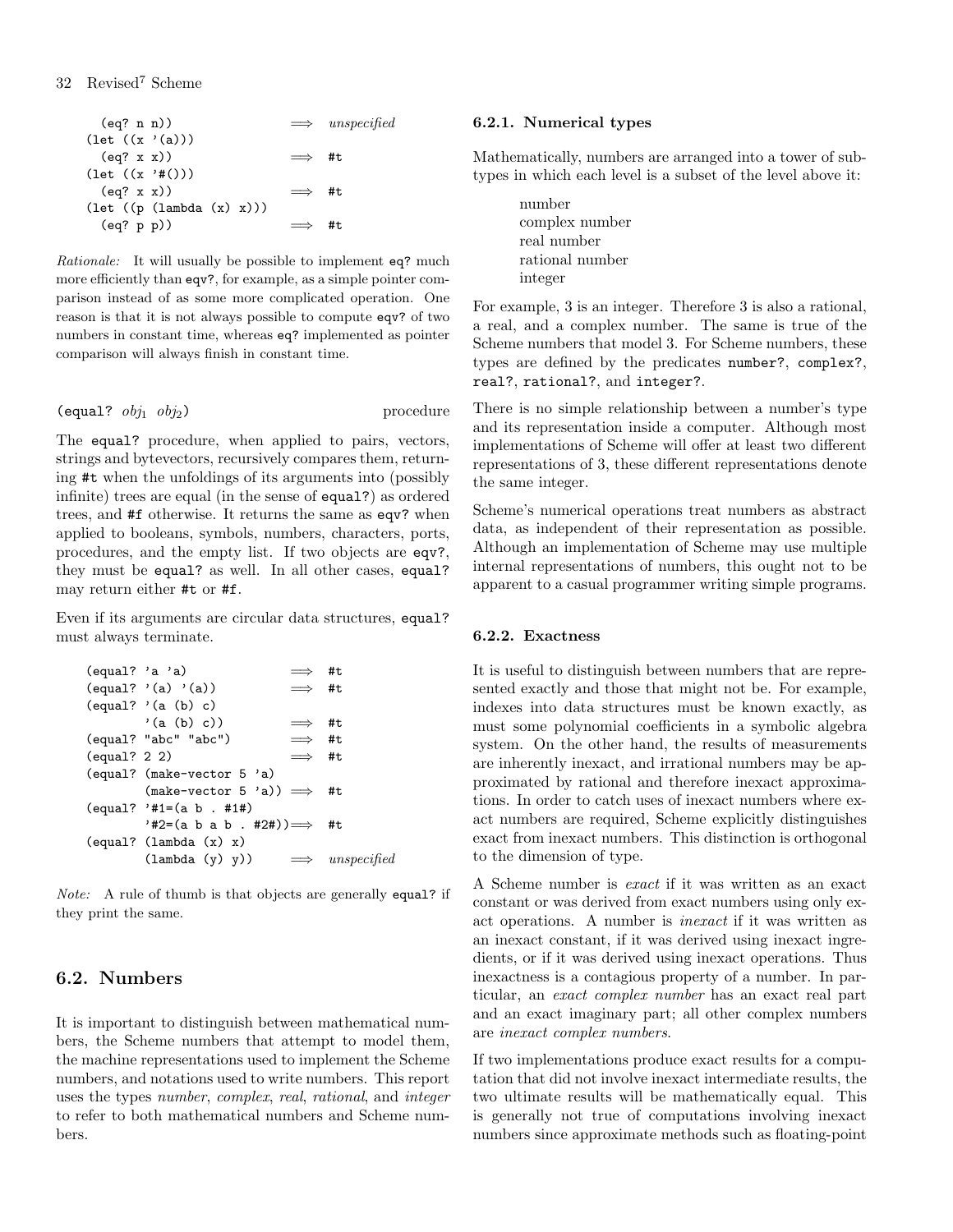```
  (eq? n n))                ⟹  unspecified
(let ((x '(a)))
  (eq? x x))                ⟹  #t
(let ((x '#()))
  (eq? x x))                ⟹  #t
(let ((p (lambda (x) x)))
  (eq? p p))                ⟹  #t
```

*Rationale:* It will usually be possible to implement `eq?` much more efficiently than `eqv?`, for example, as a simple pointer comparison instead of as some more complicated operation. One reason is that it is not always possible to compute `eqv?` of two numbers in constant time, whereas `eq?` implemented as pointer comparison will always finish in constant time.

(equal? *obj*$_1$ *obj*$_2$) procedure

The `equal?` procedure, when applied to pairs, vectors, strings and bytevectors, recursively compares them, returning `#t` when the unfoldings of its arguments into (possibly infinite) trees are equal (in the sense of `equal?`) as ordered trees, and `#f` otherwise. It returns the same as `eqv?` when applied to booleans, symbols, numbers, characters, ports, procedures, and the empty list. If two objects are `eqv?`, they must be `equal?` as well. In all other cases, `equal?` may return either `#t` or `#f`.

Even if its arguments are circular data structures, `equal?` must always terminate.

```
(equal? 'a 'a)              ⟹  #t
(equal? '(a) '(a))          ⟹  #t
(equal? '(a (b) c)
        '(a (b) c))         ⟹  #t
(equal? "abc" "abc")        ⟹  #t
(equal? 2 2)                ⟹  #t
(equal? (make-vector 5 'a)
        (make-vector 5 'a)) ⟹  #t
(equal? '#1=(a b . #1#)
        '#2=(a b a b . #2#))⟹  #t
(equal? (lambda (x) x)
        (lambda (y) y))     ⟹  unspecified
```

*Note:* A rule of thumb is that objects are generally `equal?` if they print the same.

## 6.2. Numbers

It is important to distinguish between mathematical numbers, the Scheme numbers that attempt to model them, the machine representations used to implement the Scheme numbers, and notations used to write numbers. This report uses the types *number*, *complex*, *real*, *rational*, and *integer* to refer to both mathematical numbers and Scheme numbers.

### 6.2.1. Numerical types

Mathematically, numbers are arranged into a tower of subtypes in which each level is a subset of the level above it:

number
complex number
real number
rational number
integer

For example, 3 is an integer. Therefore 3 is also a rational, a real, and a complex number. The same is true of the Scheme numbers that model 3. For Scheme numbers, these types are defined by the predicates `number?`, `complex?`, `real?`, `rational?`, and `integer?`.

There is no simple relationship between a number's type and its representation inside a computer. Although most implementations of Scheme will offer at least two different representations of 3, these different representations denote the same integer.

Scheme's numerical operations treat numbers as abstract data, as independent of their representation as possible. Although an implementation of Scheme may use multiple internal representations of numbers, this ought not to be apparent to a casual programmer writing simple programs.

### 6.2.2. Exactness

It is useful to distinguish between numbers that are represented exactly and those that might not be. For example, indexes into data structures must be known exactly, as must some polynomial coefficients in a symbolic algebra system. On the other hand, the results of measurements are inherently inexact, and irrational numbers may be approximated by rational and therefore inexact approximations. In order to catch uses of inexact numbers where exact numbers are required, Scheme explicitly distinguishes exact from inexact numbers. This distinction is orthogonal to the dimension of type.

A Scheme number is *exact* if it was written as an exact constant or was derived from exact numbers using only exact operations. A number is *inexact* if it was written as an inexact constant, if it was derived using inexact ingredients, or if it was derived using inexact operations. Thus inexactness is a contagious property of a number. In particular, an *exact complex number* has an exact real part and an exact imaginary part; all other complex numbers are *inexact complex numbers*.

If two implementations produce exact results for a computation that did not involve inexact intermediate results, the two ultimate results will be mathematically equal. This is generally not true of computations involving inexact numbers since approximate methods such as floating-point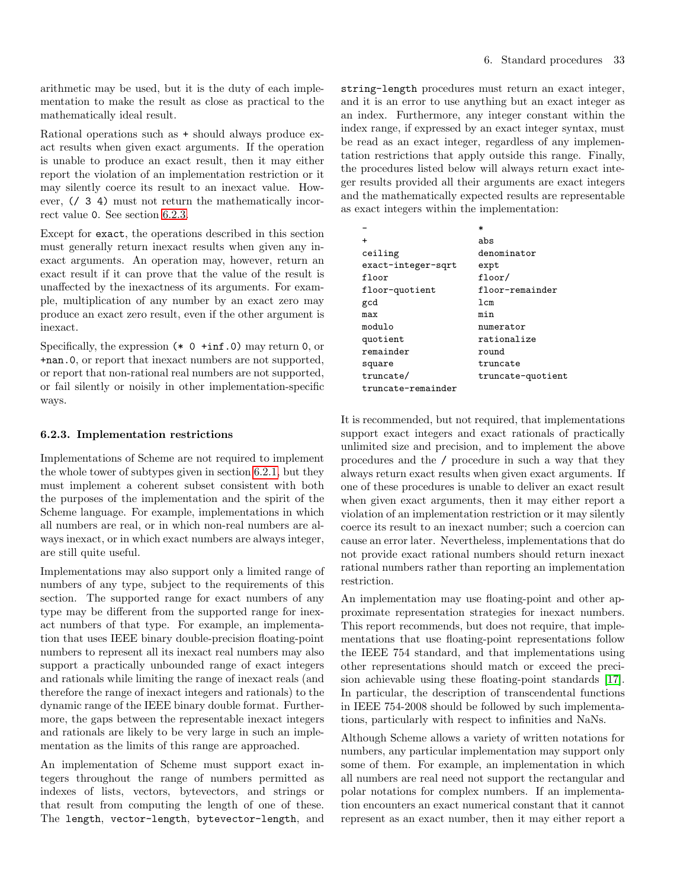arithmetic may be used, but it is the duty of each implementation to make the result as close as practical to the mathematically ideal result.

Rational operations such as + should always produce exact results when given exact arguments. If the operation is unable to produce an exact result, then it may either report the violation of an implementation restriction or it may silently coerce its result to an inexact value. However, `(/ 3 4)` must not return the mathematically incorrect value `0`. See section 6.2.3.

Except for `exact`, the operations described in this section must generally return inexact results when given any inexact arguments. An operation may, however, return an exact result if it can prove that the value of the result is unaffected by the inexactness of its arguments. For example, multiplication of any number by an exact zero may produce an exact zero result, even if the other argument is inexact.

Specifically, the expression `(* 0 +inf.0)` may return `0`, or `+nan.0`, or report that inexact numbers are not supported, or report that non-rational real numbers are not supported, or fail silently or noisily in other implementation-specific ways.

### 6.2.3. Implementation restrictions

Implementations of Scheme are not required to implement the whole tower of subtypes given in section 6.2.1, but they must implement a coherent subset consistent with both the purposes of the implementation and the spirit of the Scheme language. For example, implementations in which all numbers are real, or in which non-real numbers are always inexact, or in which exact numbers are always integer, are still quite useful.

Implementations may also support only a limited range of numbers of any type, subject to the requirements of this section. The supported range for exact numbers of any type may be different from the supported range for inexact numbers of that type. For example, an implementation that uses IEEE binary double-precision floating-point numbers to represent all its inexact real numbers may also support a practically unbounded range of exact integers and rationals while limiting the range of inexact reals (and therefore the range of inexact integers and rationals) to the dynamic range of the IEEE binary double format. Furthermore, the gaps between the representable inexact integers and rationals are likely to be very large in such an implementation as the limits of this range are approached.

An implementation of Scheme must support exact integers throughout the range of numbers permitted as indexes of lists, vectors, bytevectors, and strings or that result from computing the length of one of these. The `length`, `vector-length`, `bytevector-length`, and `string-length` procedures must return an exact integer, and it is an error to use anything but an exact integer as an index. Furthermore, any integer constant within the index range, if expressed by an exact integer syntax, must be read as an exact integer, regardless of any implementation restrictions that apply outside this range. Finally, the procedures listed below will always return exact integer results provided all their arguments are exact integers and the mathematically expected results are representable as exact integers within the implementation:

```
-                       *
+                       abs
ceiling                 denominator
exact-integer-sqrt      expt
floor                   floor/
floor-quotient          floor-remainder
gcd                     lcm
max                     min
modulo                  numerator
quotient                rationalize
remainder               round
square                  truncate
truncate/               truncate-quotient
truncate-remainder
```

It is recommended, but not required, that implementations support exact integers and exact rationals of practically unlimited size and precision, and to implement the above procedures and the `/` procedure in such a way that they always return exact results when given exact arguments. If one of these procedures is unable to deliver an exact result when given exact arguments, then it may either report a violation of an implementation restriction or it may silently coerce its result to an inexact number; such a coercion can cause an error later. Nevertheless, implementations that do not provide exact rational numbers should return inexact rational numbers rather than reporting an implementation restriction.

An implementation may use floating-point and other approximate representation strategies for inexact numbers. This report recommends, but does not require, that implementations that use floating-point representations follow the IEEE 754 standard, and that implementations using other representations should match or exceed the precision achievable using these floating-point standards [17]. In particular, the description of transcendental functions in IEEE 754-2008 should be followed by such implementations, particularly with respect to infinities and NaNs.

Although Scheme allows a variety of written notations for numbers, any particular implementation may support only some of them. For example, an implementation in which all numbers are real need not support the rectangular and polar notations for complex numbers. If an implementation encounters an exact numerical constant that it cannot represent as an exact number, then it may either report a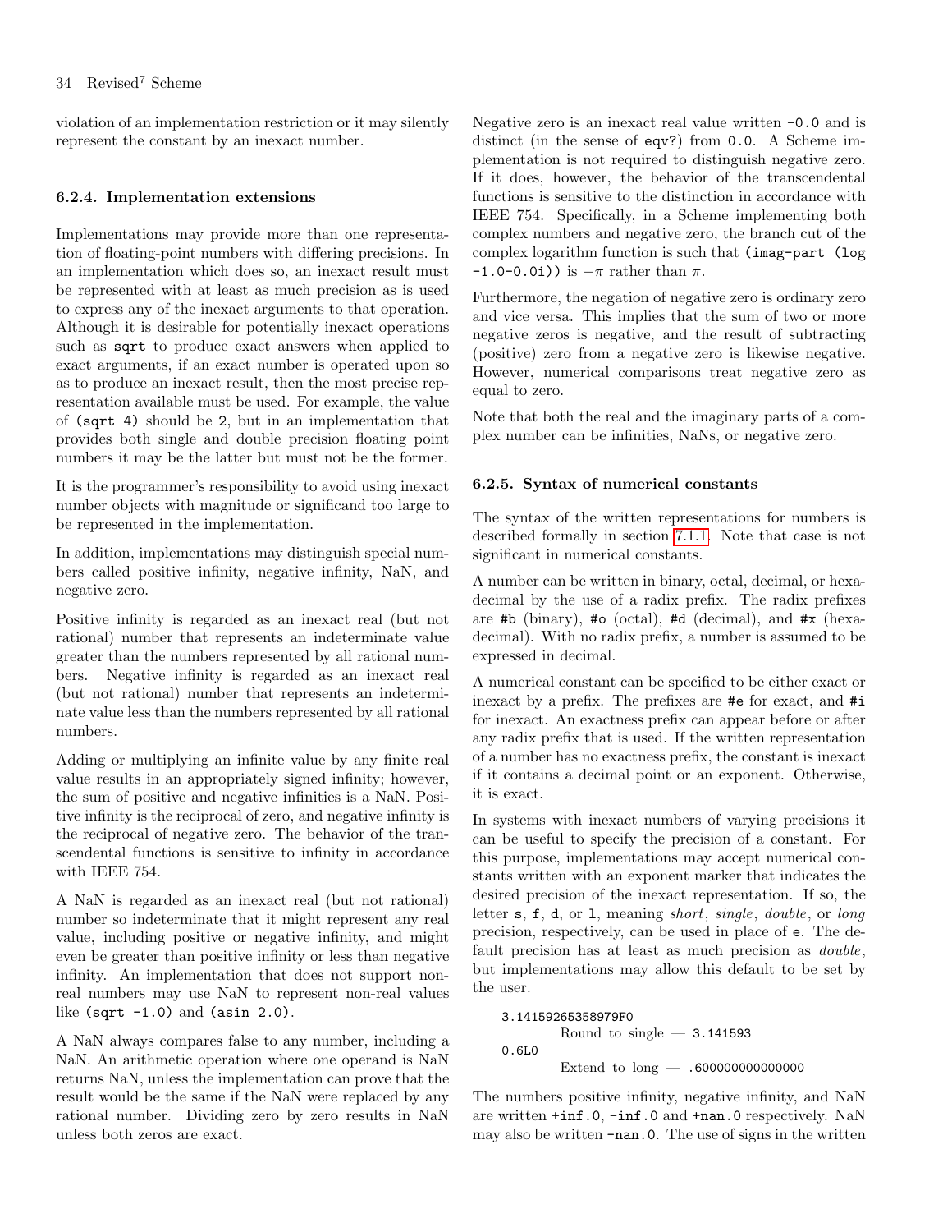violation of an implementation restriction or it may silently represent the constant by an inexact number.

### 6.2.4. Implementation extensions

Implementations may provide more than one representation of floating-point numbers with differing precisions. In an implementation which does so, an inexact result must be represented with at least as much precision as is used to express any of the inexact arguments to that operation. Although it is desirable for potentially inexact operations such as `sqrt` to produce exact answers when applied to exact arguments, if an exact number is operated upon so as to produce an inexact result, then the most precise representation available must be used. For example, the value of `(sqrt 4)` should be `2`, but in an implementation that provides both single and double precision floating point numbers it may be the latter but must not be the former.

It is the programmer's responsibility to avoid using inexact number objects with magnitude or significand too large to be represented in the implementation.

In addition, implementations may distinguish special numbers called positive infinity, negative infinity, NaN, and negative zero.

Positive infinity is regarded as an inexact real (but not rational) number that represents an indeterminate value greater than the numbers represented by all rational numbers. Negative infinity is regarded as an inexact real (but not rational) number that represents an indeterminate value less than the numbers represented by all rational numbers.

Adding or multiplying an infinite value by any finite real value results in an appropriately signed infinity; however, the sum of positive and negative infinities is a NaN. Positive infinity is the reciprocal of zero, and negative infinity is the reciprocal of negative zero. The behavior of the transcendental functions is sensitive to infinity in accordance with IEEE 754.

A NaN is regarded as an inexact real (but not rational) number so indeterminate that it might represent any real value, including positive or negative infinity, and might even be greater than positive infinity or less than negative infinity. An implementation that does not support non-real numbers may use NaN to represent non-real values like `(sqrt -1.0)` and `(asin 2.0)`.

A NaN always compares false to any number, including a NaN. An arithmetic operation where one operand is NaN returns NaN, unless the implementation can prove that the result would be the same if the NaN were replaced by any rational number. Dividing zero by zero results in NaN unless both zeros are exact.

Negative zero is an inexact real value written `-0.0` and is distinct (in the sense of `eqv?`) from `0.0`. A Scheme implementation is not required to distinguish negative zero. If it does, however, the behavior of the transcendental functions is sensitive to the distinction in accordance with IEEE 754. Specifically, in a Scheme implementing both complex numbers and negative zero, the branch cut of the complex logarithm function is such that `(imag-part (log -1.0-0.0i))` is $-\pi$ rather than $\pi$.

Furthermore, the negation of negative zero is ordinary zero and vice versa. This implies that the sum of two or more negative zeros is negative, and the result of subtracting (positive) zero from a negative zero is likewise negative. However, numerical comparisons treat negative zero as equal to zero.

Note that both the real and the imaginary parts of a complex number can be infinities, NaNs, or negative zero.

### 6.2.5. Syntax of numerical constants

The syntax of the written representations for numbers is described formally in section 7.1.1. Note that case is not significant in numerical constants.

A number can be written in binary, octal, decimal, or hexadecimal by the use of a radix prefix. The radix prefixes are `#b` (binary), `#o` (octal), `#d` (decimal), and `#x` (hexadecimal). With no radix prefix, a number is assumed to be expressed in decimal.

A numerical constant can be specified to be either exact or inexact by a prefix. The prefixes are `#e` for exact, and `#i` for inexact. An exactness prefix can appear before or after any radix prefix that is used. If the written representation of a number has no exactness prefix, the constant is inexact if it contains a decimal point or an exponent. Otherwise, it is exact.

In systems with inexact numbers of varying precisions it can be useful to specify the precision of a constant. For this purpose, implementations may accept numerical constants written with an exponent marker that indicates the desired precision of the inexact representation. If so, the letter `s`, `f`, `d`, or `l`, meaning *short*, *single*, *double*, or *long* precision, respectively, can be used in place of `e`. The default precision has at least as much precision as *double*, but implementations may allow this default to be set by the user.

```
3.14159265358979F0
        Round to single — 3.141593
0.6L0
        Extend to long — .600000000000000
```

The numbers positive infinity, negative infinity, and NaN are written `+inf.0`, `-inf.0` and `+nan.0` respectively. NaN may also be written `-nan.0`. The use of signs in the written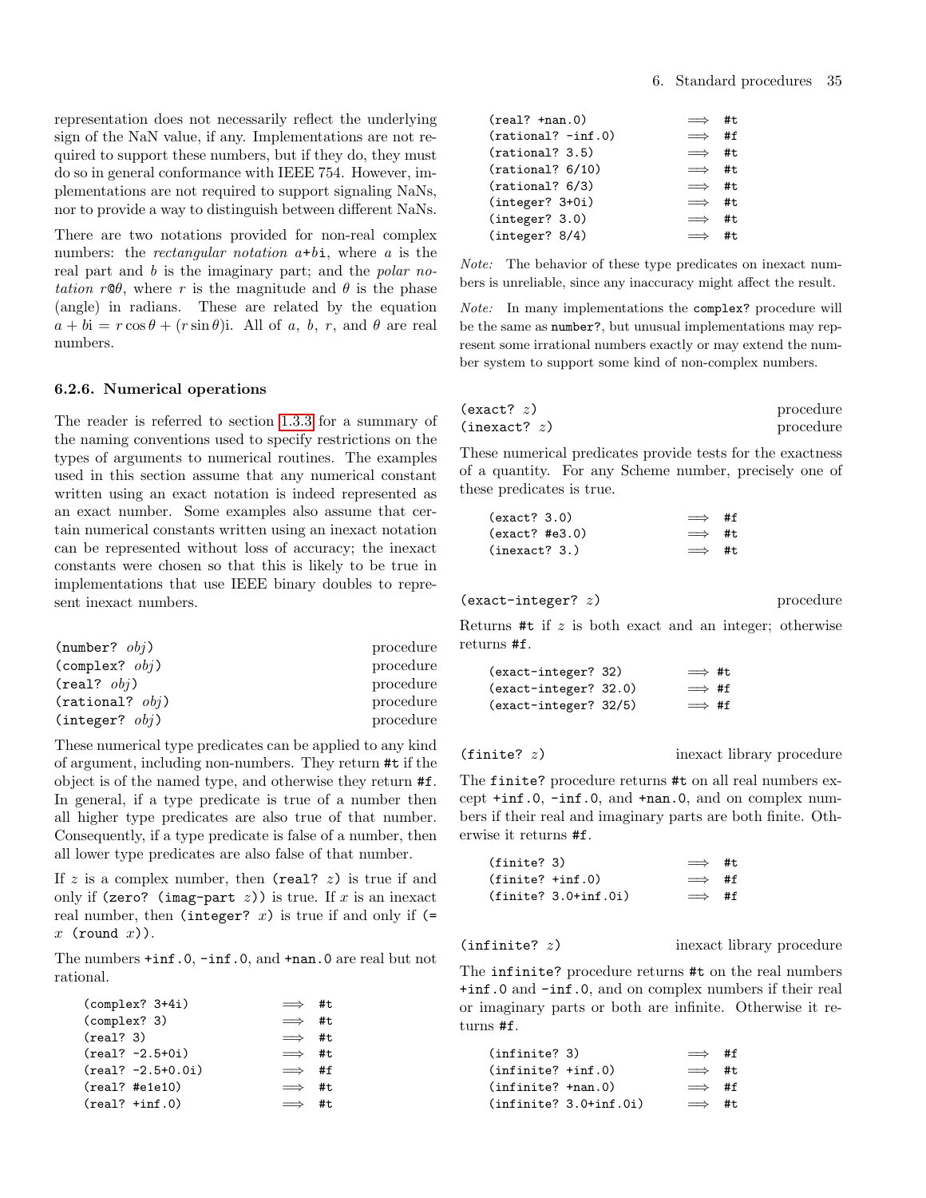representation does not necessarily reflect the underlying sign of the NaN value, if any. Implementations are not required to support these numbers, but if they do, they must do so in general conformance with IEEE 754. However, implementations are not required to support signaling NaNs, nor to provide a way to distinguish between different NaNs.

There are two notations provided for non-real complex numbers: the *rectangular notation* $a$+$b$i, where $a$ is the real part and $b$ is the imaginary part; and the *polar notation* $r$@$\theta$, where $r$ is the magnitude and $\theta$ is the phase (angle) in radians. These are related by the equation $a + b\mathrm{i} = r\cos\theta + (r\sin\theta)\mathrm{i}$. All of $a$, $b$, $r$, and $\theta$ are real numbers.

### 6.2.6. Numerical operations

The reader is referred to section 1.3.3 for a summary of the naming conventions used to specify restrictions on the types of arguments to numerical routines. The examples used in this section assume that any numerical constant written using an exact notation is indeed represented as an exact number. Some examples also assume that certain numerical constants written using an inexact notation can be represented without loss of accuracy; the inexact constants were chosen so that this is likely to be true in implementations that use IEEE binary doubles to represent inexact numbers.

`(number? obj)` procedure
`(complex? obj)` procedure
`(real? obj)` procedure
`(rational? obj)` procedure
`(integer? obj)` procedure

These numerical type predicates can be applied to any kind of argument, including non-numbers. They return `#t` if the object is of the named type, and otherwise they return `#f`. In general, if a type predicate is true of a number then all higher type predicates are also true of that number. Consequently, if a type predicate is false of a number, then all lower type predicates are also false of that number.

If $z$ is a complex number, then `(real? z)` is true if and only if `(zero? (imag-part z))` is true. If $x$ is an inexact real number, then `(integer? x)` is true if and only if `(= x (round x))`.

The numbers `+inf.0`, `-inf.0`, and `+nan.0` are real but not rational.

```
(complex? 3+4i)        ⟹  #t
(complex? 3)           ⟹  #t
(real? 3)              ⟹  #t
(real? -2.5+0i)        ⟹  #t
(real? -2.5+0.0i)      ⟹  #f
(real? #e1e10)         ⟹  #t
(real? +inf.0)         ⟹  #t
(real? +nan.0)         ⟹  #t
(rational? -inf.0)     ⟹  #f
(rational? 3.5)        ⟹  #t
(rational? 6/10)       ⟹  #t
(rational? 6/3)        ⟹  #t
(integer? 3+0i)        ⟹  #t
(integer? 3.0)         ⟹  #t
(integer? 8/4)         ⟹  #t
```

*Note:* The behavior of these type predicates on inexact numbers is unreliable, since any inaccuracy might affect the result.

*Note:* In many implementations the `complex?` procedure will be the same as `number?`, but unusual implementations may represent some irrational numbers exactly or may extend the number system to support some kind of non-complex numbers.

`(exact? z)` procedure
`(inexact? z)` procedure

These numerical predicates provide tests for the exactness of a quantity. For any Scheme number, precisely one of these predicates is true.

```
(exact? 3.0)           ⟹  #f
(exact? #e3.0)         ⟹  #t
(inexact? 3.)          ⟹  #t
```

`(exact-integer? z)` procedure

Returns `#t` if $z$ is both exact and an integer; otherwise returns `#f`.

```
(exact-integer? 32)    ⟹ #t
(exact-integer? 32.0)  ⟹ #f
(exact-integer? 32/5)  ⟹ #f
```

`(finite? z)` inexact library procedure

The `finite?` procedure returns `#t` on all real numbers except `+inf.0`, `-inf.0`, and `+nan.0`, and on complex numbers if their real and imaginary parts are both finite. Otherwise it returns `#f`.

```
(finite? 3)            ⟹  #t
(finite? +inf.0)       ⟹  #f
(finite? 3.0+inf.0i)   ⟹  #f
```

`(infinite? z)` inexact library procedure

The `infinite?` procedure returns `#t` on the real numbers `+inf.0` and `-inf.0`, and on complex numbers if their real or imaginary parts or both are infinite. Otherwise it returns `#f`.

```
(infinite? 3)          ⟹  #f
(infinite? +inf.0)     ⟹  #t
(infinite? +nan.0)     ⟹  #f
(infinite? 3.0+inf.0i) ⟹  #t
```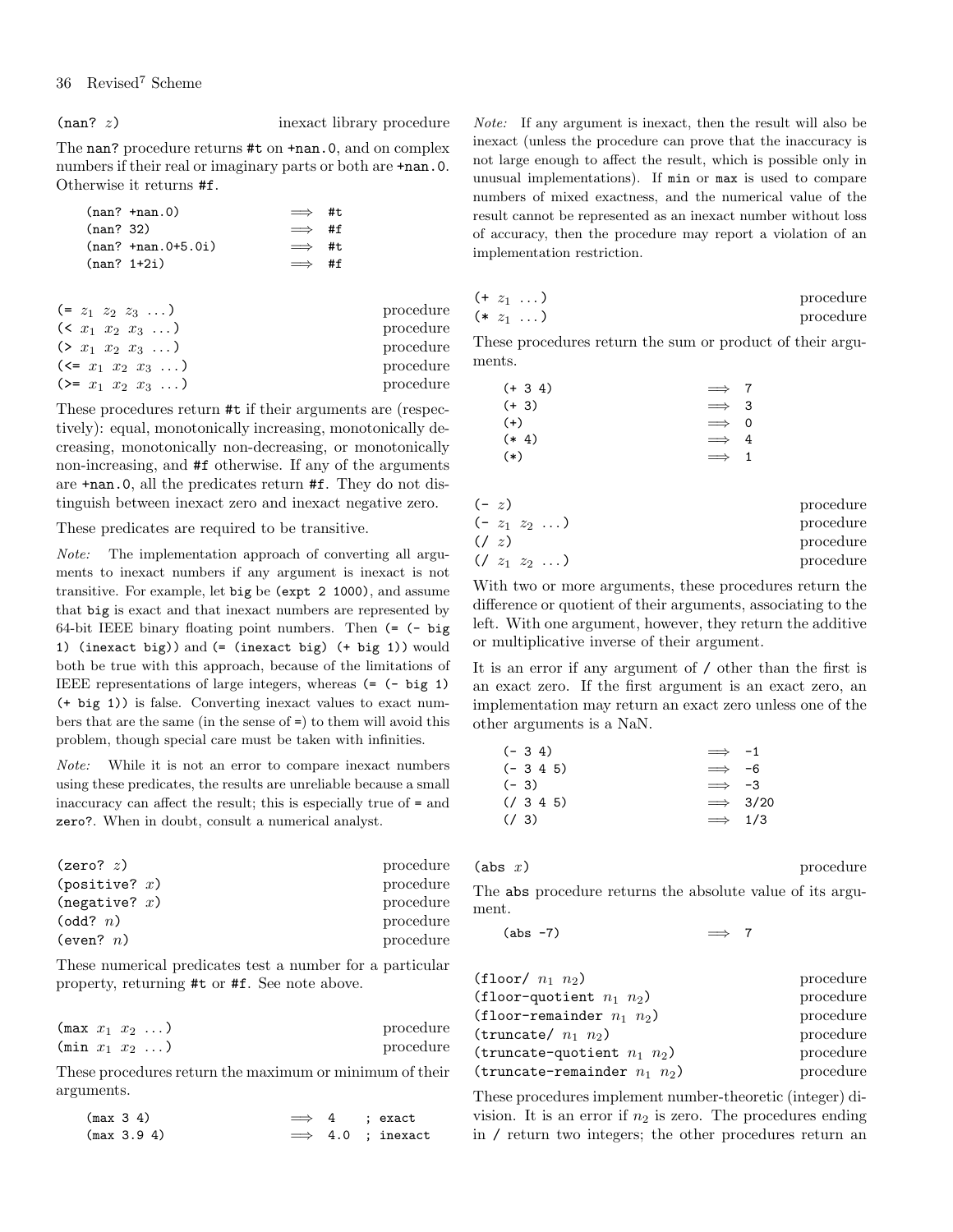`(nan? z)` — inexact library procedure

The `nan?` procedure returns `#t` on `+nan.0`, and on complex numbers if their real or imaginary parts or both are `+nan.0`. Otherwise it returns `#f`.

```
(nan? +nan.0)           ⟹  #t
(nan? 32)               ⟹  #f
(nan? +nan.0+5.0i)      ⟹  #t
(nan? 1+2i)             ⟹  #f
```

`(= z1 z2 z3 ...)` — procedure
`(< x1 x2 x3 ...)` — procedure
`(> x1 x2 x3 ...)` — procedure
`(<= x1 x2 x3 ...)` — procedure
`(>= x1 x2 x3 ...)` — procedure

These procedures return `#t` if their arguments are (respectively): equal, monotonically increasing, monotonically decreasing, monotonically non-decreasing, or monotonically non-increasing, and `#f` otherwise. If any of the arguments are `+nan.0`, all the predicates return `#f`. They do not distinguish between inexact zero and inexact negative zero.

These predicates are required to be transitive.

*Note:* The implementation approach of converting all arguments to inexact numbers if any argument is inexact is not transitive. For example, let `big` be `(expt 2 1000)`, and assume that `big` is exact and that inexact numbers are represented by 64-bit IEEE binary floating point numbers. Then `(= (- big 1) (inexact big))` and `(= (inexact big) (+ big 1))` would both be true with this approach, because of the limitations of IEEE representations of large integers, whereas `(= (- big 1) (+ big 1))` is false. Converting inexact values to exact numbers that are the same (in the sense of `=`) to them will avoid this problem, though special care must be taken with infinities.

*Note:* While it is not an error to compare inexact numbers using these predicates, the results are unreliable because a small inaccuracy can affect the result; this is especially true of `=` and `zero?`. When in doubt, consult a numerical analyst.

`(zero? z)` — procedure
`(positive? x)` — procedure
`(negative? x)` — procedure
`(odd? n)` — procedure
`(even? n)` — procedure

These numerical predicates test a number for a particular property, returning `#t` or `#f`. See note above.

`(max x1 x2 ...)` — procedure
`(min x1 x2 ...)` — procedure

These procedures return the maximum or minimum of their arguments.

```
(max 3 4)               ⟹  4    ; exact
(max 3.9 4)             ⟹  4.0  ; inexact
```

*Note:* If any argument is inexact, then the result will also be inexact (unless the procedure can prove that the inaccuracy is not large enough to affect the result, which is possible only in unusual implementations). If `min` or `max` is used to compare numbers of mixed exactness, and the numerical value of the result cannot be represented as an inexact number without loss of accuracy, then the procedure may report a violation of an implementation restriction.

`(+ z1 ...)` — procedure
`(* z1 ...)` — procedure

These procedures return the sum or product of their arguments.

```
(+ 3 4)                 ⟹  7
(+ 3)                   ⟹  3
(+)                     ⟹  0
(* 4)                   ⟹  4
(*)                     ⟹  1
```

`(- z)` — procedure
`(- z1 z2 ...)` — procedure
`(/ z)` — procedure
`(/ z1 z2 ...)` — procedure

With two or more arguments, these procedures return the difference or quotient of their arguments, associating to the left. With one argument, however, they return the additive or multiplicative inverse of their argument.

It is an error if any argument of `/` other than the first is an exact zero. If the first argument is an exact zero, an implementation may return an exact zero unless one of the other arguments is a NaN.

```
(- 3 4)                 ⟹  -1
(- 3 4 5)               ⟹  -6
(- 3)                   ⟹  -3
(/ 3 4 5)               ⟹  3/20
(/ 3)                   ⟹  1/3
```

`(abs x)` — procedure

The `abs` procedure returns the absolute value of its argument.

```
(abs -7)                ⟹  7
```

`(floor/ n1 n2)` — procedure
`(floor-quotient n1 n2)` — procedure
`(floor-remainder n1 n2)` — procedure
`(truncate/ n1 n2)` — procedure
`(truncate-quotient n1 n2)` — procedure
`(truncate-remainder n1 n2)` — procedure

These procedures implement number-theoretic (integer) division. It is an error if $n_2$ is zero. The procedures ending in `/` return two integers; the other procedures return an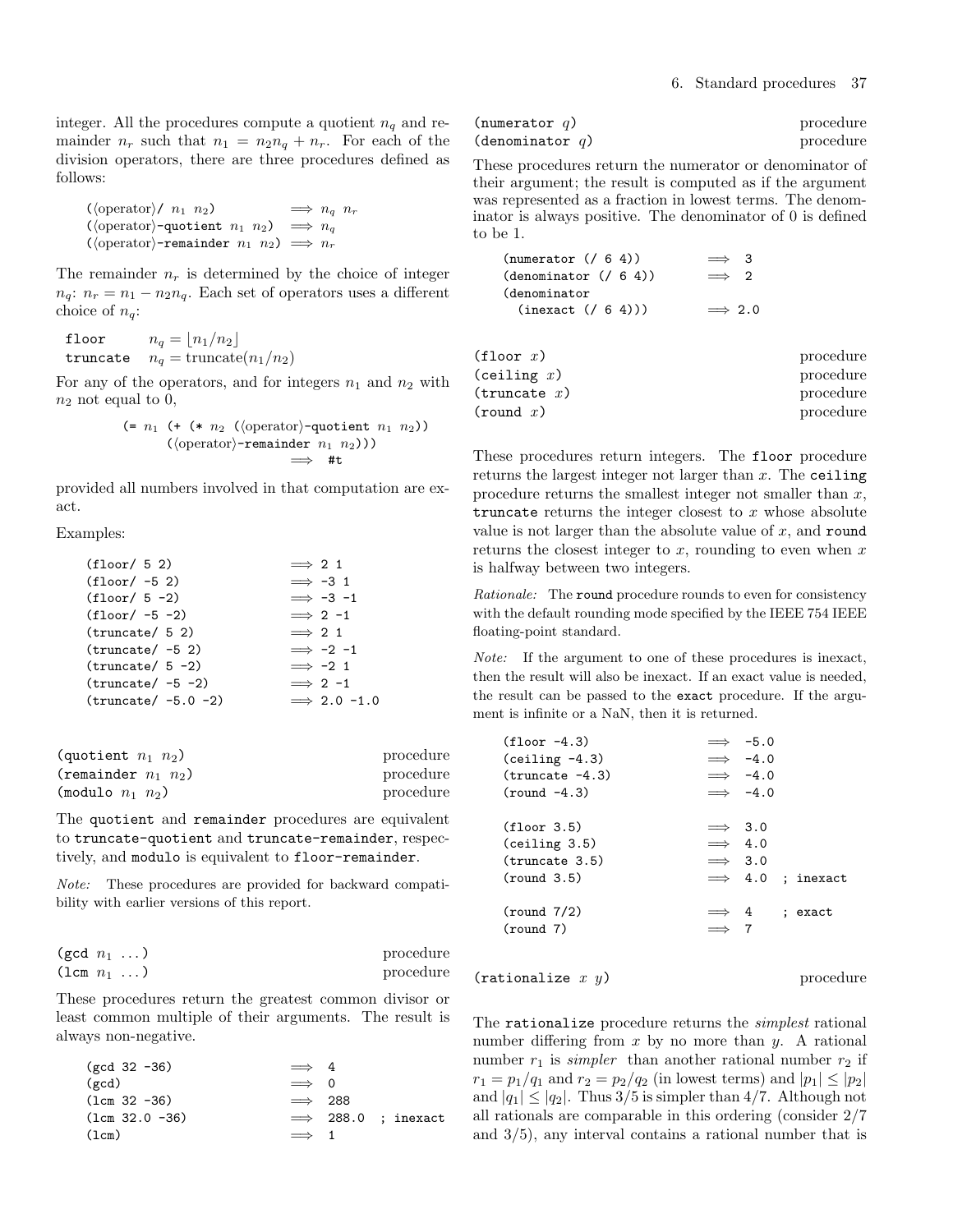integer. All the procedures compute a quotient $n_q$ and remainder $n_r$ such that $n_1 = n_2 n_q + n_r$. For each of the division operators, there are three procedures defined as follows:

```
(⟨operator⟩/ n1 n2)            ⟹ nq nr
(⟨operator⟩-quotient n1 n2)    ⟹ nq
(⟨operator⟩-remainder n1 n2)   ⟹ nr
```

The remainder $n_r$ is determined by the choice of integer $n_q$: $n_r = n_1 - n_2 n_q$. Each set of operators uses a different choice of $n_q$:

| | |
|---|---|
| `floor` | $n_q = \lfloor n_1/n_2 \rfloor$ |
| `truncate` | $n_q = \text{truncate}(n_1/n_2)$ |

For any of the operators, and for integers $n_1$ and $n_2$ with $n_2$ not equal to 0,

```
(= n1 (+ (* n2 (⟨operator⟩-quotient n1 n2))
      (⟨operator⟩-remainder n1 n2)))
                                ⟹ #t
```

provided all numbers involved in that computation are exact.

Examples:

```
(floor/ 5 2)            ⟹ 2 1
(floor/ -5 2)           ⟹ -3 1
(floor/ 5 -2)           ⟹ -3 -1
(floor/ -5 -2)          ⟹ 2 -1
(truncate/ 5 2)         ⟹ 2 1
(truncate/ -5 2)        ⟹ -2 -1
(truncate/ 5 -2)        ⟹ -2 1
(truncate/ -5 -2)       ⟹ 2 -1
(truncate/ -5.0 -2)     ⟹ 2.0 -1.0
```

`(quotient n1 n2)` procedure
`(remainder n1 n2)` procedure
`(modulo n1 n2)` procedure

The `quotient` and `remainder` procedures are equivalent to `truncate-quotient` and `truncate-remainder`, respectively, and `modulo` is equivalent to `floor-remainder`.

*Note:* These procedures are provided for backward compatibility with earlier versions of this report.

`(gcd n1 ...)` procedure
`(lcm n1 ...)` procedure

These procedures return the greatest common divisor or least common multiple of their arguments. The result is always non-negative.

```
(gcd 32 -36)        ⟹ 4
(gcd)               ⟹ 0
(lcm 32 -36)        ⟹ 288
(lcm 32.0 -36)      ⟹ 288.0  ; inexact
(lcm)               ⟹ 1
```

`(numerator q)` procedure
`(denominator q)` procedure

These procedures return the numerator or denominator of their argument; the result is computed as if the argument was represented as a fraction in lowest terms. The denominator is always positive. The denominator of 0 is defined to be 1.

```
(numerator (/ 6 4))         ⟹ 3
(denominator (/ 6 4))       ⟹ 2
(denominator
  (inexact (/ 6 4)))        ⟹ 2.0
```

`(floor x)` procedure
`(ceiling x)` procedure
`(truncate x)` procedure
`(round x)` procedure

These procedures return integers. The `floor` procedure returns the largest integer not larger than $x$. The `ceiling` procedure returns the smallest integer not smaller than $x$, `truncate` returns the integer closest to $x$ whose absolute value is not larger than the absolute value of $x$, and `round` returns the closest integer to $x$, rounding to even when $x$ is halfway between two integers.

*Rationale:* The `round` procedure rounds to even for consistency with the default rounding mode specified by the IEEE 754 IEEE floating-point standard.

*Note:* If the argument to one of these procedures is inexact, then the result will also be inexact. If an exact value is needed, the result can be passed to the `exact` procedure. If the argument is infinite or a NaN, then it is returned.

```
(floor -4.3)        ⟹ -5.0
(ceiling -4.3)      ⟹ -4.0
(truncate -4.3)     ⟹ -4.0
(round -4.3)        ⟹ -4.0

(floor 3.5)         ⟹ 3.0
(ceiling 3.5)       ⟹ 4.0
(truncate 3.5)      ⟹ 3.0
(round 3.5)         ⟹ 4.0  ; inexact

(round 7/2)         ⟹ 4    ; exact
(round 7)           ⟹ 7
```

`(rationalize x y)` procedure

The `rationalize` procedure returns the *simplest* rational number differing from $x$ by no more than $y$. A rational number $r_1$ is *simpler* than another rational number $r_2$ if $r_1 = p_1/q_1$ and $r_2 = p_2/q_2$ (in lowest terms) and $|p_1| \leq |p_2|$ and $|q_1| \leq |q_2|$. Thus $3/5$ is simpler than $4/7$. Although not all rationals are comparable in this ordering (consider $2/7$ and $3/5$), any interval contains a rational number that is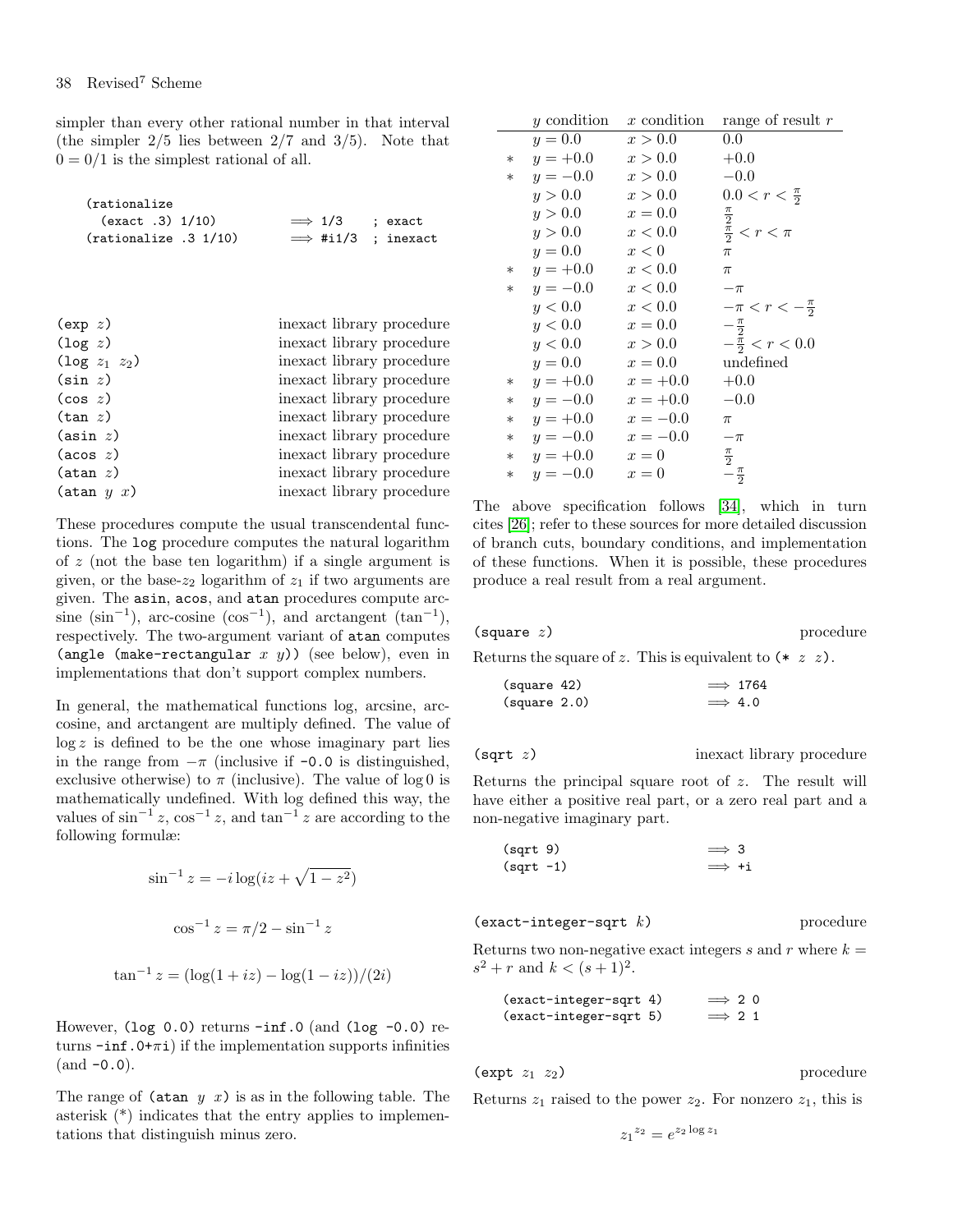simpler than every other rational number in that interval (the simpler 2/5 lies between 2/7 and 3/5). Note that 0 = 0/1 is the simplest rational of all.

```
(rationalize
  (exact .3) 1/10)          ⟹ 1/3    ; exact
(rationalize .3 1/10)       ⟹ #i1/3  ; inexact
```

| | |
|---|---|
| `(exp z)` | inexact library procedure |
| `(log z)` | inexact library procedure |
| `(log z1 z2)` | inexact library procedure |
| `(sin z)` | inexact library procedure |
| `(cos z)` | inexact library procedure |
| `(tan z)` | inexact library procedure |
| `(asin z)` | inexact library procedure |
| `(acos z)` | inexact library procedure |
| `(atan z)` | inexact library procedure |
| `(atan y x)` | inexact library procedure |

These procedures compute the usual transcendental functions. The `log` procedure computes the natural logarithm of $z$ (not the base ten logarithm) if a single argument is given, or the base-$z_2$ logarithm of $z_1$ if two arguments are given. The `asin`, `acos`, and `atan` procedures compute arcsine ($\sin^{-1}$), arc-cosine ($\cos^{-1}$), and arctangent ($\tan^{-1}$), respectively. The two-argument variant of `atan` computes `(angle (make-rectangular x y))` (see below), even in implementations that don't support complex numbers.

In general, the mathematical functions log, arcsine, arccosine, and arctangent are multiply defined. The value of $\log z$ is defined to be the one whose imaginary part lies in the range from $-\pi$ (inclusive if `-0.0` is distinguished, exclusive otherwise) to $\pi$ (inclusive). The value of $\log 0$ is mathematically undefined. With log defined this way, the values of $\sin^{-1} z$, $\cos^{-1} z$, and $\tan^{-1} z$ are according to the following formulæ:

$$\sin^{-1} z = -i \log(iz + \sqrt{1 - z^2})$$

$$\cos^{-1} z = \pi/2 - \sin^{-1} z$$

$$\tan^{-1} z = (\log(1 + iz) - \log(1 - iz))/(2i)$$

However, `(log 0.0)` returns `-inf.0` (and `(log -0.0)` returns `-inf.0+`$\pi$`i`) if the implementation supports infinities (and `-0.0`).

The range of `(atan y x)` is as in the following table. The asterisk (*) indicates that the entry applies to implementations that distinguish minus zero.

| | $y$ condition | $x$ condition | range of result $r$ |
|---|---|---|---|
| | $y = 0.0$ | $x > 0.0$ | $0.0$ |
| * | $y = +0.0$ | $x > 0.0$ | $+0.0$ |
| * | $y = -0.0$ | $x > 0.0$ | $-0.0$ |
| | $y > 0.0$ | $x > 0.0$ | $0.0 < r < \frac{\pi}{2}$ |
| | $y > 0.0$ | $x = 0.0$ | $\frac{\pi}{2}$ |
| | $y > 0.0$ | $x < 0.0$ | $\frac{\pi}{2} < r < \pi$ |
| | $y = 0.0$ | $x < 0$ | $\pi$ |
| * | $y = +0.0$ | $x < 0.0$ | $\pi$ |
| * | $y = -0.0$ | $x < 0.0$ | $-\pi$ |
| | $y < 0.0$ | $x < 0.0$ | $-\pi < r < -\frac{\pi}{2}$ |
| | $y < 0.0$ | $x = 0.0$ | $-\frac{\pi}{2}$ |
| | $y < 0.0$ | $x > 0.0$ | $-\frac{\pi}{2} < r < 0.0$ |
| | $y = 0.0$ | $x = 0.0$ | undefined |
| * | $y = +0.0$ | $x = +0.0$ | $+0.0$ |
| * | $y = -0.0$ | $x = +0.0$ | $-0.0$ |
| * | $y = +0.0$ | $x = -0.0$ | $\pi$ |
| * | $y = -0.0$ | $x = -0.0$ | $-\pi$ |
| * | $y = +0.0$ | $x = 0$ | $\frac{\pi}{2}$ |
| * | $y = -0.0$ | $x = 0$ | $-\frac{\pi}{2}$ |

The above specification follows [34], which in turn cites [26]; refer to these sources for more detailed discussion of branch cuts, boundary conditions, and implementation of these functions. When it is possible, these procedures produce a real result from a real argument.

`(square z)` — procedure

Returns the square of $z$. This is equivalent to `(* z z)`.

```
(square 42)         ⟹ 1764
(square 2.0)        ⟹ 4.0
```

`(sqrt z)` — inexact library procedure

Returns the principal square root of $z$. The result will have either a positive real part, or a zero real part and a non-negative imaginary part.

```
(sqrt 9)            ⟹ 3
(sqrt -1)           ⟹ +i
```

`(exact-integer-sqrt k)` — procedure

Returns two non-negative exact integers $s$ and $r$ where $k = s^2 + r$ and $k < (s + 1)^2$.

```
(exact-integer-sqrt 4)    ⟹ 2 0
(exact-integer-sqrt 5)    ⟹ 2 1
```

`(expt z1 z2)` — procedure

Returns $z_1$ raised to the power $z_2$. For nonzero $z_1$, this is

$$z_1{}^{z_2} = e^{z_2 \log z_1}$$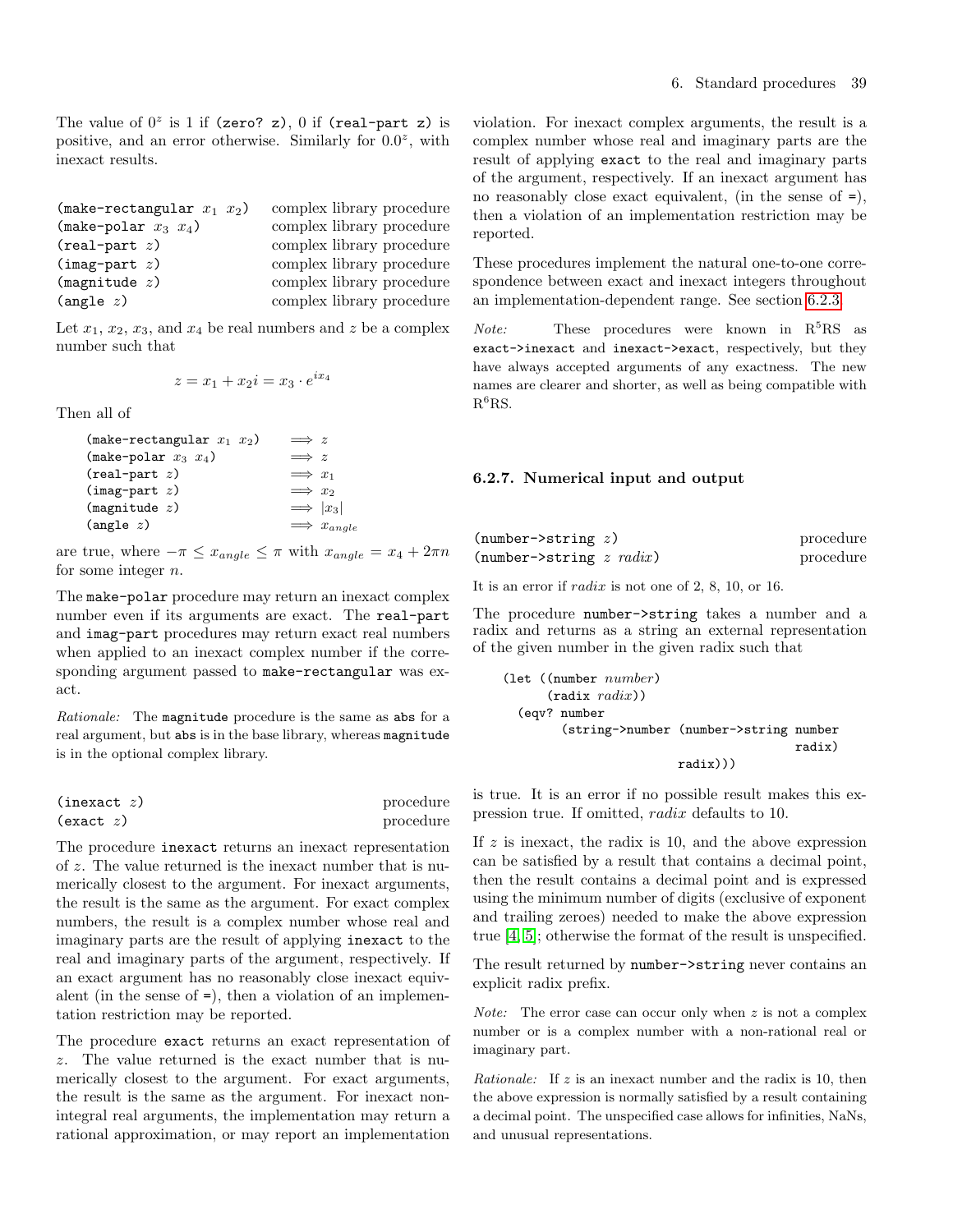The value of $0^z$ is 1 if `(zero? z)`, 0 if `(real-part z)` is positive, and an error otherwise. Similarly for $0.0^z$, with inexact results.

| | |
|---|---|
| `(make-rectangular` $x_1$ $x_2$`)` | complex library procedure |
| `(make-polar` $x_3$ $x_4$`)` | complex library procedure |
| `(real-part` $z$`)` | complex library procedure |
| `(imag-part` $z$`)` | complex library procedure |
| `(magnitude` $z$`)` | complex library procedure |
| `(angle` $z$`)` | complex library procedure |

Let $x_1$, $x_2$, $x_3$, and $x_4$ be real numbers and $z$ be a complex number such that

$$z = x_1 + x_2 i = x_3 \cdot e^{i x_4}$$

Then all of

| | |
|---|---|
| `(make-rectangular` $x_1$ $x_2$`)` | $\Longrightarrow z$ |
| `(make-polar` $x_3$ $x_4$`)` | $\Longrightarrow z$ |
| `(real-part` $z$`)` | $\Longrightarrow x_1$ |
| `(imag-part` $z$`)` | $\Longrightarrow x_2$ |
| `(magnitude` $z$`)` | $\Longrightarrow \|x_3\|$ |
| `(angle` $z$`)` | $\Longrightarrow x_{angle}$ |

are true, where $-\pi \leq x_{angle} \leq \pi$ with $x_{angle} = x_4 + 2\pi n$ for some integer $n$.

The `make-polar` procedure may return an inexact complex number even if its arguments are exact. The `real-part` and `imag-part` procedures may return exact real numbers when applied to an inexact complex number if the corresponding argument passed to `make-rectangular` was exact.

*Rationale:* The `magnitude` procedure is the same as `abs` for a real argument, but `abs` is in the base library, whereas `magnitude` is in the optional complex library.

| | |
|---|---|
| `(inexact` $z$`)` | procedure |
| `(exact` $z$`)` | procedure |

The procedure `inexact` returns an inexact representation of $z$. The value returned is the inexact number that is numerically closest to the argument. For inexact arguments, the result is the same as the argument. For exact complex numbers, the result is a complex number whose real and imaginary parts are the result of applying `inexact` to the real and imaginary parts of the argument, respectively. If an exact argument has no reasonably close inexact equivalent (in the sense of `=`), then a violation of an implementation restriction may be reported.

The procedure `exact` returns an exact representation of $z$. The value returned is the exact number that is numerically closest to the argument. For exact arguments, the result is the same as the argument. For inexact nonintegral real arguments, the implementation may return a rational approximation, or may report an implementation violation. For inexact complex arguments, the result is a complex number whose real and imaginary parts are the result of applying `exact` to the real and imaginary parts of the argument, respectively. If an inexact argument has no reasonably close exact equivalent, (in the sense of `=`), then a violation of an implementation restriction may be reported.

These procedures implement the natural one-to-one correspondence between exact and inexact integers throughout an implementation-dependent range. See section 6.2.3.

*Note:* These procedures were known in R[5]RS as `exact->inexact` and `inexact->exact`, respectively, but they have always accepted arguments of any exactness. The new names are clearer and shorter, as well as being compatible with R[6]RS.

### 6.2.7. Numerical input and output

| | |
|---|---|
| `(number->string` $z$`)` | procedure |
| `(number->string` $z$ *radix*`)` | procedure |

It is an error if *radix* is not one of 2, 8, 10, or 16.

The procedure `number->string` takes a number and a radix and returns as a string an external representation of the given number in the given radix such that

```
(let ((number number)
      (radix radix))
  (eqv? number
        (string->number (number->string number
                                        radix)
                        radix)))
```

is true. It is an error if no possible result makes this expression true. If omitted, *radix* defaults to 10.

If $z$ is inexact, the radix is 10, and the above expression can be satisfied by a result that contains a decimal point, then the result contains a decimal point and is expressed using the minimum number of digits (exclusive of exponent and trailing zeroes) needed to make the above expression true [4, 5]; otherwise the format of the result is unspecified.

The result returned by `number->string` never contains an explicit radix prefix.

*Note:* The error case can occur only when $z$ is not a complex number or is a complex number with a non-rational real or imaginary part.

*Rationale:* If $z$ is an inexact number and the radix is 10, then the above expression is normally satisfied by a result containing a decimal point. The unspecified case allows for infinities, NaNs, and unusual representations.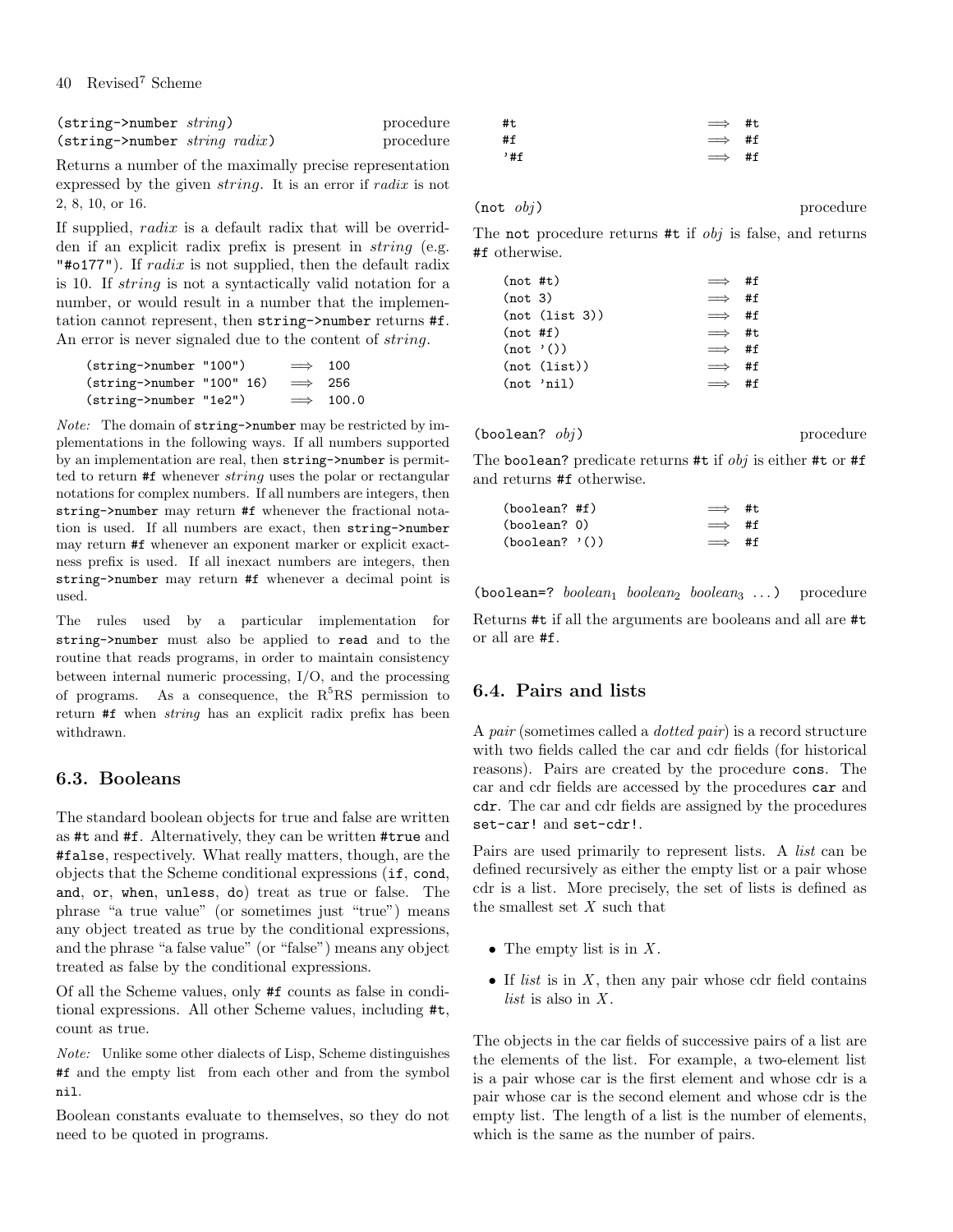`(string->number string)` procedure
`(string->number string radix)` procedure

Returns a number of the maximally precise representation expressed by the given *string*. It is an error if *radix* is not 2, 8, 10, or 16.

If supplied, *radix* is a default radix that will be overridden if an explicit radix prefix is present in *string* (e.g. `"#o177"`). If *radix* is not supplied, then the default radix is 10. If *string* is not a syntactically valid notation for a number, or would result in a number that the implementation cannot represent, then `string->number` returns `#f`. An error is never signaled due to the content of *string*.

```
(string->number "100")      ⟹  100
(string->number "100" 16)   ⟹  256
(string->number "1e2")      ⟹  100.0
```

*Note:* The domain of `string->number` may be restricted by implementations in the following ways. If all numbers supported by an implementation are real, then `string->number` is permitted to return `#f` whenever *string* uses the polar or rectangular notations for complex numbers. If all numbers are integers, then `string->number` may return `#f` whenever the fractional notation is used. If all numbers are exact, then `string->number` may return `#f` whenever an exponent marker or explicit exactness prefix is used. If all inexact numbers are integers, then `string->number` may return `#f` whenever a decimal point is used.

The rules used by a particular implementation for `string->number` must also be applied to `read` and to the routine that reads programs, in order to maintain consistency between internal numeric processing, I/O, and the processing of programs. As a consequence, the R[5]RS permission to return `#f` when *string* has an explicit radix prefix has been withdrawn.

## 6.3. Booleans

The standard boolean objects for true and false are written as `#t` and `#f`. Alternatively, they can be written `#true` and `#false`, respectively. What really matters, though, are the objects that the Scheme conditional expressions (`if`, `cond`, `and`, `or`, `when`, `unless`, `do`) treat as true or false. The phrase "a true value" (or sometimes just "true") means any object treated as true by the conditional expressions, and the phrase "a false value" (or "false") means any object treated as false by the conditional expressions.

Of all the Scheme values, only `#f` counts as false in conditional expressions. All other Scheme values, including `#t`, count as true.

*Note:* Unlike some other dialects of Lisp, Scheme distinguishes `#f` and the empty list from each other and from the symbol `nil`.

Boolean constants evaluate to themselves, so they do not need to be quoted in programs.

```
#t     ⟹  #t
#f     ⟹  #f
'#f    ⟹  #f
```

`(not obj)` procedure

The `not` procedure returns `#t` if *obj* is false, and returns `#f` otherwise.

```
(not #t)         ⟹  #f
(not 3)          ⟹  #f
(not (list 3))   ⟹  #f
(not #f)         ⟹  #t
(not '())        ⟹  #f
(not (list))     ⟹  #f
(not 'nil)       ⟹  #f
```

`(boolean? obj)` procedure

The `boolean?` predicate returns `#t` if *obj* is either `#t` or `#f` and returns `#f` otherwise.

```
(boolean? #f)    ⟹  #t
(boolean? 0)     ⟹  #f
(boolean? '())   ⟹  #f
```

`(boolean=?` $boolean_1$ $boolean_2$ $boolean_3$ ...`)` procedure

Returns `#t` if all the arguments are booleans and all are `#t` or all are `#f`.

## 6.4. Pairs and lists

A *pair* (sometimes called a *dotted pair*) is a record structure with two fields called the car and cdr fields (for historical reasons). Pairs are created by the procedure `cons`. The car and cdr fields are accessed by the procedures `car` and `cdr`. The car and cdr fields are assigned by the procedures `set-car!` and `set-cdr!`.

Pairs are used primarily to represent lists. A *list* can be defined recursively as either the empty list or a pair whose cdr is a list. More precisely, the set of lists is defined as the smallest set $X$ such that

- The empty list is in $X$.
- If *list* is in $X$, then any pair whose cdr field contains *list* is also in $X$.

The objects in the car fields of successive pairs of a list are the elements of the list. For example, a two-element list is a pair whose car is the first element and whose cdr is a pair whose car is the second element and whose cdr is the empty list. The length of a list is the number of elements, which is the same as the number of pairs.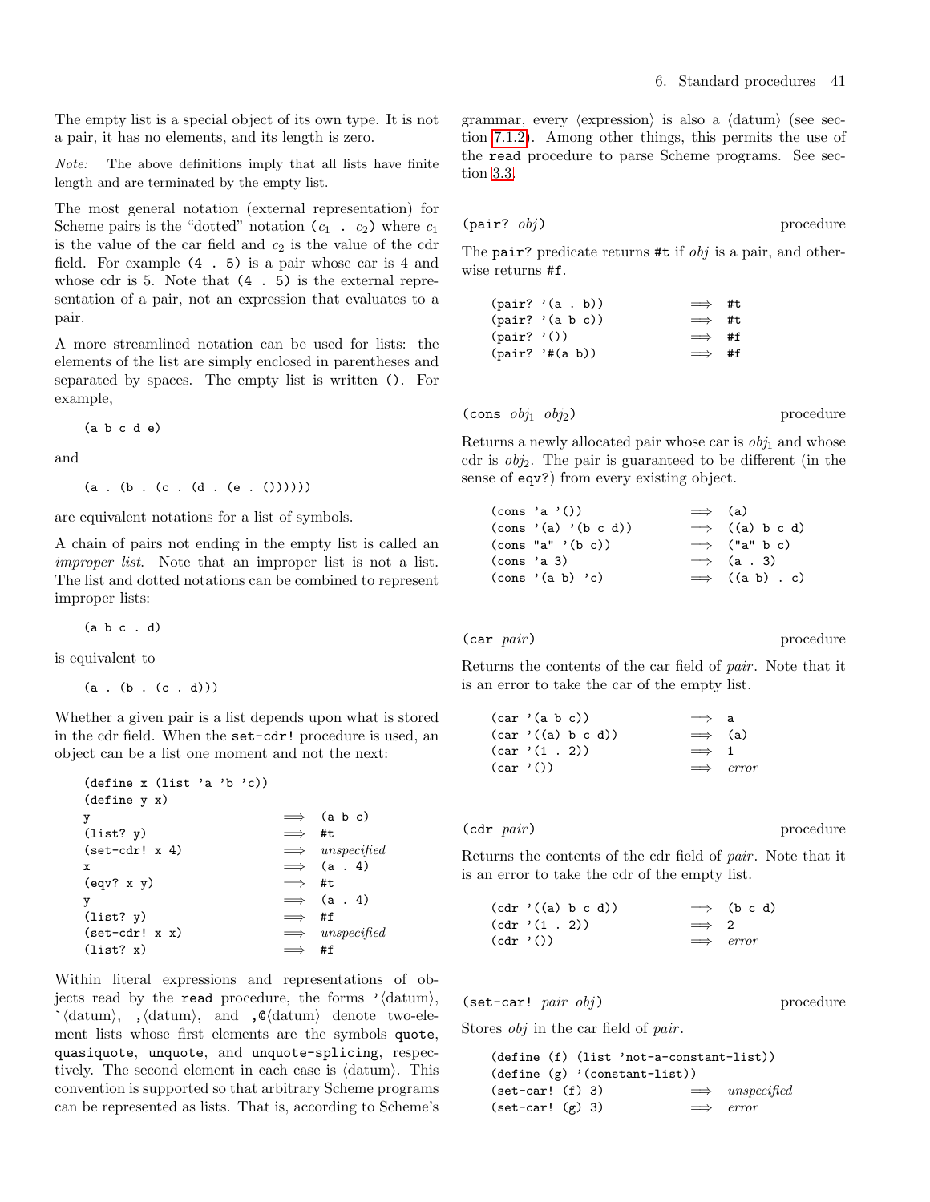The empty list is a special object of its own type. It is not a pair, it has no elements, and its length is zero.

*Note:* The above definitions imply that all lists have finite length and are terminated by the empty list.

The most general notation (external representation) for Scheme pairs is the "dotted" notation `(`$c_1$ `.` $c_2$`)` where $c_1$ is the value of the car field and $c_2$ is the value of the cdr field. For example `(4 . 5)` is a pair whose car is 4 and whose cdr is 5. Note that `(4 . 5)` is the external representation of a pair, not an expression that evaluates to a pair.

A more streamlined notation can be used for lists: the elements of the list are simply enclosed in parentheses and separated by spaces. The empty list is written `()`. For example,

```
(a b c d e)
```

and

```
(a . (b . (c . (d . (e . ())))))
```

are equivalent notations for a list of symbols.

A chain of pairs not ending in the empty list is called an *improper list*. Note that an improper list is not a list. The list and dotted notations can be combined to represent improper lists:

```
(a b c . d)
```

is equivalent to

```
(a . (b . (c . d)))
```

Whether a given pair is a list depends upon what is stored in the cdr field. When the `set-cdr!` procedure is used, an object can be a list one moment and not the next:

```
(define x (list 'a 'b 'c))
(define y x)
y                       ⟹  (a b c)
(list? y)               ⟹  #t
(set-cdr! x 4)          ⟹  unspecified
x                       ⟹  (a . 4)
(eqv? x y)              ⟹  #t
y                       ⟹  (a . 4)
(list? y)               ⟹  #f
(set-cdr! x x)          ⟹  unspecified
(list? x)               ⟹  #f
```

Within literal expressions and representations of objects read by the `read` procedure, the forms `'`⟨datum⟩, `` ` ``⟨datum⟩, `,`⟨datum⟩, and `,@`⟨datum⟩ denote two-element lists whose first elements are the symbols `quote`, `quasiquote`, `unquote`, and `unquote-splicing`, respectively. The second element in each case is ⟨datum⟩. This convention is supported so that arbitrary Scheme programs can be represented as lists. That is, according to Scheme's grammar, every ⟨expression⟩ is also a ⟨datum⟩ (see section 7.1.2). Among other things, this permits the use of the `read` procedure to parse Scheme programs. See section 3.3.

`(pair?` *obj*`)` procedure

The `pair?` predicate returns `#t` if *obj* is a pair, and otherwise returns `#f`.

```
(pair? '(a . b))        ⟹  #t
(pair? '(a b c))        ⟹  #t
(pair? '())             ⟹  #f
(pair? '#(a b))         ⟹  #f
```

`(cons` $obj_1$ $obj_2$`)` procedure

Returns a newly allocated pair whose car is $obj_1$ and whose cdr is $obj_2$. The pair is guaranteed to be different (in the sense of `eqv?`) from every existing object.

```
(cons 'a '())           ⟹  (a)
(cons '(a) '(b c d))    ⟹  ((a) b c d)
(cons "a" '(b c))       ⟹  ("a" b c)
(cons 'a 3)             ⟹  (a . 3)
(cons '(a b) 'c)        ⟹  ((a b) . c)
```

`(car` *pair*`)` procedure

Returns the contents of the car field of *pair*. Note that it is an error to take the car of the empty list.

```
(car '(a b c))          ⟹  a
(car '((a) b c d))      ⟹  (a)
(car '(1 . 2))          ⟹  1
(car '())               ⟹  error
```

`(cdr` *pair*`)` procedure

Returns the contents of the cdr field of *pair*. Note that it is an error to take the cdr of the empty list.

```
(cdr '((a) b c d))      ⟹  (b c d)
(cdr '(1 . 2))          ⟹  2
(cdr '())               ⟹  error
```

`(set-car!` *pair obj*`)` procedure

Stores *obj* in the car field of *pair*.

```
(define (f) (list 'not-a-constant-list))
(define (g) '(constant-list))
(set-car! (f) 3)        ⟹  unspecified
(set-car! (g) 3)        ⟹  error
```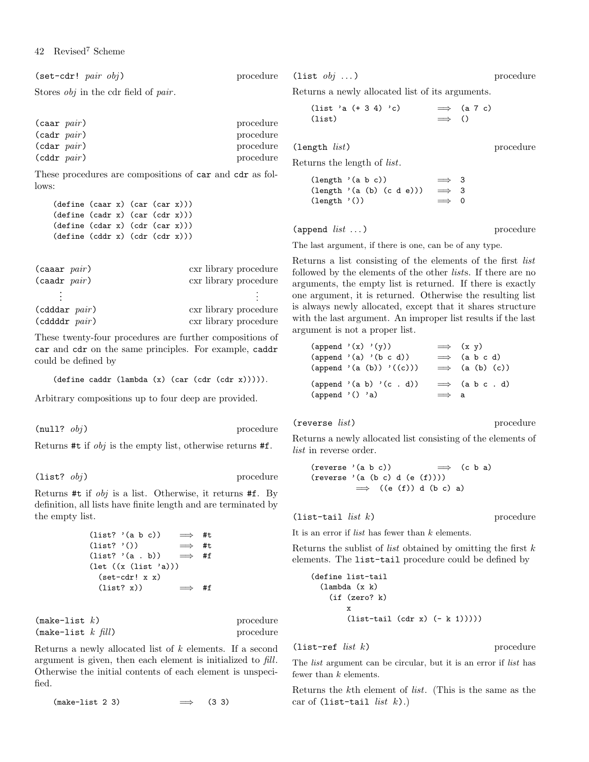`(set-cdr! pair obj)` procedure

Stores *obj* in the cdr field of *pair*.

`(caar pair)` procedure
`(cadr pair)` procedure
`(cdar pair)` procedure
`(cddr pair)` procedure

These procedures are compositions of `car` and `cdr` as follows:

```
(define (caar x) (car (car x)))
(define (cadr x) (car (cdr x)))
(define (cdar x) (cdr (car x)))
(define (cddr x) (cdr (cdr x)))
```

`(caaar pair)` cxr library procedure
`(caadr pair)` cxr library procedure
⋮ ⋮
`(cdddar pair)` cxr library procedure
`(cddddr pair)` cxr library procedure

These twenty-four procedures are further compositions of `car` and `cdr` on the same principles. For example, `caddr` could be defined by

```
(define caddr (lambda (x) (car (cdr (cdr x))))).
```

Arbitrary compositions up to four deep are provided.

`(null? obj)` procedure

Returns `#t` if *obj* is the empty list, otherwise returns `#f`.

`(list? obj)` procedure

Returns `#t` if *obj* is a list. Otherwise, it returns `#f`. By definition, all lists have finite length and are terminated by the empty list.

```
(list? '(a b c))     ⟹  #t
(list? '())          ⟹  #t
(list? '(a . b))     ⟹  #f
(let ((x (list 'a)))
  (set-cdr! x x)
  (list? x))         ⟹  #f
```

`(make-list k)` procedure
`(make-list k fill)` procedure

Returns a newly allocated list of *k* elements. If a second argument is given, then each element is initialized to *fill*. Otherwise the initial contents of each element is unspecified.

```
(make-list 2 3)              ⟹   (3 3)
```

`(list obj ...)` procedure

Returns a newly allocated list of its arguments.

```
(list 'a (+ 3 4) 'c)        ⟹  (a 7 c)
(list)                      ⟹  ()
```

`(length list)` procedure

Returns the length of *list*.

```
(length '(a b c))           ⟹  3
(length '(a (b) (c d e)))   ⟹  3
(length '())                ⟹  0
```

`(append list ...)` procedure

The last argument, if there is one, can be of any type.

Returns a list consisting of the elements of the first *list* followed by the elements of the other *lists*. If there are no arguments, the empty list is returned. If there is exactly one argument, it is returned. Otherwise the resulting list is always newly allocated, except that it shares structure with the last argument. An improper list results if the last argument is not a proper list.

```
(append '(x) '(y))          ⟹  (x y)
(append '(a) '(b c d))      ⟹  (a b c d)
(append '(a (b)) '((c)))    ⟹  (a (b) (c))

(append '(a b) '(c . d))    ⟹  (a b c . d)
(append '() 'a)             ⟹  a
```

`(reverse list)` procedure

Returns a newly allocated list consisting of the elements of *list* in reverse order.

```
(reverse '(a b c))          ⟹  (c b a)
(reverse '(a (b c) d (e (f))))
         ⟹  ((e (f)) d (b c) a)
```

`(list-tail list k)` procedure

It is an error if *list* has fewer than *k* elements.

Returns the sublist of *list* obtained by omitting the first *k* elements. The `list-tail` procedure could be defined by

```
(define list-tail
  (lambda (x k)
    (if (zero? k)
        x
        (list-tail (cdr x) (- k 1)))))
```

`(list-ref list k)` procedure

The *list* argument can be circular, but it is an error if *list* has fewer than *k* elements.

Returns the *k*th element of *list*. (This is the same as the car of `(list-tail list k)`.)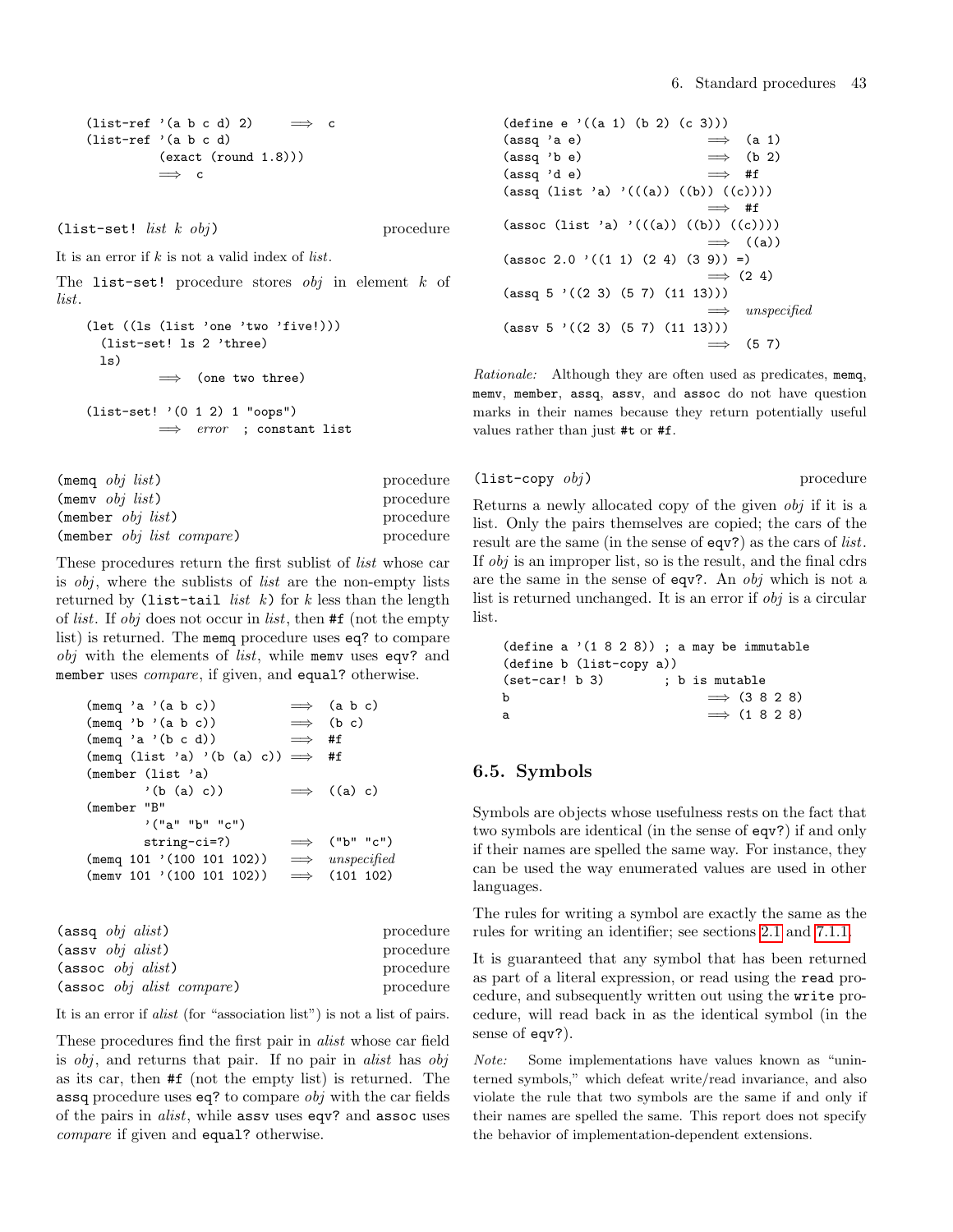```
(list-ref '(a b c d) 2)      ⟹  c
(list-ref '(a b c d)
          (exact (round 1.8)))
          ⟹  c
```

(list-set! *list k obj*) procedure

It is an error if *k* is not a valid index of *list*.

The `list-set!` procedure stores *obj* in element *k* of *list*.

```
(let ((ls (list 'one 'two 'five!)))
  (list-set! ls 2 'three)
  ls)
          ⟹  (one two three)

(list-set! '(0 1 2) 1 "oops")
          ⟹  error  ; constant list
```

(memq *obj list*) procedure
(memv *obj list*) procedure
(member *obj list*) procedure
(member *obj list compare*) procedure

These procedures return the first sublist of *list* whose car is *obj*, where the sublists of *list* are the non-empty lists returned by (list-tail *list k*) for *k* less than the length of *list*. If *obj* does not occur in *list*, then `#f` (not the empty list) is returned. The `memq` procedure uses `eq?` to compare *obj* with the elements of *list*, while `memv` uses `eqv?` and `member` uses *compare*, if given, and `equal?` otherwise.

```
(memq 'a '(a b c))            ⟹  (a b c)
(memq 'b '(a b c))            ⟹  (b c)
(memq 'a '(b c d))            ⟹  #f
(memq (list 'a) '(b (a) c))   ⟹  #f
(member (list 'a)
        '(b (a) c))           ⟹  ((a) c)
(member "B"
        '("a" "b" "c")
        string-ci=?)          ⟹  ("b" "c")
(memq 101 '(100 101 102))     ⟹  unspecified
(memv 101 '(100 101 102))     ⟹  (101 102)
```

(assq *obj alist*) procedure
(assv *obj alist*) procedure
(assoc *obj alist*) procedure
(assoc *obj alist compare*) procedure

It is an error if *alist* (for "association list") is not a list of pairs.

These procedures find the first pair in *alist* whose car field is *obj*, and returns that pair. If no pair in *alist* has *obj* as its car, then `#f` (not the empty list) is returned. The `assq` procedure uses `eq?` to compare *obj* with the car fields of the pairs in *alist*, while `assv` uses `eqv?` and `assoc` uses *compare* if given and `equal?` otherwise.

```
(define e '((a 1) (b 2) (c 3)))
(assq 'a e)                   ⟹  (a 1)
(assq 'b e)                   ⟹  (b 2)
(assq 'd e)                   ⟹  #f
(assq (list 'a) '(((a)) ((b)) ((c))))
                              ⟹  #f
(assoc (list 'a) '(((a)) ((b)) ((c))))
                              ⟹  ((a))
(assoc 2.0 '((1 1) (2 4) (3 9)) =)
                              ⟹  (2 4)
(assq 5 '((2 3) (5 7) (11 13)))
                              ⟹  unspecified
(assv 5 '((2 3) (5 7) (11 13)))
                              ⟹  (5 7)
```

*Rationale:* Although they are often used as predicates, `memq`, `memv`, `member`, `assq`, `assv`, and `assoc` do not have question marks in their names because they return potentially useful values rather than just `#t` or `#f`.

(list-copy *obj*) procedure

Returns a newly allocated copy of the given *obj* if it is a list. Only the pairs themselves are copied; the cars of the result are the same (in the sense of `eqv?`) as the cars of *list*. If *obj* is an improper list, so is the result, and the final cdrs are the same in the sense of `eqv?`. An *obj* which is not a list is returned unchanged. It is an error if *obj* is a circular list.

```
(define a '(1 8 2 8)) ; a may be immutable
(define b (list-copy a))
(set-car! b 3)        ; b is mutable
b                     ⟹ (3 8 2 8)
a                     ⟹ (1 8 2 8)
```

## 6.5. Symbols

Symbols are objects whose usefulness rests on the fact that two symbols are identical (in the sense of `eqv?`) if and only if their names are spelled the same way. For instance, they can be used the way enumerated values are used in other languages.

The rules for writing a symbol are exactly the same as the rules for writing an identifier; see sections 2.1 and 7.1.1.

It is guaranteed that any symbol that has been returned as part of a literal expression, or read using the `read` procedure, and subsequently written out using the `write` procedure, will read back in as the identical symbol (in the sense of `eqv?`).

*Note:* Some implementations have values known as "uninterned symbols," which defeat write/read invariance, and also violate the rule that two symbols are the same if and only if their names are spelled the same. This report does not specify the behavior of implementation-dependent extensions.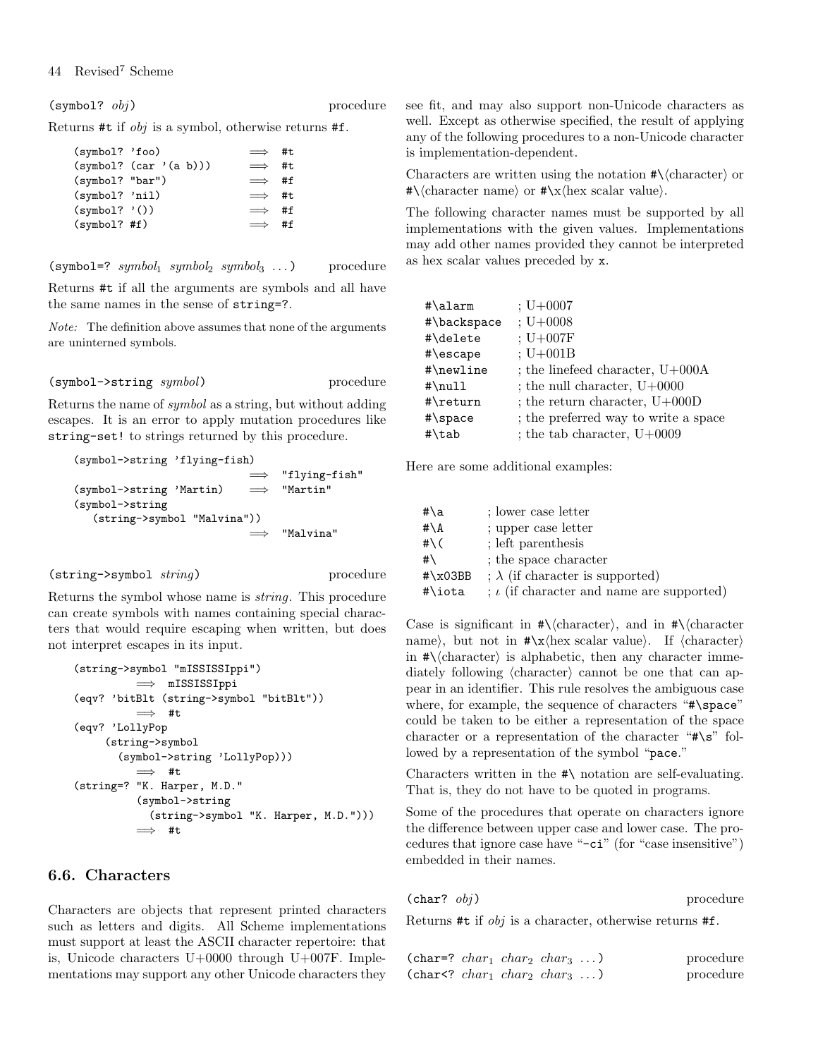(symbol? *obj*)    procedure

Returns #t if *obj* is a symbol, otherwise returns #f.

```
(symbol? 'foo)            ⟹  #t
(symbol? (car '(a b)))    ⟹  #t
(symbol? "bar")           ⟹  #f
(symbol? 'nil)            ⟹  #t
(symbol? '())             ⟹  #f
(symbol? #f)              ⟹  #f
```

(symbol=? *symbol*$_1$ *symbol*$_2$ *symbol*$_3$ ...)    procedure

Returns #t if all the arguments are symbols and all have the same names in the sense of string=?.

*Note:* The definition above assumes that none of the arguments are uninterned symbols.

(symbol->string *symbol*)    procedure

Returns the name of *symbol* as a string, but without adding escapes. It is an error to apply mutation procedures like string-set! to strings returned by this procedure.

```
(symbol->string 'flying-fish)
                          ⟹  "flying-fish"
(symbol->string 'Martin)  ⟹  "Martin"
(symbol->string
   (string->symbol "Malvina"))
                          ⟹  "Malvina"
```

(string->symbol *string*)    procedure

Returns the symbol whose name is *string*. This procedure can create symbols with names containing special characters that would require escaping when written, but does not interpret escapes in its input.

```
(string->symbol "mISSISSIppi")
          ⟹  mISSISSIppi
(eqv? 'bitBlt (string->symbol "bitBlt"))
          ⟹  #t
(eqv? 'LollyPop
     (string->symbol
       (symbol->string 'LollyPop)))
          ⟹  #t
(string=? "K. Harper, M.D."
          (symbol->string
            (string->symbol "K. Harper, M.D.")))
          ⟹  #t
```

## 6.6. Characters

Characters are objects that represent printed characters such as letters and digits. All Scheme implementations must support at least the ASCII character repertoire: that is, Unicode characters U+0000 through U+007F. Implementations may support any other Unicode characters they see fit, and may also support non-Unicode characters as well. Except as otherwise specified, the result of applying any of the following procedures to a non-Unicode character is implementation-dependent.

Characters are written using the notation #\⟨character⟩ or #\⟨character name⟩ or #\x⟨hex scalar value⟩.

The following character names must be supported by all implementations with the given values. Implementations may add other names provided they cannot be interpreted as hex scalar values preceded by x.

```
#\alarm      ; U+0007
#\backspace  ; U+0008
#\delete     ; U+007F
#\escape     ; U+001B
#\newline    ; the linefeed character, U+000A
#\null       ; the null character, U+0000
#\return     ; the return character, U+000D
#\space      ; the preferred way to write a space
#\tab        ; the tab character, U+0009
```

Here are some additional examples:

```
#\a       ; lower case letter
#\A       ; upper case letter
#\(       ; left parenthesis
#\        ; the space character
#\x03BB   ; λ (if character is supported)
#\iota    ; ι (if character and name are supported)
```

Case is significant in #\⟨character⟩, and in #\⟨character name⟩, but not in #\x⟨hex scalar value⟩. If ⟨character⟩ in #\⟨character⟩ is alphabetic, then any character immediately following ⟨character⟩ cannot be one that can appear in an identifier. This rule resolves the ambiguous case where, for example, the sequence of characters "#\space" could be taken to be either a representation of the space character or a representation of the character "#\s" followed by a representation of the symbol "pace."

Characters written in the #\ notation are self-evaluating. That is, they do not have to be quoted in programs.

Some of the procedures that operate on characters ignore the difference between upper case and lower case. The procedures that ignore case have "-ci" (for "case insensitive") embedded in their names.

(char? *obj*)    procedure

Returns #t if *obj* is a character, otherwise returns #f.

(char=? *char*$_1$ *char*$_2$ *char*$_3$ ...)    procedure
(char<? *char*$_1$ *char*$_2$ *char*$_3$ ...)    procedure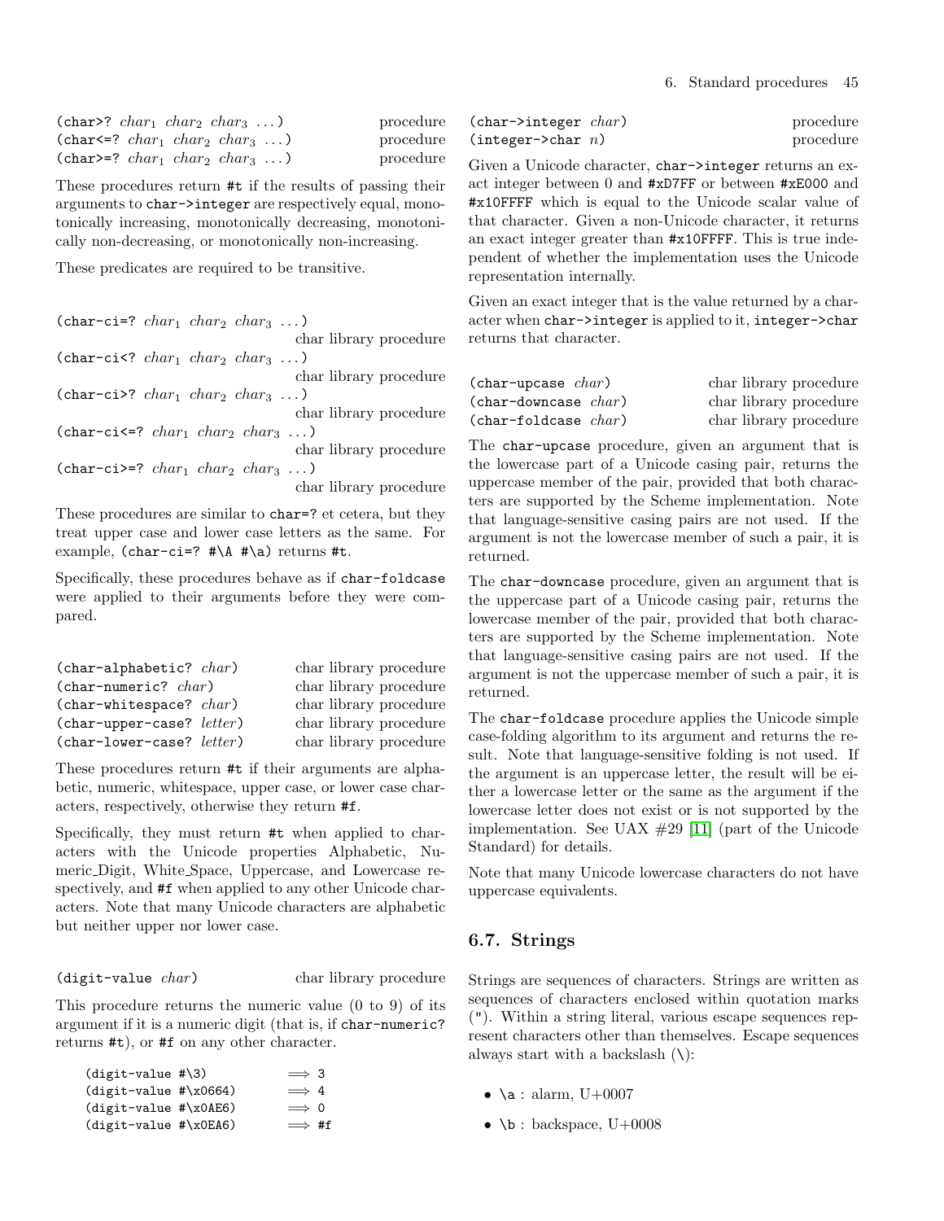(char>? $char_1$ $char_2$ $char_3$ ...) procedure
(char<=? $char_1$ $char_2$ $char_3$ ...) procedure
(char>=? $char_1$ $char_2$ $char_3$ ...) procedure

These procedures return `#t` if the results of passing their arguments to `char->integer` are respectively equal, monotonically increasing, monotonically decreasing, monotonically non-decreasing, or monotonically non-increasing.

These predicates are required to be transitive.

(char-ci=? $char_1$ $char_2$ $char_3$ ...) char library procedure
(char-ci<? $char_1$ $char_2$ $char_3$ ...) char library procedure
(char-ci>? $char_1$ $char_2$ $char_3$ ...) char library procedure
(char-ci<=? $char_1$ $char_2$ $char_3$ ...) char library procedure
(char-ci>=? $char_1$ $char_2$ $char_3$ ...) char library procedure

These procedures are similar to `char=?` et cetera, but they treat upper case and lower case letters as the same. For example, `(char-ci=? #\A #\a)` returns `#t`.

Specifically, these procedures behave as if `char-foldcase` were applied to their arguments before they were compared.

(char-alphabetic? *char*) char library procedure
(char-numeric? *char*) char library procedure
(char-whitespace? *char*) char library procedure
(char-upper-case? *letter*) char library procedure
(char-lower-case? *letter*) char library procedure

These procedures return `#t` if their arguments are alphabetic, numeric, whitespace, upper case, or lower case characters, respectively, otherwise they return `#f`.

Specifically, they must return `#t` when applied to characters with the Unicode properties Alphabetic, Numeric_Digit, White_Space, Uppercase, and Lowercase respectively, and `#f` when applied to any other Unicode characters. Note that many Unicode characters are alphabetic but neither upper nor lower case.

(digit-value *char*) char library procedure

This procedure returns the numeric value (0 to 9) of its argument if it is a numeric digit (that is, if `char-numeric?` returns `#t`), or `#f` on any other character.

```
(digit-value #\3)         ⟹ 3
(digit-value #\x0664)     ⟹ 4
(digit-value #\x0AE6)     ⟹ 0
(digit-value #\x0EA6)     ⟹ #f
```

(char->integer *char*) procedure
(integer->char *n*) procedure

Given a Unicode character, `char->integer` returns an exact integer between 0 and `#xD7FF` or between `#xE000` and `#x10FFFF` which is equal to the Unicode scalar value of that character. Given a non-Unicode character, it returns an exact integer greater than `#x10FFFF`. This is true independent of whether the implementation uses the Unicode representation internally.

Given an exact integer that is the value returned by a character when `char->integer` is applied to it, `integer->char` returns that character.

(char-upcase *char*) char library procedure
(char-downcase *char*) char library procedure
(char-foldcase *char*) char library procedure

The `char-upcase` procedure, given an argument that is the lowercase part of a Unicode casing pair, returns the uppercase member of the pair, provided that both characters are supported by the Scheme implementation. Note that language-sensitive casing pairs are not used. If the argument is not the lowercase member of such a pair, it is returned.

The `char-downcase` procedure, given an argument that is the uppercase part of a Unicode casing pair, returns the lowercase member of the pair, provided that both characters are supported by the Scheme implementation. Note that language-sensitive casing pairs are not used. If the argument is not the uppercase member of such a pair, it is returned.

The `char-foldcase` procedure applies the Unicode simple case-folding algorithm to its argument and returns the result. Note that language-sensitive folding is not used. If the argument is an uppercase letter, the result will be either a lowercase letter or the same as the argument if the lowercase letter does not exist or is not supported by the implementation. See UAX #29 [11] (part of the Unicode Standard) for details.

Note that many Unicode lowercase characters do not have uppercase equivalents.

## 6.7. Strings

Strings are sequences of characters. Strings are written as sequences of characters enclosed within quotation marks ("). Within a string literal, various escape sequences represent characters other than themselves. Escape sequences always start with a backslash (\):

- `\a` : alarm, U+0007
- `\b` : backspace, U+0008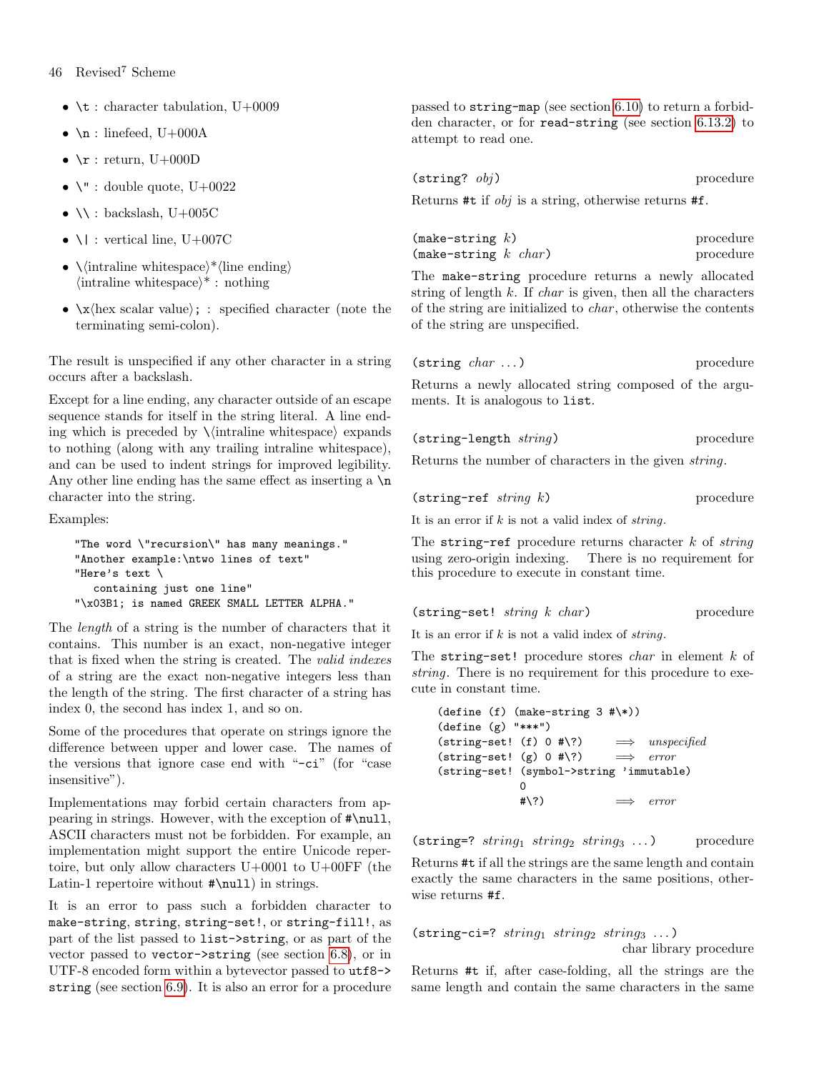- `\t` : character tabulation, U+0009
- `\n` : linefeed, U+000A
- `\r` : return, U+000D
- `\"` : double quote, U+0022
- `\\` : backslash, U+005C
- `\|` : vertical line, U+007C
- `\`⟨intraline whitespace⟩*⟨line ending⟩ ⟨intraline whitespace⟩* : nothing
- `\x`⟨hex scalar value⟩`;` : specified character (note the terminating semi-colon).

The result is unspecified if any other character in a string occurs after a backslash.

Except for a line ending, any character outside of an escape sequence stands for itself in the string literal. A line ending which is preceded by `\`⟨intraline whitespace⟩ expands to nothing (along with any trailing intraline whitespace), and can be used to indent strings for improved legibility. Any other line ending has the same effect as inserting a `\n` character into the string.

Examples:

```
"The word \"recursion\" has many meanings."
"Another example:\ntwo lines of text"
"Here's text \
   containing just one line"
"\x03B1; is named GREEK SMALL LETTER ALPHA."
```

The *length* of a string is the number of characters that it contains. This number is an exact, non-negative integer that is fixed when the string is created. The *valid indexes* of a string are the exact non-negative integers less than the length of the string. The first character of a string has index 0, the second has index 1, and so on.

Some of the procedures that operate on strings ignore the difference between upper and lower case. The names of the versions that ignore case end with "`-ci`" (for "case insensitive").

Implementations may forbid certain characters from appearing in strings. However, with the exception of `#\null`, ASCII characters must not be forbidden. For example, an implementation might support the entire Unicode repertoire, but only allow characters U+0001 to U+00FF (the Latin-1 repertoire without `#\null`) in strings.

It is an error to pass such a forbidden character to `make-string`, `string`, `string-set!`, or `string-fill!`, as part of the list passed to `list->string`, or as part of the vector passed to `vector->string` (see section 6.8), or in UTF-8 encoded form within a bytevector passed to `utf8->string` (see section 6.9). It is also an error for a procedure passed to `string-map` (see section 6.10) to return a forbidden character, or for `read-string` (see section 6.13.2) to attempt to read one.

`(string? obj)` procedure

Returns `#t` if *obj* is a string, otherwise returns `#f`.

`(make-string k)` procedure
`(make-string k char)` procedure

The `make-string` procedure returns a newly allocated string of length *k*. If *char* is given, then all the characters of the string are initialized to *char*, otherwise the contents of the string are unspecified.

`(string char ...)` procedure

Returns a newly allocated string composed of the arguments. It is analogous to `list`.

`(string-length string)` procedure

Returns the number of characters in the given *string*.

`(string-ref string k)` procedure

*It is an error if k is not a valid index of string.*

The `string-ref` procedure returns character *k* of *string* using zero-origin indexing. There is no requirement for this procedure to execute in constant time.

`(string-set! string k char)` procedure

*It is an error if k is not a valid index of string.*

The `string-set!` procedure stores *char* in element *k* of *string*. There is no requirement for this procedure to execute in constant time.

```
(define (f) (make-string 3 #\*))
(define (g) "***")
(string-set! (f) 0 #\?)     ⟹ unspecified
(string-set! (g) 0 #\?)     ⟹ error
(string-set! (symbol->string 'immutable)
             0
             #\?)           ⟹ error
```

`(string=? string1 string2 string3 ...)` procedure

Returns `#t` if all the strings are the same length and contain exactly the same characters in the same positions, otherwise returns `#f`.

`(string-ci=? string1 string2 string3 ...)` char library procedure

Returns `#t` if, after case-folding, all the strings are the same length and contain the same characters in the same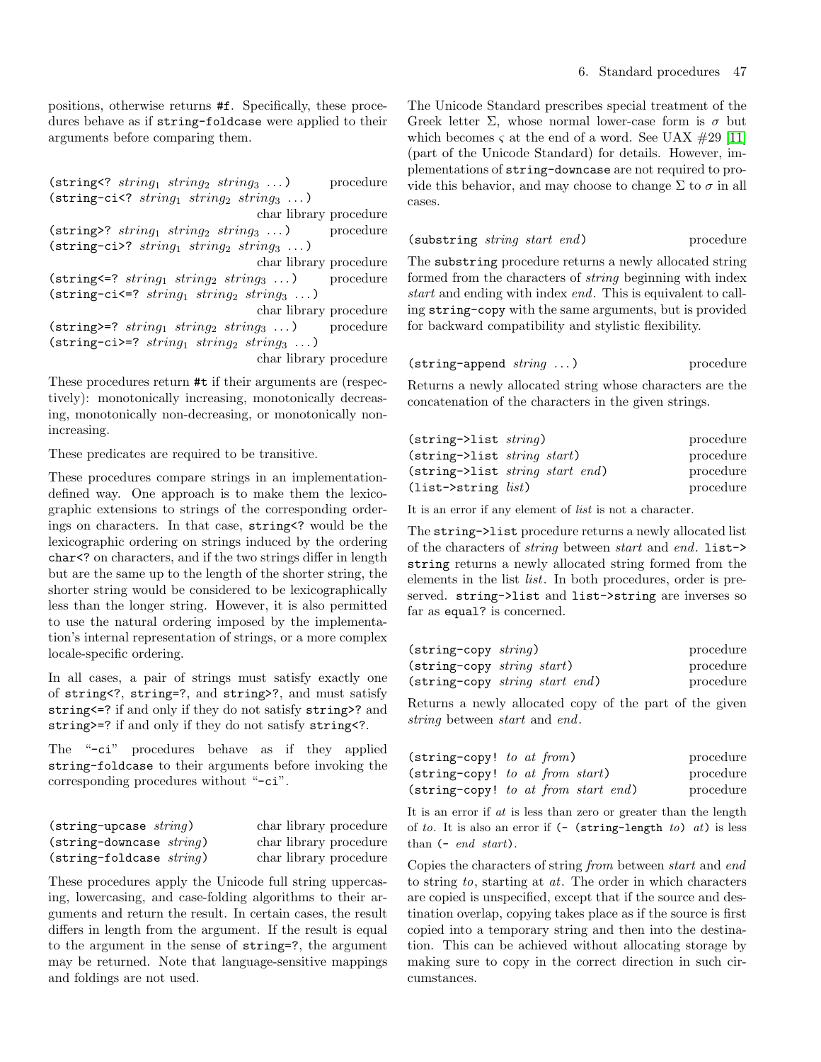positions, otherwise returns `#f`. Specifically, these procedures behave as if `string-foldcase` were applied to their arguments before comparing them.

`(string<? string1 string2 string3 ...)` procedure
`(string-ci<? string1 string2 string3 ...)` char library procedure
`(string>? string1 string2 string3 ...)` procedure
`(string-ci>? string1 string2 string3 ...)` char library procedure
`(string<=? string1 string2 string3 ...)` procedure
`(string-ci<=? string1 string2 string3 ...)` char library procedure
`(string>=? string1 string2 string3 ...)` procedure
`(string-ci>=? string1 string2 string3 ...)` char library procedure

These procedures return `#t` if their arguments are (respectively): monotonically increasing, monotonically decreasing, monotonically non-decreasing, or monotonically non-increasing.

These predicates are required to be transitive.

These procedures compare strings in an implementation-defined way. One approach is to make them the lexicographic extensions to strings of the corresponding orderings on characters. In that case, `string<?` would be the lexicographic ordering on strings induced by the ordering `char<?` on characters, and if the two strings differ in length but are the same up to the length of the shorter string, the shorter string would be considered to be lexicographically less than the longer string. However, it is also permitted to use the natural ordering imposed by the implementation's internal representation of strings, or a more complex locale-specific ordering.

In all cases, a pair of strings must satisfy exactly one of `string<?`, `string=?`, and `string>?`, and must satisfy `string<=?` if and only if they do not satisfy `string>?` and `string>=?` if and only if they do not satisfy `string<?`.

The "`-ci`" procedures behave as if they applied `string-foldcase` to their arguments before invoking the corresponding procedures without "`-ci`".

`(string-upcase string)` char library procedure
`(string-downcase string)` char library procedure
`(string-foldcase string)` char library procedure

These procedures apply the Unicode full string uppercasing, lowercasing, and case-folding algorithms to their arguments and return the result. In certain cases, the result differs in length from the argument. If the result is equal to the argument in the sense of `string=?`, the argument may be returned. Note that language-sensitive mappings and foldings are not used.

The Unicode Standard prescribes special treatment of the Greek letter Σ, whose normal lower-case form is σ but which becomes ς at the end of a word. See UAX #29 [11] (part of the Unicode Standard) for details. However, implementations of `string-downcase` are not required to provide this behavior, and may choose to change Σ to σ in all cases.

`(substring string start end)` procedure

The `substring` procedure returns a newly allocated string formed from the characters of *string* beginning with index *start* and ending with index *end*. This is equivalent to calling `string-copy` with the same arguments, but is provided for backward compatibility and stylistic flexibility.

`(string-append string ...)` procedure

Returns a newly allocated string whose characters are the concatenation of the characters in the given strings.

`(string->list string)` procedure
`(string->list string start)` procedure
`(string->list string start end)` procedure
`(list->string list)` procedure

It is an error if any element of *list* is not a character.

The `string->list` procedure returns a newly allocated list of the characters of *string* between *start* and *end*. `list->string` returns a newly allocated string formed from the elements in the list *list*. In both procedures, order is preserved. `string->list` and `list->string` are inverses so far as `equal?` is concerned.

`(string-copy string)` procedure
`(string-copy string start)` procedure
`(string-copy string start end)` procedure

Returns a newly allocated copy of the part of the given *string* between *start* and *end*.

`(string-copy! to at from)` procedure
`(string-copy! to at from start)` procedure
`(string-copy! to at from start end)` procedure

It is an error if *at* is less than zero or greater than the length of *to*. It is also an error if `(- (string-length to) at)` is less than `(- end start)`.

Copies the characters of string *from* between *start* and *end* to string *to*, starting at *at*. The order in which characters are copied is unspecified, except that if the source and destination overlap, copying takes place as if the source is first copied into a temporary string and then into the destination. This can be achieved without allocating storage by making sure to copy in the correct direction in such circumstances.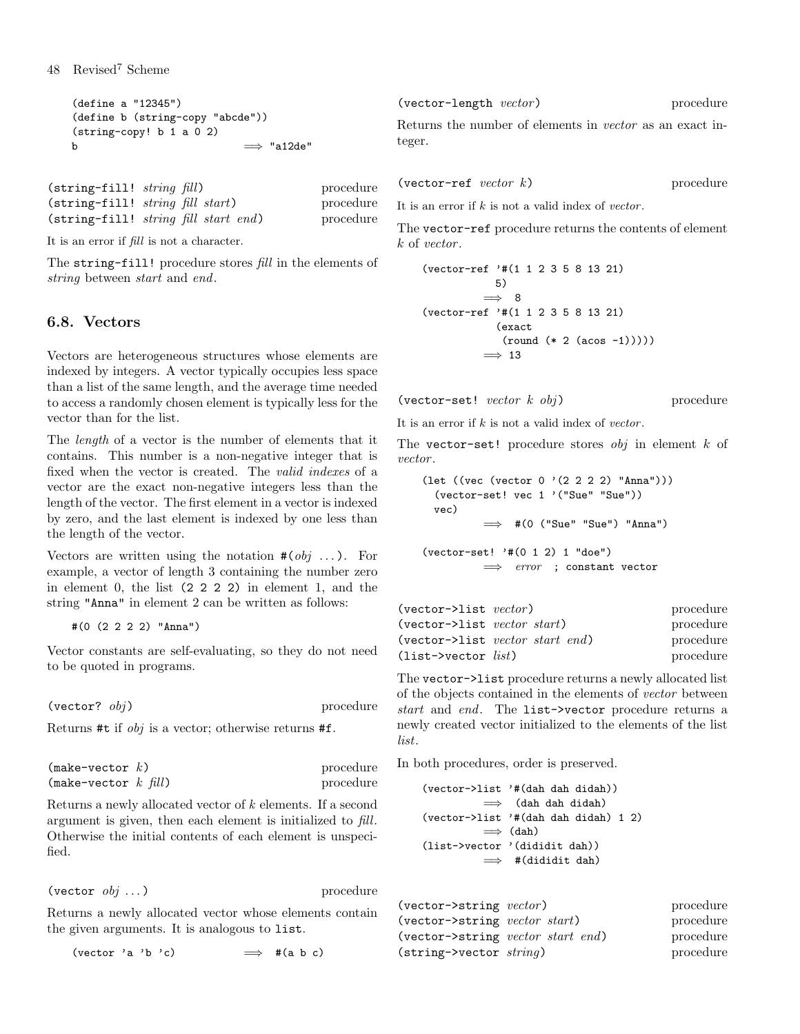```
(define a "12345")
(define b (string-copy "abcde"))
(string-copy! b 1 a 0 2)
b                          ⟹ "a12de"
```

`(string-fill! string fill)` procedure
`(string-fill! string fill start)` procedure
`(string-fill! string fill start end)` procedure

It is an error if *fill* is not a character.

The `string-fill!` procedure stores *fill* in the elements of *string* between *start* and *end*.

## 6.8. Vectors

Vectors are heterogeneous structures whose elements are indexed by integers. A vector typically occupies less space than a list of the same length, and the average time needed to access a randomly chosen element is typically less for the vector than for the list.

The *length* of a vector is the number of elements that it contains. This number is a non-negative integer that is fixed when the vector is created. The *valid indexes* of a vector are the exact non-negative integers less than the length of the vector. The first element in a vector is indexed by zero, and the last element is indexed by one less than the length of the vector.

Vectors are written using the notation `#(`*obj* ...`)`. For example, a vector of length 3 containing the number zero in element 0, the list `(2 2 2 2)` in element 1, and the string `"Anna"` in element 2 can be written as follows:

```
#(0 (2 2 2 2) "Anna")
```

Vector constants are self-evaluating, so they do not need to be quoted in programs.

`(vector? obj)` procedure

Returns `#t` if *obj* is a vector; otherwise returns `#f`.

`(make-vector k)` procedure
`(make-vector k fill)` procedure

Returns a newly allocated vector of *k* elements. If a second argument is given, then each element is initialized to *fill*. Otherwise the initial contents of each element is unspecified.

`(vector obj ...)` procedure

Returns a newly allocated vector whose elements contain the given arguments. It is analogous to `list`.

```
(vector 'a 'b 'c)          ⟹  #(a b c)
```

`(vector-length vector)` procedure

Returns the number of elements in *vector* as an exact integer.

`(vector-ref vector k)` procedure

It is an error if *k* is not a valid index of *vector*.

The `vector-ref` procedure returns the contents of element *k* of *vector*.

```
(vector-ref '#(1 1 2 3 5 8 13 21)
            5)
          ⟹  8
(vector-ref '#(1 1 2 3 5 8 13 21)
            (exact
             (round (* 2 (acos -1)))))
          ⟹ 13
```

`(vector-set! vector k obj)` procedure

It is an error if *k* is not a valid index of *vector*.

The `vector-set!` procedure stores *obj* in element *k* of *vector*.

```
(let ((vec (vector 0 '(2 2 2 2) "Anna")))
  (vector-set! vec 1 '("Sue" "Sue"))
  vec)
          ⟹  #(0 ("Sue" "Sue") "Anna")

(vector-set! '#(0 1 2) 1 "doe")
          ⟹  error  ; constant vector
```

`(vector->list vector)` procedure
`(vector->list vector start)` procedure
`(vector->list vector start end)` procedure
`(list->vector list)` procedure

The `vector->list` procedure returns a newly allocated list of the objects contained in the elements of *vector* between *start* and *end*. The `list->vector` procedure returns a newly created vector initialized to the elements of the list *list*.

In both procedures, order is preserved.

```
(vector->list '#(dah dah didah))
          ⟹  (dah dah didah)
(vector->list '#(dah dah didah) 1 2)
          ⟹ (dah)
(list->vector '(dididit dah))
          ⟹  #(dididit dah)
```

`(vector->string vector)` procedure
`(vector->string vector start)` procedure
`(vector->string vector start end)` procedure
`(string->vector string)` procedure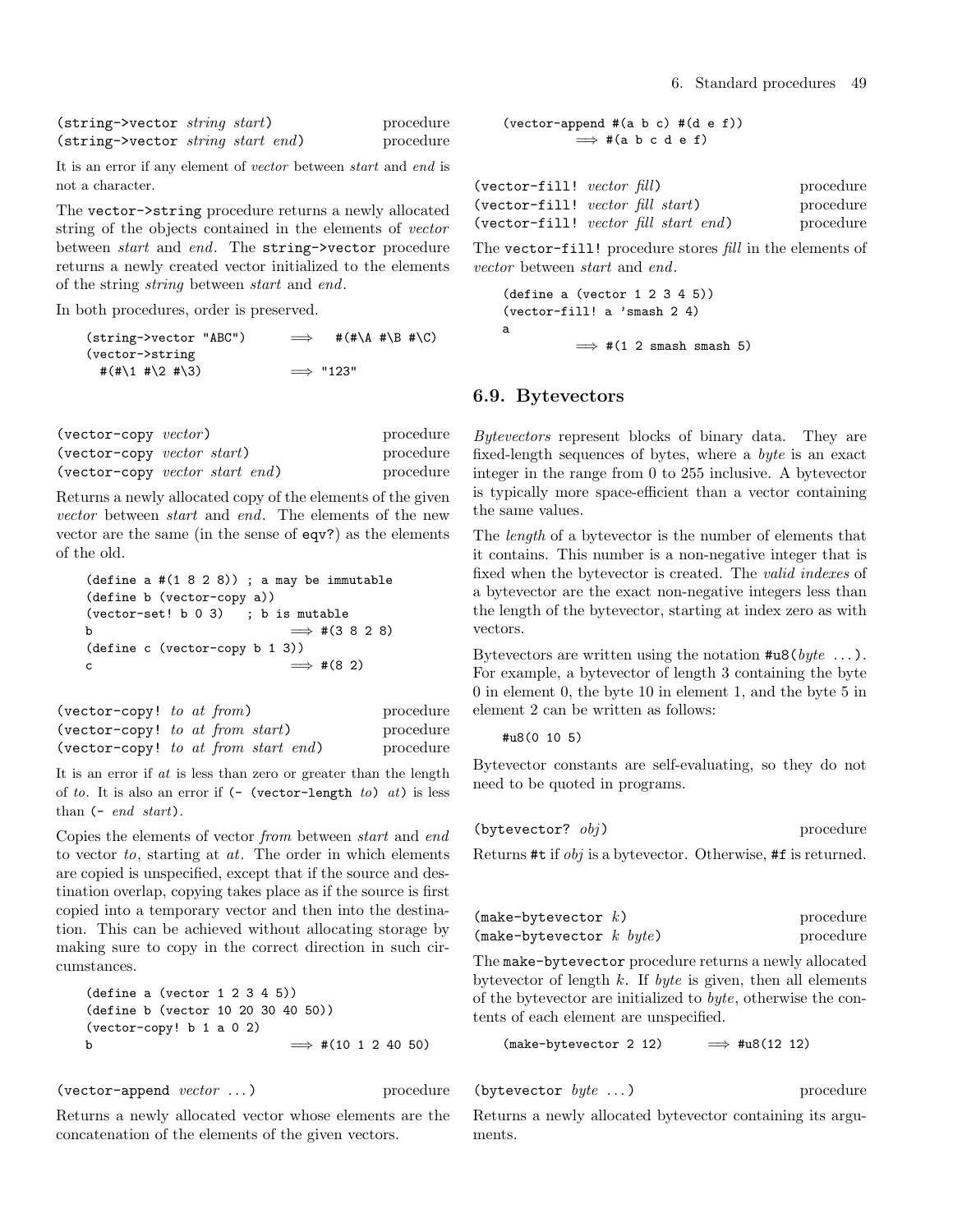`(string->vector string start)` procedure
`(string->vector string start end)` procedure

It is an error if any element of *vector* between *start* and *end* is not a character.

The `vector->string` procedure returns a newly allocated string of the objects contained in the elements of *vector* between *start* and *end*. The `string->vector` procedure returns a newly created vector initialized to the elements of the string *string* between *start* and *end*.

In both procedures, order is preserved.

```
(string->vector "ABC")     ⟹   #(#\A #\B #\C)
(vector->string
  #(#\1 #\2 #\3)           ⟹ "123"
```

`(vector-copy vector)` procedure
`(vector-copy vector start)` procedure
`(vector-copy vector start end)` procedure

Returns a newly allocated copy of the elements of the given *vector* between *start* and *end*. The elements of the new vector are the same (in the sense of `eqv?`) as the elements of the old.

```
(define a #(1 8 2 8)) ; a may be immutable
(define b (vector-copy a))
(vector-set! b 0 3)   ; b is mutable
b                          ⟹ #(3 8 2 8)
(define c (vector-copy b 1 3))
c                          ⟹ #(8 2)
```

`(vector-copy! to at from)` procedure
`(vector-copy! to at from start)` procedure
`(vector-copy! to at from start end)` procedure

It is an error if *at* is less than zero or greater than the length of *to*. It is also an error if `(- (vector-length` *to*`)` *at*`)` is less than `(-` *end start*`)`.

Copies the elements of vector *from* between *start* and *end* to vector *to*, starting at *at*. The order in which elements are copied is unspecified, except that if the source and destination overlap, copying takes place as if the source is first copied into a temporary vector and then into the destination. This can be achieved without allocating storage by making sure to copy in the correct direction in such circumstances.

```
(define a (vector 1 2 3 4 5))
(define b (vector 10 20 30 40 50))
(vector-copy! b 1 a 0 2)
b                          ⟹ #(10 1 2 40 50)
```

`(vector-append vector ...)` procedure

Returns a newly allocated vector whose elements are the concatenation of the elements of the given vectors.

```
(vector-append #(a b c) #(d e f))
          ⟹ #(a b c d e f)
```

`(vector-fill! vector fill)` procedure
`(vector-fill! vector fill start)` procedure
`(vector-fill! vector fill start end)` procedure

The `vector-fill!` procedure stores *fill* in the elements of *vector* between *start* and *end*.

```
(define a (vector 1 2 3 4 5))
(vector-fill! a 'smash 2 4)
a
          ⟹ #(1 2 smash smash 5)
```

## 6.9. Bytevectors

*Bytevectors* represent blocks of binary data. They are fixed-length sequences of bytes, where a *byte* is an exact integer in the range from 0 to 255 inclusive. A bytevector is typically more space-efficient than a vector containing the same values.

The *length* of a bytevector is the number of elements that it contains. This number is a non-negative integer that is fixed when the bytevector is created. The *valid indexes* of a bytevector are the exact non-negative integers less than the length of the bytevector, starting at index zero as with vectors.

Bytevectors are written using the notation `#u8(`*byte* ...`)`. For example, a bytevector of length 3 containing the byte 0 in element 0, the byte 10 in element 1, and the byte 5 in element 2 can be written as follows:

```
#u8(0 10 5)
```

Bytevector constants are self-evaluating, so they do not need to be quoted in programs.

`(bytevector? obj)` procedure

Returns `#t` if *obj* is a bytevector. Otherwise, `#f` is returned.

`(make-bytevector k)` procedure
`(make-bytevector k byte)` procedure

The `make-bytevector` procedure returns a newly allocated bytevector of length *k*. If *byte* is given, then all elements of the bytevector are initialized to *byte*, otherwise the contents of each element are unspecified.

```
(make-bytevector 2 12)     ⟹ #u8(12 12)
```

`(bytevector byte ...)` procedure

Returns a newly allocated bytevector containing its arguments.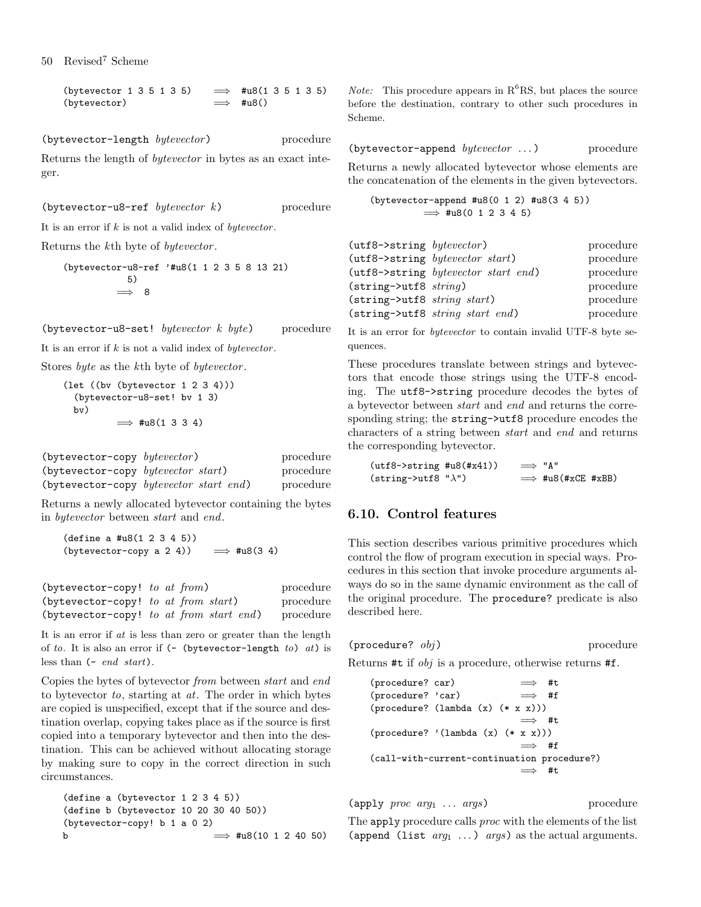```
(bytevector 1 3 5 1 3 5)    ⟹  #u8(1 3 5 1 3 5)
(bytevector)                ⟹  #u8()
```

(bytevector-length *bytevector*) procedure

Returns the length of *bytevector* in bytes as an exact integer.

(bytevector-u8-ref *bytevector k*) procedure

It is an error if *k* is not a valid index of *bytevector*.

Returns the *k*th byte of *bytevector*.

```
(bytevector-u8-ref '#u8(1 1 2 3 5 8 13 21)
            5)
        ⟹  8
```

(bytevector-u8-set! *bytevector k byte*) procedure

It is an error if *k* is not a valid index of *bytevector*.

Stores *byte* as the *k*th byte of *bytevector*.

```
(let ((bv (bytevector 1 2 3 4)))
  (bytevector-u8-set! bv 1 3)
  bv)
        ⟹  #u8(1 3 3 4)
```

(bytevector-copy *bytevector*) procedure
(bytevector-copy *bytevector start*) procedure
(bytevector-copy *bytevector start end*) procedure

Returns a newly allocated bytevector containing the bytes in *bytevector* between *start* and *end*.

```
(define a #u8(1 2 3 4 5))
(bytevector-copy a 2 4))    ⟹  #u8(3 4)
```

(bytevector-copy! *to at from*) procedure
(bytevector-copy! *to at from start*) procedure
(bytevector-copy! *to at from start end*) procedure

It is an error if *at* is less than zero or greater than the length of *to*. It is also an error if (- (bytevector-length *to*) *at*) is less than (- *end start*).

Copies the bytes of bytevector *from* between *start* and *end* to bytevector *to*, starting at *at*. The order in which bytes are copied is unspecified, except that if the source and destination overlap, copying takes place as if the source is first copied into a temporary bytevector and then into the destination. This can be achieved without allocating storage by making sure to copy in the correct direction in such circumstances.

```
(define a (bytevector 1 2 3 4 5))
(define b (bytevector 10 20 30 40 50))
(bytevector-copy! b 1 a 0 2)
b                           ⟹  #u8(10 1 2 40 50)
```

*Note:* This procedure appears in R[6]RS, but places the source before the destination, contrary to other such procedures in Scheme.

(bytevector-append *bytevector* ...) procedure

Returns a newly allocated bytevector whose elements are the concatenation of the elements in the given bytevectors.

```
(bytevector-append #u8(0 1 2) #u8(3 4 5))
        ⟹  #u8(0 1 2 3 4 5)
```

(utf8->string *bytevector*) procedure
(utf8->string *bytevector start*) procedure
(utf8->string *bytevector start end*) procedure
(string->utf8 *string*) procedure
(string->utf8 *string start*) procedure
(string->utf8 *string start end*) procedure

It is an error for *bytevector* to contain invalid UTF-8 byte sequences.

These procedures translate between strings and bytevectors that encode those strings using the UTF-8 encoding. The utf8->string procedure decodes the bytes of a bytevector between *start* and *end* and returns the corresponding string; the string->utf8 procedure encodes the characters of a string between *start* and *end* and returns the corresponding bytevector.

```
(utf8->string #u8(#x41))    ⟹  "A"
(string->utf8 "λ")          ⟹  #u8(#xCE #xBB)
```

## 6.10. Control features

This section describes various primitive procedures which control the flow of program execution in special ways. Procedures in this section that invoke procedure arguments always do so in the same dynamic environment as the call of the original procedure. The procedure? predicate is also described here.

(procedure? *obj*) procedure

Returns #t if *obj* is a procedure, otherwise returns #f.

```
(procedure? car)            ⟹  #t
(procedure? 'car)           ⟹  #f
(procedure? (lambda (x) (* x x)))
                            ⟹  #t
(procedure? '(lambda (x) (* x x)))
                            ⟹  #f
(call-with-current-continuation procedure?)
                            ⟹  #t
```

(apply *proc* $arg_1$ ... *args*) procedure

The apply procedure calls *proc* with the elements of the list (append (list $arg_1$ ...) *args*) as the actual arguments.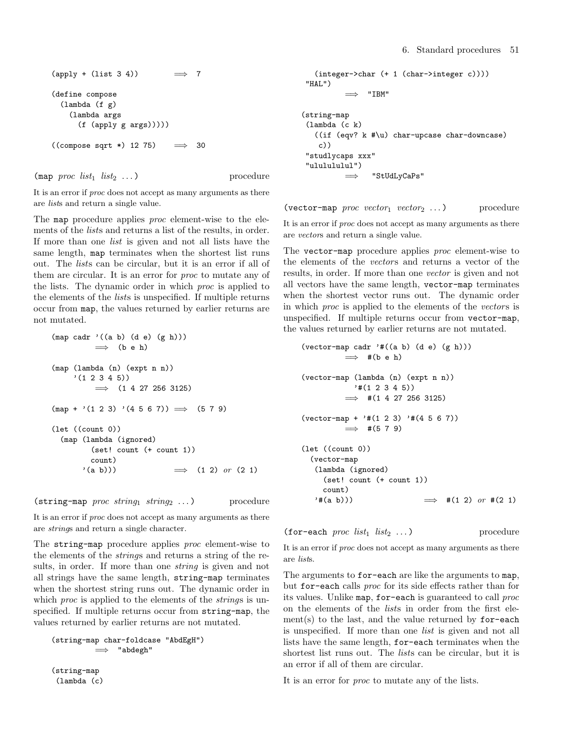```
(apply + (list 3 4))        ⟹  7

(define compose
  (lambda (f g)
    (lambda args
      (f (apply g args)))))

((compose sqrt *) 12 75)    ⟹  30
```

(map *proc list*$_1$ *list*$_2$ ...)  procedure

It is an error if *proc* does not accept as many arguments as there are *list*s and return a single value.

The map procedure applies *proc* element-wise to the elements of the *list*s and returns a list of the results, in order. If more than one *list* is given and not all lists have the same length, map terminates when the shortest list runs out. The *list*s can be circular, but it is an error if all of them are circular. It is an error for *proc* to mutate any of the lists. The dynamic order in which *proc* is applied to the elements of the *list*s is unspecified. If multiple returns occur from map, the values returned by earlier returns are not mutated.

```
(map cadr '((a b) (d e) (g h)))
        ⟹  (b e h)

(map (lambda (n) (expt n n))
     '(1 2 3 4 5))
        ⟹  (1 4 27 256 3125)

(map + '(1 2 3) '(4 5 6 7)) ⟹  (5 7 9)

(let ((count 0))
  (map (lambda (ignored)
         (set! count (+ count 1))
         count)
       '(a b)))             ⟹  (1 2) or (2 1)
```

(string-map *proc string*$_1$ *string*$_2$ ...)  procedure

It is an error if *proc* does not accept as many arguments as there are *string*s and return a single character.

The string-map procedure applies *proc* element-wise to the elements of the *string*s and returns a string of the results, in order. If more than one *string* is given and not all strings have the same length, string-map terminates when the shortest string runs out. The dynamic order in which *proc* is applied to the elements of the *string*s is unspecified. If multiple returns occur from string-map, the values returned by earlier returns are not mutated.

```
(string-map char-foldcase "AbdEgH")
        ⟹  "abdegh"

(string-map
 (lambda (c)
   (integer->char (+ 1 (char->integer c))))
 "HAL")
        ⟹  "IBM"

(string-map
 (lambda (c k)
   ((if (eqv? k #\u) char-upcase char-downcase)
    c))
 "studlycaps xxx"
 "ululululul")
        ⟹  "StUdLyCaPs"
```

(vector-map *proc vector*$_1$ *vector*$_2$ ...)  procedure

It is an error if *proc* does not accept as many arguments as there are *vector*s and return a single value.

The vector-map procedure applies *proc* element-wise to the elements of the *vector*s and returns a vector of the results, in order. If more than one *vector* is given and not all vectors have the same length, vector-map terminates when the shortest vector runs out. The dynamic order in which *proc* is applied to the elements of the *vector*s is unspecified. If multiple returns occur from vector-map, the values returned by earlier returns are not mutated.

```
(vector-map cadr '#((a b) (d e) (g h)))
        ⟹  #(b e h)

(vector-map (lambda (n) (expt n n))
            '#(1 2 3 4 5))
        ⟹  #(1 4 27 256 3125)

(vector-map + '#(1 2 3) '#(4 5 6 7))
        ⟹  #(5 7 9)

(let ((count 0))
  (vector-map
   (lambda (ignored)
     (set! count (+ count 1))
     count)
   '#(a b)))                ⟹  #(1 2) or #(2 1)
```

(for-each *proc list*$_1$ *list*$_2$ ...)  procedure

It is an error if *proc* does not accept as many arguments as there are *list*s.

The arguments to for-each are like the arguments to map, but for-each calls *proc* for its side effects rather than for its values. Unlike map, for-each is guaranteed to call *proc* on the elements of the *list*s in order from the first element(s) to the last, and the value returned by for-each is unspecified. If more than one *list* is given and not all lists have the same length, for-each terminates when the shortest list runs out. The *list*s can be circular, but it is an error if all of them are circular.

It is an error for *proc* to mutate any of the lists.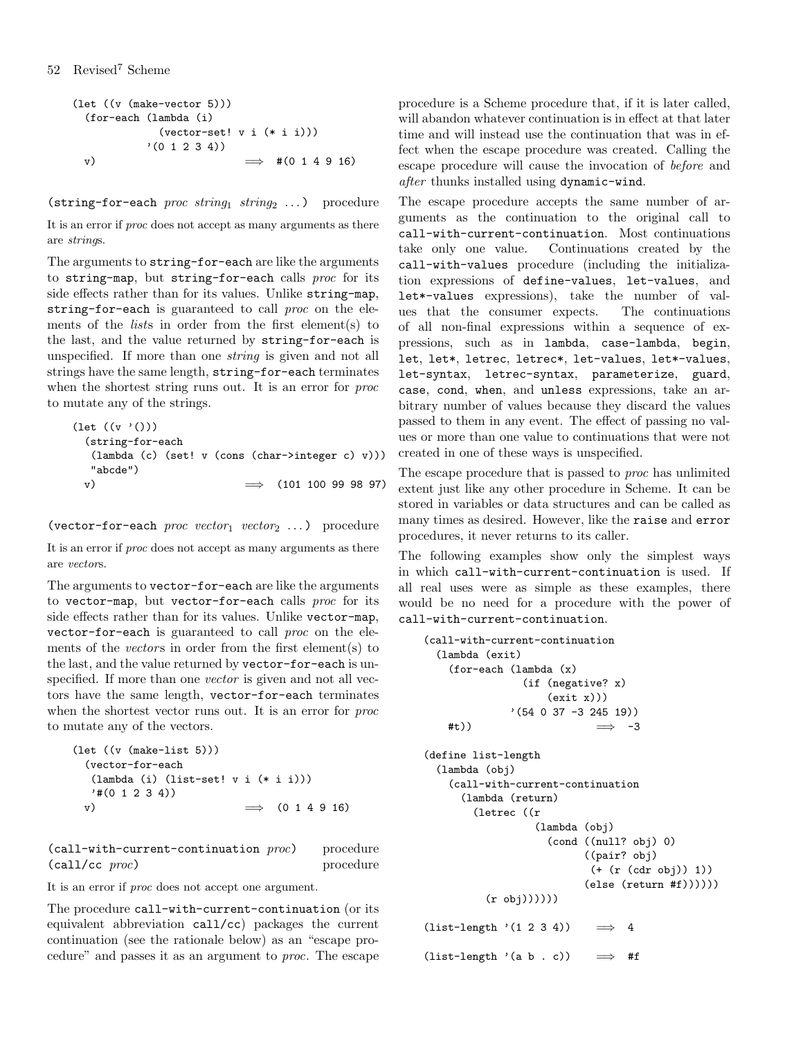```
(let ((v (make-vector 5)))
  (for-each (lambda (i)
              (vector-set! v i (* i i)))
            '(0 1 2 3 4))
  v)                          ⟹  #(0 1 4 9 16)
```

(string-for-each *proc* $string_1$ $string_2$ ...)    procedure

It is an error if *proc* does not accept as many arguments as there are *string*s.

The arguments to string-for-each are like the arguments to string-map, but string-for-each calls *proc* for its side effects rather than for its values. Unlike string-map, string-for-each is guaranteed to call *proc* on the elements of the *list*s in order from the first element(s) to the last, and the value returned by string-for-each is unspecified. If more than one *string* is given and not all strings have the same length, string-for-each terminates when the shortest string runs out. It is an error for *proc* to mutate any of the strings.

```
(let ((v '()))
  (string-for-each
   (lambda (c) (set! v (cons (char->integer c) v)))
   "abcde")
  v)                          ⟹  (101 100 99 98 97)
```

(vector-for-each *proc* $vector_1$ $vector_2$ ...)    procedure

It is an error if *proc* does not accept as many arguments as there are *vector*s.

The arguments to vector-for-each are like the arguments to vector-map, but vector-for-each calls *proc* for its side effects rather than for its values. Unlike vector-map, vector-for-each is guaranteed to call *proc* on the elements of the *vector*s in order from the first element(s) to the last, and the value returned by vector-for-each is unspecified. If more than one *vector* is given and not all vectors have the same length, vector-for-each terminates when the shortest vector runs out. It is an error for *proc* to mutate any of the vectors.

```
(let ((v (make-list 5)))
  (vector-for-each
   (lambda (i) (list-set! v i (* i i)))
   '#(0 1 2 3 4))
  v)                          ⟹  (0 1 4 9 16)
```

(call-with-current-continuation *proc*)    procedure
(call/cc *proc*)    procedure

It is an error if *proc* does not accept one argument.

The procedure call-with-current-continuation (or its equivalent abbreviation call/cc) packages the current continuation (see the rationale below) as an "escape procedure" and passes it as an argument to *proc*. The escape procedure is a Scheme procedure that, if it is later called, will abandon whatever continuation is in effect at that later time and will instead use the continuation that was in effect when the escape procedure was created. Calling the escape procedure will cause the invocation of *before* and *after* thunks installed using dynamic-wind.

The escape procedure accepts the same number of arguments as the continuation to the original call to call-with-current-continuation. Most continuations take only one value. Continuations created by the call-with-values procedure (including the initialization expressions of define-values, let-values, and let*-values expressions), take the number of values that the consumer expects. The continuations of all non-final expressions within a sequence of expressions, such as in lambda, case-lambda, begin, let, let*, letrec, letrec*, let-values, let*-values, let-syntax, letrec-syntax, parameterize, guard, case, cond, when, and unless expressions, take an arbitrary number of values because they discard the values passed to them in any event. The effect of passing no values or more than one value to continuations that were not created in one of these ways is unspecified.

The escape procedure that is passed to *proc* has unlimited extent just like any other procedure in Scheme. It can be stored in variables or data structures and can be called as many times as desired. However, like the raise and error procedures, it never returns to its caller.

The following examples show only the simplest ways in which call-with-current-continuation is used. If all real uses were as simple as these examples, there would be no need for a procedure with the power of call-with-current-continuation.

```
(call-with-current-continuation
  (lambda (exit)
    (for-each (lambda (x)
                (if (negative? x)
                    (exit x)))
              '(54 0 37 -3 245 19))
    #t))                      ⟹  -3

(define list-length
  (lambda (obj)
    (call-with-current-continuation
      (lambda (return)
        (letrec ((r
                  (lambda (obj)
                    (cond ((null? obj) 0)
                          ((pair? obj)
                           (+ (r (cdr obj)) 1))
                          (else (return #f))))))
          (r obj))))))

(list-length '(1 2 3 4))      ⟹  4

(list-length '(a b . c))      ⟹  #f
```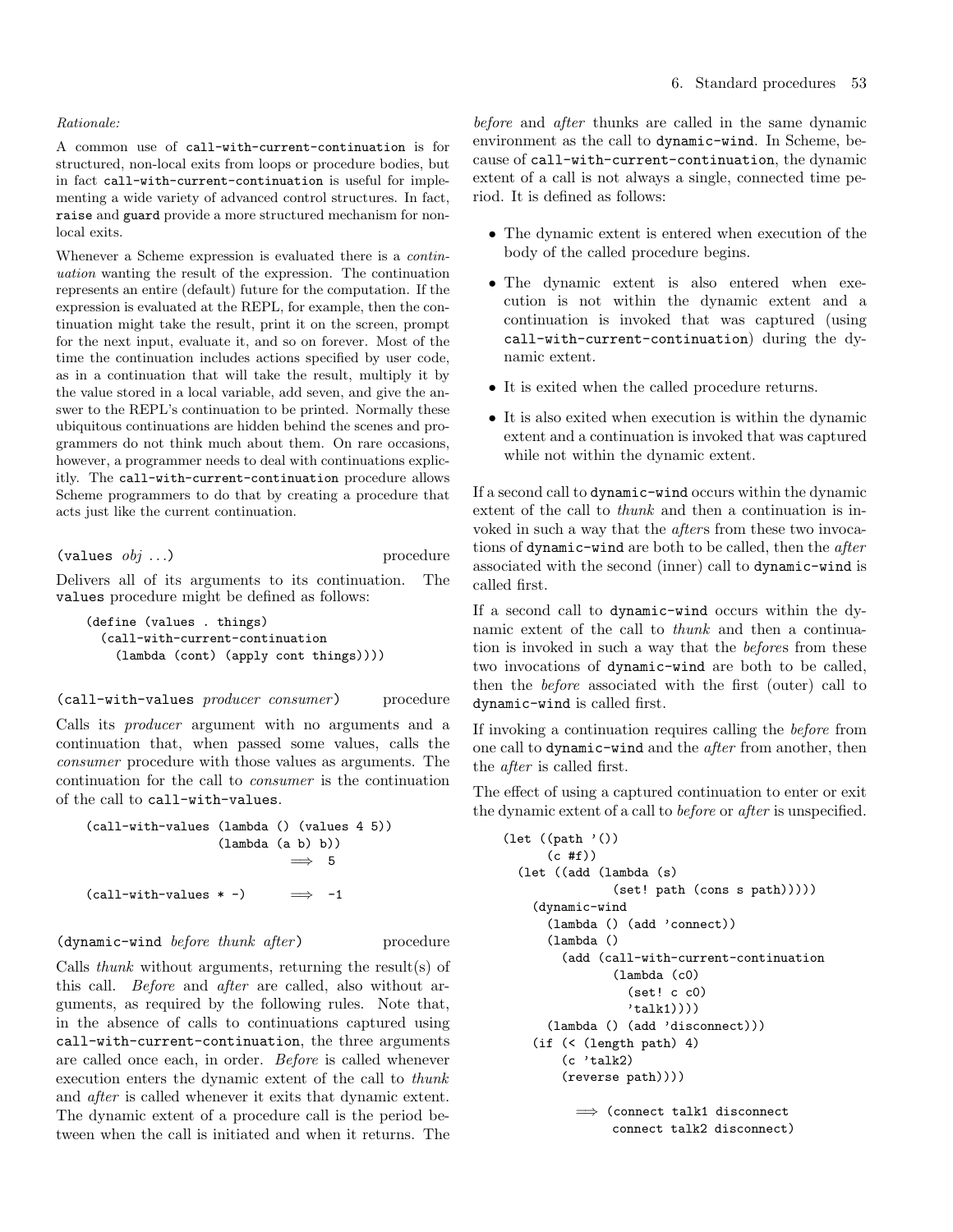*Rationale:*

A common use of `call-with-current-continuation` is for structured, non-local exits from loops or procedure bodies, but in fact `call-with-current-continuation` is useful for implementing a wide variety of advanced control structures. In fact, `raise` and `guard` provide a more structured mechanism for non-local exits.

Whenever a Scheme expression is evaluated there is a *continuation* wanting the result of the expression. The continuation represents an entire (default) future for the computation. If the expression is evaluated at the REPL, for example, then the continuation might take the result, print it on the screen, prompt for the next input, evaluate it, and so on forever. Most of the time the continuation includes actions specified by user code, as in a continuation that will take the result, multiply it by the value stored in a local variable, add seven, and give the answer to the REPL's continuation to be printed. Normally these ubiquitous continuations are hidden behind the scenes and programmers do not think much about them. On rare occasions, however, a programmer needs to deal with continuations explicitly. The `call-with-current-continuation` procedure allows Scheme programmers to do that by creating a procedure that acts just like the current continuation.

`(values` *obj* ...`)` procedure

Delivers all of its arguments to its continuation. The `values` procedure might be defined as follows:

```
(define (values . things)
  (call-with-current-continuation
    (lambda (cont) (apply cont things))))
```

`(call-with-values` *producer consumer*`)` procedure

Calls its *producer* argument with no arguments and a continuation that, when passed some values, calls the *consumer* procedure with those values as arguments. The continuation for the call to *consumer* is the continuation of the call to `call-with-values`.

```
(call-with-values (lambda () (values 4 5))
                  (lambda (a b) b))
                          ⟹  5

(call-with-values * -)     ⟹  -1
```

`(dynamic-wind` *before thunk after*`)` procedure

Calls *thunk* without arguments, returning the result(s) of this call. *Before* and *after* are called, also without arguments, as required by the following rules. Note that, in the absence of calls to continuations captured using `call-with-current-continuation`, the three arguments are called once each, in order. *Before* is called whenever execution enters the dynamic extent of the call to *thunk* and *after* is called whenever it exits that dynamic extent. The dynamic extent of a procedure call is the period between when the call is initiated and when it returns. The *before* and *after* thunks are called in the same dynamic environment as the call to `dynamic-wind`. In Scheme, because of `call-with-current-continuation`, the dynamic extent of a call is not always a single, connected time period. It is defined as follows:

- The dynamic extent is entered when execution of the body of the called procedure begins.
- The dynamic extent is also entered when execution is not within the dynamic extent and a continuation is invoked that was captured (using `call-with-current-continuation`) during the dynamic extent.
- It is exited when the called procedure returns.
- It is also exited when execution is within the dynamic extent and a continuation is invoked that was captured while not within the dynamic extent.

If a second call to `dynamic-wind` occurs within the dynamic extent of the call to *thunk* and then a continuation is invoked in such a way that the *after*s from these two invocations of `dynamic-wind` are both to be called, then the *after* associated with the second (inner) call to `dynamic-wind` is called first.

If a second call to `dynamic-wind` occurs within the dynamic extent of the call to *thunk* and then a continuation is invoked in such a way that the *before*s from these two invocations of `dynamic-wind` are both to be called, then the *before* associated with the first (outer) call to `dynamic-wind` is called first.

If invoking a continuation requires calling the *before* from one call to `dynamic-wind` and the *after* from another, then the *after* is called first.

The effect of using a captured continuation to enter or exit the dynamic extent of a call to *before* or *after* is unspecified.

```
(let ((path '())
      (c #f))
  (let ((add (lambda (s)
               (set! path (cons s path)))))
    (dynamic-wind
      (lambda () (add 'connect))
      (lambda ()
        (add (call-with-current-continuation
               (lambda (c0)
                 (set! c c0)
                 'talk1))))
      (lambda () (add 'disconnect)))
    (if (< (length path) 4)
        (c 'talk2)
        (reverse path))))

          ⟹ (connect talk1 disconnect
               connect talk2 disconnect)
```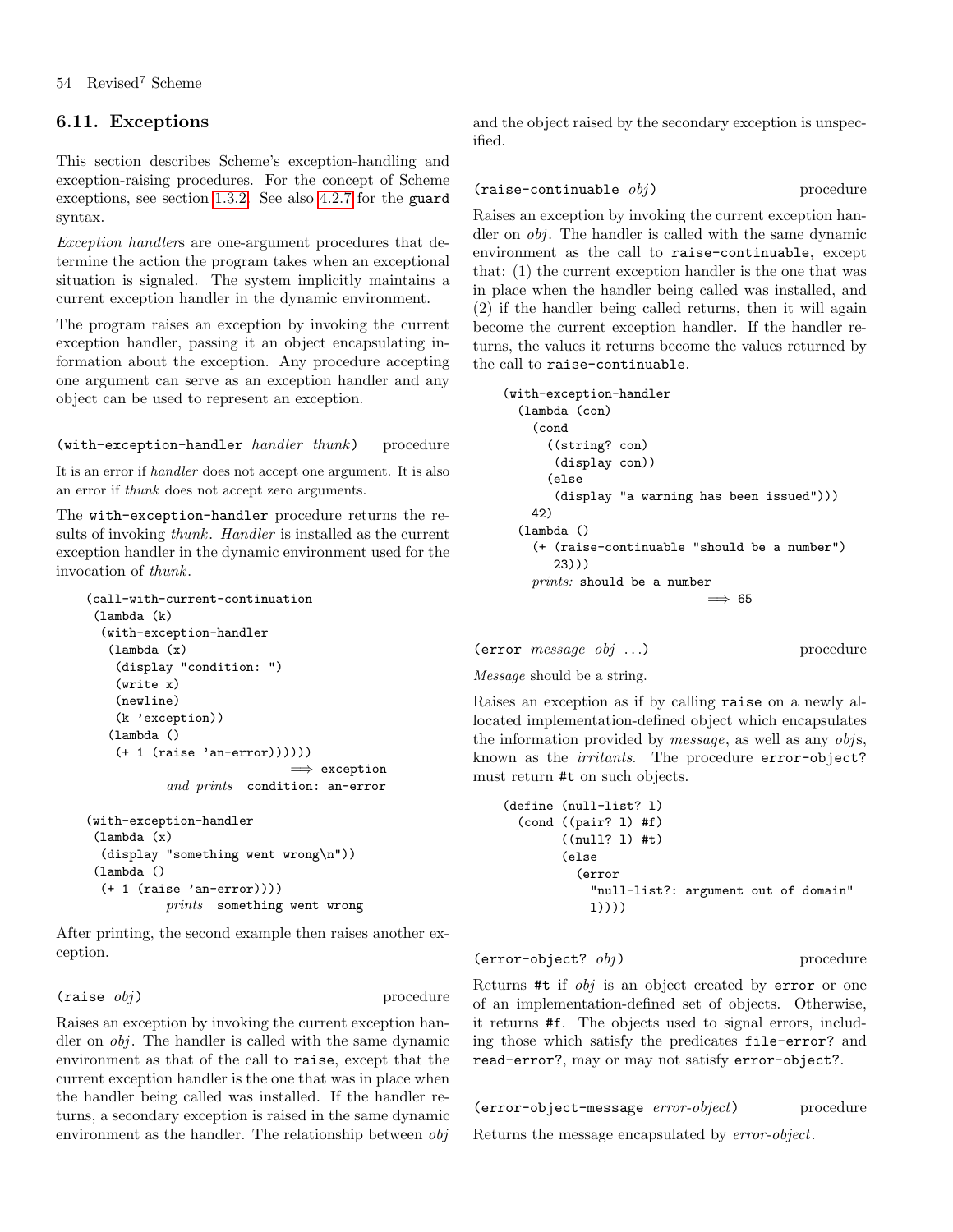## 6.11. Exceptions

This section describes Scheme's exception-handling and exception-raising procedures. For the concept of Scheme exceptions, see section 1.3.2. See also 4.2.7 for the `guard` syntax.

*Exception handler*s are one-argument procedures that determine the action the program takes when an exceptional situation is signaled. The system implicitly maintains a current exception handler in the dynamic environment.

The program raises an exception by invoking the current exception handler, passing it an object encapsulating information about the exception. Any procedure accepting one argument can serve as an exception handler and any object can be used to represent an exception.

`(with-exception-handler` *handler thunk*`)` procedure

It is an error if *handler* does not accept one argument. It is also an error if *thunk* does not accept zero arguments.

The `with-exception-handler` procedure returns the results of invoking *thunk*. *Handler* is installed as the current exception handler in the dynamic environment used for the invocation of *thunk*.

```
(call-with-current-continuation
 (lambda (k)
  (with-exception-handler
   (lambda (x)
    (display "condition: ")
    (write x)
    (newline)
    (k 'exception))
   (lambda ()
    (+ 1 (raise 'an-error))))))
                              ⟹ exception
          and prints  condition: an-error

(with-exception-handler
 (lambda (x)
  (display "something went wrong\n"))
 (lambda ()
  (+ 1 (raise 'an-error))))
          prints  something went wrong
```

After printing, the second example then raises another exception.

`(raise` *obj*`)` procedure

Raises an exception by invoking the current exception handler on *obj*. The handler is called with the same dynamic environment as that of the call to `raise`, except that the current exception handler is the one that was in place when the handler being called was installed. If the handler returns, a secondary exception is raised in the same dynamic environment as the handler. The relationship between *obj* and the object raised by the secondary exception is unspecified.

`(raise-continuable` *obj*`)` procedure

Raises an exception by invoking the current exception handler on *obj*. The handler is called with the same dynamic environment as the call to `raise-continuable`, except that: (1) the current exception handler is the one that was in place when the handler being called was installed, and (2) if the handler being called returns, then it will again become the current exception handler. If the handler returns, the values it returns become the values returned by the call to `raise-continuable`.

```
(with-exception-handler
  (lambda (con)
    (cond
      ((string? con)
       (display con))
      (else
       (display "a warning has been issued")))
    42)
  (lambda ()
    (+ (raise-continuable "should be a number")
       23)))
    prints: should be a number
                              ⟹ 65
```

`(error` *message obj* ...`)` procedure

*Message* should be a string.

Raises an exception as if by calling `raise` on a newly allocated implementation-defined object which encapsulates the information provided by *message*, as well as any *obj*s, known as the *irritants*. The procedure `error-object?` must return `#t` on such objects.

```
(define (null-list? l)
  (cond ((pair? l) #f)
        ((null? l) #t)
        (else
          (error
            "null-list?: argument out of domain"
            l))))
```

`(error-object?` *obj*`)` procedure

Returns `#t` if *obj* is an object created by `error` or one of an implementation-defined set of objects. Otherwise, it returns `#f`. The objects used to signal errors, including those which satisfy the predicates `file-error?` and `read-error?`, may or may not satisfy `error-object?`.

`(error-object-message` *error-object*`)` procedure

Returns the message encapsulated by *error-object*.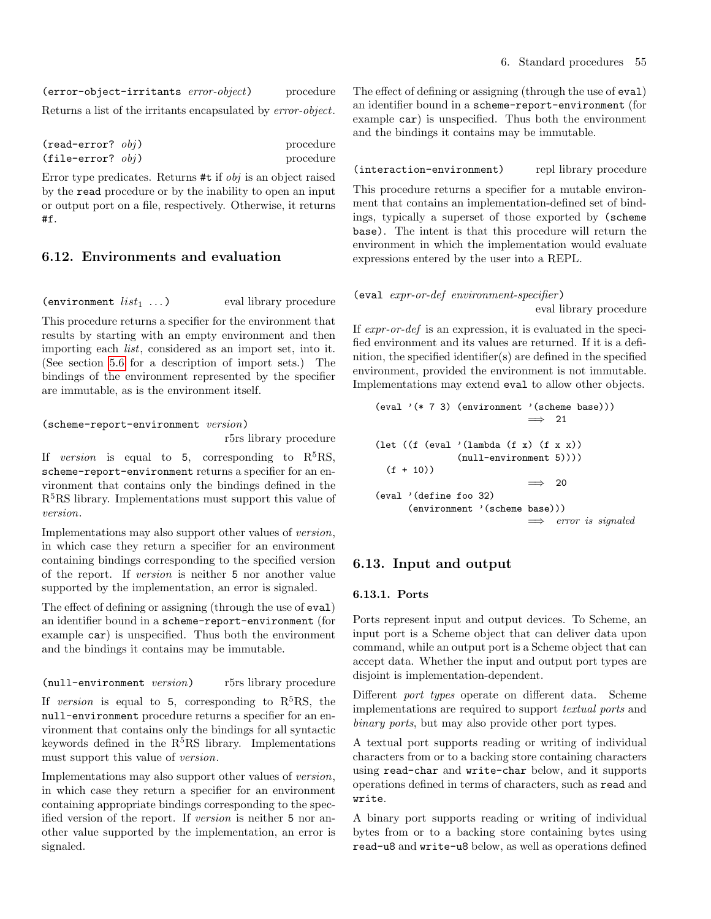`(error-object-irritants` *error-object*`)` procedure

Returns a list of the irritants encapsulated by *error-object*.

`(read-error?` *obj*`)` procedure
`(file-error?` *obj*`)` procedure

Error type predicates. Returns `#t` if *obj* is an object raised by the `read` procedure or by the inability to open an input or output port on a file, respectively. Otherwise, it returns `#f`.

## 6.12. Environments and evaluation

`(environment` *list*$_1$ ...`)` eval library procedure

This procedure returns a specifier for the environment that results by starting with an empty environment and then importing each *list*, considered as an import set, into it. (See section 5.6 for a description of import sets.) The bindings of the environment represented by the specifier are immutable, as is the environment itself.

`(scheme-report-environment` *version*`)` r5rs library procedure

If *version* is equal to `5`, corresponding to R$^5$RS, `scheme-report-environment` returns a specifier for an environment that contains only the bindings defined in the R$^5$RS library. Implementations must support this value of *version*.

Implementations may also support other values of *version*, in which case they return a specifier for an environment containing bindings corresponding to the specified version of the report. If *version* is neither `5` nor another value supported by the implementation, an error is signaled.

The effect of defining or assigning (through the use of `eval`) an identifier bound in a `scheme-report-environment` (for example `car`) is unspecified. Thus both the environment and the bindings it contains may be immutable.

`(null-environment` *version*`)` r5rs library procedure

If *version* is equal to `5`, corresponding to R$^5$RS, the `null-environment` procedure returns a specifier for an environment that contains only the bindings for all syntactic keywords defined in the R$^5$RS library. Implementations must support this value of *version*.

Implementations may also support other values of *version*, in which case they return a specifier for an environment containing appropriate bindings corresponding to the specified version of the report. If *version* is neither `5` nor another value supported by the implementation, an error is signaled.

The effect of defining or assigning (through the use of `eval`) an identifier bound in a `scheme-report-environment` (for example `car`) is unspecified. Thus both the environment and the bindings it contains may be immutable.

`(interaction-environment)` repl library procedure

This procedure returns a specifier for a mutable environment that contains an implementation-defined set of bindings, typically a superset of those exported by `(scheme base)`. The intent is that this procedure will return the environment in which the implementation would evaluate expressions entered by the user into a REPL.

`(eval` *expr-or-def environment-specifier*`)` eval library procedure

If *expr-or-def* is an expression, it is evaluated in the specified environment and its values are returned. If it is a definition, the specified identifier(s) are defined in the specified environment, provided the environment is not immutable. Implementations may extend `eval` to allow other objects.

```
(eval '(* 7 3) (environment '(scheme base)))
                              ⟹  21

(let ((f (eval '(lambda (f x) (f x x))
               (null-environment 5))))
  (f + 10))
                              ⟹  20
(eval '(define foo 32)
      (environment '(scheme base)))
                              ⟹  error is signaled
```

## 6.13. Input and output

### 6.13.1. Ports

Ports represent input and output devices. To Scheme, an input port is a Scheme object that can deliver data upon command, while an output port is a Scheme object that can accept data. Whether the input and output port types are disjoint is implementation-dependent.

Different *port types* operate on different data. Scheme implementations are required to support *textual ports* and *binary ports*, but may also provide other port types.

A textual port supports reading or writing of individual characters from or to a backing store containing characters using `read-char` and `write-char` below, and it supports operations defined in terms of characters, such as `read` and `write`.

A binary port supports reading or writing of individual bytes from or to a backing store containing bytes using `read-u8` and `write-u8` below, as well as operations defined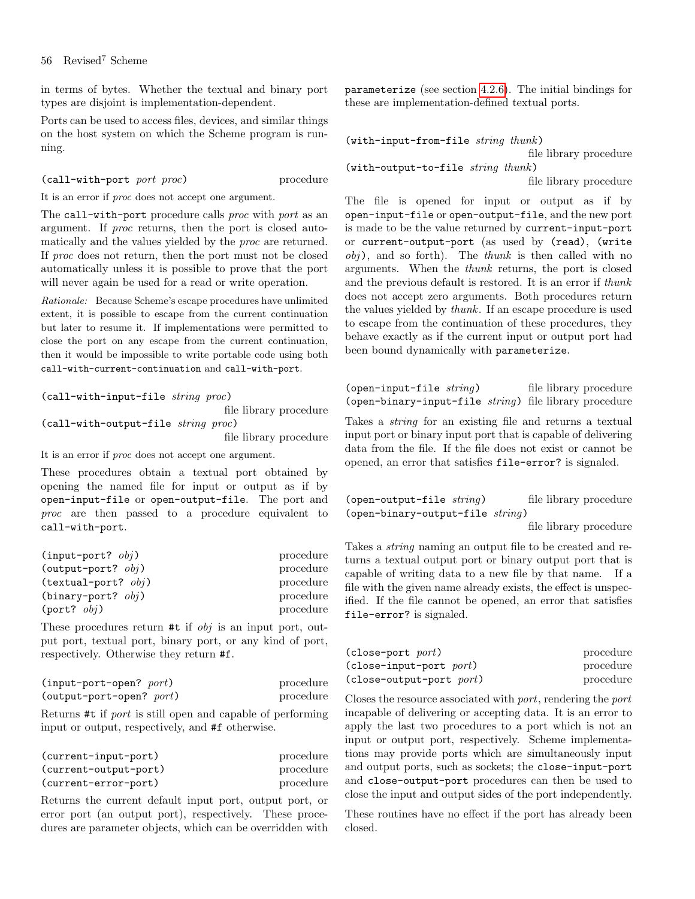in terms of bytes. Whether the textual and binary port types are disjoint is implementation-dependent.

Ports can be used to access files, devices, and similar things on the host system on which the Scheme program is running.

`(call-with-port` *port proc*`)` procedure

It is an error if *proc* does not accept one argument.

The `call-with-port` procedure calls *proc* with *port* as an argument. If *proc* returns, then the port is closed automatically and the values yielded by the *proc* are returned. If *proc* does not return, then the port must not be closed automatically unless it is possible to prove that the port will never again be used for a read or write operation.

*Rationale:* Because Scheme's escape procedures have unlimited extent, it is possible to escape from the current continuation but later to resume it. If implementations were permitted to close the port on any escape from the current continuation, then it would be impossible to write portable code using both `call-with-current-continuation` and `call-with-port`.

`(call-with-input-file` *string proc*`)` file library procedure
`(call-with-output-file` *string proc*`)` file library procedure

It is an error if *proc* does not accept one argument.

These procedures obtain a textual port obtained by opening the named file for input or output as if by `open-input-file` or `open-output-file`. The port and *proc* are then passed to a procedure equivalent to `call-with-port`.

`(input-port?` *obj*`)` procedure
`(output-port?` *obj*`)` procedure
`(textual-port?` *obj*`)` procedure
`(binary-port?` *obj*`)` procedure
`(port?` *obj*`)` procedure

These procedures return `#t` if *obj* is an input port, output port, textual port, binary port, or any kind of port, respectively. Otherwise they return `#f`.

`(input-port-open?` *port*`)` procedure
`(output-port-open?` *port*`)` procedure

Returns `#t` if *port* is still open and capable of performing input or output, respectively, and `#f` otherwise.

`(current-input-port)` procedure
`(current-output-port)` procedure
`(current-error-port)` procedure

Returns the current default input port, output port, or error port (an output port), respectively. These procedures are parameter objects, which can be overridden with `parameterize` (see section 4.2.6). The initial bindings for these are implementation-defined textual ports.

`(with-input-from-file` *string thunk*`)` file library procedure
`(with-output-to-file` *string thunk*`)` file library procedure

The file is opened for input or output as if by `open-input-file` or `open-output-file`, and the new port is made to be the value returned by `current-input-port` or `current-output-port` (as used by `(read)`, `(write` *obj*`)`, and so forth). The *thunk* is then called with no arguments. When the *thunk* returns, the port is closed and the previous default is restored. It is an error if *thunk* does not accept zero arguments. Both procedures return the values yielded by *thunk*. If an escape procedure is used to escape from the continuation of these procedures, they behave exactly as if the current input or output port had been bound dynamically with `parameterize`.

`(open-input-file` *string*`)` file library procedure
`(open-binary-input-file` *string*`)` file library procedure

Takes a *string* for an existing file and returns a textual input port or binary input port that is capable of delivering data from the file. If the file does not exist or cannot be opened, an error that satisfies `file-error?` is signaled.

`(open-output-file` *string*`)` file library procedure
`(open-binary-output-file` *string*`)` file library procedure

Takes a *string* naming an output file to be created and returns a textual output port or binary output port that is capable of writing data to a new file by that name. If a file with the given name already exists, the effect is unspecified. If the file cannot be opened, an error that satisfies `file-error?` is signaled.

`(close-port` *port*`)` procedure
`(close-input-port` *port*`)` procedure
`(close-output-port` *port*`)` procedure

Closes the resource associated with *port*, rendering the *port* incapable of delivering or accepting data. It is an error to apply the last two procedures to a port which is not an input or output port, respectively. Scheme implementations may provide ports which are simultaneously input and output ports, such as sockets; the `close-input-port` and `close-output-port` procedures can then be used to close the input and output sides of the port independently.

These routines have no effect if the port has already been closed.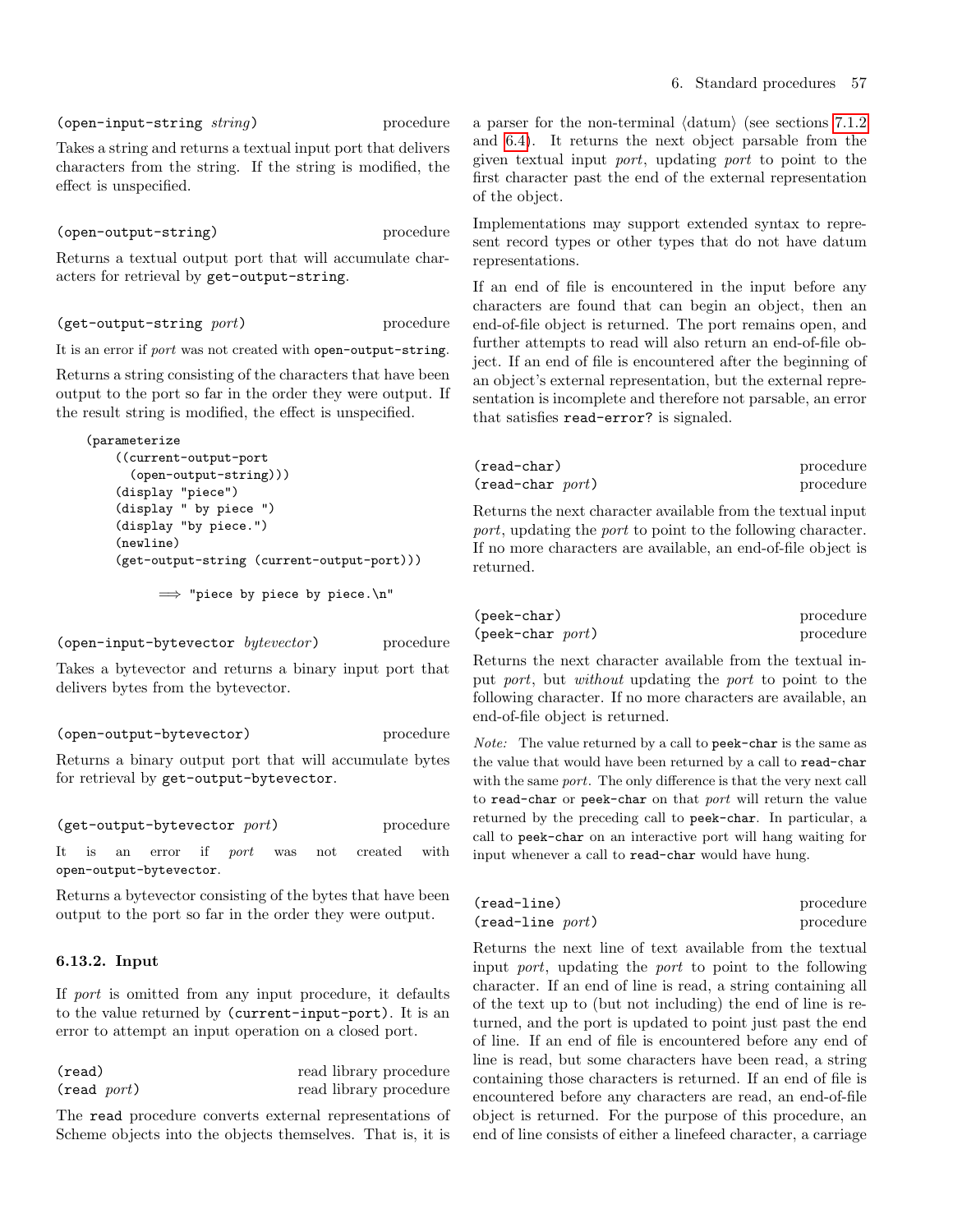`(open-input-string` *string*`)` procedure

Takes a string and returns a textual input port that delivers characters from the string. If the string is modified, the effect is unspecified.

`(open-output-string)` procedure

Returns a textual output port that will accumulate characters for retrieval by `get-output-string`.

`(get-output-string` *port*`)` procedure

It is an error if *port* was not created with `open-output-string`.

Returns a string consisting of the characters that have been output to the port so far in the order they were output. If the result string is modified, the effect is unspecified.

```
(parameterize
    ((current-output-port
      (open-output-string)))
    (display "piece")
    (display " by piece ")
    (display "by piece.")
    (newline)
    (get-output-string (current-output-port)))

        ⟹ "piece by piece by piece.\n"
```

`(open-input-bytevector` *bytevector*`)` procedure

Takes a bytevector and returns a binary input port that delivers bytes from the bytevector.

`(open-output-bytevector)` procedure

Returns a binary output port that will accumulate bytes for retrieval by `get-output-bytevector`.

`(get-output-bytevector` *port*`)` procedure

It is an error if *port* was not created with `open-output-bytevector`.

Returns a bytevector consisting of the bytes that have been output to the port so far in the order they were output.

### 6.13.2. Input

If *port* is omitted from any input procedure, it defaults to the value returned by `(current-input-port)`. It is an error to attempt an input operation on a closed port.

`(read)` read library procedure
`(read` *port*`)` read library procedure

The `read` procedure converts external representations of Scheme objects into the objects themselves. That is, it is a parser for the non-terminal ⟨datum⟩ (see sections 7.1.2 and 6.4). It returns the next object parsable from the given textual input *port*, updating *port* to point to the first character past the end of the external representation of the object.

Implementations may support extended syntax to represent record types or other types that do not have datum representations.

If an end of file is encountered in the input before any characters are found that can begin an object, then an end-of-file object is returned. The port remains open, and further attempts to read will also return an end-of-file object. If an end of file is encountered after the beginning of an object's external representation, but the external representation is incomplete and therefore not parsable, an error that satisfies `read-error?` is signaled.

`(read-char)` procedure
`(read-char` *port*`)` procedure

Returns the next character available from the textual input *port*, updating the *port* to point to the following character. If no more characters are available, an end-of-file object is returned.

`(peek-char)` procedure
`(peek-char` *port*`)` procedure

Returns the next character available from the textual input *port*, but *without* updating the *port* to point to the following character. If no more characters are available, an end-of-file object is returned.

*Note:* The value returned by a call to `peek-char` is the same as the value that would have been returned by a call to `read-char` with the same *port*. The only difference is that the very next call to `read-char` or `peek-char` on that *port* will return the value returned by the preceding call to `peek-char`. In particular, a call to `peek-char` on an interactive port will hang waiting for input whenever a call to `read-char` would have hung.

`(read-line)` procedure
`(read-line` *port*`)` procedure

Returns the next line of text available from the textual input *port*, updating the *port* to point to the following character. If an end of line is read, a string containing all of the text up to (but not including) the end of line is returned, and the port is updated to point just past the end of line. If an end of file is encountered before any end of line is read, but some characters have been read, a string containing those characters is returned. If an end of file is encountered before any characters are read, an end-of-file object is returned. For the purpose of this procedure, an end of line consists of either a linefeed character, a carriage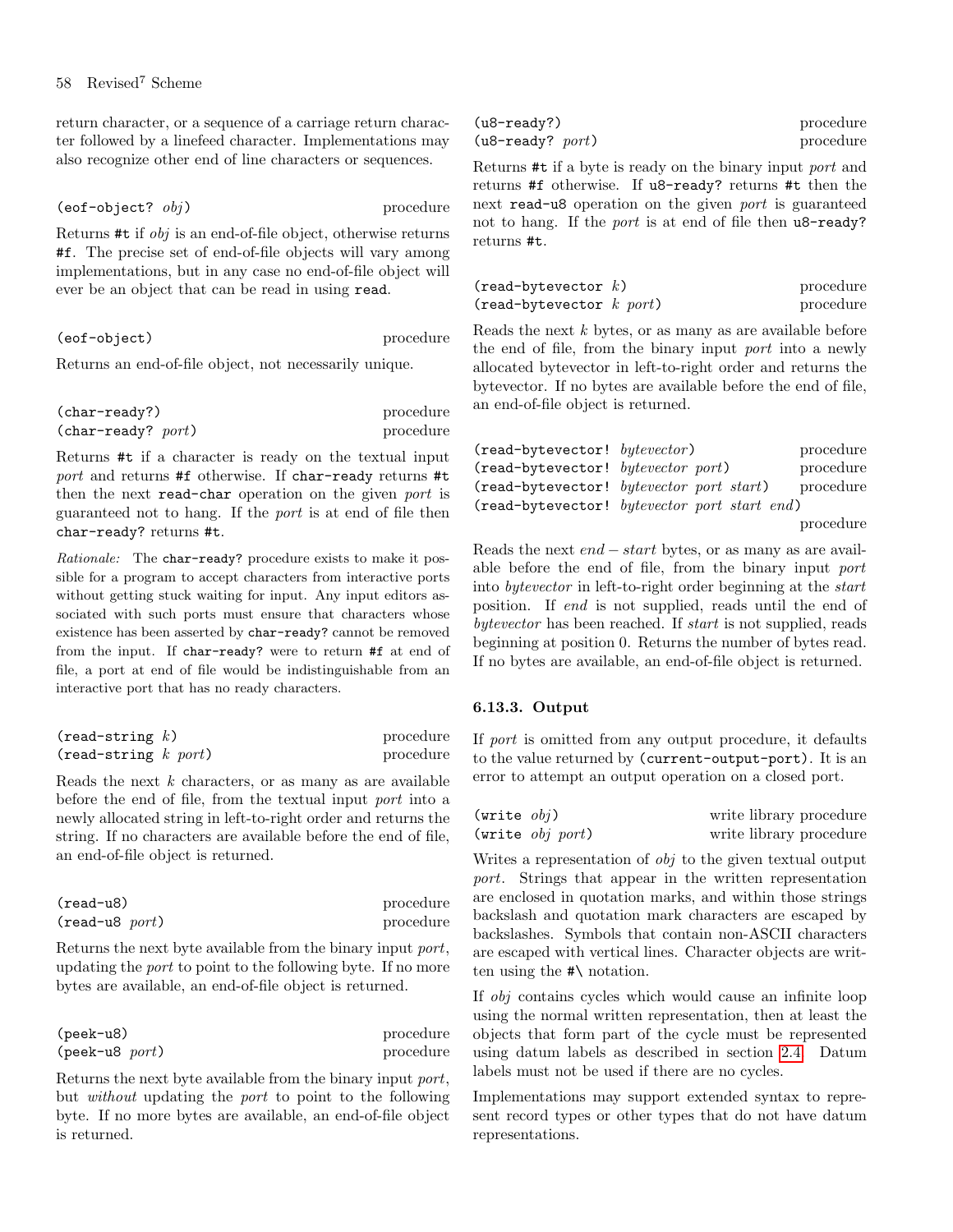return character, or a sequence of a carriage return character followed by a linefeed character. Implementations may also recognize other end of line characters or sequences.

`(eof-object? obj)` procedure

Returns `#t` if *obj* is an end-of-file object, otherwise returns `#f`. The precise set of end-of-file objects will vary among implementations, but in any case no end-of-file object will ever be an object that can be read in using `read`.

`(eof-object)` procedure

Returns an end-of-file object, not necessarily unique.

`(char-ready?)` procedure
`(char-ready? port)` procedure

Returns `#t` if a character is ready on the textual input *port* and returns `#f` otherwise. If `char-ready` returns `#t` then the next `read-char` operation on the given *port* is guaranteed not to hang. If the *port* is at end of file then `char-ready?` returns `#t`.

*Rationale:* The `char-ready?` procedure exists to make it possible for a program to accept characters from interactive ports without getting stuck waiting for input. Any input editors associated with such ports must ensure that characters whose existence has been asserted by `char-ready?` cannot be removed from the input. If `char-ready?` were to return `#f` at end of file, a port at end of file would be indistinguishable from an interactive port that has no ready characters.

`(read-string k)` procedure
`(read-string k port)` procedure

Reads the next *k* characters, or as many as are available before the end of file, from the textual input *port* into a newly allocated string in left-to-right order and returns the string. If no characters are available before the end of file, an end-of-file object is returned.

`(read-u8)` procedure
`(read-u8 port)` procedure

Returns the next byte available from the binary input *port*, updating the *port* to point to the following byte. If no more bytes are available, an end-of-file object is returned.

`(peek-u8)` procedure
`(peek-u8 port)` procedure

Returns the next byte available from the binary input *port*, but *without* updating the *port* to point to the following byte. If no more bytes are available, an end-of-file object is returned.

`(u8-ready?)` procedure
`(u8-ready? port)` procedure

Returns `#t` if a byte is ready on the binary input *port* and returns `#f` otherwise. If `u8-ready?` returns `#t` then the next `read-u8` operation on the given *port* is guaranteed not to hang. If the *port* is at end of file then `u8-ready?` returns `#t`.

`(read-bytevector k)` procedure
`(read-bytevector k port)` procedure

Reads the next *k* bytes, or as many as are available before the end of file, from the binary input *port* into a newly allocated bytevector in left-to-right order and returns the bytevector. If no bytes are available before the end of file, an end-of-file object is returned.

`(read-bytevector! bytevector)` procedure
`(read-bytevector! bytevector port)` procedure
`(read-bytevector! bytevector port start)` procedure
`(read-bytevector! bytevector port start end)` procedure

Reads the next $end - start$ bytes, or as many as are available before the end of file, from the binary input *port* into *bytevector* in left-to-right order beginning at the *start* position. If *end* is not supplied, reads until the end of *bytevector* has been reached. If *start* is not supplied, reads beginning at position 0. Returns the number of bytes read. If no bytes are available, an end-of-file object is returned.

### 6.13.3. Output

If *port* is omitted from any output procedure, it defaults to the value returned by `(current-output-port)`. It is an error to attempt an output operation on a closed port.

`(write obj)` write library procedure
`(write obj port)` write library procedure

Writes a representation of *obj* to the given textual output *port*. Strings that appear in the written representation are enclosed in quotation marks, and within those strings backslash and quotation mark characters are escaped by backslashes. Symbols that contain non-ASCII characters are escaped with vertical lines. Character objects are written using the `#\` notation.

If *obj* contains cycles which would cause an infinite loop using the normal written representation, then at least the objects that form part of the cycle must be represented using datum labels as described in section 2.4. Datum labels must not be used if there are no cycles.

Implementations may support extended syntax to represent record types or other types that do not have datum representations.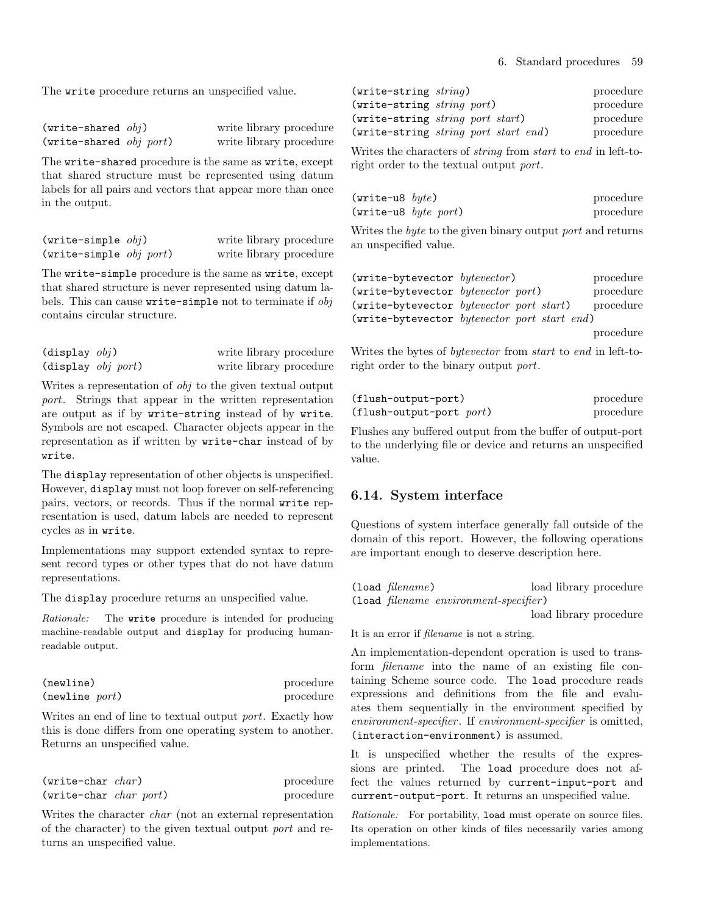The `write` procedure returns an unspecified value.

`(write-shared obj)` write library procedure
`(write-shared obj port)` write library procedure

The `write-shared` procedure is the same as `write`, except that shared structure must be represented using datum labels for all pairs and vectors that appear more than once in the output.

`(write-simple obj)` write library procedure
`(write-simple obj port)` write library procedure

The `write-simple` procedure is the same as `write`, except that shared structure is never represented using datum labels. This can cause `write-simple` not to terminate if *obj* contains circular structure.

`(display obj)` write library procedure
`(display obj port)` write library procedure

Writes a representation of *obj* to the given textual output *port*. Strings that appear in the written representation are output as if by `write-string` instead of by `write`. Symbols are not escaped. Character objects appear in the representation as if written by `write-char` instead of by `write`.

The `display` representation of other objects is unspecified. However, `display` must not loop forever on self-referencing pairs, vectors, or records. Thus if the normal `write` representation is used, datum labels are needed to represent cycles as in `write`.

Implementations may support extended syntax to represent record types or other types that do not have datum representations.

The `display` procedure returns an unspecified value.

*Rationale:* The `write` procedure is intended for producing machine-readable output and `display` for producing human-readable output.

`(newline)` procedure
`(newline port)` procedure

Writes an end of line to textual output *port*. Exactly how this is done differs from one operating system to another. Returns an unspecified value.

`(write-char char)` procedure
`(write-char char port)` procedure

Writes the character *char* (not an external representation of the character) to the given textual output *port* and returns an unspecified value.

`(write-string string)` procedure
`(write-string string port)` procedure
`(write-string string port start)` procedure
`(write-string string port start end)` procedure

Writes the characters of *string* from *start* to *end* in left-to-right order to the textual output *port*.

`(write-u8 byte)` procedure
`(write-u8 byte port)` procedure

Writes the *byte* to the given binary output *port* and returns an unspecified value.

`(write-bytevector bytevector)` procedure
`(write-bytevector bytevector port)` procedure
`(write-bytevector bytevector port start)` procedure
`(write-bytevector bytevector port start end)` procedure

Writes the bytes of *bytevector* from *start* to *end* in left-to-right order to the binary output *port*.

`(flush-output-port)` procedure
`(flush-output-port port)` procedure

Flushes any buffered output from the buffer of output-port to the underlying file or device and returns an unspecified value.

## 6.14. System interface

Questions of system interface generally fall outside of the domain of this report. However, the following operations are important enough to deserve description here.

`(load filename)` load library procedure
`(load filename environment-specifier)` load library procedure

It is an error if *filename* is not a string.

An implementation-dependent operation is used to transform *filename* into the name of an existing file containing Scheme source code. The `load` procedure reads expressions and definitions from the file and evaluates them sequentially in the environment specified by *environment-specifier*. If *environment-specifier* is omitted, `(interaction-environment)` is assumed.

It is unspecified whether the results of the expressions are printed. The `load` procedure does not affect the values returned by `current-input-port` and `current-output-port`. It returns an unspecified value.

*Rationale:* For portability, `load` must operate on source files. Its operation on other kinds of files necessarily varies among implementations.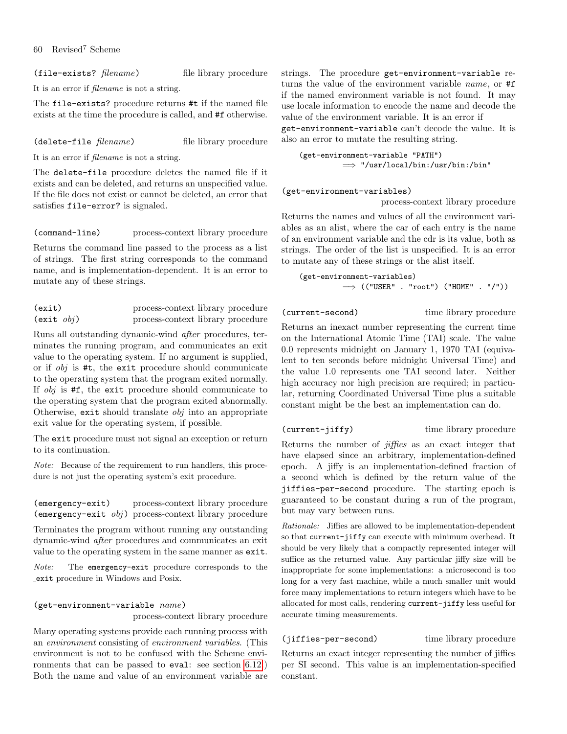`(file-exists? filename)` file library procedure

It is an error if *filename* is not a string.

The `file-exists?` procedure returns `#t` if the named file exists at the time the procedure is called, and `#f` otherwise.

`(delete-file filename)` file library procedure

It is an error if *filename* is not a string.

The `delete-file` procedure deletes the named file if it exists and can be deleted, and returns an unspecified value. If the file does not exist or cannot be deleted, an error that satisfies `file-error?` is signaled.

`(command-line)` process-context library procedure

Returns the command line passed to the process as a list of strings. The first string corresponds to the command name, and is implementation-dependent. It is an error to mutate any of these strings.

`(exit)` process-context library procedure
`(exit obj)` process-context library procedure

Runs all outstanding dynamic-wind *after* procedures, terminates the running program, and communicates an exit value to the operating system. If no argument is supplied, or if *obj* is `#t`, the `exit` procedure should communicate to the operating system that the program exited normally. If *obj* is `#f`, the `exit` procedure should communicate to the operating system that the program exited abnormally. Otherwise, `exit` should translate *obj* into an appropriate exit value for the operating system, if possible.

The `exit` procedure must not signal an exception or return to its continuation.

*Note:* Because of the requirement to run handlers, this procedure is not just the operating system's exit procedure.

`(emergency-exit)` process-context library procedure
`(emergency-exit obj)` process-context library procedure

Terminates the program without running any outstanding dynamic-wind *after* procedures and communicates an exit value to the operating system in the same manner as `exit`.

*Note:* The `emergency-exit` procedure corresponds to the `_exit` procedure in Windows and Posix.

`(get-environment-variable name)` process-context library procedure

Many operating systems provide each running process with an *environment* consisting of *environment variables*. (This environment is not to be confused with the Scheme environments that can be passed to `eval`: see section 6.12.) Both the name and value of an environment variable are strings. The procedure `get-environment-variable` returns the value of the environment variable *name*, or `#f` if the named environment variable is not found. It may use locale information to encode the name and decode the value of the environment variable. It is an error if `get-environment-variable` can't decode the value. It is also an error to mutate the resulting string.

```
(get-environment-variable "PATH")
        ⟹ "/usr/local/bin:/usr/bin:/bin"
```

`(get-environment-variables)` process-context library procedure

Returns the names and values of all the environment variables as an alist, where the car of each entry is the name of an environment variable and the cdr is its value, both as strings. The order of the list is unspecified. It is an error to mutate any of these strings or the alist itself.

```
(get-environment-variables)
        ⟹ (("USER" . "root") ("HOME" . "/"))
```

`(current-second)` time library procedure

Returns an inexact number representing the current time on the International Atomic Time (TAI) scale. The value 0.0 represents midnight on January 1, 1970 TAI (equivalent to ten seconds before midnight Universal Time) and the value 1.0 represents one TAI second later. Neither high accuracy nor high precision are required; in particular, returning Coordinated Universal Time plus a suitable constant might be the best an implementation can do.

`(current-jiffy)` time library procedure

Returns the number of *jiffies* as an exact integer that have elapsed since an arbitrary, implementation-defined epoch. A jiffy is an implementation-defined fraction of a second which is defined by the return value of the `jiffies-per-second` procedure. The starting epoch is guaranteed to be constant during a run of the program, but may vary between runs.

*Rationale:* Jiffies are allowed to be implementation-dependent so that `current-jiffy` can execute with minimum overhead. It should be very likely that a compactly represented integer will suffice as the returned value. Any particular jiffy size will be inappropriate for some implementations: a microsecond is too long for a very fast machine, while a much smaller unit would force many implementations to return integers which have to be allocated for most calls, rendering `current-jiffy` less useful for accurate timing measurements.

`(jiffies-per-second)` time library procedure

Returns an exact integer representing the number of jiffies per SI second. This value is an implementation-specified constant.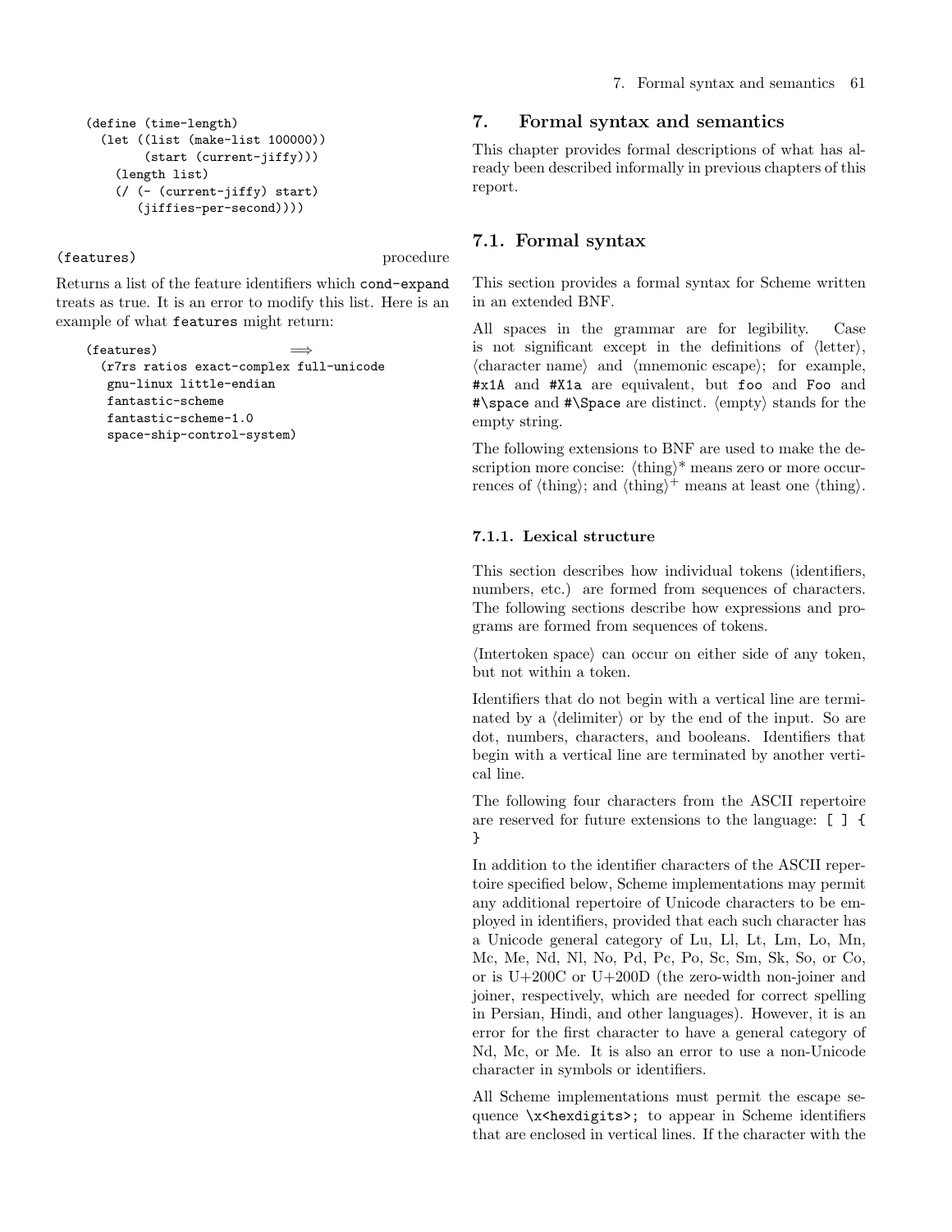```
(define (time-length)
  (let ((list (make-list 100000))
        (start (current-jiffy)))
    (length list)
    (/ (- (current-jiffy) start)
       (jiffies-per-second))))
```

`(features)` procedure

Returns a list of the feature identifiers which `cond-expand` treats as true. It is an error to modify this list. Here is an example of what `features` might return:

```
(features)              ⟹
  (r7rs ratios exact-complex full-unicode
   gnu-linux little-endian
   fantastic-scheme
   fantastic-scheme-1.0
   space-ship-control-system)
```

# 7. Formal syntax and semantics

This chapter provides formal descriptions of what has already been described informally in previous chapters of this report.

## 7.1. Formal syntax

This section provides a formal syntax for Scheme written in an extended BNF.

All spaces in the grammar are for legibility. Case is not significant except in the definitions of ⟨letter⟩, ⟨character name⟩ and ⟨mnemonic escape⟩; for example, `#x1A` and `#X1a` are equivalent, but `foo` and `Foo` and `#\space` and `#\Space` are distinct. ⟨empty⟩ stands for the empty string.

The following extensions to BNF are used to make the description more concise: ⟨thing⟩* means zero or more occurrences of ⟨thing⟩; and ⟨thing⟩$^+$ means at least one ⟨thing⟩.

### 7.1.1. Lexical structure

This section describes how individual tokens (identifiers, numbers, etc.) are formed from sequences of characters. The following sections describe how expressions and programs are formed from sequences of tokens.

⟨Intertoken space⟩ can occur on either side of any token, but not within a token.

Identifiers that do not begin with a vertical line are terminated by a ⟨delimiter⟩ or by the end of the input. So are dot, numbers, characters, and booleans. Identifiers that begin with a vertical line are terminated by another vertical line.

The following four characters from the ASCII repertoire are reserved for future extensions to the language: `[ ] { }`

In addition to the identifier characters of the ASCII repertoire specified below, Scheme implementations may permit any additional repertoire of Unicode characters to be employed in identifiers, provided that each such character has a Unicode general category of Lu, Ll, Lt, Lm, Lo, Mn, Mc, Me, Nd, Nl, No, Pd, Pc, Po, Sc, Sm, Sk, So, or Co, or is U+200C or U+200D (the zero-width non-joiner and joiner, respectively, which are needed for correct spelling in Persian, Hindi, and other languages). However, it is an error for the first character to have a general category of Nd, Mc, or Me. It is also an error to use a non-Unicode character in symbols or identifiers.

All Scheme implementations must permit the escape sequence `\x<hexdigits>;` to appear in Scheme identifiers that are enclosed in vertical lines. If the character with the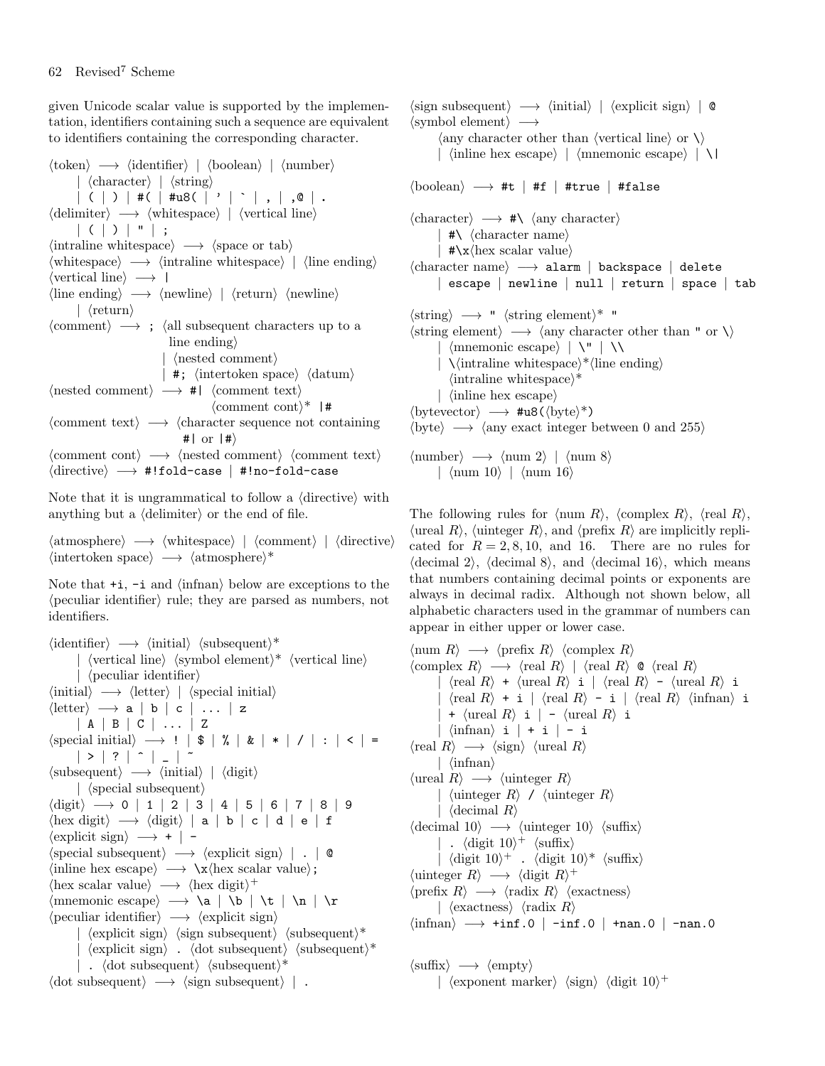given Unicode scalar value is supported by the implementation, identifiers containing such a sequence are equivalent to identifiers containing the corresponding character.

```
⟨token⟩ ⟶ ⟨identifier⟩ | ⟨boolean⟩ | ⟨number⟩
     | ⟨character⟩ | ⟨string⟩
     | ( | ) | #( | #u8( | ' | ` | , | ,@ | .
⟨delimiter⟩ ⟶ ⟨whitespace⟩ | ⟨vertical line⟩
     | ( | ) | " | ;
⟨intraline whitespace⟩ ⟶ ⟨space or tab⟩
⟨whitespace⟩ ⟶ ⟨intraline whitespace⟩ | ⟨line ending⟩
⟨vertical line⟩ ⟶ |
⟨line ending⟩ ⟶ ⟨newline⟩ | ⟨return⟩ ⟨newline⟩
     | ⟨return⟩
⟨comment⟩ ⟶ ; ⟨all subsequent characters up to a
                 line ending⟩
     | ⟨nested comment⟩
     | #; ⟨intertoken space⟩ ⟨datum⟩
⟨nested comment⟩ ⟶ #| ⟨comment text⟩
                     ⟨comment cont⟩* |#
⟨comment text⟩ ⟶ ⟨character sequence not containing
                     #| or |#⟩
⟨comment cont⟩ ⟶ ⟨nested comment⟩ ⟨comment text⟩
⟨directive⟩ ⟶ #!fold-case | #!no-fold-case
```

Note that it is ungrammatical to follow a ⟨directive⟩ with anything but a ⟨delimiter⟩ or the end of file.

```
⟨atmosphere⟩ ⟶ ⟨whitespace⟩ | ⟨comment⟩ | ⟨directive⟩
⟨intertoken space⟩ ⟶ ⟨atmosphere⟩*
```

Note that `+i`, `-i` and ⟨infnan⟩ below are exceptions to the ⟨peculiar identifier⟩ rule; they are parsed as numbers, not identifiers.

```
⟨identifier⟩ ⟶ ⟨initial⟩ ⟨subsequent⟩*
     | ⟨vertical line⟩ ⟨symbol element⟩* ⟨vertical line⟩
     | ⟨peculiar identifier⟩
⟨initial⟩ ⟶ ⟨letter⟩ | ⟨special initial⟩
⟨letter⟩ ⟶ a | b | c | ... | z
     | A | B | C | ... | Z
⟨special initial⟩ ⟶ ! | $ | % | & | * | / | : | < | =
     | > | ? | ^ | _ | ~
⟨subsequent⟩ ⟶ ⟨initial⟩ | ⟨digit⟩
     | ⟨special subsequent⟩
⟨digit⟩ ⟶ 0 | 1 | 2 | 3 | 4 | 5 | 6 | 7 | 8 | 9
⟨hex digit⟩ ⟶ ⟨digit⟩ | a | b | c | d | e | f
⟨explicit sign⟩ ⟶ + | -
⟨special subsequent⟩ ⟶ ⟨explicit sign⟩ | . | @
⟨inline hex escape⟩ ⟶ \x⟨hex scalar value⟩;
⟨hex scalar value⟩ ⟶ ⟨hex digit⟩+
⟨mnemonic escape⟩ ⟶ \a | \b | \t | \n | \r
⟨peculiar identifier⟩ ⟶ ⟨explicit sign⟩
     | ⟨explicit sign⟩ ⟨sign subsequent⟩ ⟨subsequent⟩*
     | ⟨explicit sign⟩ . ⟨dot subsequent⟩ ⟨subsequent⟩*
     | . ⟨dot subsequent⟩ ⟨subsequent⟩*
⟨dot subsequent⟩ ⟶ ⟨sign subsequent⟩ | .
⟨sign subsequent⟩ ⟶ ⟨initial⟩ | ⟨explicit sign⟩ | @
⟨symbol element⟩ ⟶
     ⟨any character other than ⟨vertical line⟩ or \⟩
     | ⟨inline hex escape⟩ | ⟨mnemonic escape⟩ | \|

⟨boolean⟩ ⟶ #t | #f | #true | #false

⟨character⟩ ⟶ #\ ⟨any character⟩
     | #\ ⟨character name⟩
     | #\x⟨hex scalar value⟩
⟨character name⟩ ⟶ alarm | backspace | delete
     | escape | newline | null | return | space | tab

⟨string⟩ ⟶ " ⟨string element⟩* "
⟨string element⟩ ⟶ ⟨any character other than " or \⟩
     | ⟨mnemonic escape⟩ | \" | \\
     | \⟨intraline whitespace⟩*⟨line ending⟩
       ⟨intraline whitespace⟩*
     | ⟨inline hex escape⟩
⟨bytevector⟩ ⟶ #u8(⟨byte⟩*)
⟨byte⟩ ⟶ ⟨any exact integer between 0 and 255⟩

⟨number⟩ ⟶ ⟨num 2⟩ | ⟨num 8⟩
     | ⟨num 10⟩ | ⟨num 16⟩
```

The following rules for ⟨num $R$⟩, ⟨complex $R$⟩, ⟨real $R$⟩, ⟨ureal $R$⟩, ⟨uinteger $R$⟩, and ⟨prefix $R$⟩ are implicitly replicated for $R = 2, 8, 10,$ and $16$. There are no rules for ⟨decimal 2⟩, ⟨decimal 8⟩, and ⟨decimal 16⟩, which means that numbers containing decimal points or exponents are always in decimal radix. Although not shown below, all alphabetic characters used in the grammar of numbers can appear in either upper or lower case.

```
⟨num R⟩ ⟶ ⟨prefix R⟩ ⟨complex R⟩
⟨complex R⟩ ⟶ ⟨real R⟩ | ⟨real R⟩ @ ⟨real R⟩
     | ⟨real R⟩ + ⟨ureal R⟩ i | ⟨real R⟩ - ⟨ureal R⟩ i
     | ⟨real R⟩ + i | ⟨real R⟩ - i | ⟨real R⟩ ⟨infnan⟩ i
     | + ⟨ureal R⟩ i | - ⟨ureal R⟩ i
     | ⟨infnan⟩ i | + i | - i
⟨real R⟩ ⟶ ⟨sign⟩ ⟨ureal R⟩
     | ⟨infnan⟩
⟨ureal R⟩ ⟶ ⟨uinteger R⟩
     | ⟨uinteger R⟩ / ⟨uinteger R⟩
     | ⟨decimal R⟩
⟨decimal 10⟩ ⟶ ⟨uinteger 10⟩ ⟨suffix⟩
     | . ⟨digit 10⟩+ ⟨suffix⟩
     | ⟨digit 10⟩+ . ⟨digit 10⟩* ⟨suffix⟩
⟨uinteger R⟩ ⟶ ⟨digit R⟩+
⟨prefix R⟩ ⟶ ⟨radix R⟩ ⟨exactness⟩
     | ⟨exactness⟩ ⟨radix R⟩
⟨infnan⟩ ⟶ +inf.0 | -inf.0 | +nan.0 | -nan.0

⟨suffix⟩ ⟶ ⟨empty⟩
     | ⟨exponent marker⟩ ⟨sign⟩ ⟨digit 10⟩+
```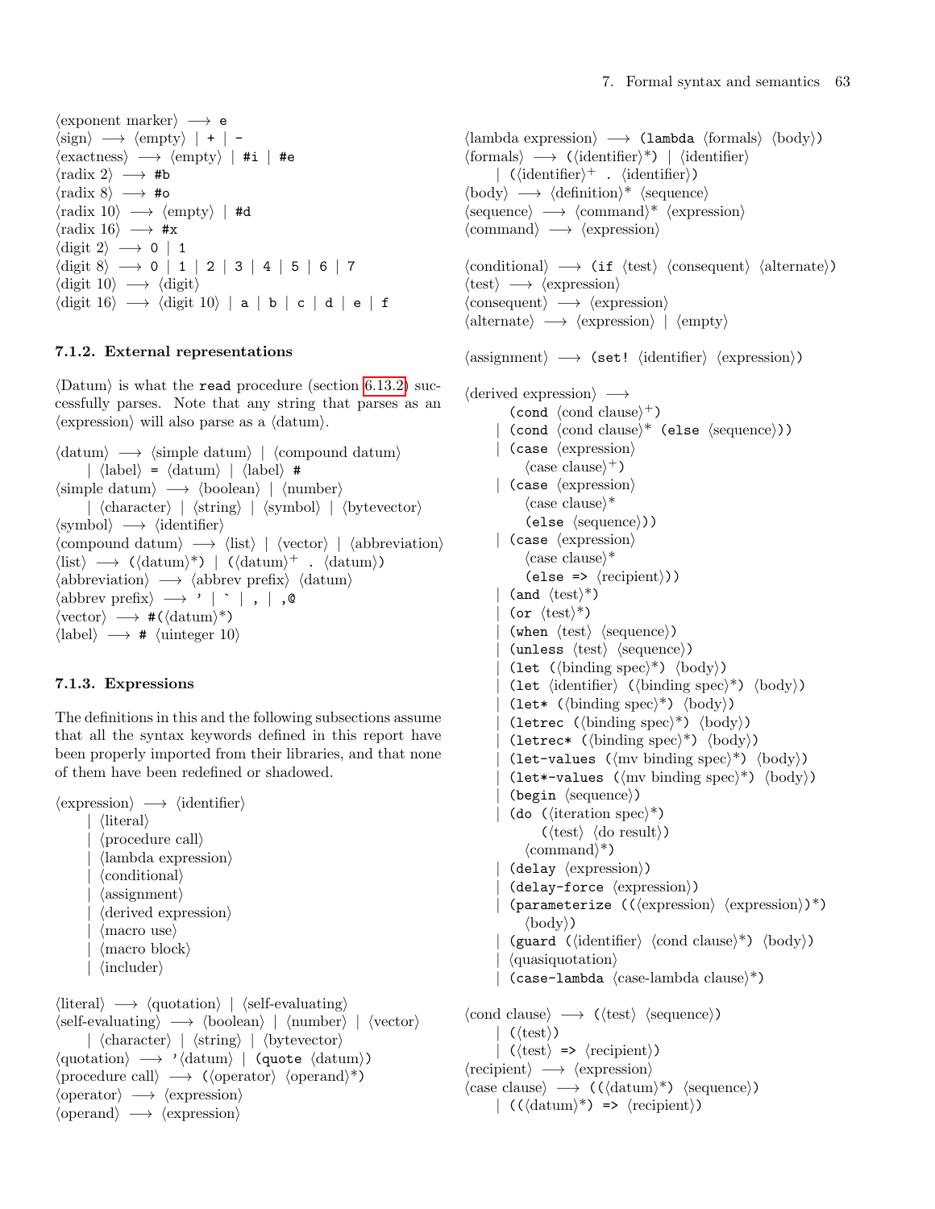⟨exponent marker⟩ ⟶ `e`
⟨sign⟩ ⟶ ⟨empty⟩ | `+` | `-`
⟨exactness⟩ ⟶ ⟨empty⟩ | `#i` | `#e`
⟨radix 2⟩ ⟶ `#b`
⟨radix 8⟩ ⟶ `#o`
⟨radix 10⟩ ⟶ ⟨empty⟩ | `#d`
⟨radix 16⟩ ⟶ `#x`
⟨digit 2⟩ ⟶ `0` | `1`
⟨digit 8⟩ ⟶ `0` | `1` | `2` | `3` | `4` | `5` | `6` | `7`
⟨digit 10⟩ ⟶ ⟨digit⟩
⟨digit 16⟩ ⟶ ⟨digit 10⟩ | `a` | `b` | `c` | `d` | `e` | `f`

### 7.1.2. External representations

⟨Datum⟩ is what the `read` procedure (section 6.13.2) successfully parses. Note that any string that parses as an ⟨expression⟩ will also parse as a ⟨datum⟩.

⟨datum⟩ ⟶ ⟨simple datum⟩ | ⟨compound datum⟩
  | ⟨label⟩ `=` ⟨datum⟩ | ⟨label⟩ `#`
⟨simple datum⟩ ⟶ ⟨boolean⟩ | ⟨number⟩
  | ⟨character⟩ | ⟨string⟩ | ⟨symbol⟩ | ⟨bytevector⟩
⟨symbol⟩ ⟶ ⟨identifier⟩
⟨compound datum⟩ ⟶ ⟨list⟩ | ⟨vector⟩ | ⟨abbreviation⟩
⟨list⟩ ⟶ `(`⟨datum⟩\*`)` | `(`⟨datum⟩+ `.` ⟨datum⟩`)`
⟨abbreviation⟩ ⟶ ⟨abbrev prefix⟩ ⟨datum⟩
⟨abbrev prefix⟩ ⟶ `'` | `` ` `` | `,` | `,@`
⟨vector⟩ ⟶ `#(`⟨datum⟩\*`)`
⟨label⟩ ⟶ `#` ⟨uinteger 10⟩

### 7.1.3. Expressions

The definitions in this and the following subsections assume that all the syntax keywords defined in this report have been properly imported from their libraries, and that none of them have been redefined or shadowed.

⟨expression⟩ ⟶ ⟨identifier⟩
  | ⟨literal⟩
  | ⟨procedure call⟩
  | ⟨lambda expression⟩
  | ⟨conditional⟩
  | ⟨assignment⟩
  | ⟨derived expression⟩
  | ⟨macro use⟩
  | ⟨macro block⟩
  | ⟨includer⟩

⟨literal⟩ ⟶ ⟨quotation⟩ | ⟨self-evaluating⟩
⟨self-evaluating⟩ ⟶ ⟨boolean⟩ | ⟨number⟩ | ⟨vector⟩
  | ⟨character⟩ | ⟨string⟩ | ⟨bytevector⟩
⟨quotation⟩ ⟶ `'`⟨datum⟩ | `(quote` ⟨datum⟩`)`
⟨procedure call⟩ ⟶ `(`⟨operator⟩ ⟨operand⟩\*`)`
⟨operator⟩ ⟶ ⟨expression⟩
⟨operand⟩ ⟶ ⟨expression⟩

⟨lambda expression⟩ ⟶ `(lambda` ⟨formals⟩ ⟨body⟩`)`
⟨formals⟩ ⟶ `(`⟨identifier⟩\*`)` | ⟨identifier⟩
  | `(`⟨identifier⟩+ `.` ⟨identifier⟩`)`
⟨body⟩ ⟶ ⟨definition⟩\* ⟨sequence⟩
⟨sequence⟩ ⟶ ⟨command⟩\* ⟨expression⟩
⟨command⟩ ⟶ ⟨expression⟩

⟨conditional⟩ ⟶ `(if` ⟨test⟩ ⟨consequent⟩ ⟨alternate⟩`)`
⟨test⟩ ⟶ ⟨expression⟩
⟨consequent⟩ ⟶ ⟨expression⟩
⟨alternate⟩ ⟶ ⟨expression⟩ | ⟨empty⟩

⟨assignment⟩ ⟶ `(set!` ⟨identifier⟩ ⟨expression⟩`)`

⟨derived expression⟩ ⟶
  `(cond` ⟨cond clause⟩+`)`
  | `(cond` ⟨cond clause⟩\* `(else` ⟨sequence⟩`))`
  | `(case` ⟨expression⟩
    ⟨case clause⟩+`)`
  | `(case` ⟨expression⟩
    ⟨case clause⟩\*
    `(else` ⟨sequence⟩`))`
  | `(case` ⟨expression⟩
    ⟨case clause⟩\*
    `(else =>` ⟨recipient⟩`))`
  | `(and` ⟨test⟩\*`)`
  | `(or` ⟨test⟩\*`)`
  | `(when` ⟨test⟩ ⟨sequence⟩`)`
  | `(unless` ⟨test⟩ ⟨sequence⟩`)`
  | `(let (`⟨binding spec⟩\*`)` ⟨body⟩`)`
  | `(let` ⟨identifier⟩ `(`⟨binding spec⟩\*`)` ⟨body⟩`)`
  | `(let* (`⟨binding spec⟩\*`)` ⟨body⟩`)`
  | `(letrec (`⟨binding spec⟩\*`)` ⟨body⟩`)`
  | `(letrec* (`⟨binding spec⟩\*`)` ⟨body⟩`)`
  | `(let-values (`⟨mv binding spec⟩\*`)` ⟨body⟩`)`
  | `(let*-values (`⟨mv binding spec⟩\*`)` ⟨body⟩`)`
  | `(begin` ⟨sequence⟩`)`
  | `(do (`⟨iteration spec⟩\*`)`
      `(`⟨test⟩ ⟨do result⟩`)`
    ⟨command⟩\*`)`
  | `(delay` ⟨expression⟩`)`
  | `(delay-force` ⟨expression⟩`)`
  | `(parameterize ((`⟨expression⟩ ⟨expression⟩`)*)`
    ⟨body⟩`)`
  | `(guard (`⟨identifier⟩ ⟨cond clause⟩\*`)` ⟨body⟩`)`
  | ⟨quasiquotation⟩
  | `(case-lambda` ⟨case-lambda clause⟩\*`)`

⟨cond clause⟩ ⟶ `(`⟨test⟩ ⟨sequence⟩`)`
  | `(`⟨test⟩`)`
  | `(`⟨test⟩ `=>` ⟨recipient⟩`)`
⟨recipient⟩ ⟶ ⟨expression⟩
⟨case clause⟩ ⟶ `((`⟨datum⟩\*`)` ⟨sequence⟩`)`
  | `((`⟨datum⟩\*`) =>` ⟨recipient⟩`)`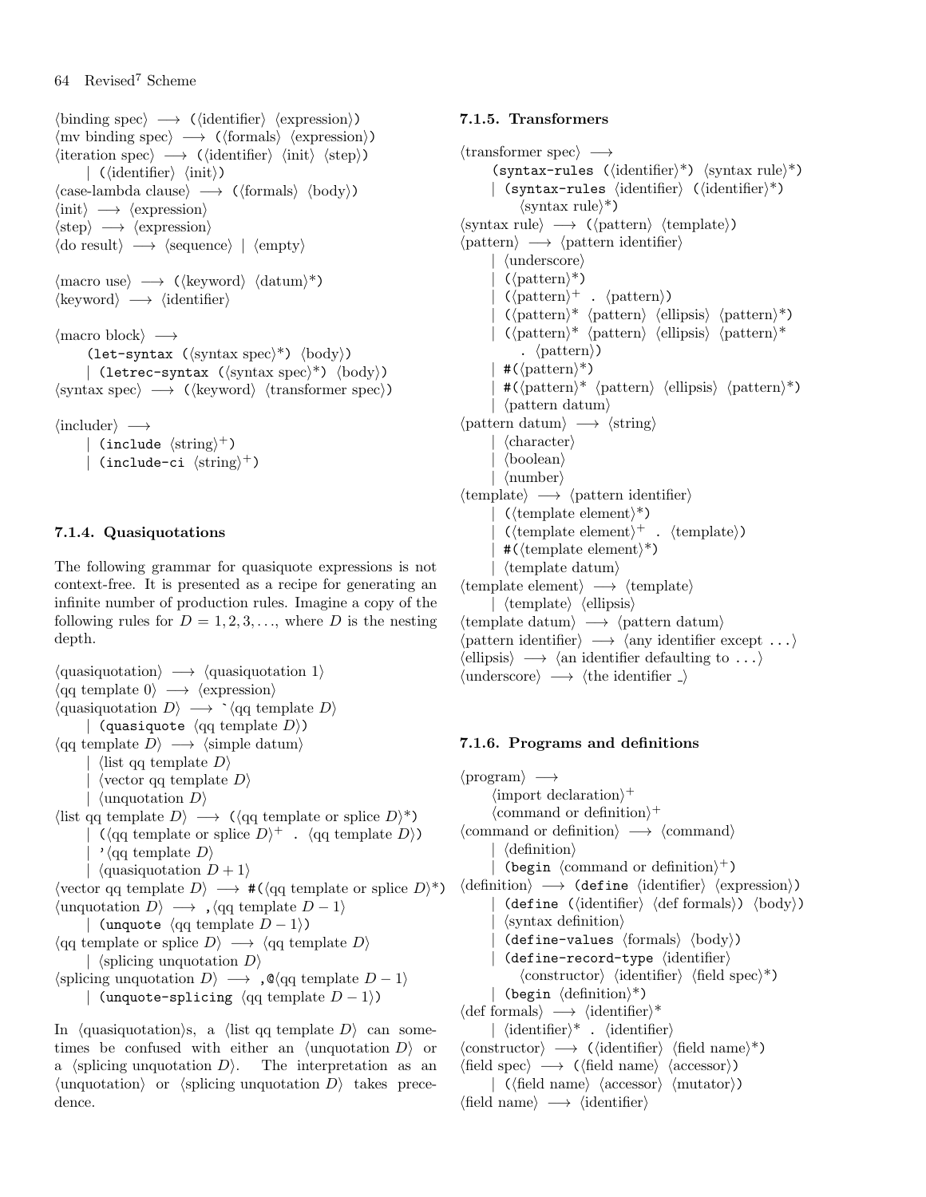⟨binding spec⟩ ⟶ (⟨identifier⟩ ⟨expression⟩)
⟨mv binding spec⟩ ⟶ (⟨formals⟩ ⟨expression⟩)
⟨iteration spec⟩ ⟶ (⟨identifier⟩ ⟨init⟩ ⟨step⟩)
  | (⟨identifier⟩ ⟨init⟩)
⟨case-lambda clause⟩ ⟶ (⟨formals⟩ ⟨body⟩)
⟨init⟩ ⟶ ⟨expression⟩
⟨step⟩ ⟶ ⟨expression⟩
⟨do result⟩ ⟶ ⟨sequence⟩ | ⟨empty⟩

⟨macro use⟩ ⟶ (⟨keyword⟩ ⟨datum⟩*)
⟨keyword⟩ ⟶ ⟨identifier⟩

⟨macro block⟩ ⟶
  (let-syntax (⟨syntax spec⟩*) ⟨body⟩)
  | (letrec-syntax (⟨syntax spec⟩*) ⟨body⟩)
⟨syntax spec⟩ ⟶ (⟨keyword⟩ ⟨transformer spec⟩)

⟨includer⟩ ⟶
  | (include ⟨string⟩$^+$)
  | (include-ci ⟨string⟩$^+$)

### 7.1.4. Quasiquotations

The following grammar for quasiquote expressions is not context-free. It is presented as a recipe for generating an infinite number of production rules. Imagine a copy of the following rules for $D = 1, 2, 3, \ldots$, where $D$ is the nesting depth.

⟨quasiquotation⟩ ⟶ ⟨quasiquotation 1⟩
⟨qq template 0⟩ ⟶ ⟨expression⟩
⟨quasiquotation $D$⟩ ⟶ `⟨qq template $D$⟩
  | (quasiquote ⟨qq template $D$⟩)
⟨qq template $D$⟩ ⟶ ⟨simple datum⟩
  | ⟨list qq template $D$⟩
  | ⟨vector qq template $D$⟩
  | ⟨unquotation $D$⟩
⟨list qq template $D$⟩ ⟶ (⟨qq template or splice $D$⟩*)
  | (⟨qq template or splice $D$⟩$^+$ . ⟨qq template $D$⟩)
  | '⟨qq template $D$⟩
  | ⟨quasiquotation $D+1$⟩
⟨vector qq template $D$⟩ ⟶ #(⟨qq template or splice $D$⟩*)
⟨unquotation $D$⟩ ⟶ ,⟨qq template $D-1$⟩
  | (unquote ⟨qq template $D-1$⟩)
⟨qq template or splice $D$⟩ ⟶ ⟨qq template $D$⟩
  | ⟨splicing unquotation $D$⟩
⟨splicing unquotation $D$⟩ ⟶ ,@⟨qq template $D-1$⟩
  | (unquote-splicing ⟨qq template $D-1$⟩)

In ⟨quasiquotation⟩s, a ⟨list qq template $D$⟩ can sometimes be confused with either an ⟨unquotation $D$⟩ or a ⟨splicing unquotation $D$⟩. The interpretation as an ⟨unquotation⟩ or ⟨splicing unquotation $D$⟩ takes precedence.

### 7.1.5. Transformers

⟨transformer spec⟩ ⟶
  (syntax-rules (⟨identifier⟩*) ⟨syntax rule⟩*)
  | (syntax-rules ⟨identifier⟩ (⟨identifier⟩*)
    ⟨syntax rule⟩*)
⟨syntax rule⟩ ⟶ (⟨pattern⟩ ⟨template⟩)
⟨pattern⟩ ⟶ ⟨pattern identifier⟩
  | ⟨underscore⟩
  | (⟨pattern⟩*)
  | (⟨pattern⟩$^+$ . ⟨pattern⟩)
  | (⟨pattern⟩* ⟨pattern⟩ ⟨ellipsis⟩ ⟨pattern⟩*)
  | (⟨pattern⟩* ⟨pattern⟩ ⟨ellipsis⟩ ⟨pattern⟩*
    . ⟨pattern⟩)
  | #(⟨pattern⟩*)
  | #(⟨pattern⟩* ⟨pattern⟩ ⟨ellipsis⟩ ⟨pattern⟩*)
  | ⟨pattern datum⟩
⟨pattern datum⟩ ⟶ ⟨string⟩
  | ⟨character⟩
  | ⟨boolean⟩
  | ⟨number⟩
⟨template⟩ ⟶ ⟨pattern identifier⟩
  | (⟨template element⟩*)
  | (⟨template element⟩$^+$ . ⟨template⟩)
  | #(⟨template element⟩*)
  | ⟨template datum⟩
⟨template element⟩ ⟶ ⟨template⟩
  | ⟨template⟩ ⟨ellipsis⟩
⟨template datum⟩ ⟶ ⟨pattern datum⟩
⟨pattern identifier⟩ ⟶ ⟨any identifier except ...⟩
⟨ellipsis⟩ ⟶ ⟨an identifier defaulting to ...⟩
⟨underscore⟩ ⟶ ⟨the identifier _⟩

### 7.1.6. Programs and definitions

⟨program⟩ ⟶
  ⟨import declaration⟩$^+$
  ⟨command or definition⟩$^+$
⟨command or definition⟩ ⟶ ⟨command⟩
  | ⟨definition⟩
  | (begin ⟨command or definition⟩$^+$)
⟨definition⟩ ⟶ (define ⟨identifier⟩ ⟨expression⟩)
  | (define (⟨identifier⟩ ⟨def formals⟩) ⟨body⟩)
  | ⟨syntax definition⟩
  | (define-values ⟨formals⟩ ⟨body⟩)
  | (define-record-type ⟨identifier⟩
    ⟨constructor⟩ ⟨identifier⟩ ⟨field spec⟩*)
  | (begin ⟨definition⟩*)
⟨def formals⟩ ⟶ ⟨identifier⟩*
  | ⟨identifier⟩* . ⟨identifier⟩
⟨constructor⟩ ⟶ (⟨identifier⟩ ⟨field name⟩*)
⟨field spec⟩ ⟶ (⟨field name⟩ ⟨accessor⟩)
  | (⟨field name⟩ ⟨accessor⟩ ⟨mutator⟩)
⟨field name⟩ ⟶ ⟨identifier⟩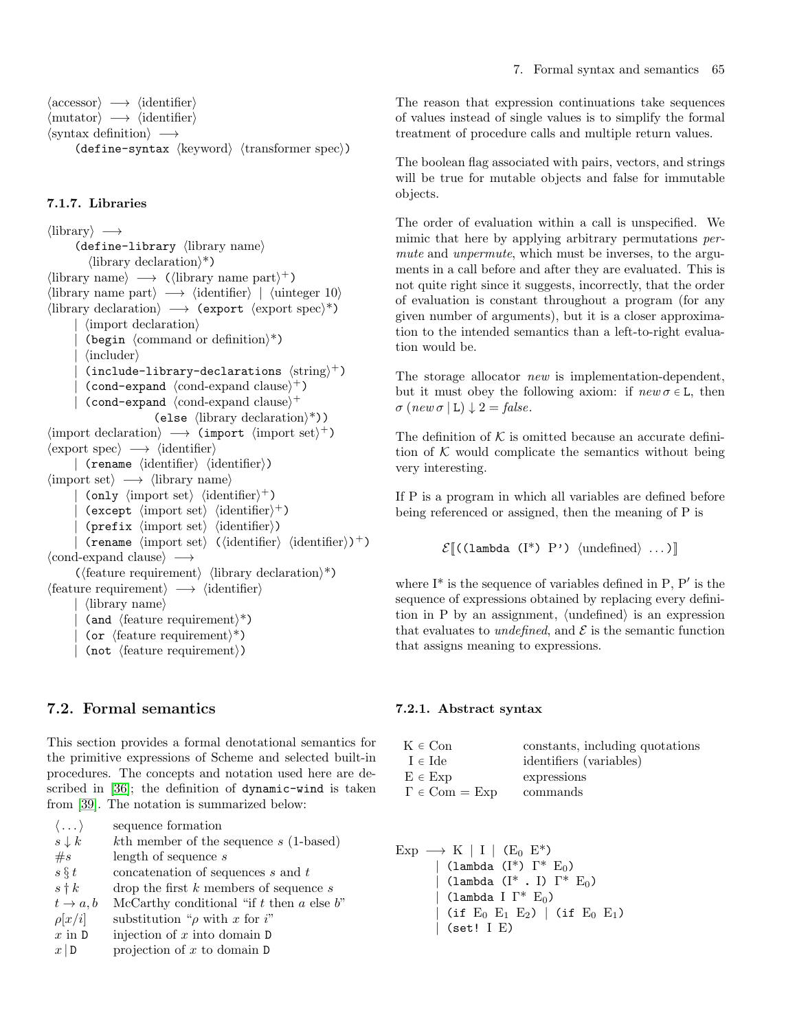⟨accessor⟩ ⟶ ⟨identifier⟩
⟨mutator⟩ ⟶ ⟨identifier⟩
⟨syntax definition⟩ ⟶
    `(define-syntax` ⟨keyword⟩ ⟨transformer spec⟩`)`

#### 7.1.7. Libraries

⟨library⟩ ⟶
    `(define-library` ⟨library name⟩
        ⟨library declaration⟩*`)`
⟨library name⟩ ⟶ `(`⟨library name part⟩$^+$`)`
⟨library name part⟩ ⟶ ⟨identifier⟩ | ⟨uinteger 10⟩
⟨library declaration⟩ ⟶ `(export` ⟨export spec⟩*`)`
    | ⟨import declaration⟩
    | `(begin` ⟨command or definition⟩*`)`
    | ⟨includer⟩
    | `(include-library-declarations` ⟨string⟩$^+$`)`
    | `(cond-expand` ⟨cond-expand clause⟩$^+$`)`
    | `(cond-expand` ⟨cond-expand clause⟩$^+$
            `(else` ⟨library declaration⟩*`))`
⟨import declaration⟩ ⟶ `(import` ⟨import set⟩$^+$`)`
⟨export spec⟩ ⟶ ⟨identifier⟩
    | `(rename` ⟨identifier⟩ ⟨identifier⟩`)`
⟨import set⟩ ⟶ ⟨library name⟩
    | `(only` ⟨import set⟩ ⟨identifier⟩$^+$`)`
    | `(except` ⟨import set⟩ ⟨identifier⟩$^+$`)`
    | `(prefix` ⟨import set⟩ ⟨identifier⟩`)`
    | `(rename` ⟨import set⟩ `(`⟨identifier⟩ ⟨identifier⟩`)`$^+$`)`
⟨cond-expand clause⟩ ⟶
    `(`⟨feature requirement⟩ ⟨library declaration⟩*`)`
⟨feature requirement⟩ ⟶ ⟨identifier⟩
    | ⟨library name⟩
    | `(and` ⟨feature requirement⟩*`)`
    | `(or` ⟨feature requirement⟩*`)`
    | `(not` ⟨feature requirement⟩`)`

## 7.2. Formal semantics

This section provides a formal denotational semantics for the primitive expressions of Scheme and selected built-in procedures. The concepts and notation used here are described in [36]; the definition of `dynamic-wind` is taken from [39]. The notation is summarized below:

| | |
|---|---|
| $\langle \ldots \rangle$ | sequence formation |
| $s \downarrow k$ | $k$th member of the sequence $s$ (1-based) |
| $\#s$ | length of sequence $s$ |
| $s \S t$ | concatenation of sequences $s$ and $t$ |
| $s \dagger k$ | drop the first $k$ members of sequence $s$ |
| $t \rightarrow a, b$ | McCarthy conditional "if $t$ then $a$ else $b$" |
| $\rho[x/i]$ | substitution "$\rho$ with $x$ for $i$" |
| $x$ in $\mathtt{D}$ | injection of $x$ into domain $\mathtt{D}$ |
| $x \,\vert\, \mathtt{D}$ | projection of $x$ to domain $\mathtt{D}$ |

The reason that expression continuations take sequences of values instead of single values is to simplify the formal treatment of procedure calls and multiple return values.

The boolean flag associated with pairs, vectors, and strings will be true for mutable objects and false for immutable objects.

The order of evaluation within a call is unspecified. We mimic that here by applying arbitrary permutations *permute* and *unpermute*, which must be inverses, to the arguments in a call before and after they are evaluated. This is not quite right since it suggests, incorrectly, that the order of evaluation is constant throughout a program (for any given number of arguments), but it is a closer approximation to the intended semantics than a left-to-right evaluation would be.

The storage allocator *new* is implementation-dependent, but it must obey the following axiom: if $new\,\sigma \in \mathtt{L}$, then $\sigma\,(new\,\sigma \,|\, \mathtt{L}) \downarrow 2 = false$.

The definition of $\mathcal{K}$ is omitted because an accurate definition of $\mathcal{K}$ would complicate the semantics without being very interesting.

If P is a program in which all variables are defined before being referenced or assigned, then the meaning of P is

$$\mathcal{E}[\![\texttt{((lambda (I*) P') }\langle\text{undefined}\rangle\texttt{ ...)}]\!]$$

where I* is the sequence of variables defined in P, P′ is the sequence of expressions obtained by replacing every definition in P by an assignment, ⟨undefined⟩ is an expression that evaluates to *undefined*, and $\mathcal{E}$ is the semantic function that assigns meaning to expressions.

### 7.2.1. Abstract syntax

| | |
|---|---|
| $\mathrm{K} \in \mathrm{Con}$ | constants, including quotations |
| $\mathrm{I} \in \mathrm{Ide}$ | identifiers (variables) |
| $\mathrm{E} \in \mathrm{Exp}$ | expressions |
| $\Gamma \in \mathrm{Com} = \mathrm{Exp}$ | commands |

Exp ⟶ K | I | `(`$\mathrm{E}_0$ E*`)`
    | `(lambda (`I*`)` Γ* $\mathrm{E}_0$`)`
    | `(lambda (`I* `.` I`)` Γ* $\mathrm{E}_0$`)`
    | `(lambda` I Γ* $\mathrm{E}_0$`)`
    | `(if` $\mathrm{E}_0$ $\mathrm{E}_1$ $\mathrm{E}_2$`)` | `(if` $\mathrm{E}_0$ $\mathrm{E}_1$`)`
    | `(set!` I E`)`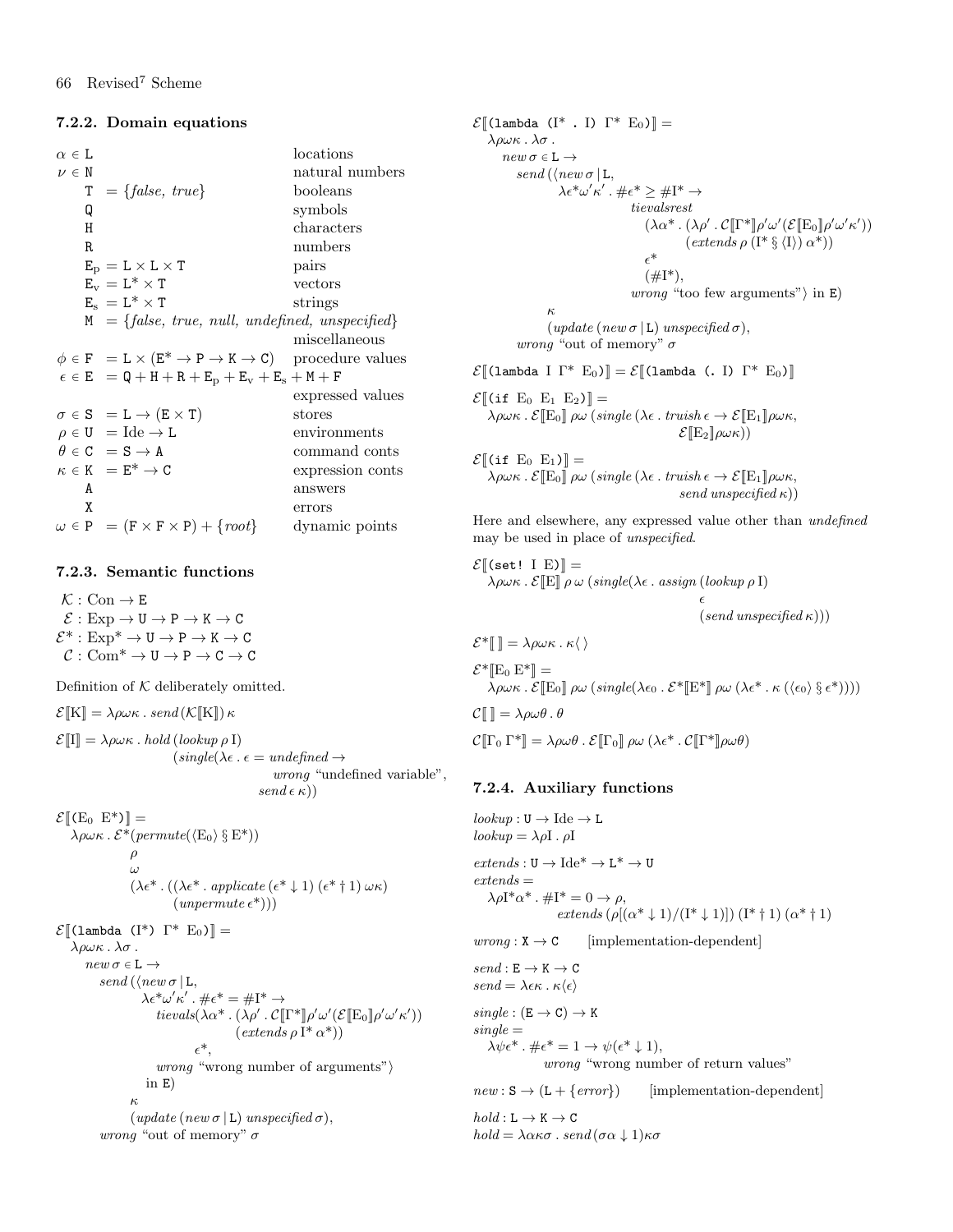### 7.2.2. Domain equations

| | | |
|---|---|---|
| $\alpha \in \mathtt{L}$ | | locations |
| $\nu \in \mathtt{N}$ | | natural numbers |
| $\mathtt{T}$ | $= \{\mathit{false},\ \mathit{true}\}$ | booleans |
| $\mathtt{Q}$ | | symbols |
| $\mathtt{H}$ | | characters |
| $\mathtt{R}$ | | numbers |
| $\mathtt{E_p}$ | $= \mathtt{L} \times \mathtt{L} \times \mathtt{T}$ | pairs |
| $\mathtt{E_v}$ | $= \mathtt{L}^* \times \mathtt{T}$ | vectors |
| $\mathtt{E_s}$ | $= \mathtt{L}^* \times \mathtt{T}$ | strings |
| $\mathtt{M}$ | $= \{\mathit{false},\ \mathit{true},\ \mathit{null},\ \mathit{undefined},\ \mathit{unspecified}\}$ | miscellaneous |
| $\phi \in \mathtt{F}$ | $= \mathtt{L} \times (\mathtt{E}^* \to \mathtt{P} \to \mathtt{K} \to \mathtt{C})$ | procedure values |
| $\epsilon \in \mathtt{E}$ | $= \mathtt{Q} + \mathtt{H} + \mathtt{R} + \mathtt{E_p} + \mathtt{E_v} + \mathtt{E_s} + \mathtt{M} + \mathtt{F}$ | expressed values |
| $\sigma \in \mathtt{S}$ | $= \mathtt{L} \to (\mathtt{E} \times \mathtt{T})$ | stores |
| $\rho \in \mathtt{U}$ | $= \mathrm{Ide} \to \mathtt{L}$ | environments |
| $\theta \in \mathtt{C}$ | $= \mathtt{S} \to \mathtt{A}$ | command conts |
| $\kappa \in \mathtt{K}$ | $= \mathtt{E}^* \to \mathtt{C}$ | expression conts |
| $\mathtt{A}$ | | answers |
| $\mathtt{X}$ | | errors |
| $\omega \in \mathtt{P}$ | $= (\mathtt{F} \times \mathtt{F} \times \mathtt{P}) + \{\mathit{root}\}$ | dynamic points |

### 7.2.3. Semantic functions

$$\mathcal{K} : \mathrm{Con} \to \mathtt{E}$$
$$\mathcal{E} : \mathrm{Exp} \to \mathtt{U} \to \mathtt{P} \to \mathtt{K} \to \mathtt{C}$$
$$\mathcal{E}^* : \mathrm{Exp}^* \to \mathtt{U} \to \mathtt{P} \to \mathtt{K} \to \mathtt{C}$$
$$\mathcal{C} : \mathrm{Com}^* \to \mathtt{U} \to \mathtt{P} \to \mathtt{C} \to \mathtt{C}$$

Definition of $\mathcal{K}$ deliberately omitted.

$$\mathcal{E}[\![\mathrm{K}]\!] = \lambda\rho\omega\kappa\,.\,\mathit{send}\,(\mathcal{K}[\![\mathrm{K}]\!])\,\kappa$$

$$\begin{aligned}\mathcal{E}[\![\mathrm{I}]\!] = \lambda\rho\omega\kappa\,.\,&\mathit{hold}\,(\mathit{lookup}\,\rho\,\mathrm{I})\\ &(\mathit{single}(\lambda\epsilon\,.\,\epsilon = \mathit{undefined} \to\\ &\qquad\qquad \mathit{wrong}\ \text{“undefined variable”},\\ &\qquad\qquad \mathit{send}\,\epsilon\,\kappa))\end{aligned}$$

$$\begin{aligned}\mathcal{E}[\![\texttt{(}\mathrm{E_0}\ \mathrm{E}^*\texttt{)}]\!] =\ &\\ \lambda\rho\omega\kappa\,.\,\mathcal{E}^*&(\mathit{permute}(\langle \mathrm{E_0}\rangle \mathbin{\S} \mathrm{E}^*))\\ &\rho\\ &\omega\\ &(\lambda\epsilon^*\,.\,((\lambda\epsilon^*\,.\,\mathit{applicate}\,(\epsilon^* \downarrow 1)\,(\epsilon^* \dagger 1)\,\omega\kappa)\\ &\qquad(\mathit{unpermute}\,\epsilon^*)))\end{aligned}$$

$$\begin{aligned}\mathcal{E}[\![\texttt{(lambda (}\mathrm{I}^*\texttt{)}\ \Gamma^*\ \mathrm{E_0}\texttt{)}]\!] =\ &\\ \lambda\rho\omega\kappa\,.\,\lambda\sigma\,.\ &\\ \mathit{new}\,\sigma \in \mathtt{L} \to\ &\\ \mathit{send}\,(\langle &\mathit{new}\,\sigma\,|\,\mathtt{L},\\ &\lambda\epsilon^*\omega'\kappa'\,.\,\#\epsilon^* = \#\mathrm{I}^* \to\\ &\qquad \mathit{tievals}(\lambda\alpha^*\,.\,(\lambda\rho'\,.\,\mathcal{C}[\![\Gamma^*]\!]\rho'\omega'(\mathcal{E}[\![\mathrm{E_0}]\!]\rho'\omega'\kappa'))\\ &\qquad\qquad (\mathit{extends}\,\rho\,\mathrm{I}^*\,\alpha^*))\\ &\qquad\qquad \epsilon^*,\\ &\qquad \mathit{wrong}\ \text{“wrong number of arguments”}\rangle\\ &\ \text{in } \mathtt{E})\\ &\kappa\\ &(\mathit{update}\,(\mathit{new}\,\sigma\,|\,\mathtt{L})\,\mathit{unspecified}\,\sigma),\\ \mathit{wrong}\ \text{“out of memory”}\ \sigma&\end{aligned}$$

$$\begin{aligned}\mathcal{E}[\![\texttt{(lambda (}\mathrm{I}^*\ \texttt{.}\ \mathrm{I}\texttt{)}\ \Gamma^*\ \mathrm{E_0}\texttt{)}]\!] =\ &\\ \lambda\rho\omega\kappa\,.\,\lambda\sigma\,.\ &\\ \mathit{new}\,\sigma \in \mathtt{L} \to\ &\\ \mathit{send}\,(\langle &\mathit{new}\,\sigma\,|\,\mathtt{L},\\ &\lambda\epsilon^*\omega'\kappa'\,.\,\#\epsilon^* \geq \#\mathrm{I}^* \to\\ &\qquad \mathit{tievalsrest}\\ &\qquad\quad (\lambda\alpha^*\,.\,(\lambda\rho'\,.\,\mathcal{C}[\![\Gamma^*]\!]\rho'\omega'(\mathcal{E}[\![\mathrm{E_0}]\!]\rho'\omega'\kappa'))\\ &\qquad\qquad (\mathit{extends}\,\rho\,(\mathrm{I}^* \mathbin{\S} \langle\mathrm{I}\rangle)\,\alpha^*))\\ &\qquad\quad \epsilon^*\\ &\qquad\quad (\#\mathrm{I}^*),\\ &\qquad \mathit{wrong}\ \text{“too few arguments”}\rangle\ \text{in } \mathtt{E})\\ &\kappa\\ &(\mathit{update}\,(\mathit{new}\,\sigma\,|\,\mathtt{L})\,\mathit{unspecified}\,\sigma),\\ \mathit{wrong}\ \text{“out of memory”}\ \sigma&\end{aligned}$$

$$\mathcal{E}[\![\texttt{(lambda}\ \mathrm{I}\ \Gamma^*\ \mathrm{E_0}\texttt{)}]\!] = \mathcal{E}[\![\texttt{(lambda (. }\mathrm{I}\texttt{)}\ \Gamma^*\ \mathrm{E_0}\texttt{)}]\!]$$

$$\begin{aligned}\mathcal{E}[\![\texttt{(if}\ \mathrm{E_0}\ \mathrm{E_1}\ \mathrm{E_2}\texttt{)}]\!] =\ &\\ \lambda\rho\omega\kappa\,.\,\mathcal{E}[\![\mathrm{E_0}]\!]\,\rho\omega\,&(\mathit{single}\,(\lambda\epsilon\,.\,\mathit{truish}\,\epsilon \to \mathcal{E}[\![\mathrm{E_1}]\!]\rho\omega\kappa,\\ &\qquad\qquad \mathcal{E}[\![\mathrm{E_2}]\!]\rho\omega\kappa))\end{aligned}$$

$$\begin{aligned}\mathcal{E}[\![\texttt{(if}\ \mathrm{E_0}\ \mathrm{E_1}\texttt{)}]\!] =\ &\\ \lambda\rho\omega\kappa\,.\,\mathcal{E}[\![\mathrm{E_0}]\!]\,\rho\omega\,&(\mathit{single}\,(\lambda\epsilon\,.\,\mathit{truish}\,\epsilon \to \mathcal{E}[\![\mathrm{E_1}]\!]\rho\omega\kappa,\\ &\qquad\qquad \mathit{send}\,\mathit{unspecified}\,\kappa))\end{aligned}$$

Here and elsewhere, any expressed value other than *undefined* may be used in place of *unspecified*.

$$\begin{aligned}\mathcal{E}[\![\texttt{(set!}\ \mathrm{I}\ \mathrm{E}\texttt{)}]\!] =\ &\\ \lambda\rho\omega\kappa\,.\,\mathcal{E}[\![\mathrm{E}]\!]\,\rho\,\omega\,&(\mathit{single}(\lambda\epsilon\,.\,\mathit{assign}\,(\mathit{lookup}\,\rho\,\mathrm{I})\\ &\qquad\qquad \epsilon\\ &\qquad\qquad (\mathit{send}\,\mathit{unspecified}\,\kappa)))\end{aligned}$$

$$\mathcal{E}^*[\![\ ]\!] = \lambda\rho\omega\kappa\,.\,\kappa\langle\ \rangle$$

$$\begin{aligned}\mathcal{E}^*[\![\mathrm{E_0}\ \mathrm{E}^*]\!] =\ &\\ \lambda\rho\omega\kappa\,.\,\mathcal{E}[\![\mathrm{E_0}]\!]\,\rho\omega\,&(\mathit{single}(\lambda\epsilon_0\,.\,\mathcal{E}^*[\![\mathrm{E}^*]\!]\,\rho\omega\,(\lambda\epsilon^*\,.\,\kappa\,(\langle\epsilon_0\rangle \mathbin{\S} \epsilon^*))))\end{aligned}$$

$$\mathcal{C}[\![\ ]\!] = \lambda\rho\omega\theta\,.\,\theta$$

$$\mathcal{C}[\![\Gamma_0\ \Gamma^*]\!] = \lambda\rho\omega\theta\,.\,\mathcal{E}[\![\Gamma_0]\!]\,\rho\omega\,(\lambda\epsilon^*\,.\,\mathcal{C}[\![\Gamma^*]\!]\rho\omega\theta)$$

### 7.2.4. Auxiliary functions

$$\mathit{lookup} : \mathtt{U} \to \mathrm{Ide} \to \mathtt{L}$$
$$\mathit{lookup} = \lambda\rho\mathrm{I}\,.\,\rho\mathrm{I}$$

$$\mathit{extends} : \mathtt{U} \to \mathrm{Ide}^* \to \mathtt{L}^* \to \mathtt{U}$$
$$\begin{aligned}\mathit{extends} =\ &\\ \lambda\rho\mathrm{I}^*\alpha^*\,.\,&\#\mathrm{I}^* = 0 \to \rho,\\ &\qquad \mathit{extends}\,(\rho[(\alpha^* \downarrow 1)/(\mathrm{I}^* \downarrow 1)])\,(\mathrm{I}^* \dagger 1)\,(\alpha^* \dagger 1)\end{aligned}$$

$\mathit{wrong} : \mathtt{X} \to \mathtt{C}$ [implementation-dependent]

$$\mathit{send} : \mathtt{E} \to \mathtt{K} \to \mathtt{C}$$
$$\mathit{send} = \lambda\epsilon\kappa\,.\,\kappa\langle\epsilon\rangle$$

$$\mathit{single} : (\mathtt{E} \to \mathtt{C}) \to \mathtt{K}$$
$$\begin{aligned}\mathit{single} =\ &\\ \lambda\psi\epsilon^*\,.\,&\#\epsilon^* = 1 \to \psi(\epsilon^* \downarrow 1),\\ &\qquad \mathit{wrong}\ \text{“wrong number of return values”}\end{aligned}$$

$\mathit{new} : \mathtt{S} \to (\mathtt{L} + \{\mathit{error}\})$ [implementation-dependent]

$$\mathit{hold} : \mathtt{L} \to \mathtt{K} \to \mathtt{C}$$
$$\mathit{hold} = \lambda\alpha\kappa\sigma\,.\,\mathit{send}\,(\sigma\alpha \downarrow 1)\kappa\sigma$$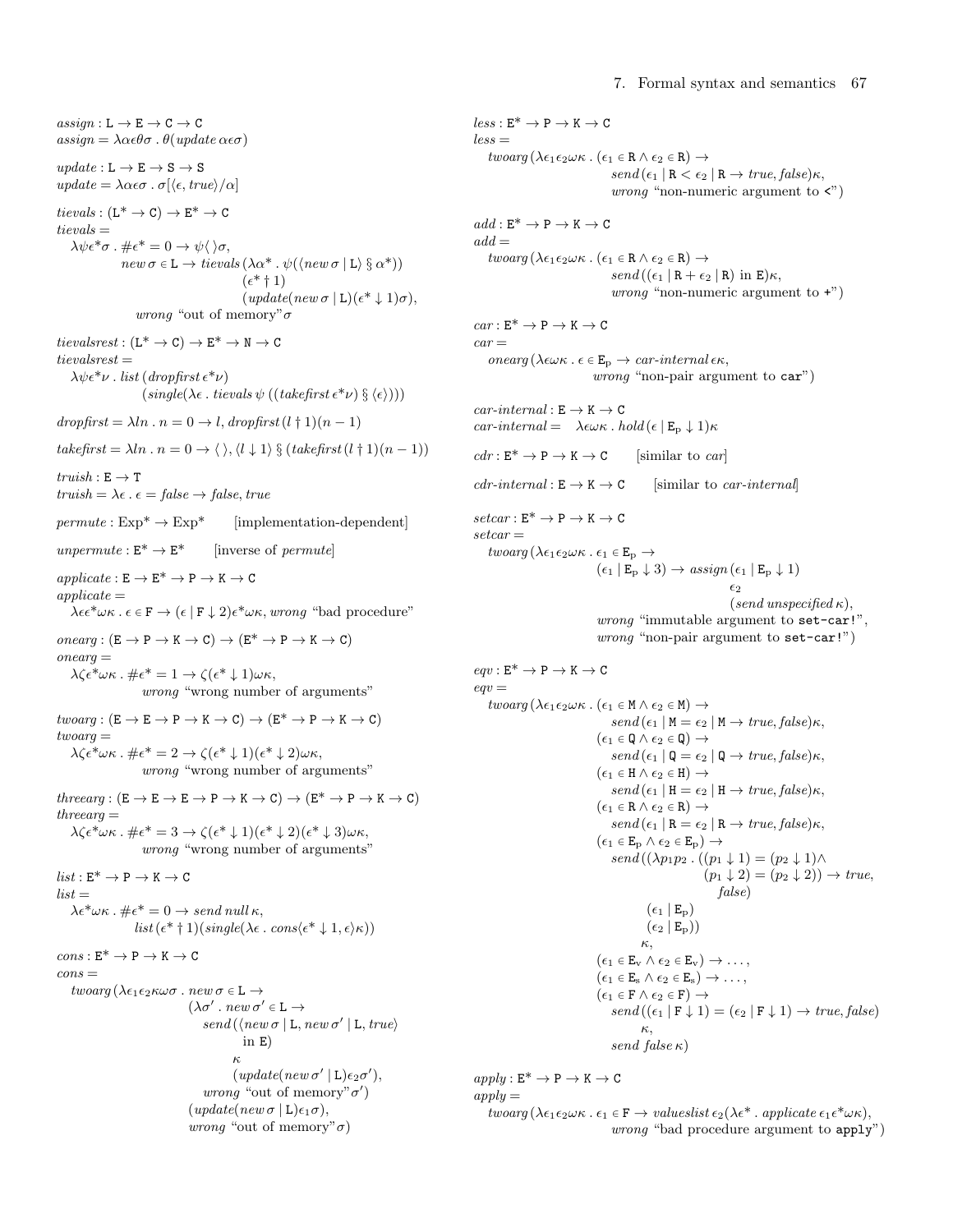$assign : \texttt{L} \to \texttt{E} \to \texttt{C} \to \texttt{C}$
$assign = \lambda\alpha\epsilon\theta\sigma\,.\,\theta(update\,\alpha\epsilon\sigma)$

$update : \texttt{L} \to \texttt{E} \to \texttt{S} \to \texttt{S}$
$update = \lambda\alpha\epsilon\sigma\,.\,\sigma[\langle\epsilon, true\rangle/\alpha]$

$tievals : (\texttt{L}^* \to \texttt{C}) \to \texttt{E}^* \to \texttt{C}$
$tievals =$

$$
\begin{array}{l}
\lambda\psi\epsilon^*\sigma\,.\,\#\epsilon^* = 0 \to \psi\langle\,\rangle\sigma,\\
\quad new\,\sigma \in \texttt{L} \to tievals\,(\lambda\alpha^*\,.\,\psi(\langle new\,\sigma \mid \texttt{L}\rangle \S\, \alpha^*))\\
\qquad\qquad (\epsilon^* \dagger 1)\\
\qquad\qquad (update(new\,\sigma \mid \texttt{L})(\epsilon^* \downarrow 1)\sigma),\\
\quad wrong\text{ “out of memory”}\sigma
\end{array}
$$

$tievalsrest : (\texttt{L}^* \to \texttt{C}) \to \texttt{E}^* \to \texttt{N} \to \texttt{C}$
$tievalsrest =$

$$
\begin{array}{l}
\lambda\psi\epsilon^*\nu\,.\,list\,(dropfirst\,\epsilon^*\nu)\\
\qquad (single(\lambda\epsilon\,.\,tievals\,\psi\,((takefirst\,\epsilon^*\nu) \S \langle\epsilon\rangle)))
\end{array}
$$

$dropfirst = \lambda ln\,.\,n = 0 \to l, dropfirst\,(l \dagger 1)(n-1)$

$takefirst = \lambda ln\,.\,n = 0 \to \langle\,\rangle, \langle l \downarrow 1\rangle \S\, (takefirst\,(l \dagger 1)(n-1))$

$truish : \texttt{E} \to \texttt{T}$
$truish = \lambda\epsilon\,.\,\epsilon = false \to false, true$

$permute : \text{Exp}^* \to \text{Exp}^*$ [implementation-dependent]

$unpermute : \texttt{E}^* \to \texttt{E}^*$ [inverse of $permute$]

$applicate : \texttt{E} \to \texttt{E}^* \to \texttt{P} \to \texttt{K} \to \texttt{C}$
$applicate =$

$$
\lambda\epsilon\epsilon^*\omega\kappa\,.\,\epsilon \in \texttt{F} \to (\epsilon \mid \texttt{F} \downarrow 2)\epsilon^*\omega\kappa, wrong\text{ “bad procedure”}
$$

$onearg : (\texttt{E} \to \texttt{P} \to \texttt{K} \to \texttt{C}) \to (\texttt{E}^* \to \texttt{P} \to \texttt{K} \to \texttt{C})$
$onearg =$

$$
\begin{array}{l}
\lambda\zeta\epsilon^*\omega\kappa\,.\,\#\epsilon^* = 1 \to \zeta(\epsilon^* \downarrow 1)\omega\kappa,\\
\qquad wrong\text{ “wrong number of arguments”}
\end{array}
$$

$twoarg : (\texttt{E} \to \texttt{E} \to \texttt{P} \to \texttt{K} \to \texttt{C}) \to (\texttt{E}^* \to \texttt{P} \to \texttt{K} \to \texttt{C})$
$twoarg =$

$$
\begin{array}{l}
\lambda\zeta\epsilon^*\omega\kappa\,.\,\#\epsilon^* = 2 \to \zeta(\epsilon^* \downarrow 1)(\epsilon^* \downarrow 2)\omega\kappa,\\
\qquad wrong\text{ “wrong number of arguments”}
\end{array}
$$

$threearg : (\texttt{E} \to \texttt{E} \to \texttt{E} \to \texttt{P} \to \texttt{K} \to \texttt{C}) \to (\texttt{E}^* \to \texttt{P} \to \texttt{K} \to \texttt{C})$
$threearg =$

$$
\begin{array}{l}
\lambda\zeta\epsilon^*\omega\kappa\,.\,\#\epsilon^* = 3 \to \zeta(\epsilon^* \downarrow 1)(\epsilon^* \downarrow 2)(\epsilon^* \downarrow 3)\omega\kappa,\\
\qquad wrong\text{ “wrong number of arguments”}
\end{array}
$$

$list : \texttt{E}^* \to \texttt{P} \to \texttt{K} \to \texttt{C}$
$list =$

$$
\begin{array}{l}
\lambda\epsilon^*\omega\kappa\,.\,\#\epsilon^* = 0 \to send\,null\,\kappa,\\
\qquad list\,(\epsilon^* \dagger 1)(single(\lambda\epsilon\,.\,cons\langle\epsilon^* \downarrow 1, \epsilon\rangle\kappa))
\end{array}
$$

$cons : \texttt{E}^* \to \texttt{P} \to \texttt{K} \to \texttt{C}$
$cons =$

$$
\begin{array}{l}
twoarg\,(\lambda\epsilon_1\epsilon_2\kappa\omega\sigma\,.\,new\,\sigma \in \texttt{L} \to\\
\qquad (\lambda\sigma'\,.\,new\,\sigma' \in \texttt{L} \to\\
\qquad\quad send\,(\langle new\,\sigma \mid \texttt{L}, new\,\sigma' \mid \texttt{L}, true\rangle\\
\qquad\qquad \text{in } \texttt{E})\\
\qquad\qquad \kappa\\
\qquad\qquad (update(new\,\sigma' \mid \texttt{L})\epsilon_2\sigma'),\\
\qquad\quad wrong\text{ “out of memory”}\sigma')\\
\qquad (update(new\,\sigma \mid \texttt{L})\epsilon_1\sigma),\\
\qquad wrong\text{ “out of memory”}\sigma)
\end{array}
$$

$less : \texttt{E}^* \to \texttt{P} \to \texttt{K} \to \texttt{C}$
$less =$

$$
\begin{array}{l}
twoarg\,(\lambda\epsilon_1\epsilon_2\omega\kappa\,.\,(\epsilon_1 \in \texttt{R} \wedge \epsilon_2 \in \texttt{R}) \to\\
\qquad send\,(\epsilon_1 \mid \texttt{R} < \epsilon_2 \mid \texttt{R} \to true, false)\kappa,\\
\qquad wrong\text{ “non-numeric argument to <”})
\end{array}
$$

$add : \texttt{E}^* \to \texttt{P} \to \texttt{K} \to \texttt{C}$
$add =$

$$
\begin{array}{l}
twoarg\,(\lambda\epsilon_1\epsilon_2\omega\kappa\,.\,(\epsilon_1 \in \texttt{R} \wedge \epsilon_2 \in \texttt{R}) \to\\
\qquad send\,((\epsilon_1 \mid \texttt{R} + \epsilon_2 \mid \texttt{R}) \text{ in } \texttt{E})\kappa,\\
\qquad wrong\text{ “non-numeric argument to +”})
\end{array}
$$

$car : \texttt{E}^* \to \texttt{P} \to \texttt{K} \to \texttt{C}$
$car =$

$$
\begin{array}{l}
onearg\,(\lambda\epsilon\omega\kappa\,.\,\epsilon \in \texttt{E}_\text{p} \to car\text{-}internal\,\epsilon\kappa,\\
\qquad wrong\text{ “non-pair argument to car”})
\end{array}
$$

$car\text{-}internal : \texttt{E} \to \texttt{K} \to \texttt{C}$
$car\text{-}internal = \lambda\epsilon\omega\kappa\,.\,hold\,(\epsilon \mid \texttt{E}_\text{p} \downarrow 1)\kappa$

$cdr : \texttt{E}^* \to \texttt{P} \to \texttt{K} \to \texttt{C}$ [similar to $car$]

$cdr\text{-}internal : \texttt{E} \to \texttt{K} \to \texttt{C}$ [similar to $car\text{-}internal$]

$setcar : \texttt{E}^* \to \texttt{P} \to \texttt{K} \to \texttt{C}$
$setcar =$

$$
\begin{array}{l}
twoarg\,(\lambda\epsilon_1\epsilon_2\omega\kappa\,.\,\epsilon_1 \in \texttt{E}_\text{p} \to\\
\qquad (\epsilon_1 \mid \texttt{E}_\text{p} \downarrow 3) \to assign\,(\epsilon_1 \mid \texttt{E}_\text{p} \downarrow 1)\\
\qquad\qquad \epsilon_2\\
\qquad\qquad (send\,unspecified\,\kappa),\\
\qquad wrong\text{ “immutable argument to set-car!”},\\
\qquad wrong\text{ “non-pair argument to set-car!”})
\end{array}
$$

$eqv : \texttt{E}^* \to \texttt{P} \to \texttt{K} \to \texttt{C}$
$eqv =$

$$
\begin{array}{l}
twoarg\,(\lambda\epsilon_1\epsilon_2\omega\kappa\,.\,(\epsilon_1 \in \texttt{M} \wedge \epsilon_2 \in \texttt{M}) \to\\
\qquad send\,(\epsilon_1 \mid \texttt{M} = \epsilon_2 \mid \texttt{M} \to true, false)\kappa,\\
\quad (\epsilon_1 \in \texttt{Q} \wedge \epsilon_2 \in \texttt{Q}) \to\\
\qquad send\,(\epsilon_1 \mid \texttt{Q} = \epsilon_2 \mid \texttt{Q} \to true, false)\kappa,\\
\quad (\epsilon_1 \in \texttt{H} \wedge \epsilon_2 \in \texttt{H}) \to\\
\qquad send\,(\epsilon_1 \mid \texttt{H} = \epsilon_2 \mid \texttt{H} \to true, false)\kappa,\\
\quad (\epsilon_1 \in \texttt{R} \wedge \epsilon_2 \in \texttt{R}) \to\\
\qquad send\,(\epsilon_1 \mid \texttt{R} = \epsilon_2 \mid \texttt{R} \to true, false)\kappa,\\
\quad (\epsilon_1 \in \texttt{E}_\text{p} \wedge \epsilon_2 \in \texttt{E}_\text{p}) \to\\
\qquad send\,((\lambda p_1 p_2\,.\,((p_1 \downarrow 1) = (p_2 \downarrow 1) \wedge\\
\qquad\qquad (p_1 \downarrow 2) = (p_2 \downarrow 2)) \to true,\\
\qquad\qquad false)\\
\qquad\quad (\epsilon_1 \mid \texttt{E}_\text{p})\\
\qquad\quad (\epsilon_2 \mid \texttt{E}_\text{p}))\\
\qquad \kappa,\\
\quad (\epsilon_1 \in \texttt{E}_\text{v} \wedge \epsilon_2 \in \texttt{E}_\text{v}) \to \ldots,\\
\quad (\epsilon_1 \in \texttt{E}_\text{s} \wedge \epsilon_2 \in \texttt{E}_\text{s}) \to \ldots,\\
\quad (\epsilon_1 \in \texttt{F} \wedge \epsilon_2 \in \texttt{F}) \to\\
\qquad send\,((\epsilon_1 \mid \texttt{F} \downarrow 1) = (\epsilon_2 \mid \texttt{F} \downarrow 1) \to true, false)\\
\qquad\quad \kappa,\\
\qquad send\,false\,\kappa)
\end{array}
$$

$apply : \texttt{E}^* \to \texttt{P} \to \texttt{K} \to \texttt{C}$
$apply =$

$$
\begin{array}{l}
twoarg\,(\lambda\epsilon_1\epsilon_2\omega\kappa\,.\,\epsilon_1 \in \texttt{F} \to valueslist\,\epsilon_2(\lambda\epsilon^*\,.\,applicate\,\epsilon_1\epsilon^*\omega\kappa),\\
\qquad wrong\text{ “bad procedure argument to apply”})
\end{array}
$$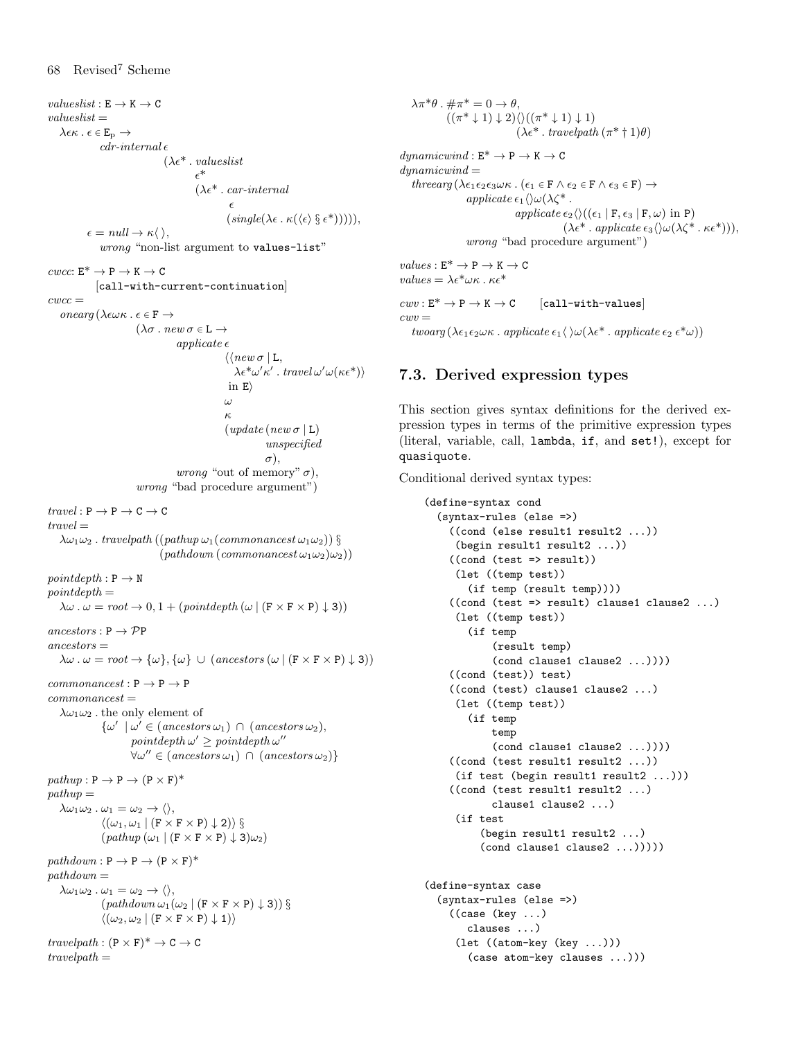$valueslist : \mathtt{E} \to \mathtt{K} \to \mathtt{C}$
$valueslist =$
$\quad \lambda\epsilon\kappa \,.\, \epsilon \in \mathtt{E_p} \to$
$\qquad cdr\text{-}internal\, \epsilon$
$\qquad\quad (\lambda\epsilon^* \,.\, valueslist$
$\qquad\qquad \epsilon^*$
$\qquad\qquad (\lambda\epsilon^* \,.\, car\text{-}internal$
$\qquad\qquad\quad \epsilon$
$\qquad\qquad\quad (single(\lambda\epsilon \,.\, \kappa(\langle\epsilon\rangle \mathbin{\S} \epsilon^*))))),$
$\quad \epsilon = null \to \kappa\langle\,\rangle,$
$\qquad wrong$ "non-list argument to `values-list`"

$cwcc$: $\mathtt{E}^* \to \mathtt{P} \to \mathtt{K} \to \mathtt{C}$
$\qquad$ [`call-with-current-continuation`]
$cwcc =$
$\quad onearg\,(\lambda\epsilon\omega\kappa \,.\, \epsilon \in \mathtt{F} \to$
$\qquad (\lambda\sigma \,.\, new\,\sigma \in \mathtt{L} \to$
$\qquad\quad applicate\,\epsilon$
$\qquad\qquad \langle\langle new\,\sigma \mid \mathtt{L},$
$\qquad\qquad\quad \lambda\epsilon^*\omega'\kappa' \,.\, travel\,\omega'\omega(\kappa\epsilon^*)\rangle$
$\qquad\qquad \text{ in } \mathtt{E}\rangle$
$\qquad\qquad \omega$
$\qquad\qquad \kappa$
$\qquad\qquad (update\,(new\,\sigma \mid \mathtt{L})$
$\qquad\qquad\quad unspecified$
$\qquad\qquad\quad \sigma),$
$\qquad\quad wrong$ "out of memory" $\sigma),$
$\qquad wrong$ "bad procedure argument")

$travel : \mathtt{P} \to \mathtt{P} \to \mathtt{C} \to \mathtt{C}$
$travel =$
$\quad \lambda\omega_1\omega_2 \,.\, travelpath\,((pathup\,\omega_1(commonancest\,\omega_1\omega_2)) \mathbin{\S}$
$\qquad (pathdown\,(commonancest\,\omega_1\omega_2)\omega_2))$

$pointdepth : \mathtt{P} \to \mathtt{N}$
$pointdepth =$
$\quad \lambda\omega \,.\, \omega = root \to 0, 1 + (pointdepth\,(\omega \mid (\mathtt{F} \times \mathtt{F} \times \mathtt{P}) \downarrow 3))$

$ancestors : \mathtt{P} \to \mathcal{P}\mathtt{P}$
$ancestors =$
$\quad \lambda\omega \,.\, \omega = root \to \{\omega\}, \{\omega\} \cup (ancestors\,(\omega \mid (\mathtt{F} \times \mathtt{F} \times \mathtt{P}) \downarrow 3))$

$commonancest : \mathtt{P} \to \mathtt{P} \to \mathtt{P}$
$commonancest =$
$\quad \lambda\omega_1\omega_2 \,.\,$ the only element of
$\qquad \{\omega' \mid \omega' \in (ancestors\,\omega_1) \cap (ancestors\,\omega_2),$
$\qquad\quad pointdepth\,\omega' \geq pointdepth\,\omega''$
$\qquad\quad \forall\omega'' \in (ancestors\,\omega_1) \cap (ancestors\,\omega_2)\}$

$pathup : \mathtt{P} \to \mathtt{P} \to (\mathtt{P} \times \mathtt{F})^*$
$pathup =$
$\quad \lambda\omega_1\omega_2 \,.\, \omega_1 = \omega_2 \to \langle\rangle,$
$\qquad \langle(\omega_1, \omega_1 \mid (\mathtt{F} \times \mathtt{F} \times \mathtt{P}) \downarrow 2)\rangle \mathbin{\S}$
$\qquad (pathup\,(\omega_1 \mid (\mathtt{F} \times \mathtt{F} \times \mathtt{P}) \downarrow 3)\omega_2)$

$pathdown : \mathtt{P} \to \mathtt{P} \to (\mathtt{P} \times \mathtt{F})^*$
$pathdown =$
$\quad \lambda\omega_1\omega_2 \,.\, \omega_1 = \omega_2 \to \langle\rangle,$
$\qquad (pathdown\,\omega_1(\omega_2 \mid (\mathtt{F} \times \mathtt{F} \times \mathtt{P}) \downarrow 3)) \mathbin{\S}$
$\qquad \langle(\omega_2, \omega_2 \mid (\mathtt{F} \times \mathtt{F} \times \mathtt{P}) \downarrow 1)\rangle$

$travelpath : (\mathtt{P} \times \mathtt{F})^* \to \mathtt{C} \to \mathtt{C}$
$travelpath =$
$\quad \lambda\pi^*\theta \,.\, \#\pi^* = 0 \to \theta,$
$\qquad ((\pi^* \downarrow 1) \downarrow 2)\langle\rangle((\pi^* \downarrow 1) \downarrow 1)$
$\qquad\quad (\lambda\epsilon^* \,.\, travelpath\,(\pi^* \dagger 1)\theta)$

$dynamicwind : \mathtt{E}^* \to \mathtt{P} \to \mathtt{K} \to \mathtt{C}$
$dynamicwind =$
$\quad threearg\,(\lambda\epsilon_1\epsilon_2\epsilon_3\omega\kappa \,.\, (\epsilon_1 \in \mathtt{F} \wedge \epsilon_2 \in \mathtt{F} \wedge \epsilon_3 \in \mathtt{F}) \to$
$\qquad applicate\,\epsilon_1\langle\rangle\omega(\lambda\zeta^* \,.$
$\qquad\quad applicate\,\epsilon_2\langle\rangle((\epsilon_1 \mid \mathtt{F}, \epsilon_3 \mid \mathtt{F}, \omega) \text{ in } \mathtt{P})$
$\qquad\qquad (\lambda\epsilon^* \,.\, applicate\,\epsilon_3\langle\rangle\omega(\lambda\zeta^* \,.\, \kappa\epsilon^*))),$
$\qquad wrong$ "bad procedure argument")

$values : \mathtt{E}^* \to \mathtt{P} \to \mathtt{K} \to \mathtt{C}$
$values = \lambda\epsilon^*\omega\kappa \,.\, \kappa\epsilon^*$

$cwv : \mathtt{E}^* \to \mathtt{P} \to \mathtt{K} \to \mathtt{C}$ $\qquad$ [`call-with-values`]
$cwv =$
$\quad twoarg\,(\lambda\epsilon_1\epsilon_2\omega\kappa \,.\, applicate\,\epsilon_1\langle\,\rangle\omega(\lambda\epsilon^* \,.\, applicate\,\epsilon_2\,\epsilon^*\omega))$

## 7.3. Derived expression types

This section gives syntax definitions for the derived expression types in terms of the primitive expression types (literal, variable, call, `lambda`, `if`, and `set!`), except for `quasiquote`.

Conditional derived syntax types:

```
(define-syntax cond
  (syntax-rules (else =>)
    ((cond (else result1 result2 ...))
     (begin result1 result2 ...))
    ((cond (test => result))
     (let ((temp test))
       (if temp (result temp))))
    ((cond (test => result) clause1 clause2 ...)
     (let ((temp test))
       (if temp
           (result temp)
           (cond clause1 clause2 ...))))
    ((cond (test)) test)
    ((cond (test) clause1 clause2 ...)
     (let ((temp test))
       (if temp
           temp
           (cond clause1 clause2 ...))))
    ((cond (test result1 result2 ...))
     (if test (begin result1 result2 ...)))
    ((cond (test result1 result2 ...)
           clause1 clause2 ...)
     (if test
         (begin result1 result2 ...)
         (cond clause1 clause2 ...)))))
```

```
(define-syntax case
  (syntax-rules (else =>)
    ((case (key ...)
       clauses ...)
     (let ((atom-key (key ...)))
       (case atom-key clauses ...)))
```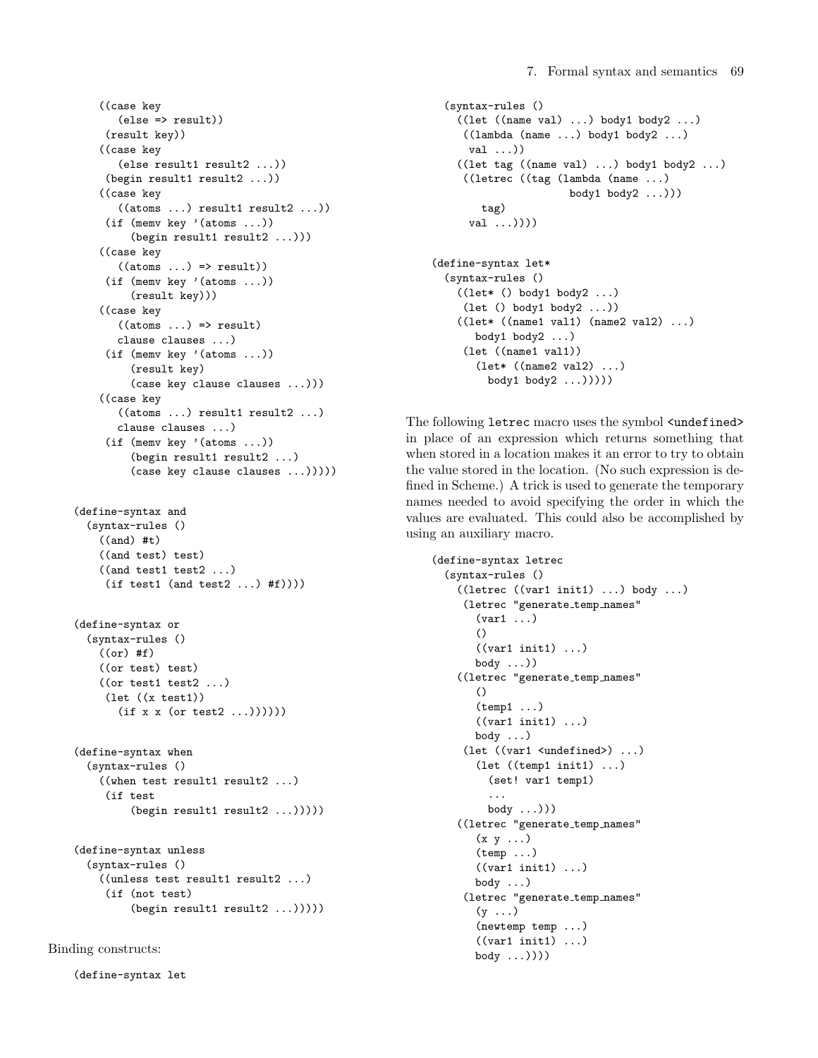```
        ((case key
           (else => result))
         (result key))
        ((case key
           (else result1 result2 ...))
         (begin result1 result2 ...))
        ((case key
           ((atoms ...) result1 result2 ...))
         (if (memv key '(atoms ...))
             (begin result1 result2 ...)))
        ((case key
           ((atoms ...) => result))
         (if (memv key '(atoms ...))
             (result key)))
        ((case key
           ((atoms ...) => result)
           clause clauses ...)
         (if (memv key '(atoms ...))
             (result key)
             (case key clause clauses ...)))
        ((case key
           ((atoms ...) result1 result2 ...)
           clause clauses ...)
         (if (memv key '(atoms ...))
             (begin result1 result2 ...)
             (case key clause clauses ...)))))
```

```
(define-syntax and
  (syntax-rules ()
    ((and) #t)
    ((and test) test)
    ((and test1 test2 ...)
     (if test1 (and test2 ...) #f))))
```

```
(define-syntax or
  (syntax-rules ()
    ((or) #f)
    ((or test) test)
    ((or test1 test2 ...)
     (let ((x test1))
       (if x x (or test2 ...))))))
```

```
(define-syntax when
  (syntax-rules ()
    ((when test result1 result2 ...)
     (if test
         (begin result1 result2 ...)))))
```

```
(define-syntax unless
  (syntax-rules ()
    ((unless test result1 result2 ...)
     (if (not test)
         (begin result1 result2 ...)))))
```

Binding constructs:

```
(define-syntax let
  (syntax-rules ()
    ((let ((name val) ...) body1 body2 ...)
     ((lambda (name ...) body1 body2 ...)
      val ...))
    ((let tag ((name val) ...) body1 body2 ...)
     ((letrec ((tag (lambda (name ...)
                      body1 body2 ...)))
        tag)
      val ...))))
```

```
(define-syntax let*
  (syntax-rules ()
    ((let* () body1 body2 ...)
     (let () body1 body2 ...))
    ((let* ((name1 val1) (name2 val2) ...)
       body1 body2 ...)
     (let ((name1 val1))
       (let* ((name2 val2) ...)
         body1 body2 ...)))))
```

The following letrec macro uses the symbol <undefined> in place of an expression which returns something that when stored in a location makes it an error to try to obtain the value stored in the location. (No such expression is defined in Scheme.) A trick is used to generate the temporary names needed to avoid specifying the order in which the values are evaluated. This could also be accomplished by using an auxiliary macro.

```
(define-syntax letrec
  (syntax-rules ()
    ((letrec ((var1 init1) ...) body ...)
     (letrec "generate_temp_names"
       (var1 ...)
       ()
       ((var1 init1) ...)
       body ...))
    ((letrec "generate_temp_names"
       ()
       (temp1 ...)
       ((var1 init1) ...)
       body ...)
     (let ((var1 <undefined>) ...)
       (let ((temp1 init1) ...)
         (set! var1 temp1)
         ...
         body ...)))
    ((letrec "generate_temp_names"
       (x y ...)
       (temp ...)
       ((var1 init1) ...)
       body ...)
     (letrec "generate_temp_names"
       (y ...)
       (newtemp temp ...)
       ((var1 init1) ...)
       body ...))))
```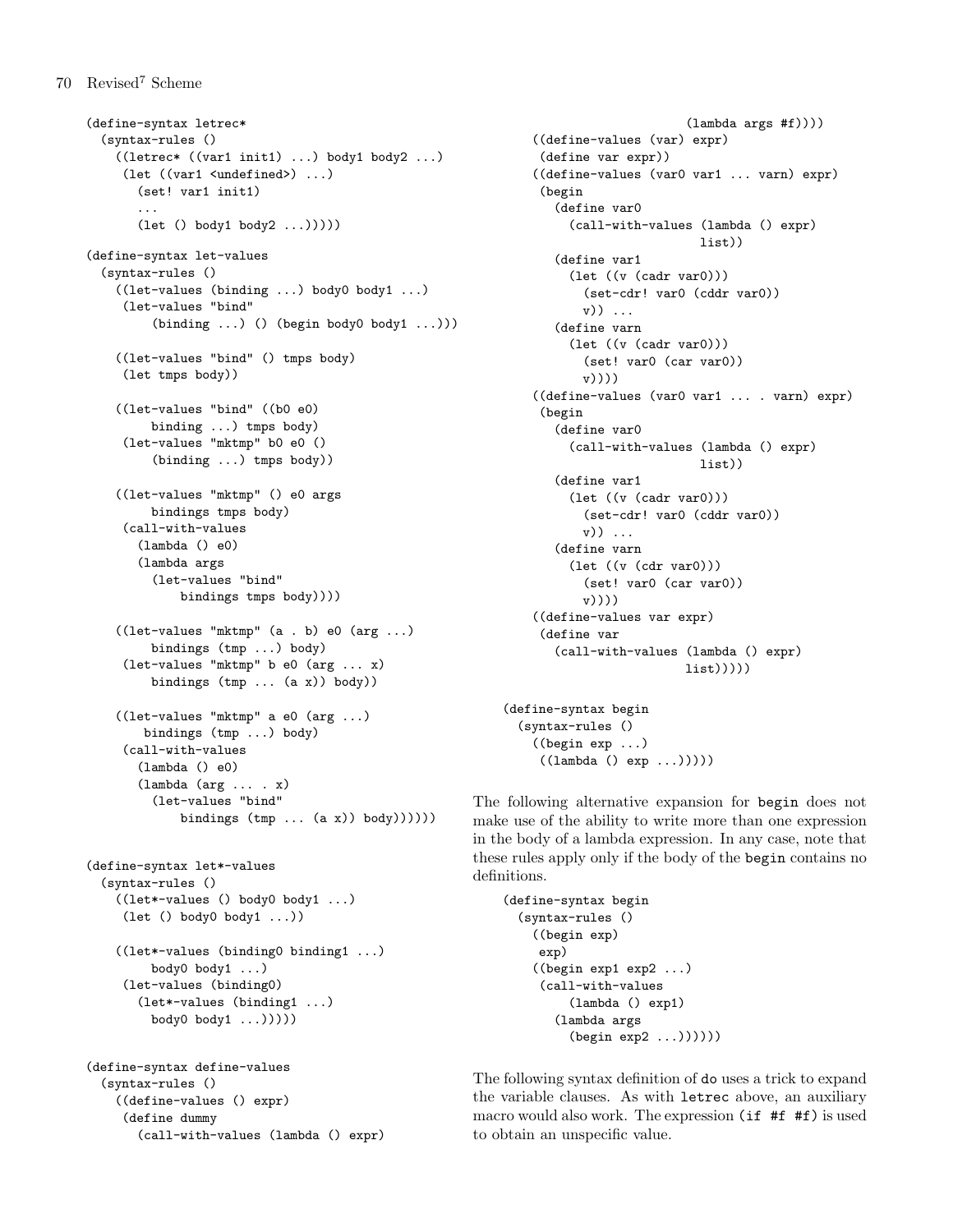```
(define-syntax letrec*
  (syntax-rules ()
    ((letrec* ((var1 init1) ...) body1 body2 ...)
     (let ((var1 <undefined>) ...)
       (set! var1 init1)
       ...
       (let () body1 body2 ...)))))

(define-syntax let-values
  (syntax-rules ()
    ((let-values (binding ...) body0 body1 ...)
     (let-values "bind"
         (binding ...) () (begin body0 body1 ...)))

    ((let-values "bind" () tmps body)
     (let tmps body))

    ((let-values "bind" ((b0 e0)
         binding ...) tmps body)
     (let-values "mktmp" b0 e0 ()
         (binding ...) tmps body))

    ((let-values "mktmp" () e0 args
         bindings tmps body)
     (call-with-values
       (lambda () e0)
       (lambda args
         (let-values "bind"
             bindings tmps body))))

    ((let-values "mktmp" (a . b) e0 (arg ...)
         bindings (tmp ...) body)
     (let-values "mktmp" b e0 (arg ... x)
         bindings (tmp ... (a x)) body))

    ((let-values "mktmp" a e0 (arg ...)
        bindings (tmp ...) body)
     (call-with-values
       (lambda () e0)
       (lambda (arg ... . x)
         (let-values "bind"
             bindings (tmp ... (a x)) body))))))


(define-syntax let*-values
  (syntax-rules ()
    ((let*-values () body0 body1 ...)
     (let () body0 body1 ...))

    ((let*-values (binding0 binding1 ...)
         body0 body1 ...)
     (let-values (binding0)
       (let*-values (binding1 ...)
         body0 body1 ...)))))


(define-syntax define-values
  (syntax-rules ()
    ((define-values () expr)
     (define dummy
       (call-with-values (lambda () expr)
                         (lambda args #f))))
    ((define-values (var) expr)
     (define var expr))
    ((define-values (var0 var1 ... varn) expr)
     (begin
       (define var0
         (call-with-values (lambda () expr)
                           list))
       (define var1
         (let ((v (cadr var0)))
           (set-cdr! var0 (cddr var0))
           v)) ...
       (define varn
         (let ((v (cadr var0)))
           (set! var0 (car var0))
           v))))
    ((define-values (var0 var1 ... . varn) expr)
     (begin
       (define var0
         (call-with-values (lambda () expr)
                           list))
       (define var1
         (let ((v (cadr var0)))
           (set-cdr! var0 (cddr var0))
           v)) ...
       (define varn
         (let ((v (cdr var0)))
           (set! var0 (car var0))
           v))))
    ((define-values var expr)
     (define var
       (call-with-values (lambda () expr)
                         list)))))


(define-syntax begin
  (syntax-rules ()
    ((begin exp ...)
     ((lambda () exp ...)))))
```

The following alternative expansion for `begin` does not make use of the ability to write more than one expression in the body of a lambda expression. In any case, note that these rules apply only if the body of the `begin` contains no definitions.

```
(define-syntax begin
  (syntax-rules ()
    ((begin exp)
     exp)
    ((begin exp1 exp2 ...)
     (call-with-values
         (lambda () exp1)
       (lambda args
         (begin exp2 ...))))))
```

The following syntax definition of `do` uses a trick to expand the variable clauses. As with `letrec` above, an auxiliary macro would also work. The expression `(if #f #f)` is used to obtain an unspecific value.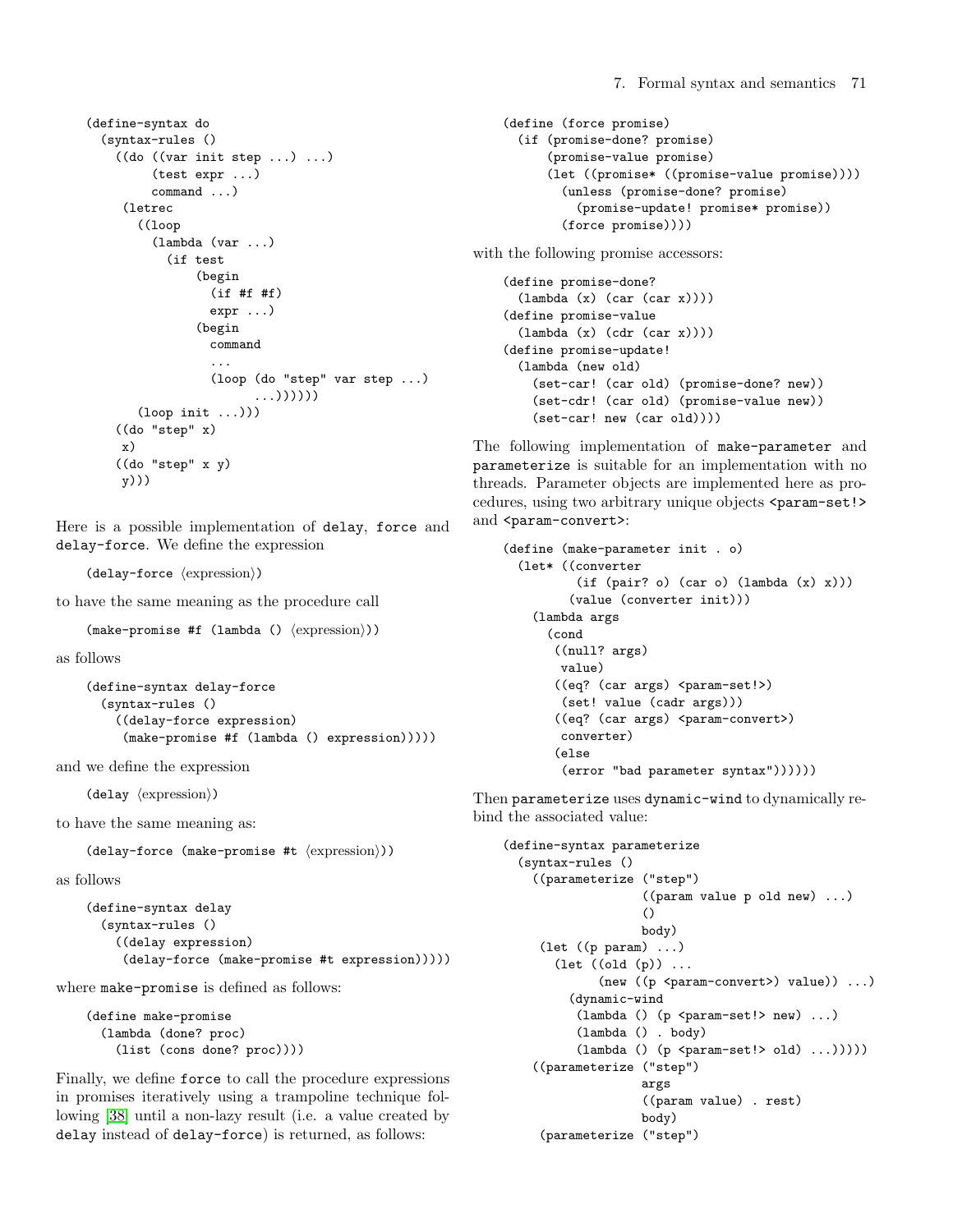```
(define-syntax do
  (syntax-rules ()
    ((do ((var init step ...) ...)
         (test expr ...)
         command ...)
     (letrec
       ((loop
         (lambda (var ...)
           (if test
               (begin
                 (if #f #f)
                 expr ...)
               (begin
                 command
                 ...
                 (loop (do "step" var step ...)
                       ...))))))
       (loop init ...)))
    ((do "step" x)
     x)
    ((do "step" x y)
     y)))
```

Here is a possible implementation of `delay`, `force` and `delay-force`. We define the expression

```
(delay-force ⟨expression⟩)
```

to have the same meaning as the procedure call

```
(make-promise #f (lambda () ⟨expression⟩))
```

as follows

```
(define-syntax delay-force
  (syntax-rules ()
    ((delay-force expression)
     (make-promise #f (lambda () expression)))))
```

and we define the expression

```
(delay ⟨expression⟩)
```

to have the same meaning as:

```
(delay-force (make-promise #t ⟨expression⟩))
```

as follows

```
(define-syntax delay
  (syntax-rules ()
    ((delay expression)
     (delay-force (make-promise #t expression)))))
```

where `make-promise` is defined as follows:

```
(define make-promise
  (lambda (done? proc)
    (list (cons done? proc))))
```

Finally, we define `force` to call the procedure expressions in promises iteratively using a trampoline technique following [38] until a non-lazy result (i.e. a value created by `delay` instead of `delay-force`) is returned, as follows:

```
(define (force promise)
  (if (promise-done? promise)
      (promise-value promise)
      (let ((promise* ((promise-value promise))))
        (unless (promise-done? promise)
          (promise-update! promise* promise))
        (force promise))))
```

with the following promise accessors:

```
(define promise-done?
  (lambda (x) (car (car x))))
(define promise-value
  (lambda (x) (cdr (car x))))
(define promise-update!
  (lambda (new old)
    (set-car! (car old) (promise-done? new))
    (set-cdr! (car old) (promise-value new))
    (set-car! new (car old))))
```

The following implementation of `make-parameter` and `parameterize` is suitable for an implementation with no threads. Parameter objects are implemented here as procedures, using two arbitrary unique objects `<param-set!>` and `<param-convert>`:

```
(define (make-parameter init . o)
  (let* ((converter
          (if (pair? o) (car o) (lambda (x) x)))
         (value (converter init)))
    (lambda args
      (cond
       ((null? args)
        value)
       ((eq? (car args) <param-set!>)
        (set! value (cadr args)))
       ((eq? (car args) <param-convert>)
        converter)
       (else
        (error "bad parameter syntax"))))))
```

Then `parameterize` uses `dynamic-wind` to dynamically rebind the associated value:

```
(define-syntax parameterize
  (syntax-rules ()
    ((parameterize ("step")
                   ((param value p old new) ...)
                   ()
                   body)
     (let ((p param) ...)
       (let ((old (p)) ...
             (new ((p <param-convert>) value)) ...)
         (dynamic-wind
          (lambda () (p <param-set!> new) ...)
          (lambda () . body)
          (lambda () (p <param-set!> old) ...)))))
    ((parameterize ("step")
                   args
                   ((param value) . rest)
                   body)
     (parameterize ("step")
```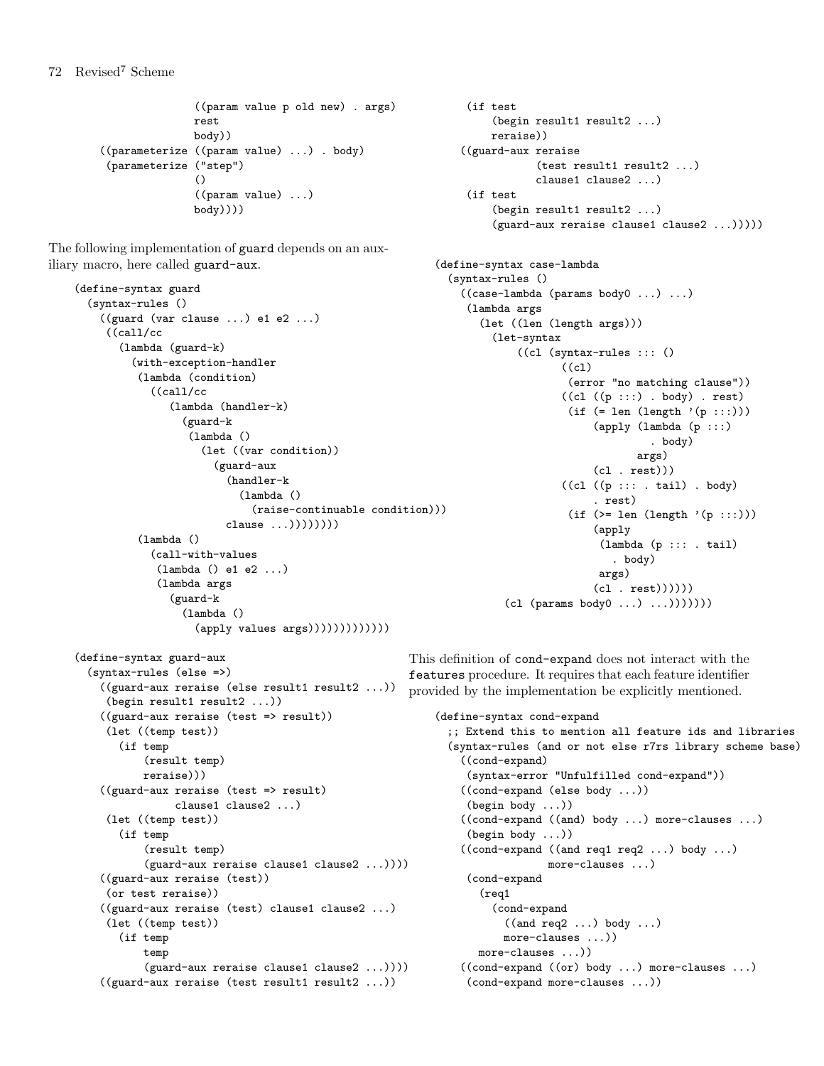```
                    ((param value p old new) . args)
                    rest
                    body))
    ((parameterize ((param value) ...) . body)
     (parameterize ("step")
                   ()
                   ((param value) ...)
                   body))))
```

The following implementation of guard depends on an auxiliary macro, here called guard-aux.

```
(define-syntax guard
  (syntax-rules ()
    ((guard (var clause ...) e1 e2 ...)
     ((call/cc
       (lambda (guard-k)
         (with-exception-handler
          (lambda (condition)
            ((call/cc
               (lambda (handler-k)
                 (guard-k
                  (lambda ()
                    (let ((var condition))
                      (guard-aux
                        (handler-k
                          (lambda ()
                            (raise-continuable condition)))
                        clause ...))))))))
          (lambda ()
            (call-with-values
             (lambda () e1 e2 ...)
             (lambda args
               (guard-k
                 (lambda ()
                   (apply values args)))))))))))))

(define-syntax guard-aux
  (syntax-rules (else =>)
    ((guard-aux reraise (else result1 result2 ...))
     (begin result1 result2 ...))
    ((guard-aux reraise (test => result))
     (let ((temp test))
       (if temp
           (result temp)
           reraise)))
    ((guard-aux reraise (test => result)
                clause1 clause2 ...)
     (let ((temp test))
       (if temp
           (result temp)
           (guard-aux reraise clause1 clause2 ...))))
    ((guard-aux reraise (test))
     (or test reraise))
    ((guard-aux reraise (test) clause1 clause2 ...)
     (let ((temp test))
       (if temp
           temp
           (guard-aux reraise clause1 clause2 ...))))
    ((guard-aux reraise (test result1 result2 ...))
     (if test
         (begin result1 result2 ...)
         reraise))
    ((guard-aux reraise
                (test result1 result2 ...)
                clause1 clause2 ...)
     (if test
         (begin result1 result2 ...)
         (guard-aux reraise clause1 clause2 ...)))))

(define-syntax case-lambda
  (syntax-rules ()
    ((case-lambda (params body0 ...) ...)
     (lambda args
       (let ((len (length args)))
         (let-syntax
             ((cl (syntax-rules ::: ()
                    ((cl)
                     (error "no matching clause"))
                    ((cl ((p :::) . body) . rest)
                     (if (= len (length '(p :::)))
                         (apply (lambda (p :::)
                                  . body)
                                args)
                         (cl . rest)))
                    ((cl ((p ::: . tail) . body)
                         . rest)
                     (if (>= len (length '(p :::)))
                         (apply
                          (lambda (p ::: . tail)
                            . body)
                          args)
                         (cl . rest))))))
           (cl (params body0 ...) ...)))))))
```

This definition of cond-expand does not interact with the features procedure. It requires that each feature identifier provided by the implementation be explicitly mentioned.

```
(define-syntax cond-expand
  ;; Extend this to mention all feature ids and libraries
  (syntax-rules (and or not else r7rs library scheme base)
    ((cond-expand)
     (syntax-error "Unfulfilled cond-expand"))
    ((cond-expand (else body ...))
     (begin body ...))
    ((cond-expand ((and) body ...) more-clauses ...)
     (begin body ...))
    ((cond-expand ((and req1 req2 ...) body ...)
                  more-clauses ...)
     (cond-expand
       (req1
         (cond-expand
           ((and req2 ...) body ...)
           more-clauses ...))
       more-clauses ...))
    ((cond-expand ((or) body ...) more-clauses ...)
     (cond-expand more-clauses ...))
```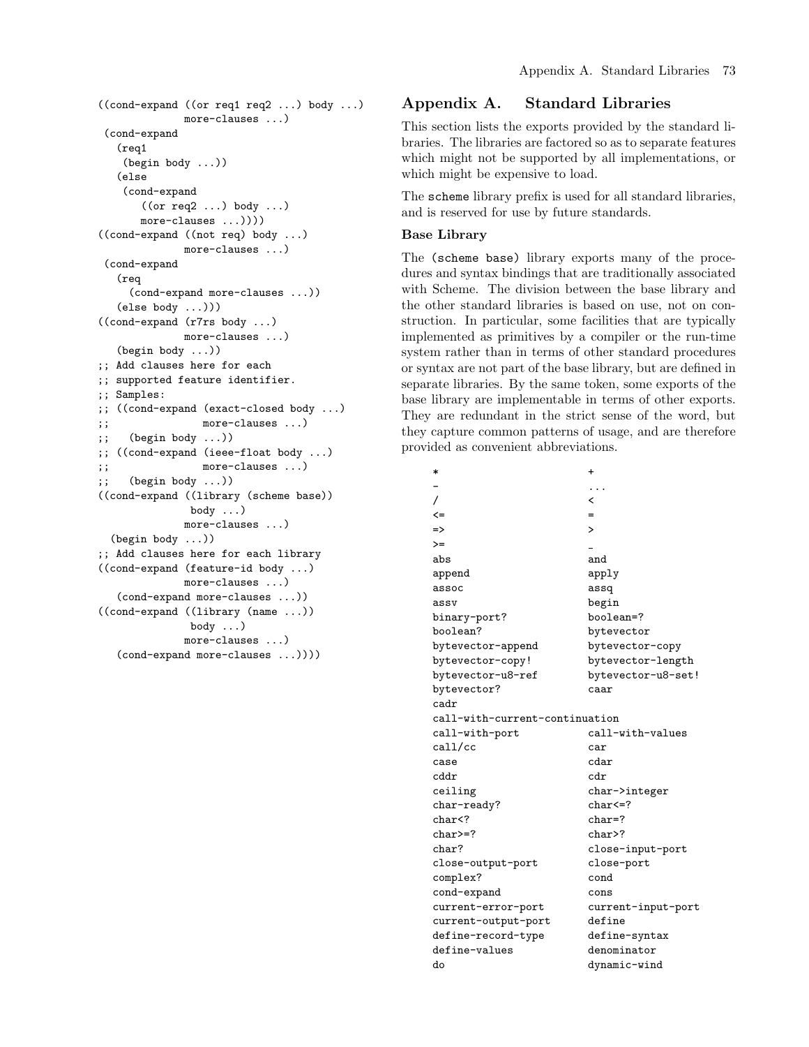```
((cond-expand ((or req1 req2 ...) body ...)
              more-clauses ...)
 (cond-expand
   (req1
    (begin body ...))
   (else
    (cond-expand
       ((or req2 ...) body ...)
       more-clauses ...))))
((cond-expand ((not req) body ...)
              more-clauses ...)
 (cond-expand
   (req
     (cond-expand more-clauses ...))
   (else body ...)))
((cond-expand (r7rs body ...)
              more-clauses ...)
   (begin body ...))
;; Add clauses here for each
;; supported feature identifier.
;; Samples:
;; ((cond-expand (exact-closed body ...)
;;               more-clauses ...)
;;   (begin body ...))
;; ((cond-expand (ieee-float body ...)
;;               more-clauses ...)
;;   (begin body ...))
((cond-expand ((library (scheme base))
               body ...)
              more-clauses ...)
  (begin body ...))
;; Add clauses here for each library
((cond-expand (feature-id body ...)
              more-clauses ...)
   (cond-expand more-clauses ...))
((cond-expand ((library (name ...))
               body ...)
              more-clauses ...)
   (cond-expand more-clauses ...))))
```

# Appendix A. Standard Libraries

This section lists the exports provided by the standard libraries. The libraries are factored so as to separate features which might not be supported by all implementations, or which might be expensive to load.

The `scheme` library prefix is used for all standard libraries, and is reserved for use by future standards.

### Base Library

The `(scheme base)` library exports many of the procedures and syntax bindings that are traditionally associated with Scheme. The division between the base library and the other standard libraries is based on use, not on construction. In particular, some facilities that are typically implemented as primitives by a compiler or the run-time system rather than in terms of other standard procedures or syntax are not part of the base library, but are defined in separate libraries. By the same token, some exports of the base library are implementable in terms of other exports. They are redundant in the strict sense of the word, but they capture common patterns of usage, and are therefore provided as convenient abbreviations.

```
*                       +
-                       ...
/                       <
<=                      =
=>                      >
>=                      _
abs                     and
append                  apply
assoc                   assq
assv                    begin
binary-port?            boolean=?
boolean?                bytevector
bytevector-append       bytevector-copy
bytevector-copy!        bytevector-length
bytevector-u8-ref       bytevector-u8-set!
bytevector?             caar
cadr
call-with-current-continuation
call-with-port          call-with-values
call/cc                 car
case                    cdar
cddr                    cdr
ceiling                 char->integer
char-ready?             char<=?
char<?                  char=?
char>=?                 char>?
char?                   close-input-port
close-output-port       close-port
complex?                cond
cond-expand             cons
current-error-port      current-input-port
current-output-port     define
define-record-type      define-syntax
define-values           denominator
do                      dynamic-wind
```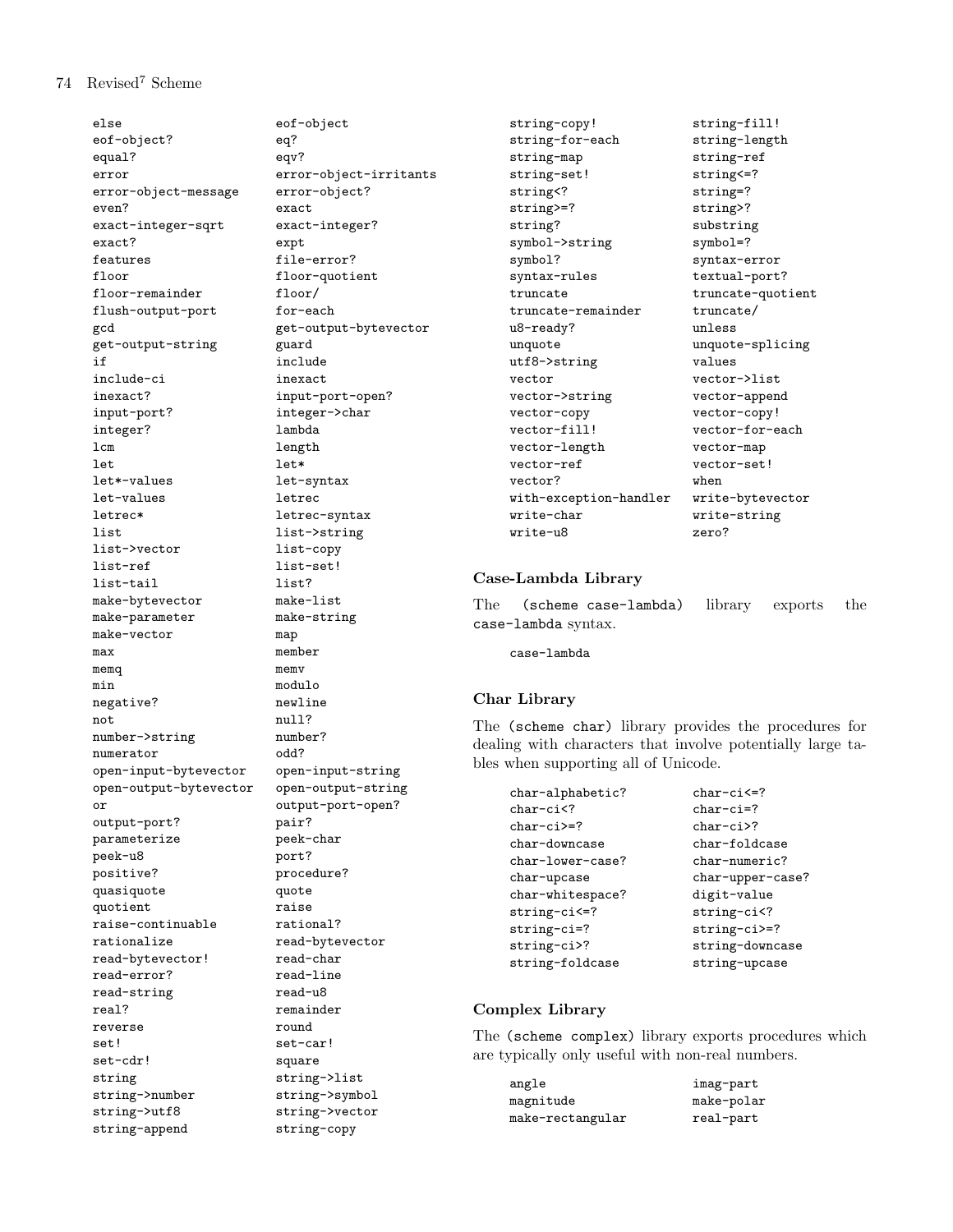```
else                        eof-object
eof-object?                 eq?
equal?                      eqv?
error                       error-object-irritants
error-object-message        error-object?
even?                       exact
exact-integer-sqrt          exact-integer?
exact?                      expt
features                    file-error?
floor                       floor-quotient
floor-remainder             floor/
flush-output-port           for-each
gcd                         get-output-bytevector
get-output-string           guard
if                          include
include-ci                  inexact
inexact?                    input-port-open?
input-port?                 integer->char
integer?                    lambda
lcm                         length
let                         let*
let*-values                 let-syntax
let-values                  letrec
letrec*                     letrec-syntax
list                        list->string
list->vector                list-copy
list-ref                    list-set!
list-tail                   list?
make-bytevector             make-list
make-parameter              make-string
make-vector                 map
max                         member
memq                        memv
min                         modulo
negative?                   newline
not                         null?
number->string              number?
numerator                   odd?
open-input-bytevector       open-input-string
open-output-bytevector      open-output-string
or                          output-port-open?
output-port?                pair?
parameterize                peek-char
peek-u8                     port?
positive?                   procedure?
quasiquote                  quote
quotient                    raise
raise-continuable           rational?
rationalize                 read-bytevector
read-bytevector!            read-char
read-error?                 read-line
read-string                 read-u8
real?                       remainder
reverse                     round
set!                        set-car!
set-cdr!                    square
string                      string->list
string->number              string->symbol
string->utf8                string->vector
string-append               string-copy
string-copy!                string-fill!
string-for-each             string-length
string-map                  string-ref
string-set!                 string<=?
string<?                    string=?
string>=?                   string>?
string?                     substring
symbol->string              symbol=?
symbol?                     syntax-error
syntax-rules                textual-port?
truncate                    truncate-quotient
truncate-remainder          truncate/
u8-ready?                   unless
unquote                     unquote-splicing
utf8->string                values
vector                      vector->list
vector->string              vector-append
vector-copy                 vector-copy!
vector-fill!                vector-for-each
vector-length               vector-map
vector-ref                  vector-set!
vector?                     when
with-exception-handler      write-bytevector
write-char                  write-string
write-u8                    zero?
```

### Case-Lambda Library

The `(scheme case-lambda)` library exports the `case-lambda` syntax.

```
case-lambda
```

### Char Library

The `(scheme char)` library provides the procedures for dealing with characters that involve potentially large tables when supporting all of Unicode.

```
char-alphabetic?            char-ci<=?
char-ci<?                   char-ci=?
char-ci>=?                  char-ci>?
char-downcase               char-foldcase
char-lower-case?            char-numeric?
char-upcase                 char-upper-case?
char-whitespace?            digit-value
string-ci<=?                string-ci<?
string-ci=?                 string-ci>=?
string-ci>?                 string-downcase
string-foldcase             string-upcase
```

### Complex Library

The `(scheme complex)` library exports procedures which are typically only useful with non-real numbers.

```
angle                       imag-part
magnitude                   make-polar
make-rectangular            real-part
```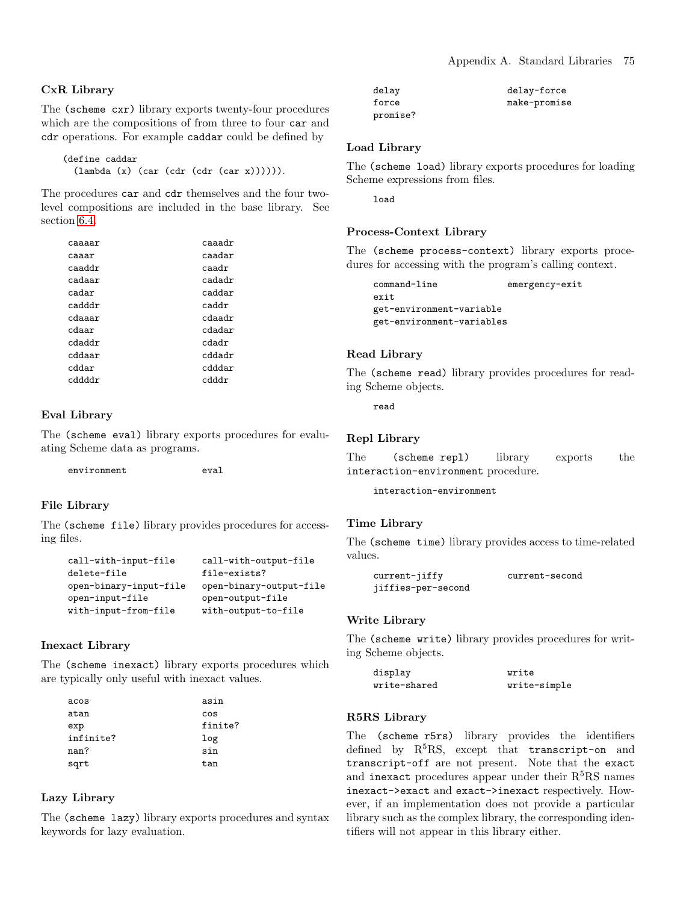### CxR Library

The `(scheme cxr)` library exports twenty-four procedures which are the compositions of from three to four `car` and `cdr` operations. For example `caddar` could be defined by

```
(define caddar
  (lambda (x) (car (cdr (cdr (car x)))))).
```

The procedures `car` and `cdr` themselves and the four two-level compositions are included in the base library. See section 6.4.

```
caaaar      caaadr
caaar       caadar
caaddr      caadr
cadaar      cadadr
cadar       caddar
cadddr      caddr
cdaaar      cdaadr
cdaar       cdadar
cdaddr      cdadr
cddaar      cddadr
cddar       cdddar
cddddr      cdddr
```

### Eval Library

The `(scheme eval)` library exports procedures for evaluating Scheme data as programs.

```
environment      eval
```

### File Library

The `(scheme file)` library provides procedures for accessing files.

```
call-with-input-file      call-with-output-file
delete-file               file-exists?
open-binary-input-file    open-binary-output-file
open-input-file           open-output-file
with-input-from-file      with-output-to-file
```

### Inexact Library

The `(scheme inexact)` library exports procedures which are typically only useful with inexact values.

```
acos        asin
atan        cos
exp         finite?
infinite?   log
nan?        sin
sqrt        tan
```

### Lazy Library

The `(scheme lazy)` library exports procedures and syntax keywords for lazy evaluation.

```
delay       delay-force
force       make-promise
promise?
```

### Load Library

The `(scheme load)` library exports procedures for loading Scheme expressions from files.

```
load
```

### Process-Context Library

The `(scheme process-context)` library exports procedures for accessing with the program's calling context.

```
command-line                emergency-exit
exit
get-environment-variable
get-environment-variables
```

### Read Library

The `(scheme read)` library provides procedures for reading Scheme objects.

```
read
```

### Repl Library

The `(scheme repl)` library exports the `interaction-environment` procedure.

```
interaction-environment
```

### Time Library

The `(scheme time)` library provides access to time-related values.

```
current-jiffy        current-second
jiffies-per-second
```

### Write Library

The `(scheme write)` library provides procedures for writing Scheme objects.

```
display         write
write-shared    write-simple
```

### R5RS Library

The `(scheme r5rs)` library provides the identifiers defined by R$^5$RS, except that `transcript-on` and `transcript-off` are not present. Note that the `exact` and `inexact` procedures appear under their R$^5$RS names `inexact->exact` and `exact->inexact` respectively. However, if an implementation does not provide a particular library such as the complex library, the corresponding identifiers will not appear in this library either.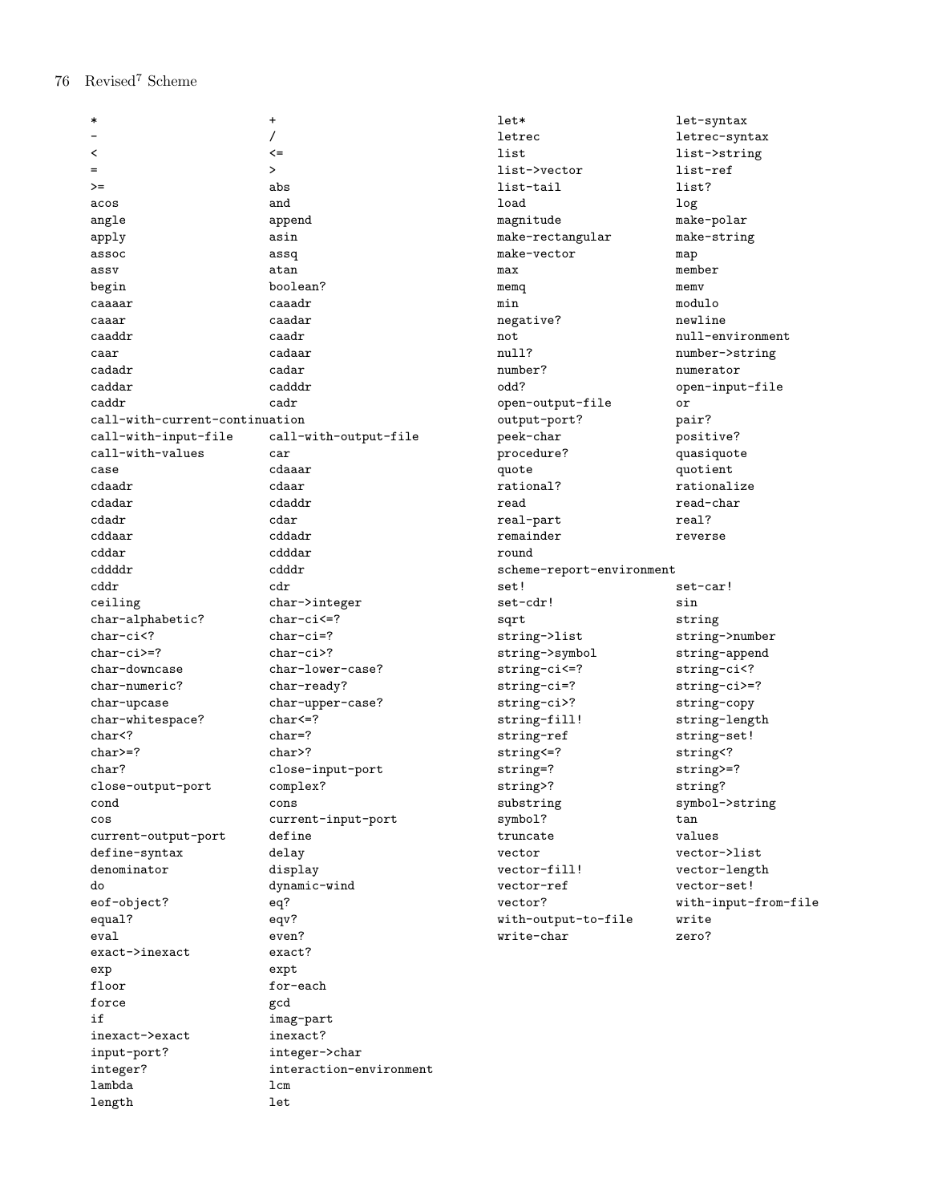```
*                               +
-                               /
<                               <=
=                               >
>=                              abs
acos                            and
angle                           append
apply                           asin
assoc                           assq
assv                            atan
begin                           boolean?
caaaar                          caaadr
caaar                           caadar
caaddr                          caadr
caar                            cadaar
cadadr                          cadar
caddar                          cadddr
caddr                           cadr
call-with-current-continuation
call-with-input-file            call-with-output-file
call-with-values                car
case                            cdaaar
cdaadr                          cdaar
cdadar                          cdaddr
cdadr                           cdar
cddaar                          cddadr
cddar                           cdddar
cddddr                          cdddr
cddr                            cdr
ceiling                         char->integer
char-alphabetic?                char-ci<=?
char-ci<?                       char-ci=?
char-ci>=?                      char-ci>?
char-downcase                   char-lower-case?
char-numeric?                   char-ready?
char-upcase                     char-upper-case?
char-whitespace?                char<=?
char<?                          char=?
char>=?                         char>?
char?                           close-input-port
close-output-port               complex?
cond                            cons
cos                             current-input-port
current-output-port             define
define-syntax                   delay
denominator                     display
do                              dynamic-wind
eof-object?                     eq?
equal?                          eqv?
eval                            even?
exact->inexact                  exact?
exp                             expt
floor                           for-each
force                           gcd
if                              imag-part
inexact->exact                  inexact?
input-port?                     integer->char
integer?                        interaction-environment
lambda                          lcm
length                          let
let*                            let-syntax
letrec                          letrec-syntax
list                            list->string
list->vector                    list-ref
list-tail                       list?
load                            log
magnitude                       make-polar
make-rectangular                make-string
make-vector                     map
max                             member
memq                            memv
min                             modulo
negative?                       newline
not                             null-environment
null?                           number->string
number?                         numerator
odd?                            open-input-file
open-output-file                or
output-port?                    pair?
peek-char                       positive?
procedure?                      quasiquote
quote                           quotient
rational?                       rationalize
read                            read-char
real-part                       real?
remainder                       reverse
round
scheme-report-environment
set!                            set-car!
set-cdr!                        sin
sqrt                            string
string->list                    string->number
string->symbol                  string-append
string-ci<=?                    string-ci<?
string-ci=?                     string-ci>=?
string-ci>?                     string-copy
string-fill!                    string-length
string-ref                      string-set!
string<=?                       string<?
string=?                        string>=?
string>?                        string?
substring                       symbol->string
symbol?                         tan
truncate                        values
vector                          vector->list
vector-fill!                    vector-length
vector-ref                      vector-set!
vector?                         with-input-from-file
with-output-to-file             write
write-char                      zero?
```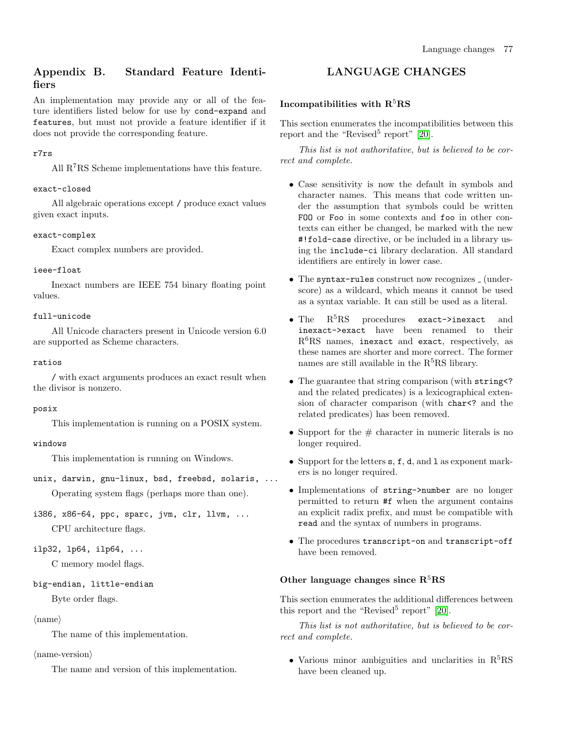## Appendix B. Standard Feature Identifiers

An implementation may provide any or all of the feature identifiers listed below for use by `cond-expand` and `features`, but must not provide a feature identifier if it does not provide the corresponding feature.

`r7rs`

All R[7]RS Scheme implementations have this feature.

`exact-closed`

All algebraic operations except `/` produce exact values given exact inputs.

`exact-complex`

Exact complex numbers are provided.

`ieee-float`

Inexact numbers are IEEE 754 binary floating point values.

`full-unicode`

All Unicode characters present in Unicode version 6.0 are supported as Scheme characters.

`ratios`

`/` with exact arguments produces an exact result when the divisor is nonzero.

`posix`

This implementation is running on a POSIX system.

`windows`

This implementation is running on Windows.

`unix, darwin, gnu-linux, bsd, freebsd, solaris, ...`

Operating system flags (perhaps more than one).

`i386, x86-64, ppc, sparc, jvm, clr, llvm, ...`

CPU architecture flags.

`ilp32, lp64, ilp64, ...`

C memory model flags.

`big-endian, little-endian`

Byte order flags.

⟨name⟩

The name of this implementation.

⟨name-version⟩

The name and version of this implementation.

# LANGUAGE CHANGES

### Incompatibilities with R[5]RS

This section enumerates the incompatibilities between this report and the "Revised[5] report" [20].

*This list is not authoritative, but is believed to be correct and complete.*

- Case sensitivity is now the default in symbols and character names. This means that code written under the assumption that symbols could be written `FOO` or `Foo` in some contexts and `foo` in other contexts can either be changed, be marked with the new `#!fold-case` directive, or be included in a library using the `include-ci` library declaration. All standard identifiers are entirely in lower case.
- The `syntax-rules` construct now recognizes `_` (underscore) as a wildcard, which means it cannot be used as a syntax variable. It can still be used as a literal.
- The R[5]RS procedures `exact->inexact` and `inexact->exact` have been renamed to their R[6]RS names, `inexact` and `exact`, respectively, as these names are shorter and more correct. The former names are still available in the R[5]RS library.
- The guarantee that string comparison (with `string<?` and the related predicates) is a lexicographical extension of character comparison (with `char<?` and the related predicates) has been removed.
- Support for the # character in numeric literals is no longer required.
- Support for the letters `s`, `f`, `d`, and `l` as exponent markers is no longer required.
- Implementations of `string->number` are no longer permitted to return `#f` when the argument contains an explicit radix prefix, and must be compatible with `read` and the syntax of numbers in programs.
- The procedures `transcript-on` and `transcript-off` have been removed.

### Other language changes since R[5]RS

This section enumerates the additional differences between this report and the "Revised[5] report" [20].

*This list is not authoritative, but is believed to be correct and complete.*

- Various minor ambiguities and unclarities in R[5]RS have been cleaned up.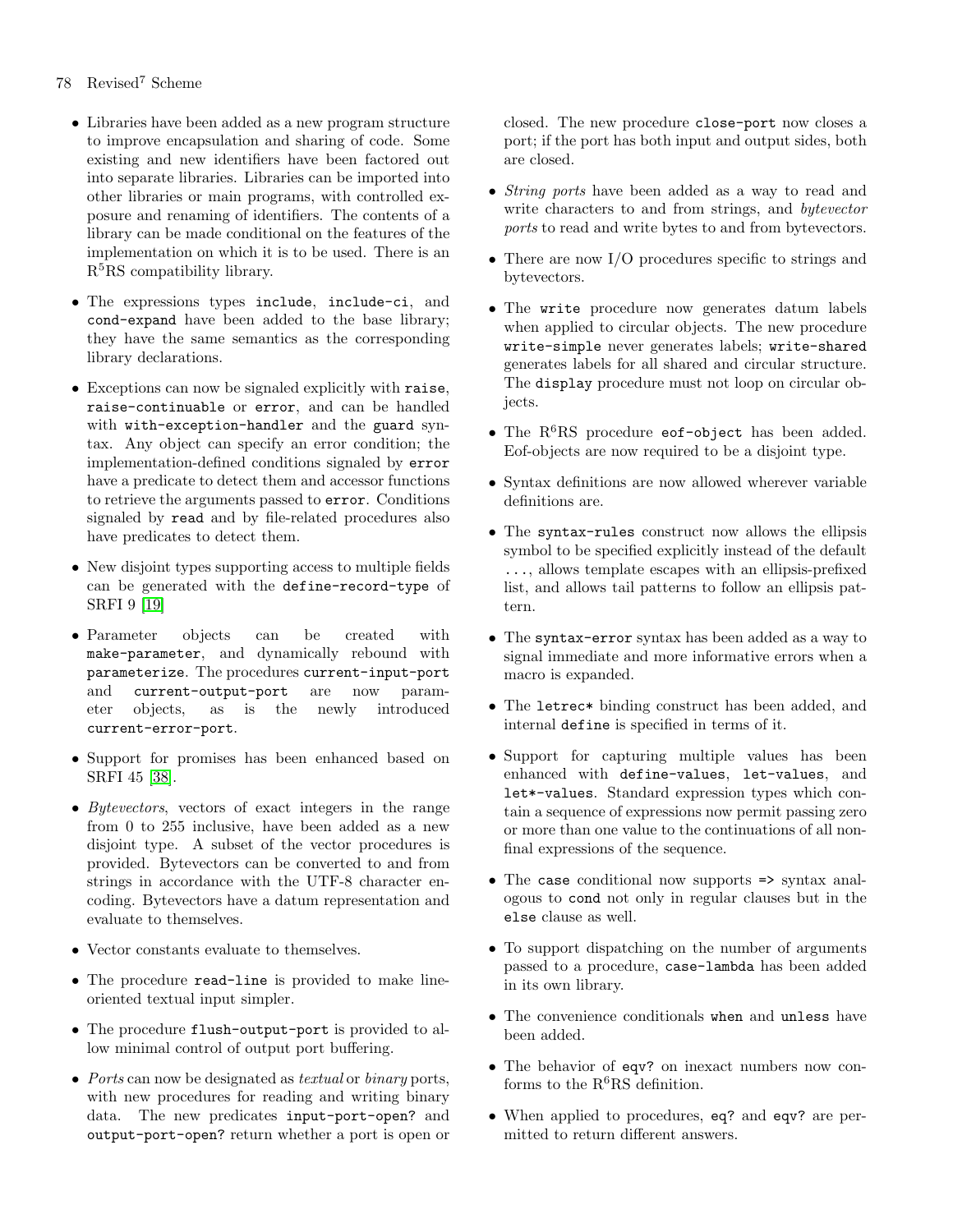- Libraries have been added as a new program structure to improve encapsulation and sharing of code. Some existing and new identifiers have been factored out into separate libraries. Libraries can be imported into other libraries or main programs, with controlled exposure and renaming of identifiers. The contents of a library can be made conditional on the features of the implementation on which it is to be used. There is an $R^5RS$ compatibility library.

- The expressions types `include`, `include-ci`, and `cond-expand` have been added to the base library; they have the same semantics as the corresponding library declarations.

- Exceptions can now be signaled explicitly with `raise`, `raise-continuable` or `error`, and can be handled with `with-exception-handler` and the `guard` syntax. Any object can specify an error condition; the implementation-defined conditions signaled by `error` have a predicate to detect them and accessor functions to retrieve the arguments passed to `error`. Conditions signaled by `read` and by file-related procedures also have predicates to detect them.

- New disjoint types supporting access to multiple fields can be generated with the `define-record-type` of SRFI 9 [19]

- Parameter objects can be created with `make-parameter`, and dynamically rebound with `parameterize`. The procedures `current-input-port` and `current-output-port` are now parameter objects, as is the newly introduced `current-error-port`.

- Support for promises has been enhanced based on SRFI 45 [38].

- *Bytevectors*, vectors of exact integers in the range from 0 to 255 inclusive, have been added as a new disjoint type. A subset of the vector procedures is provided. Bytevectors can be converted to and from strings in accordance with the UTF-8 character encoding. Bytevectors have a datum representation and evaluate to themselves.

- Vector constants evaluate to themselves.

- The procedure `read-line` is provided to make line-oriented textual input simpler.

- The procedure `flush-output-port` is provided to allow minimal control of output port buffering.

- *Ports* can now be designated as *textual* or *binary* ports, with new procedures for reading and writing binary data. The new predicates `input-port-open?` and `output-port-open?` return whether a port is open or closed. The new procedure `close-port` now closes a port; if the port has both input and output sides, both are closed.

- *String ports* have been added as a way to read and write characters to and from strings, and *bytevector ports* to read and write bytes to and from bytevectors.

- There are now I/O procedures specific to strings and bytevectors.

- The `write` procedure now generates datum labels when applied to circular objects. The new procedure `write-simple` never generates labels; `write-shared` generates labels for all shared and circular structure. The `display` procedure must not loop on circular objects.

- The $R^6RS$ procedure `eof-object` has been added. Eof-objects are now required to be a disjoint type.

- Syntax definitions are now allowed wherever variable definitions are.

- The `syntax-rules` construct now allows the ellipsis symbol to be specified explicitly instead of the default `...`, allows template escapes with an ellipsis-prefixed list, and allows tail patterns to follow an ellipsis pattern.

- The `syntax-error` syntax has been added as a way to signal immediate and more informative errors when a macro is expanded.

- The `letrec*` binding construct has been added, and internal `define` is specified in terms of it.

- Support for capturing multiple values has been enhanced with `define-values`, `let-values`, and `let*-values`. Standard expression types which contain a sequence of expressions now permit passing zero or more than one value to the continuations of all non-final expressions of the sequence.

- The `case` conditional now supports `=>` syntax analogous to `cond` not only in regular clauses but in the `else` clause as well.

- To support dispatching on the number of arguments passed to a procedure, `case-lambda` has been added in its own library.

- The convenience conditionals `when` and `unless` have been added.

- The behavior of `eqv?` on inexact numbers now conforms to the $R^6RS$ definition.

- When applied to procedures, `eq?` and `eqv?` are permitted to return different answers.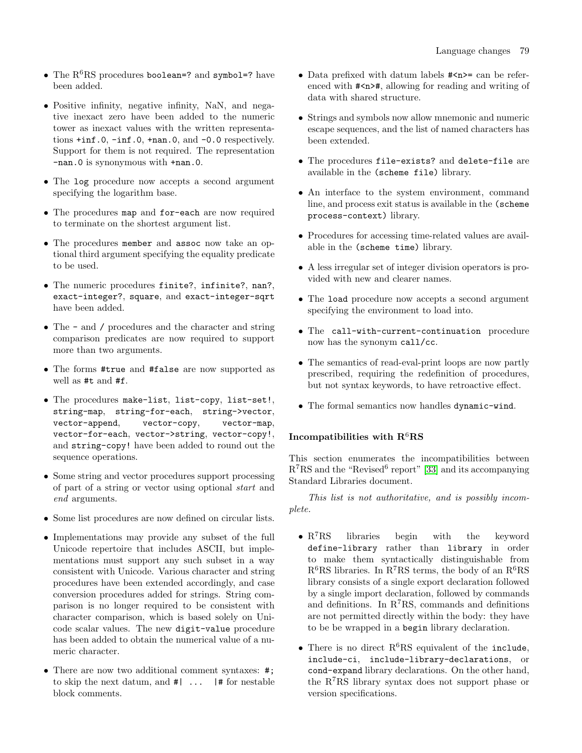- The R$^6$RS procedures `boolean=?` and `symbol=?` have been added.

- Positive infinity, negative infinity, NaN, and negative inexact zero have been added to the numeric tower as inexact values with the written representations `+inf.0`, `-inf.0`, `+nan.0`, and `-0.0` respectively. Support for them is not required. The representation `-nan.0` is synonymous with `+nan.0`.

- The `log` procedure now accepts a second argument specifying the logarithm base.

- The procedures `map` and `for-each` are now required to terminate on the shortest argument list.

- The procedures `member` and `assoc` now take an optional third argument specifying the equality predicate to be used.

- The numeric procedures `finite?`, `infinite?`, `nan?`, `exact-integer?`, `square`, and `exact-integer-sqrt` have been added.

- The `-` and `/` procedures and the character and string comparison predicates are now required to support more than two arguments.

- The forms `#true` and `#false` are now supported as well as `#t` and `#f`.

- The procedures `make-list`, `list-copy`, `list-set!`, `string-map`, `string-for-each`, `string->vector`, `vector-append`, `vector-copy`, `vector-map`, `vector-for-each`, `vector->string`, `vector-copy!`, and `string-copy!` have been added to round out the sequence operations.

- Some string and vector procedures support processing of part of a string or vector using optional *start* and *end* arguments.

- Some list procedures are now defined on circular lists.

- Implementations may provide any subset of the full Unicode repertoire that includes ASCII, but implementations must support any such subset in a way consistent with Unicode. Various character and string procedures have been extended accordingly, and case conversion procedures added for strings. String comparison is no longer required to be consistent with character comparison, which is based solely on Unicode scalar values. The new `digit-value` procedure has been added to obtain the numerical value of a numeric character.

- There are now two additional comment syntaxes: `#;` to skip the next datum, and `#| ... |#` for nestable block comments.

- Data prefixed with datum labels `#<n>=` can be referenced with `#<n>#`, allowing for reading and writing of data with shared structure.

- Strings and symbols now allow mnemonic and numeric escape sequences, and the list of named characters has been extended.

- The procedures `file-exists?` and `delete-file` are available in the `(scheme file)` library.

- An interface to the system environment, command line, and process exit status is available in the `(scheme process-context)` library.

- Procedures for accessing time-related values are available in the `(scheme time)` library.

- A less irregular set of integer division operators is provided with new and clearer names.

- The `load` procedure now accepts a second argument specifying the environment to load into.

- The `call-with-current-continuation` procedure now has the synonym `call/cc`.

- The semantics of read-eval-print loops are now partly prescribed, requiring the redefinition of procedures, but not syntax keywords, to have retroactive effect.

- The formal semantics now handles `dynamic-wind`.

### Incompatibilities with R$^6$RS

This section enumerates the incompatibilities between R$^7$RS and the "Revised$^6$ report" [33] and its accompanying Standard Libraries document.

*This list is not authoritative, and is possibly incomplete.*

- R$^7$RS libraries begin with the keyword `define-library` rather than `library` in order to make them syntactically distinguishable from R$^6$RS libraries. In R$^7$RS terms, the body of an R$^6$RS library consists of a single export declaration followed by a single import declaration, followed by commands and definitions. In R$^7$RS, commands and definitions are not permitted directly within the body: they have to be be wrapped in a `begin` library declaration.

- There is no direct R$^6$RS equivalent of the `include`, `include-ci`, `include-library-declarations`, or `cond-expand` library declarations. On the other hand, the R$^7$RS library syntax does not support phase or version specifications.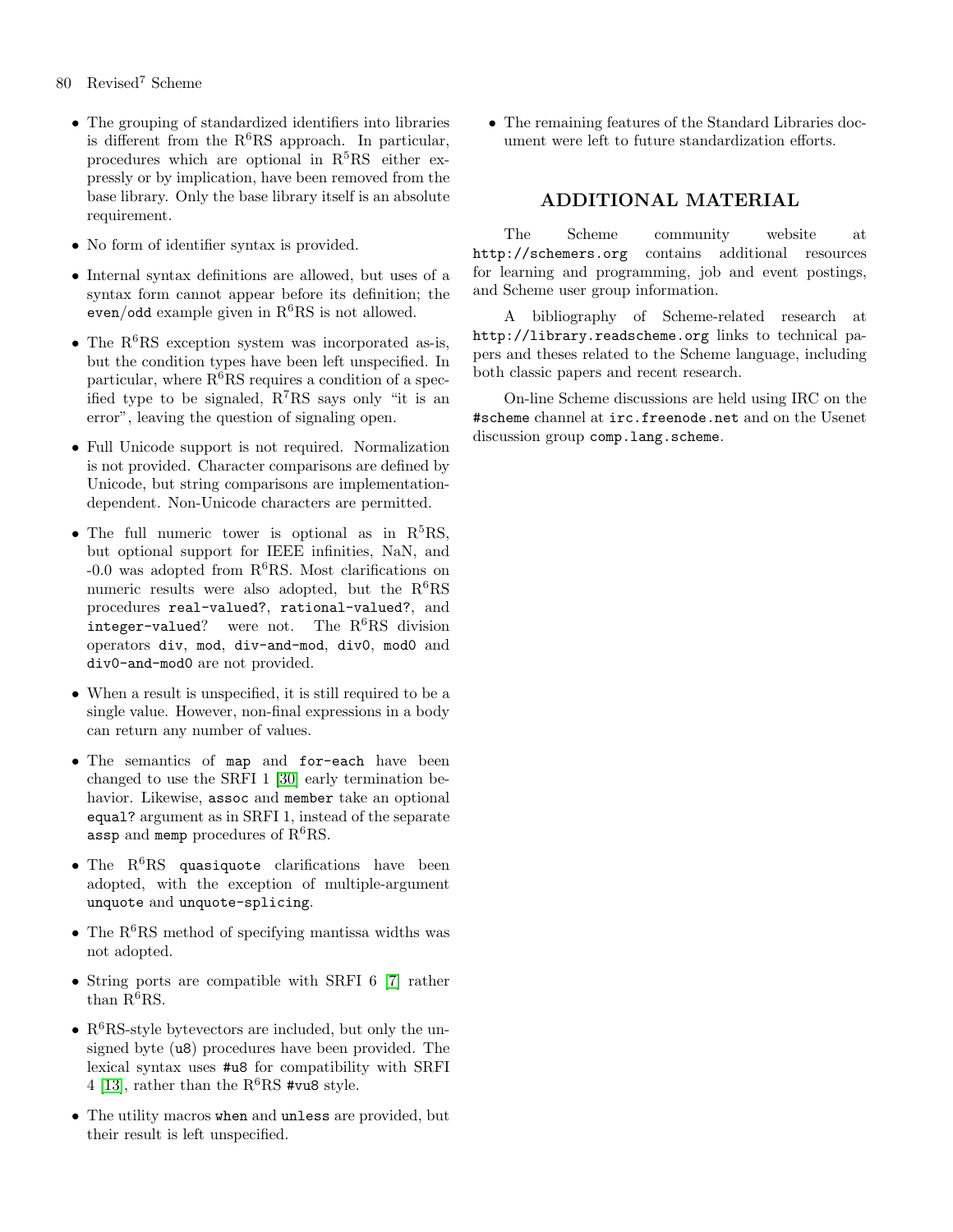- The grouping of standardized identifiers into libraries is different from the $R^6RS$ approach. In particular, procedures which are optional in $R^5RS$ either expressly or by implication, have been removed from the base library. Only the base library itself is an absolute requirement.
- No form of identifier syntax is provided.
- Internal syntax definitions are allowed, but uses of a syntax form cannot appear before its definition; the `even`/`odd` example given in $R^6RS$ is not allowed.
- The $R^6RS$ exception system was incorporated as-is, but the condition types have been left unspecified. In particular, where $R^6RS$ requires a condition of a specified type to be signaled, $R^7RS$ says only "it is an error", leaving the question of signaling open.
- Full Unicode support is not required. Normalization is not provided. Character comparisons are defined by Unicode, but string comparisons are implementation-dependent. Non-Unicode characters are permitted.
- The full numeric tower is optional as in $R^5RS$, but optional support for IEEE infinities, NaN, and -0.0 was adopted from $R^6RS$. Most clarifications on numeric results were also adopted, but the $R^6RS$ procedures `real-valued?`, `rational-valued?`, and `integer-valued?` were not. The $R^6RS$ division operators `div`, `mod`, `div-and-mod`, `div0`, `mod0` and `div0-and-mod0` are not provided.
- When a result is unspecified, it is still required to be a single value. However, non-final expressions in a body can return any number of values.
- The semantics of `map` and `for-each` have been changed to use the SRFI 1 [30] early termination behavior. Likewise, `assoc` and `member` take an optional `equal?` argument as in SRFI 1, instead of the separate `assp` and `memp` procedures of $R^6RS$.
- The $R^6RS$ `quasiquote` clarifications have been adopted, with the exception of multiple-argument `unquote` and `unquote-splicing`.
- The $R^6RS$ method of specifying mantissa widths was not adopted.
- String ports are compatible with SRFI 6 [7] rather than $R^6RS$.
- $R^6RS$-style bytevectors are included, but only the unsigned byte (`u8`) procedures have been provided. The lexical syntax uses `#u8` for compatibility with SRFI 4 [13], rather than the $R^6RS$ `#vu8` style.
- The utility macros `when` and `unless` are provided, but their result is left unspecified.
- The remaining features of the Standard Libraries document were left to future standardization efforts.

## ADDITIONAL MATERIAL

The Scheme community website at `http://schemers.org` contains additional resources for learning and programming, job and event postings, and Scheme user group information.

A bibliography of Scheme-related research at `http://library.readscheme.org` links to technical papers and theses related to the Scheme language, including both classic papers and recent research.

On-line Scheme discussions are held using IRC on the `#scheme` channel at `irc.freenode.net` and on the Usenet discussion group `comp.lang.scheme`.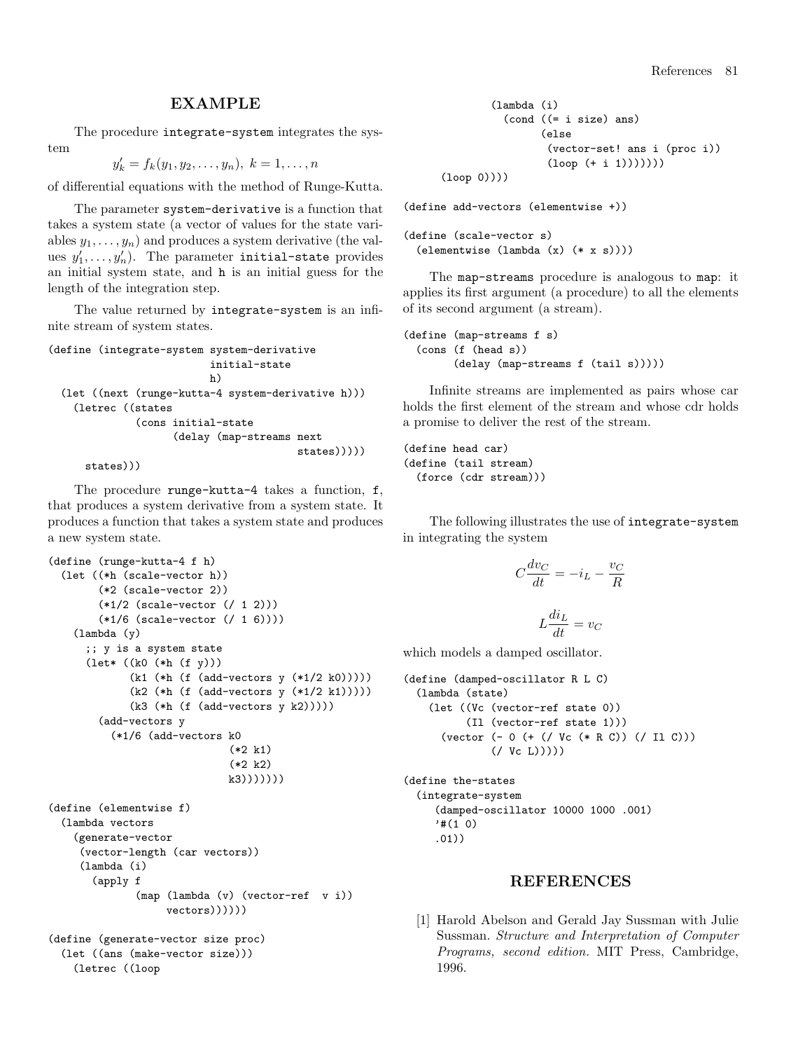## EXAMPLE

The procedure `integrate-system` integrates the system

$$y'_k = f_k(y_1, y_2, \ldots, y_n),\ k = 1, \ldots, n$$

of differential equations with the method of Runge-Kutta.

The parameter `system-derivative` is a function that takes a system state (a vector of values for the state variables $y_1, \ldots, y_n$) and produces a system derivative (the values $y'_1, \ldots, y'_n$). The parameter `initial-state` provides an initial system state, and `h` is an initial guess for the length of the integration step.

The value returned by `integrate-system` is an infinite stream of system states.

```
(define (integrate-system system-derivative
                          initial-state
                          h)
  (let ((next (runge-kutta-4 system-derivative h)))
    (letrec ((states
              (cons initial-state
                    (delay (map-streams next
                                        states)))))
      states)))
```

The procedure `runge-kutta-4` takes a function, `f`, that produces a system derivative from a system state. It produces a function that takes a system state and produces a new system state.

```
(define (runge-kutta-4 f h)
  (let ((*h (scale-vector h))
        (*2 (scale-vector 2))
        (*1/2 (scale-vector (/ 1 2)))
        (*1/6 (scale-vector (/ 1 6))))
    (lambda (y)
      ;; y is a system state
      (let* ((k0 (*h (f y)))
             (k1 (*h (f (add-vectors y (*1/2 k0)))))
             (k2 (*h (f (add-vectors y (*1/2 k1)))))
             (k3 (*h (f (add-vectors y k2)))))
        (add-vectors y
          (*1/6 (add-vectors k0
                             (*2 k1)
                             (*2 k2)
                             k3)))))))

(define (elementwise f)
  (lambda vectors
    (generate-vector
     (vector-length (car vectors))
     (lambda (i)
       (apply f
              (map (lambda (v) (vector-ref  v i))
                   vectors))))))

(define (generate-vector size proc)
  (let ((ans (make-vector size)))
    (letrec ((loop
              (lambda (i)
                (cond ((= i size) ans)
                      (else
                       (vector-set! ans i (proc i))
                       (loop (+ i 1)))))))
      (loop 0))))

(define add-vectors (elementwise +))

(define (scale-vector s)
  (elementwise (lambda (x) (* x s))))
```

The `map-streams` procedure is analogous to `map`: it applies its first argument (a procedure) to all the elements of its second argument (a stream).

```
(define (map-streams f s)
  (cons (f (head s))
        (delay (map-streams f (tail s)))))
```

Infinite streams are implemented as pairs whose car holds the first element of the stream and whose cdr holds a promise to deliver the rest of the stream.

```
(define head car)
(define (tail stream)
  (force (cdr stream)))
```

The following illustrates the use of `integrate-system` in integrating the system

$$C\frac{dv_C}{dt} = -i_L - \frac{v_C}{R}$$

$$L\frac{di_L}{dt} = v_C$$

which models a damped oscillator.

```
(define (damped-oscillator R L C)
  (lambda (state)
    (let ((Vc (vector-ref state 0))
          (Il (vector-ref state 1)))
      (vector (- 0 (+ (/ Vc (* R C)) (/ Il C)))
              (/ Vc L)))))

(define the-states
  (integrate-system
     (damped-oscillator 10000 1000 .001)
     '#(1 0)
     .01))
```

## REFERENCES

[1] Harold Abelson and Gerald Jay Sussman with Julie Sussman. *Structure and Interpretation of Computer Programs, second edition.* MIT Press, Cambridge, 1996.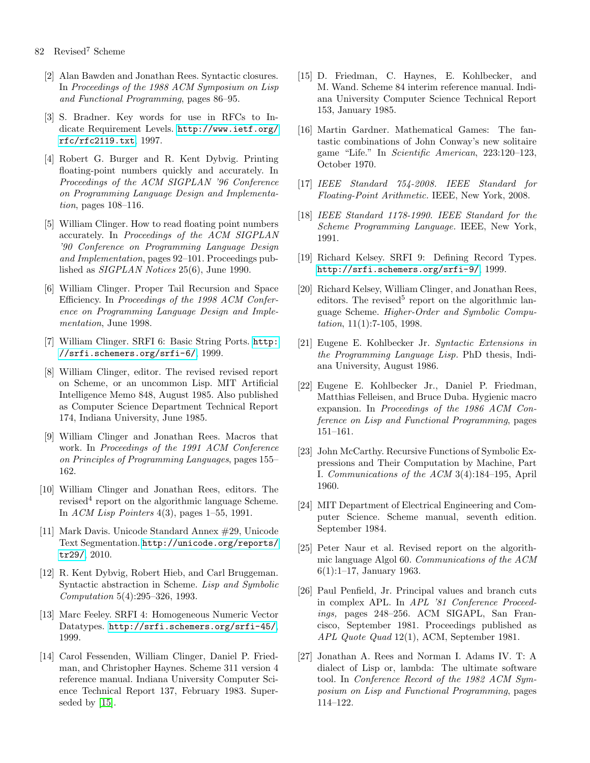[2] Alan Bawden and Jonathan Rees. Syntactic closures. In *Proceedings of the 1988 ACM Symposium on Lisp and Functional Programming*, pages 86–95.

[3] S. Bradner. Key words for use in RFCs to Indicate Requirement Levels. http://www.ietf.org/rfc/rfc2119.txt, 1997.

[4] Robert G. Burger and R. Kent Dybvig. Printing floating-point numbers quickly and accurately. In *Proceedings of the ACM SIGPLAN '96 Conference on Programming Language Design and Implementation*, pages 108–116.

[5] William Clinger. How to read floating point numbers accurately. In *Proceedings of the ACM SIGPLAN '90 Conference on Programming Language Design and Implementation*, pages 92–101. Proceedings published as *SIGPLAN Notices* 25(6), June 1990.

[6] William Clinger. Proper Tail Recursion and Space Efficiency. In *Proceedings of the 1998 ACM Conference on Programming Language Design and Implementation*, June 1998.

[7] William Clinger. SRFI 6: Basic String Ports. http://srfi.schemers.org/srfi-6/, 1999.

[8] William Clinger, editor. The revised revised report on Scheme, or an uncommon Lisp. MIT Artificial Intelligence Memo 848, August 1985. Also published as Computer Science Department Technical Report 174, Indiana University, June 1985.

[9] William Clinger and Jonathan Rees. Macros that work. In *Proceedings of the 1991 ACM Conference on Principles of Programming Languages*, pages 155–162.

[10] William Clinger and Jonathan Rees, editors. The revised$^4$ report on the algorithmic language Scheme. In *ACM Lisp Pointers* 4(3), pages 1–55, 1991.

[11] Mark Davis. Unicode Standard Annex #29, Unicode Text Segmentation. http://unicode.org/reports/tr29/, 2010.

[12] R. Kent Dybvig, Robert Hieb, and Carl Bruggeman. Syntactic abstraction in Scheme. *Lisp and Symbolic Computation* 5(4):295–326, 1993.

[13] Marc Feeley. SRFI 4: Homogeneous Numeric Vector Datatypes. http://srfi.schemers.org/srfi-45/, 1999.

[14] Carol Fessenden, William Clinger, Daniel P. Friedman, and Christopher Haynes. Scheme 311 version 4 reference manual. Indiana University Computer Science Technical Report 137, February 1983. Superseded by [15].

[15] D. Friedman, C. Haynes, E. Kohlbecker, and M. Wand. Scheme 84 interim reference manual. Indiana University Computer Science Technical Report 153, January 1985.

[16] Martin Gardner. Mathematical Games: The fantastic combinations of John Conway's new solitaire game "Life." In *Scientific American*, 223:120–123, October 1970.

[17] *IEEE Standard 754-2008. IEEE Standard for Floating-Point Arithmetic.* IEEE, New York, 2008.

[18] *IEEE Standard 1178-1990. IEEE Standard for the Scheme Programming Language.* IEEE, New York, 1991.

[19] Richard Kelsey. SRFI 9: Defining Record Types. http://srfi.schemers.org/srfi-9/, 1999.

[20] Richard Kelsey, William Clinger, and Jonathan Rees, editors. The revised$^5$ report on the algorithmic language Scheme. *Higher-Order and Symbolic Computation*, 11(1):7-105, 1998.

[21] Eugene E. Kohlbecker Jr. *Syntactic Extensions in the Programming Language Lisp*. PhD thesis, Indiana University, August 1986.

[22] Eugene E. Kohlbecker Jr., Daniel P. Friedman, Matthias Felleisen, and Bruce Duba. Hygienic macro expansion. In *Proceedings of the 1986 ACM Conference on Lisp and Functional Programming*, pages 151–161.

[23] John McCarthy. Recursive Functions of Symbolic Expressions and Their Computation by Machine, Part I. *Communications of the ACM* 3(4):184–195, April 1960.

[24] MIT Department of Electrical Engineering and Computer Science. Scheme manual, seventh edition. September 1984.

[25] Peter Naur et al. Revised report on the algorithmic language Algol 60. *Communications of the ACM* 6(1):1–17, January 1963.

[26] Paul Penfield, Jr. Principal values and branch cuts in complex APL. In *APL '81 Conference Proceedings,* pages 248–256. ACM SIGAPL, San Francisco, September 1981. Proceedings published as *APL Quote Quad* 12(1), ACM, September 1981.

[27] Jonathan A. Rees and Norman I. Adams IV. T: A dialect of Lisp or, lambda: The ultimate software tool. In *Conference Record of the 1982 ACM Symposium on Lisp and Functional Programming*, pages 114–122.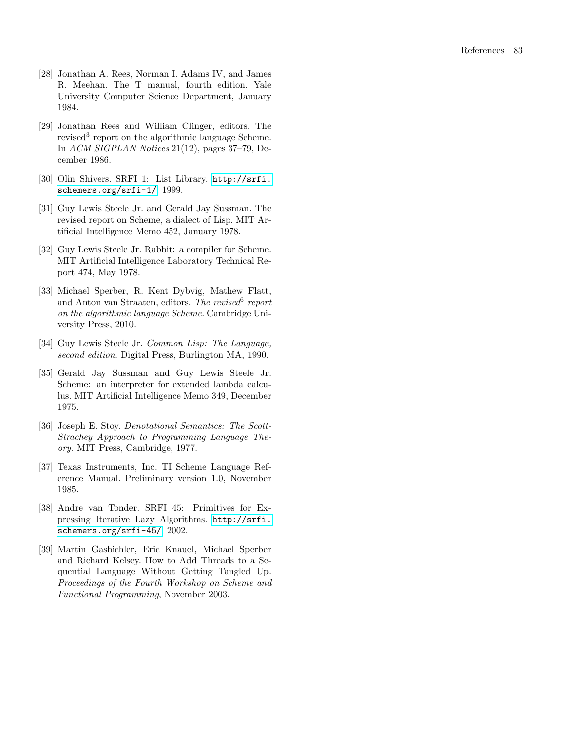[28] Jonathan A. Rees, Norman I. Adams IV, and James R. Meehan. The T manual, fourth edition. Yale University Computer Science Department, January 1984.

[29] Jonathan Rees and William Clinger, editors. The revised$^3$ report on the algorithmic language Scheme. In *ACM SIGPLAN Notices* 21(12), pages 37–79, December 1986.

[30] Olin Shivers. SRFI 1: List Library. `http://srfi.schemers.org/srfi-1/`, 1999.

[31] Guy Lewis Steele Jr. and Gerald Jay Sussman. The revised report on Scheme, a dialect of Lisp. MIT Artificial Intelligence Memo 452, January 1978.

[32] Guy Lewis Steele Jr. Rabbit: a compiler for Scheme. MIT Artificial Intelligence Laboratory Technical Report 474, May 1978.

[33] Michael Sperber, R. Kent Dybvig, Mathew Flatt, and Anton van Straaten, editors. *The revised$^6$ report on the algorithmic language Scheme.* Cambridge University Press, 2010.

[34] Guy Lewis Steele Jr. *Common Lisp: The Language, second edition.* Digital Press, Burlington MA, 1990.

[35] Gerald Jay Sussman and Guy Lewis Steele Jr. Scheme: an interpreter for extended lambda calculus. MIT Artificial Intelligence Memo 349, December 1975.

[36] Joseph E. Stoy. *Denotational Semantics: The Scott-Strachey Approach to Programming Language Theory.* MIT Press, Cambridge, 1977.

[37] Texas Instruments, Inc. TI Scheme Language Reference Manual. Preliminary version 1.0, November 1985.

[38] Andre van Tonder. SRFI 45: Primitives for Expressing Iterative Lazy Algorithms. `http://srfi.schemers.org/srfi-45/`, 2002.

[39] Martin Gasbichler, Eric Knauel, Michael Sperber and Richard Kelsey. How to Add Threads to a Sequential Language Without Getting Tangled Up. *Proceedings of the Fourth Workshop on Scheme and Functional Programming*, November 2003.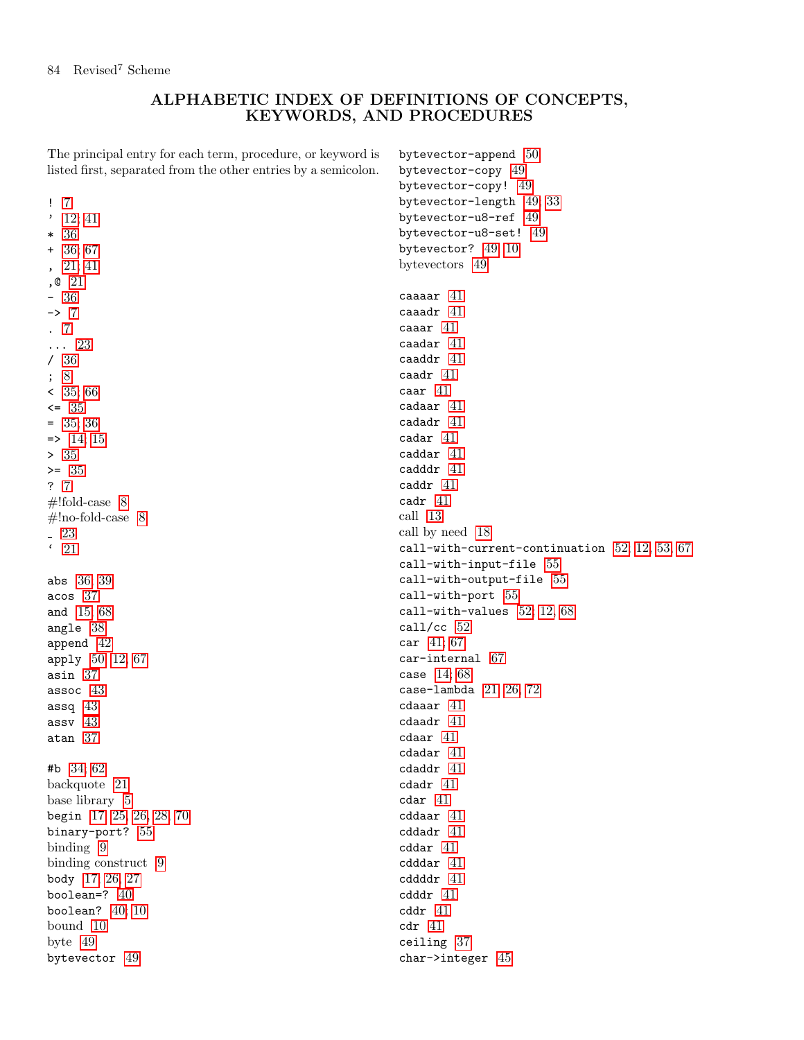# ALPHABETIC INDEX OF DEFINITIONS OF CONCEPTS, KEYWORDS, AND PROCEDURES

The principal entry for each term, procedure, or keyword is listed first, separated from the other entries by a semicolon.

! 7
' 12; 41
* 36
+ 36; 67
, 21; 41
,@ 21
- 36
-> 7
. 7
... 23
/ 36
; 8
< 35; 66
<= 35
= 35; 36
=> 14; 15
> 35
>= 35
? 7
#!fold-case 8
#!no-fold-case 8
_ 23
` 21

abs 36; 39
acos 37
and 15; 68
angle 38
append 42
apply 50; 12, 67
asin 37
assoc 43
assq 43
assv 43
atan 37

#b 34; 62
backquote 21
base library 5
begin 17; 25, 26, 28, 70
binary-port? 55
binding 9
binding construct 9
body 17; 26, 27
boolean=? 40
boolean? 40; 10
bound 10
byte 49
bytevector 49

bytevector-append 50
bytevector-copy 49
bytevector-copy! 49
bytevector-length 49; 33
bytevector-u8-ref 49
bytevector-u8-set! 49
bytevector? 49; 10
bytevectors 49

caaaar 41
caaadr 41
caaar 41
caadar 41
caaddr 41
caadr 41
caar 41
cadaar 41
cadadr 41
cadar 41
caddar 41
cadddr 41
caddr 41
cadr 41
call 13
call by need 18
call-with-current-continuation 52; 12, 53, 67
call-with-input-file 55
call-with-output-file 55
call-with-port 55
call-with-values 52; 12, 68
call/cc 52
car 41; 67
car-internal 67
case 14; 68
case-lambda 21; 26, 72
cdaaar 41
cdaadr 41
cdaar 41
cdadar 41
cdaddr 41
cdadr 41
cdar 41
cddaar 41
cddadr 41
cddar 41
cdddar 41
cddddr 41
cdddr 41
cddr 41
cdr 41
ceiling 37
char->integer 45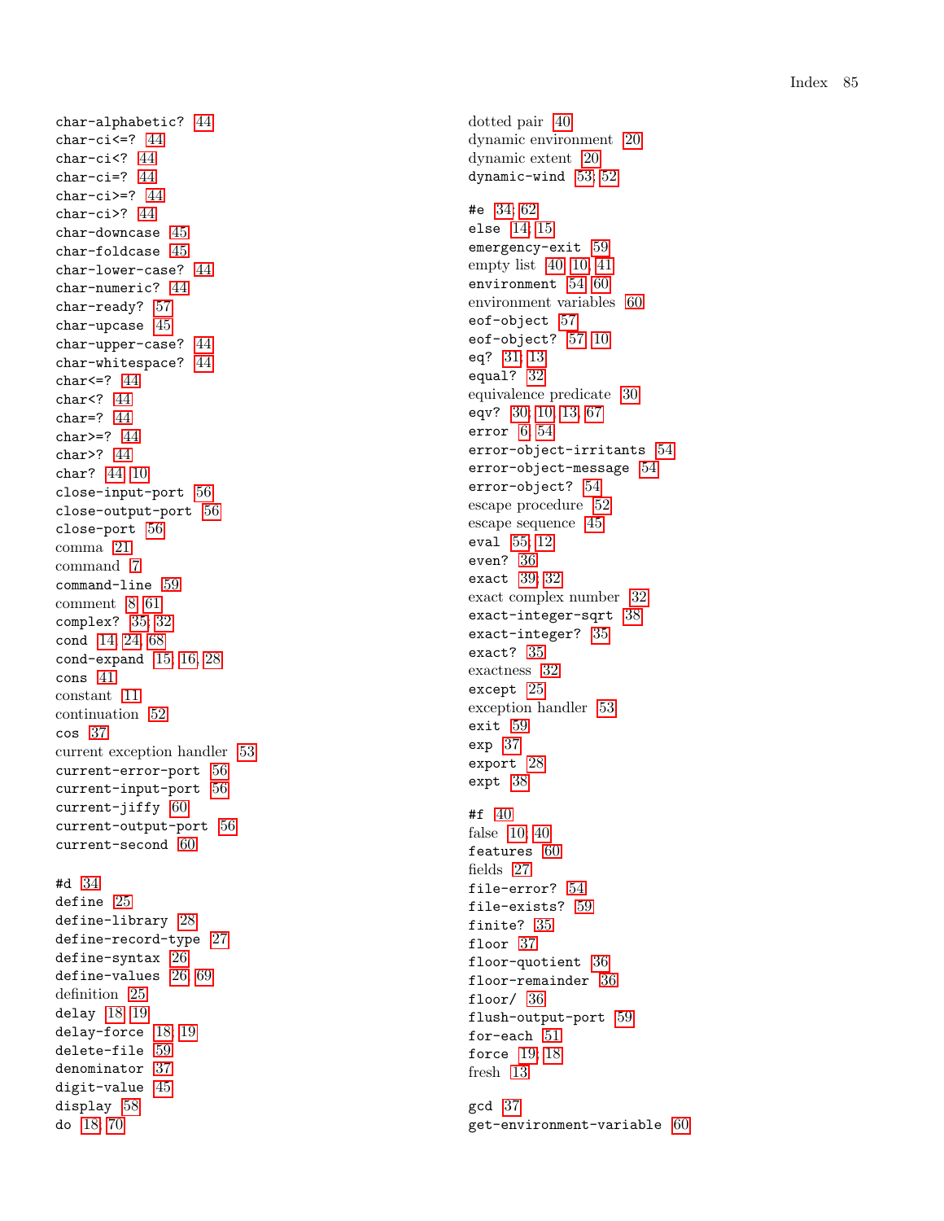char-alphabetic? 44
char-ci<=? 44
char-ci<? 44
char-ci=? 44
char-ci>=? 44
char-ci>? 44
char-downcase 45
char-foldcase 45
char-lower-case? 44
char-numeric? 44
char-ready? 57
char-upcase 45
char-upper-case? 44
char-whitespace? 44
char<=? 44
char<? 44
char=? 44
char>=? 44
char>? 44
char? 44, 10
close-input-port 56
close-output-port 56
close-port 56
comma 21
command 7
command-line 59
comment 8, 61
complex? 35; 32
cond 14, 24, 68
cond-expand 15, 16, 28
cons 41
constant 11
continuation 52
cos 37
current exception handler 53
current-error-port 56
current-input-port 56
current-jiffy 60
current-output-port 56
current-second 60

#d 34
define 25
define-library 28
define-record-type 27
define-syntax 26
define-values 26, 69
definition 25
delay 18, 19
delay-force 18, 19
delete-file 59
denominator 37
digit-value 45
display 58
do 18, 70

dotted pair 40
dynamic environment 20
dynamic extent 20
dynamic-wind 53; 52

#e 34; 62
else 14; 15
emergency-exit 59
empty list 40, 10, 41
environment 54, 60
environment variables 60
eof-object 57
eof-object? 57, 10
eq? 31; 13
equal? 32
equivalence predicate 30
eqv? 30; 10, 13, 67
error 6, 54
error-object-irritants 54
error-object-message 54
error-object? 54
escape procedure 52
escape sequence 45
eval 55; 12
even? 36
exact 39; 32
exact complex number 32
exact-integer-sqrt 38
exact-integer? 35
exact? 35
exactness 32
except 25
exception handler 53
exit 59
exp 37
export 28
expt 38

#f 40
false 10, 40
features 60
fields 27
file-error? 54
file-exists? 59
finite? 35
floor 37
floor-quotient 36
floor-remainder 36
floor/ 36
flush-output-port 59
for-each 51
force 19; 18
fresh 13

gcd 37
get-environment-variable 60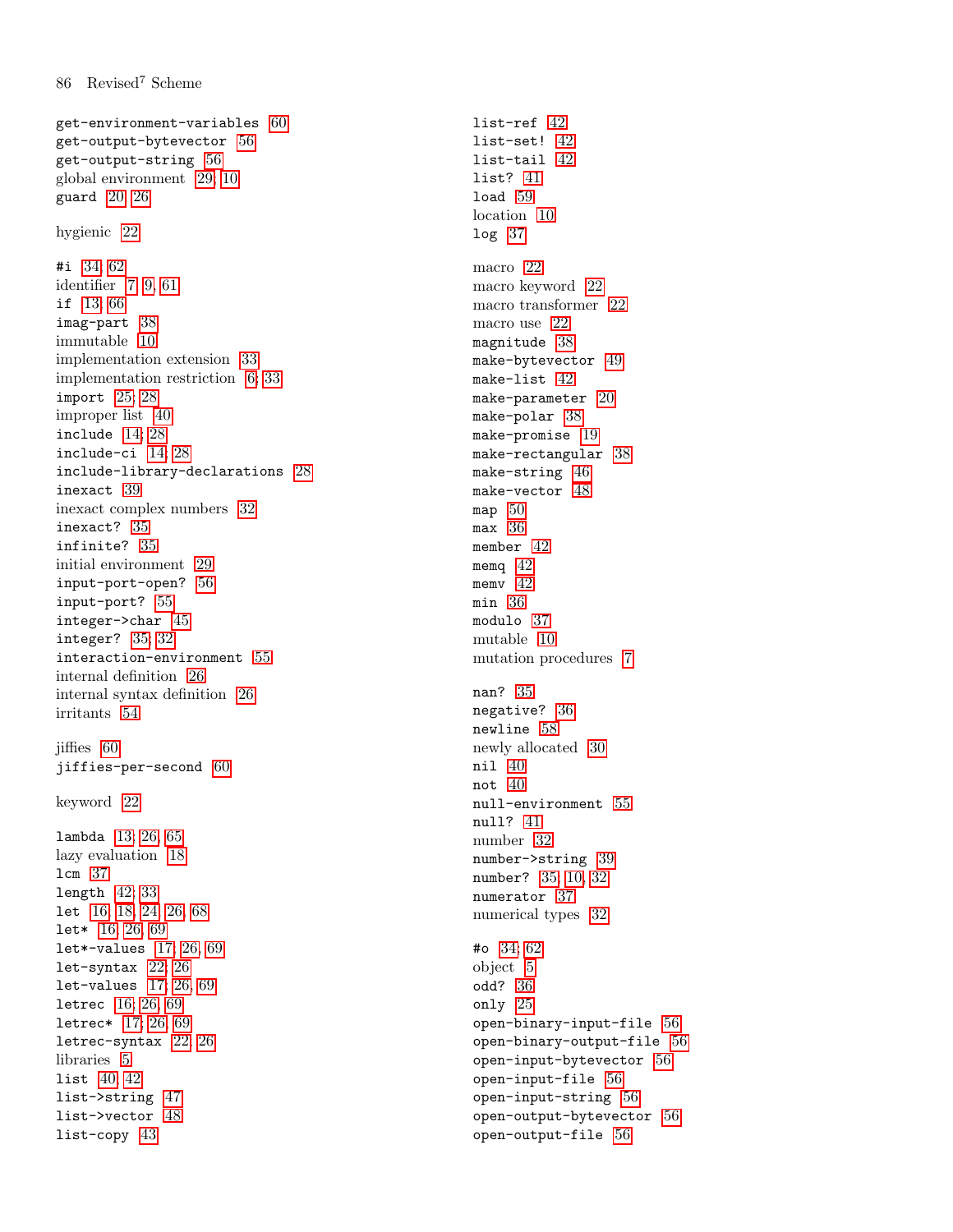get-environment-variables 60
get-output-bytevector 56
get-output-string 56
global environment 29, 10
guard 20, 26

hygienic 22

#i 34, 62
identifier 7, 9, 61
if 13, 66
imag-part 38
immutable 10
implementation extension 33
implementation restriction 6, 33
import 25, 28
improper list 40
include 14, 28
include-ci 14, 28
include-library-declarations 28
inexact 39
inexact complex numbers 32
inexact? 35
infinite? 35
initial environment 29
input-port-open? 56
input-port? 55
integer->char 45
integer? 35, 32
interaction-environment 55
internal definition 26
internal syntax definition 26
irritants 54

jiffies 60
jiffies-per-second 60

keyword 22

lambda 13, 26, 65
lazy evaluation 18
lcm 37
length 42, 33
let 16, 18, 24, 26, 68
let* 16, 26, 69
let*-values 17, 26, 69
let-syntax 22, 26
let-values 17, 26, 69
letrec 16, 26, 69
letrec* 17, 26, 69
letrec-syntax 22, 26
libraries 5
list 40, 42
list->string 47
list->vector 48
list-copy 43
list-ref 42
list-set! 42
list-tail 42
list? 41
load 59
location 10
log 37

macro 22
macro keyword 22
macro transformer 22
macro use 22
magnitude 38
make-bytevector 49
make-list 42
make-parameter 20
make-polar 38
make-promise 19
make-rectangular 38
make-string 46
make-vector 48
map 50
max 36
member 42
memq 42
memv 42
min 36
modulo 37
mutable 10
mutation procedures 7

nan? 35
negative? 36
newline 58
newly allocated 30
nil 40
not 40
null-environment 55
null? 41
number 32
number->string 39
number? 35, 10, 32
numerator 37
numerical types 32

#o 34, 62
object 5
odd? 36
only 25
open-binary-input-file 56
open-binary-output-file 56
open-input-bytevector 56
open-input-file 56
open-input-string 56
open-output-bytevector 56
open-output-file 56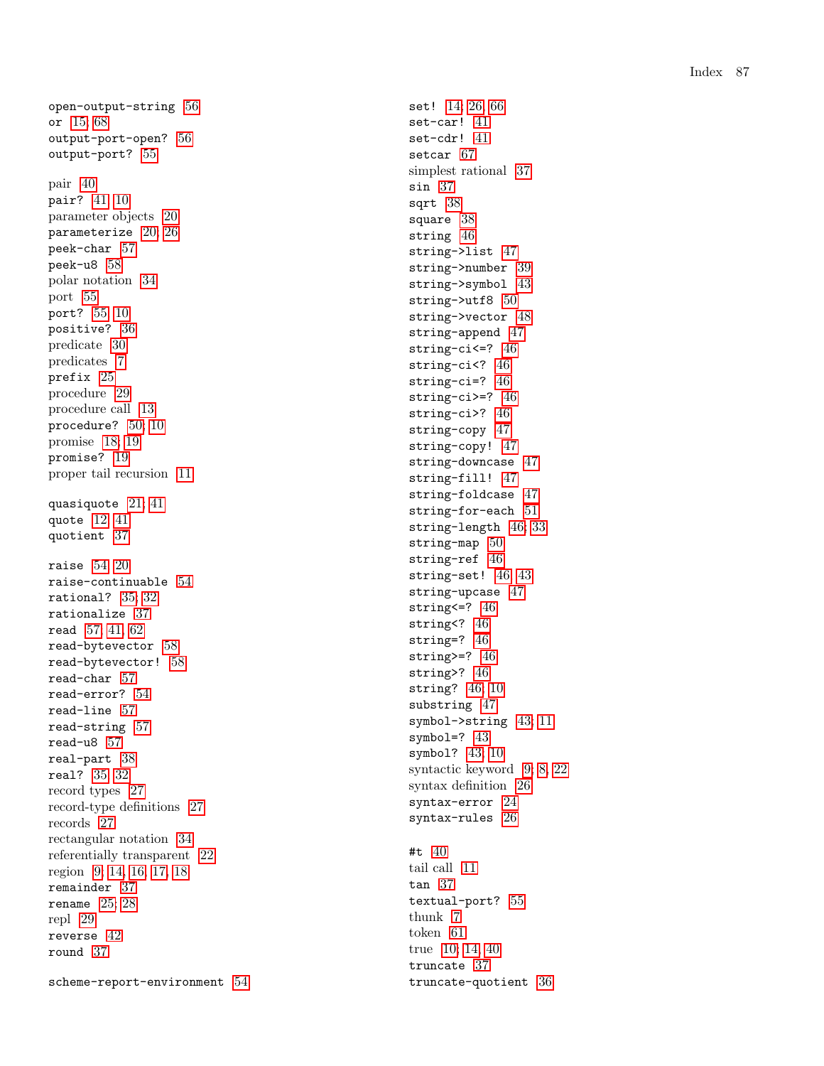`open-output-string` 56
`or` 15, 68
`output-port-open?` 56
`output-port?` 55

pair 40
`pair?` 41, 10
parameter objects 20
`parameterize` 20, 26
`peek-char` 57
`peek-u8` 58
polar notation 34
port 55
`port?` 55, 10
`positive?` 36
predicate 30
predicates 7
`prefix` 25
procedure 29
procedure call 13
`procedure?` 50, 10
promise 18, 19
`promise?` 19
proper tail recursion 11

`quasiquote` 21, 41
`quote` 12, 41
`quotient` 37

`raise` 54, 20
`raise-continuable` 54
`rational?` 35, 32
`rationalize` 37
`read` 57, 41, 62
`read-bytevector` 58
`read-bytevector!` 58
`read-char` 57
`read-error?` 54
`read-line` 57
`read-string` 57
`read-u8` 57
`real-part` 38
`real?` 35, 32
record types 27
record-type definitions 27
records 27
rectangular notation 34
referentially transparent 22
region 9, 14, 16, 17, 18
`remainder` 37
`rename` 25, 28
repl 29
`reverse` 42
`round` 37

`scheme-report-environment` 54
`set!` 14, 26, 66
`set-car!` 41
`set-cdr!` 41
`setcar` 67
simplest rational 37
`sin` 37
`sqrt` 38
`square` 38
`string` 46
`string->list` 47
`string->number` 39
`string->symbol` 43
`string->utf8` 50
`string->vector` 48
`string-append` 47
`string-ci<=?` 46
`string-ci<?` 46
`string-ci=?` 46
`string-ci>=?` 46
`string-ci>?` 46
`string-copy` 47
`string-copy!` 47
`string-downcase` 47
`string-fill!` 47
`string-foldcase` 47
`string-for-each` 51
`string-length` 46, 33
`string-map` 50
`string-ref` 46
`string-set!` 46, 43
`string-upcase` 47
`string<=?` 46
`string<?` 46
`string=?` 46
`string>=?` 46
`string>?` 46
`string?` 46, 10
`substring` 47
`symbol->string` 43, 11
`symbol=?` 43
`symbol?` 43, 10
syntactic keyword 9, 8, 22
syntax definition 26
`syntax-error` 24
`syntax-rules` 26

`#t` 40
tail call 11
`tan` 37
`textual-port?` 55
thunk 7
token 61
true 10, 14, 40
`truncate` 37
`truncate-quotient` 36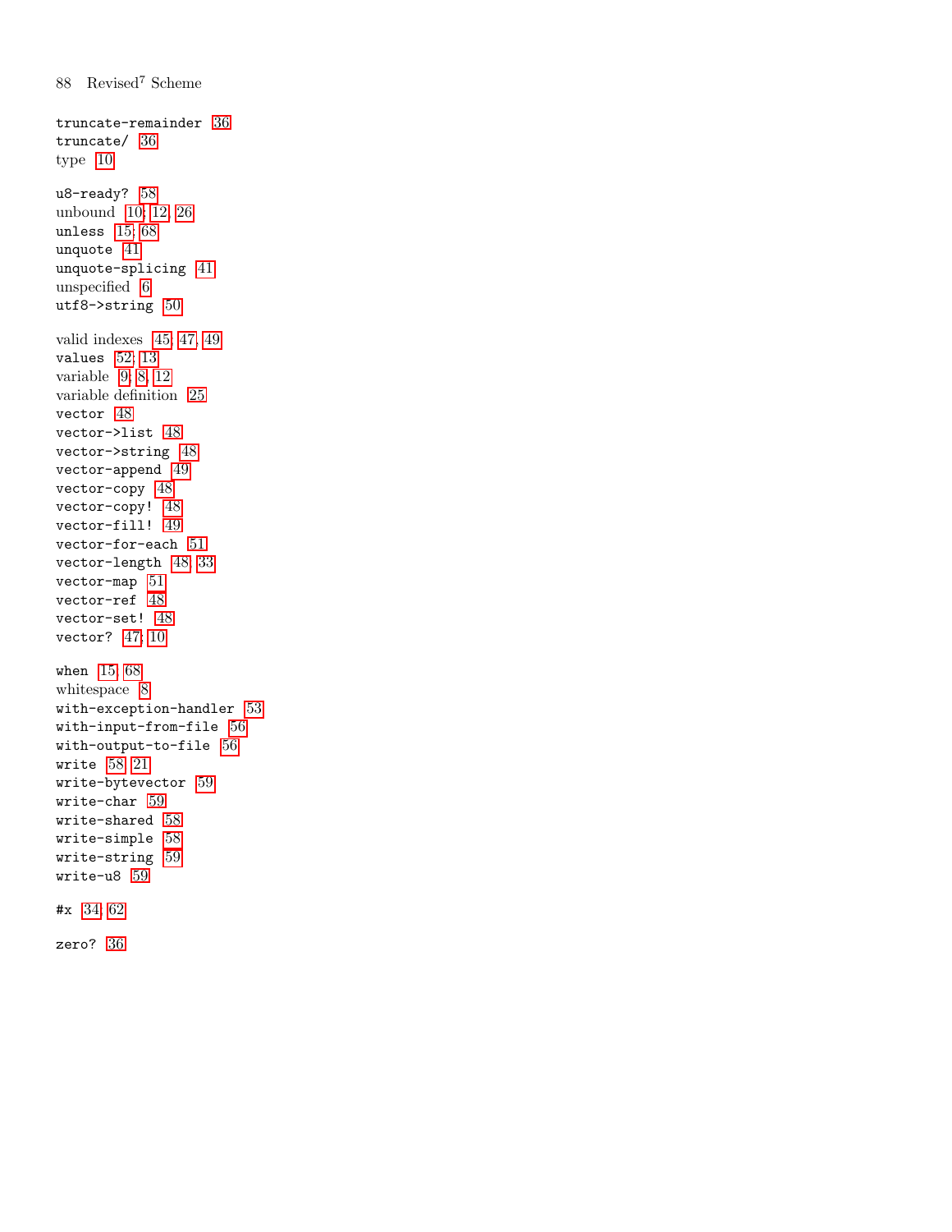truncate-remainder 36
truncate/ 36
type 10

u8-ready? 58
unbound 10; 12; 26
unless 15; 68
unquote 41
unquote-splicing 41
unspecified 6
utf8->string 50

valid indexes 45; 47; 49
values 52; 13
variable 9; 8; 12
variable definition 25
vector 48
vector->list 48
vector->string 48
vector-append 49
vector-copy 48
vector-copy! 48
vector-fill! 49
vector-for-each 51
vector-length 48; 33
vector-map 51
vector-ref 48
vector-set! 48
vector? 47; 10

when 15; 68
whitespace 8
with-exception-handler 53
with-input-from-file 56
with-output-to-file 56
write 58; 21
write-bytevector 59
write-char 59
write-shared 58
write-simple 58
write-string 59
write-u8 59

#x 34; 62

zero? 36